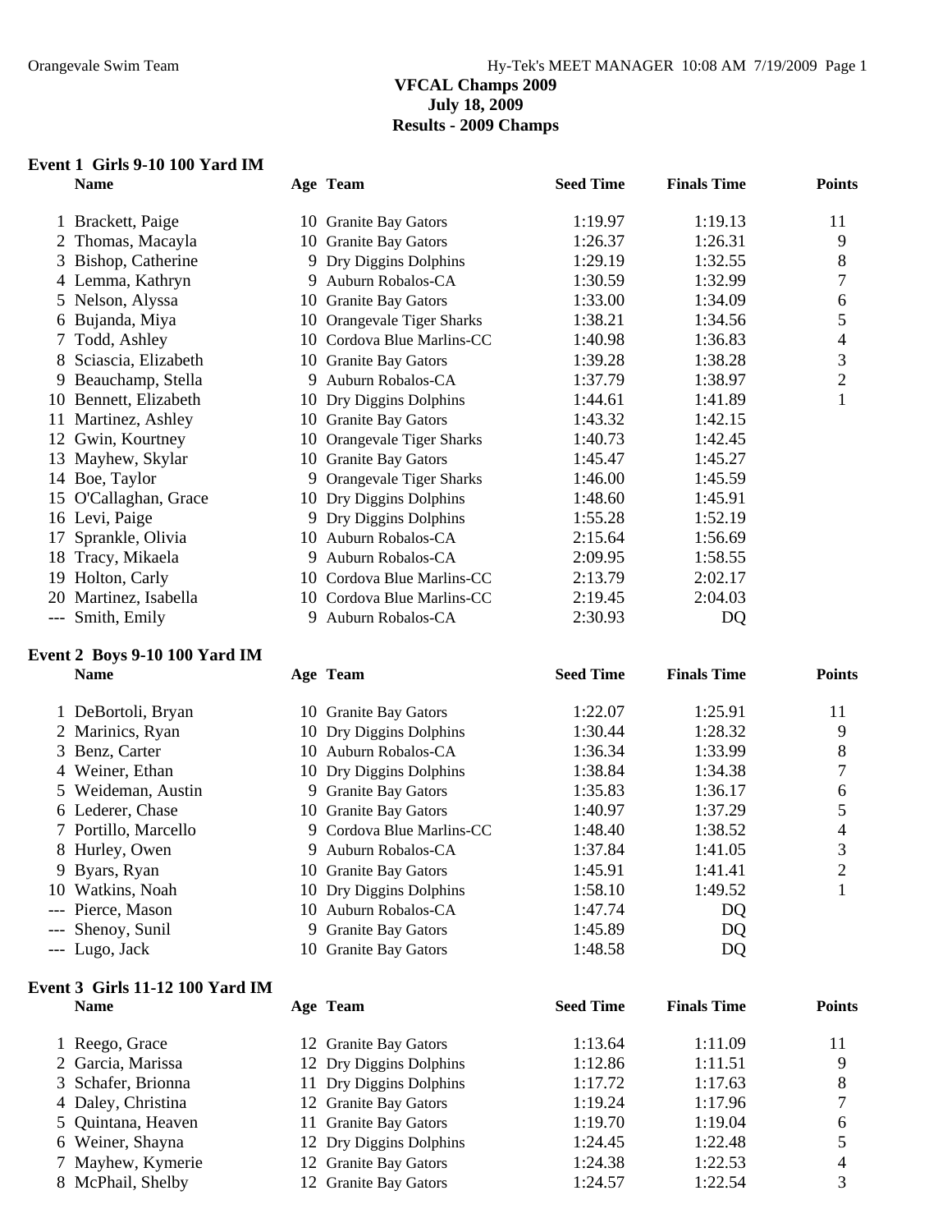**VFCAL Champs 2009**
**July 18, 2009**
**Results - 2009 Champs**

### Event 1 Girls 9-10 100 Yard IM

| | Name | Age | Team | Seed Time | Finals Time | Points |
|---|---|---|---|---|---|---|
| 1 | Brackett, Paige | 10 | Granite Bay Gators | 1:19.97 | 1:19.13 | 11 |
| 2 | Thomas, Macayla | 10 | Granite Bay Gators | 1:26.37 | 1:26.31 | 9 |
| 3 | Bishop, Catherine | 9 | Dry Diggins Dolphins | 1:29.19 | 1:32.55 | 8 |
| 4 | Lemma, Kathryn | 9 | Auburn Robalos-CA | 1:30.59 | 1:32.99 | 7 |
| 5 | Nelson, Alyssa | 10 | Granite Bay Gators | 1:33.00 | 1:34.09 | 6 |
| 6 | Bujanda, Miya | 10 | Orangevale Tiger Sharks | 1:38.21 | 1:34.56 | 5 |
| 7 | Todd, Ashley | 10 | Cordova Blue Marlins-CC | 1:40.98 | 1:36.83 | 4 |
| 8 | Sciascia, Elizabeth | 10 | Granite Bay Gators | 1:39.28 | 1:38.28 | 3 |
| 9 | Beauchamp, Stella | 9 | Auburn Robalos-CA | 1:37.79 | 1:38.97 | 2 |
| 10 | Bennett, Elizabeth | 10 | Dry Diggins Dolphins | 1:44.61 | 1:41.89 | 1 |
| 11 | Martinez, Ashley | 10 | Granite Bay Gators | 1:43.32 | 1:42.15 | |
| 12 | Gwin, Kourtney | 10 | Orangevale Tiger Sharks | 1:40.73 | 1:42.45 | |
| 13 | Mayhew, Skylar | 10 | Granite Bay Gators | 1:45.47 | 1:45.27 | |
| 14 | Boe, Taylor | 9 | Orangevale Tiger Sharks | 1:46.00 | 1:45.59 | |
| 15 | O'Callaghan, Grace | 10 | Dry Diggins Dolphins | 1:48.60 | 1:45.91 | |
| 16 | Levi, Paige | 9 | Dry Diggins Dolphins | 1:55.28 | 1:52.19 | |
| 17 | Sprankle, Olivia | 10 | Auburn Robalos-CA | 2:15.64 | 1:56.69 | |
| 18 | Tracy, Mikaela | 9 | Auburn Robalos-CA | 2:09.95 | 1:58.55 | |
| 19 | Holton, Carly | 10 | Cordova Blue Marlins-CC | 2:13.79 | 2:02.17 | |
| 20 | Martinez, Isabella | 10 | Cordova Blue Marlins-CC | 2:19.45 | 2:04.03 | |
| --- | Smith, Emily | 9 | Auburn Robalos-CA | 2:30.93 | DQ | |

### Event 2 Boys 9-10 100 Yard IM

| | Name | Age | Team | Seed Time | Finals Time | Points |
|---|---|---|---|---|---|---|
| 1 | DeBortoli, Bryan | 10 | Granite Bay Gators | 1:22.07 | 1:25.91 | 11 |
| 2 | Marinics, Ryan | 10 | Dry Diggins Dolphins | 1:30.44 | 1:28.32 | 9 |
| 3 | Benz, Carter | 10 | Auburn Robalos-CA | 1:36.34 | 1:33.99 | 8 |
| 4 | Weiner, Ethan | 10 | Dry Diggins Dolphins | 1:38.84 | 1:34.38 | 7 |
| 5 | Weideman, Austin | 9 | Granite Bay Gators | 1:35.83 | 1:36.17 | 6 |
| 6 | Lederer, Chase | 10 | Granite Bay Gators | 1:40.97 | 1:37.29 | 5 |
| 7 | Portillo, Marcello | 9 | Cordova Blue Marlins-CC | 1:48.40 | 1:38.52 | 4 |
| 8 | Hurley, Owen | 9 | Auburn Robalos-CA | 1:37.84 | 1:41.05 | 3 |
| 9 | Byars, Ryan | 10 | Granite Bay Gators | 1:45.91 | 1:41.41 | 2 |
| 10 | Watkins, Noah | 10 | Dry Diggins Dolphins | 1:58.10 | 1:49.52 | 1 |
| --- | Pierce, Mason | 10 | Auburn Robalos-CA | 1:47.74 | DQ | |
| --- | Shenoy, Sunil | 9 | Granite Bay Gators | 1:45.89 | DQ | |
| --- | Lugo, Jack | 10 | Granite Bay Gators | 1:48.58 | DQ | |

### Event 3 Girls 11-12 100 Yard IM

| | Name | Age | Team | Seed Time | Finals Time | Points |
|---|---|---|---|---|---|---|
| 1 | Reego, Grace | 12 | Granite Bay Gators | 1:13.64 | 1:11.09 | 11 |
| 2 | Garcia, Marissa | 12 | Dry Diggins Dolphins | 1:12.86 | 1:11.51 | 9 |
| 3 | Schafer, Brionna | 11 | Dry Diggins Dolphins | 1:17.72 | 1:17.63 | 8 |
| 4 | Daley, Christina | 12 | Granite Bay Gators | 1:19.24 | 1:17.96 | 7 |
| 5 | Quintana, Heaven | 11 | Granite Bay Gators | 1:19.70 | 1:19.04 | 6 |
| 6 | Weiner, Shayna | 12 | Dry Diggins Dolphins | 1:24.45 | 1:22.48 | 5 |
| 7 | Mayhew, Kymerie | 12 | Granite Bay Gators | 1:24.38 | 1:22.53 | 4 |
| 8 | McPhail, Shelby | 12 | Granite Bay Gators | 1:24.57 | 1:22.54 | 3 |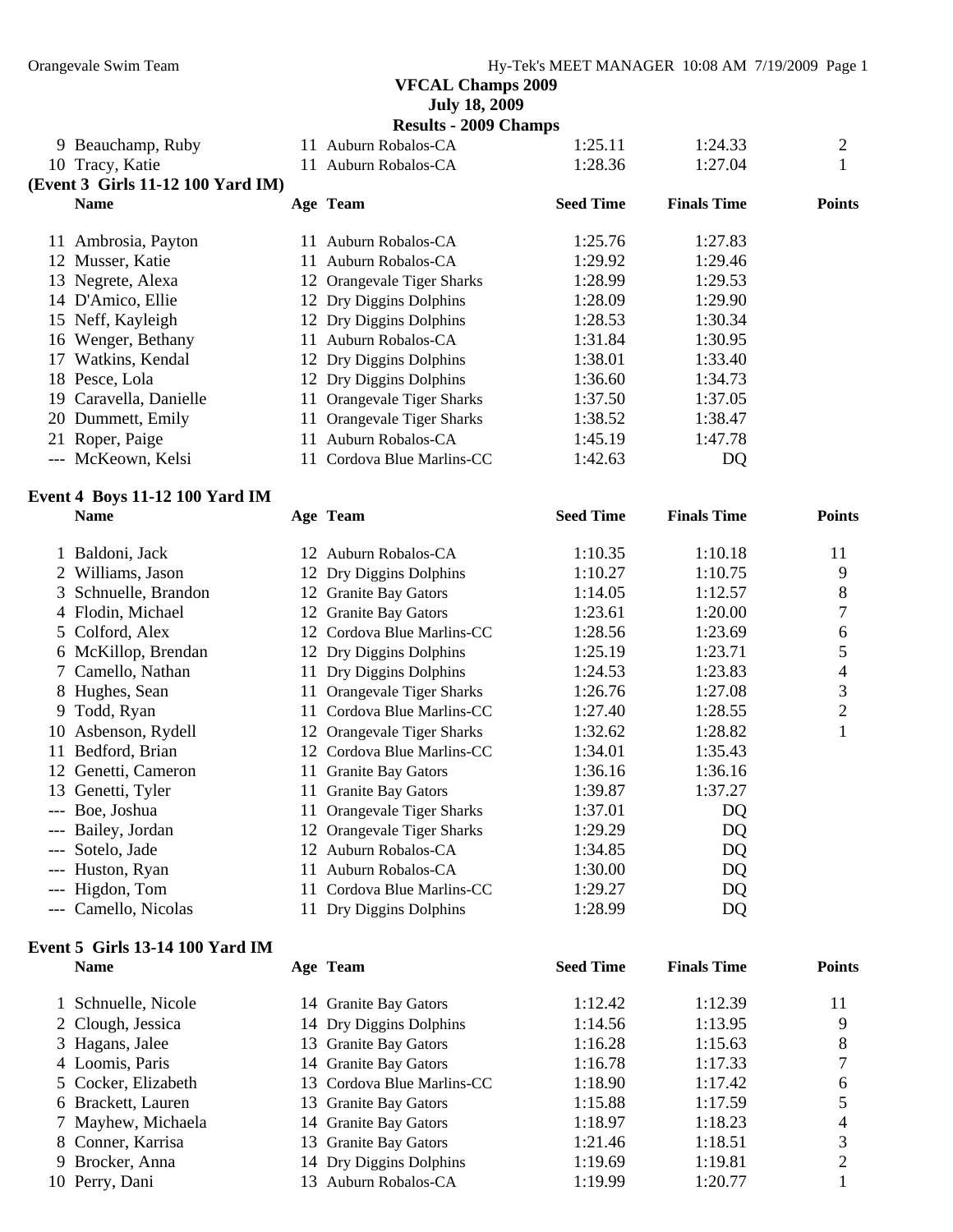**VFCAL Champs 2009**
**July 18, 2009**
**Results - 2009 Champs**

| | Name | Age | Team | Seed Time | Finals Time | Points |
|---|---|---|---|---|---|---|
| 9 | Beauchamp, Ruby | 11 | Auburn Robalos-CA | 1:25.11 | 1:24.33 | 2 |
| 10 | Tracy, Katie | 11 | Auburn Robalos-CA | 1:28.36 | 1:27.04 | 1 |

**(Event 3 Girls 11-12 100 Yard IM)**

| | Name | Age | Team | Seed Time | Finals Time | Points |
|---|---|---|---|---|---|---|
| 11 | Ambrosia, Payton | 11 | Auburn Robalos-CA | 1:25.76 | 1:27.83 | |
| 12 | Musser, Katie | 11 | Auburn Robalos-CA | 1:29.92 | 1:29.46 | |
| 13 | Negrete, Alexa | 12 | Orangevale Tiger Sharks | 1:28.99 | 1:29.53 | |
| 14 | D'Amico, Ellie | 12 | Dry Diggins Dolphins | 1:28.09 | 1:29.90 | |
| 15 | Neff, Kayleigh | 12 | Dry Diggins Dolphins | 1:28.53 | 1:30.34 | |
| 16 | Wenger, Bethany | 11 | Auburn Robalos-CA | 1:31.84 | 1:30.95 | |
| 17 | Watkins, Kendal | 12 | Dry Diggins Dolphins | 1:38.01 | 1:33.40 | |
| 18 | Pesce, Lola | 12 | Dry Diggins Dolphins | 1:36.60 | 1:34.73 | |
| 19 | Caravella, Danielle | 11 | Orangevale Tiger Sharks | 1:37.50 | 1:37.05 | |
| 20 | Dummett, Emily | 11 | Orangevale Tiger Sharks | 1:38.52 | 1:38.47 | |
| 21 | Roper, Paige | 11 | Auburn Robalos-CA | 1:45.19 | 1:47.78 | |
| --- | McKeown, Kelsi | 11 | Cordova Blue Marlins-CC | 1:42.63 | DQ | |

**Event 4 Boys 11-12 100 Yard IM**

| | Name | Age | Team | Seed Time | Finals Time | Points |
|---|---|---|---|---|---|---|
| 1 | Baldoni, Jack | 12 | Auburn Robalos-CA | 1:10.35 | 1:10.18 | 11 |
| 2 | Williams, Jason | 12 | Dry Diggins Dolphins | 1:10.27 | 1:10.75 | 9 |
| 3 | Schnuelle, Brandon | 12 | Granite Bay Gators | 1:14.05 | 1:12.57 | 8 |
| 4 | Flodin, Michael | 12 | Granite Bay Gators | 1:23.61 | 1:20.00 | 7 |
| 5 | Colford, Alex | 12 | Cordova Blue Marlins-CC | 1:28.56 | 1:23.69 | 6 |
| 6 | McKillop, Brendan | 12 | Dry Diggins Dolphins | 1:25.19 | 1:23.71 | 5 |
| 7 | Camello, Nathan | 11 | Dry Diggins Dolphins | 1:24.53 | 1:23.83 | 4 |
| 8 | Hughes, Sean | 11 | Orangevale Tiger Sharks | 1:26.76 | 1:27.08 | 3 |
| 9 | Todd, Ryan | 11 | Cordova Blue Marlins-CC | 1:27.40 | 1:28.55 | 2 |
| 10 | Asbenson, Rydell | 12 | Orangevale Tiger Sharks | 1:32.62 | 1:28.82 | 1 |
| 11 | Bedford, Brian | 12 | Cordova Blue Marlins-CC | 1:34.01 | 1:35.43 | |
| 12 | Genetti, Cameron | 11 | Granite Bay Gators | 1:36.16 | 1:36.16 | |
| 13 | Genetti, Tyler | 11 | Granite Bay Gators | 1:39.87 | 1:37.27 | |
| --- | Boe, Joshua | 11 | Orangevale Tiger Sharks | 1:37.01 | DQ | |
| --- | Bailey, Jordan | 12 | Orangevale Tiger Sharks | 1:29.29 | DQ | |
| --- | Sotelo, Jade | 12 | Auburn Robalos-CA | 1:34.85 | DQ | |
| --- | Huston, Ryan | 11 | Auburn Robalos-CA | 1:30.00 | DQ | |
| --- | Higdon, Tom | 11 | Cordova Blue Marlins-CC | 1:29.27 | DQ | |
| --- | Camello, Nicolas | 11 | Dry Diggins Dolphins | 1:28.99 | DQ | |

**Event 5 Girls 13-14 100 Yard IM**

| | Name | Age | Team | Seed Time | Finals Time | Points |
|---|---|---|---|---|---|---|
| 1 | Schnuelle, Nicole | 14 | Granite Bay Gators | 1:12.42 | 1:12.39 | 11 |
| 2 | Clough, Jessica | 14 | Dry Diggins Dolphins | 1:14.56 | 1:13.95 | 9 |
| 3 | Hagans, Jalee | 13 | Granite Bay Gators | 1:16.28 | 1:15.63 | 8 |
| 4 | Loomis, Paris | 14 | Granite Bay Gators | 1:16.78 | 1:17.33 | 7 |
| 5 | Cocker, Elizabeth | 13 | Cordova Blue Marlins-CC | 1:18.90 | 1:17.42 | 6 |
| 6 | Brackett, Lauren | 13 | Granite Bay Gators | 1:15.88 | 1:17.59 | 5 |
| 7 | Mayhew, Michaela | 14 | Granite Bay Gators | 1:18.97 | 1:18.23 | 4 |
| 8 | Conner, Karrisa | 13 | Granite Bay Gators | 1:21.46 | 1:18.51 | 3 |
| 9 | Brocker, Anna | 14 | Dry Diggins Dolphins | 1:19.69 | 1:19.81 | 2 |
| 10 | Perry, Dani | 13 | Auburn Robalos-CA | 1:19.99 | 1:20.77 | 1 |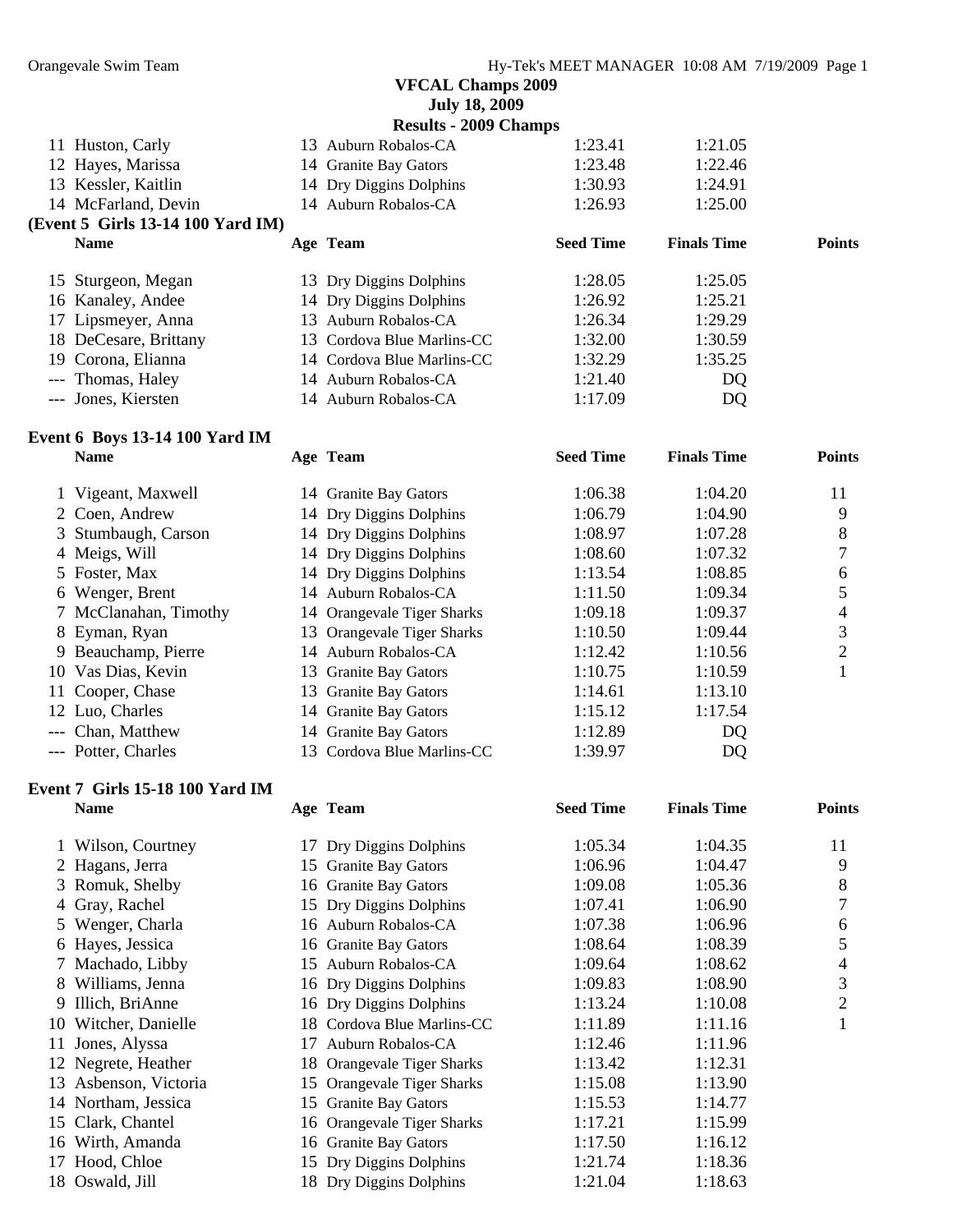**VFCAL Champs 2009**
**July 18, 2009**
**Results - 2009 Champs**

| | Name | Age | Team | Seed Time | Finals Time | Points |
|---|---|---|---|---|---|---|
| 11 | Huston, Carly | 13 | Auburn Robalos-CA | 1:23.41 | 1:21.05 | |
| 12 | Hayes, Marissa | 14 | Granite Bay Gators | 1:23.48 | 1:22.46 | |
| 13 | Kessler, Kaitlin | 14 | Dry Diggins Dolphins | 1:30.93 | 1:24.91 | |
| 14 | McFarland, Devin | 14 | Auburn Robalos-CA | 1:26.93 | 1:25.00 | |

**(Event 5 Girls 13-14 100 Yard IM)**

| | Name | Age | Team | Seed Time | Finals Time | Points |
|---|---|---|---|---|---|---|
| 15 | Sturgeon, Megan | 13 | Dry Diggins Dolphins | 1:28.05 | 1:25.05 | |
| 16 | Kanaley, Andee | 14 | Dry Diggins Dolphins | 1:26.92 | 1:25.21 | |
| 17 | Lipsmeyer, Anna | 13 | Auburn Robalos-CA | 1:26.34 | 1:29.29 | |
| 18 | DeCesare, Brittany | 13 | Cordova Blue Marlins-CC | 1:32.00 | 1:30.59 | |
| 19 | Corona, Elianna | 14 | Cordova Blue Marlins-CC | 1:32.29 | 1:35.25 | |
| --- | Thomas, Haley | 14 | Auburn Robalos-CA | 1:21.40 | DQ | |
| --- | Jones, Kiersten | 14 | Auburn Robalos-CA | 1:17.09 | DQ | |

**Event 6 Boys 13-14 100 Yard IM**

| | Name | Age | Team | Seed Time | Finals Time | Points |
|---|---|---|---|---|---|---|
| 1 | Vigeant, Maxwell | 14 | Granite Bay Gators | 1:06.38 | 1:04.20 | 11 |
| 2 | Coen, Andrew | 14 | Dry Diggins Dolphins | 1:06.79 | 1:04.90 | 9 |
| 3 | Stumbaugh, Carson | 14 | Dry Diggins Dolphins | 1:08.97 | 1:07.28 | 8 |
| 4 | Meigs, Will | 14 | Dry Diggins Dolphins | 1:08.60 | 1:07.32 | 7 |
| 5 | Foster, Max | 14 | Dry Diggins Dolphins | 1:13.54 | 1:08.85 | 6 |
| 6 | Wenger, Brent | 14 | Auburn Robalos-CA | 1:11.50 | 1:09.34 | 5 |
| 7 | McClanahan, Timothy | 14 | Orangevale Tiger Sharks | 1:09.18 | 1:09.37 | 4 |
| 8 | Eyman, Ryan | 13 | Orangevale Tiger Sharks | 1:10.50 | 1:09.44 | 3 |
| 9 | Beauchamp, Pierre | 14 | Auburn Robalos-CA | 1:12.42 | 1:10.56 | 2 |
| 10 | Vas Dias, Kevin | 13 | Granite Bay Gators | 1:10.75 | 1:10.59 | 1 |
| 11 | Cooper, Chase | 13 | Granite Bay Gators | 1:14.61 | 1:13.10 | |
| 12 | Luo, Charles | 14 | Granite Bay Gators | 1:15.12 | 1:17.54 | |
| --- | Chan, Matthew | 14 | Granite Bay Gators | 1:12.89 | DQ | |
| --- | Potter, Charles | 13 | Cordova Blue Marlins-CC | 1:39.97 | DQ | |

**Event 7 Girls 15-18 100 Yard IM**

| | Name | Age | Team | Seed Time | Finals Time | Points |
|---|---|---|---|---|---|---|
| 1 | Wilson, Courtney | 17 | Dry Diggins Dolphins | 1:05.34 | 1:04.35 | 11 |
| 2 | Hagans, Jerra | 15 | Granite Bay Gators | 1:06.96 | 1:04.47 | 9 |
| 3 | Romuk, Shelby | 16 | Granite Bay Gators | 1:09.08 | 1:05.36 | 8 |
| 4 | Gray, Rachel | 15 | Dry Diggins Dolphins | 1:07.41 | 1:06.90 | 7 |
| 5 | Wenger, Charla | 16 | Auburn Robalos-CA | 1:07.38 | 1:06.96 | 6 |
| 6 | Hayes, Jessica | 16 | Granite Bay Gators | 1:08.64 | 1:08.39 | 5 |
| 7 | Machado, Libby | 15 | Auburn Robalos-CA | 1:09.64 | 1:08.62 | 4 |
| 8 | Williams, Jenna | 16 | Dry Diggins Dolphins | 1:09.83 | 1:08.90 | 3 |
| 9 | Illich, BriAnne | 16 | Dry Diggins Dolphins | 1:13.24 | 1:10.08 | 2 |
| 10 | Witcher, Danielle | 18 | Cordova Blue Marlins-CC | 1:11.89 | 1:11.16 | 1 |
| 11 | Jones, Alyssa | 17 | Auburn Robalos-CA | 1:12.46 | 1:11.96 | |
| 12 | Negrete, Heather | 18 | Orangevale Tiger Sharks | 1:13.42 | 1:12.31 | |
| 13 | Asbenson, Victoria | 15 | Orangevale Tiger Sharks | 1:15.08 | 1:13.90 | |
| 14 | Northam, Jessica | 15 | Granite Bay Gators | 1:15.53 | 1:14.77 | |
| 15 | Clark, Chantel | 16 | Orangevale Tiger Sharks | 1:17.21 | 1:15.99 | |
| 16 | Wirth, Amanda | 16 | Granite Bay Gators | 1:17.50 | 1:16.12 | |
| 17 | Hood, Chloe | 15 | Dry Diggins Dolphins | 1:21.74 | 1:18.36 | |
| 18 | Oswald, Jill | 18 | Dry Diggins Dolphins | 1:21.04 | 1:18.63 | |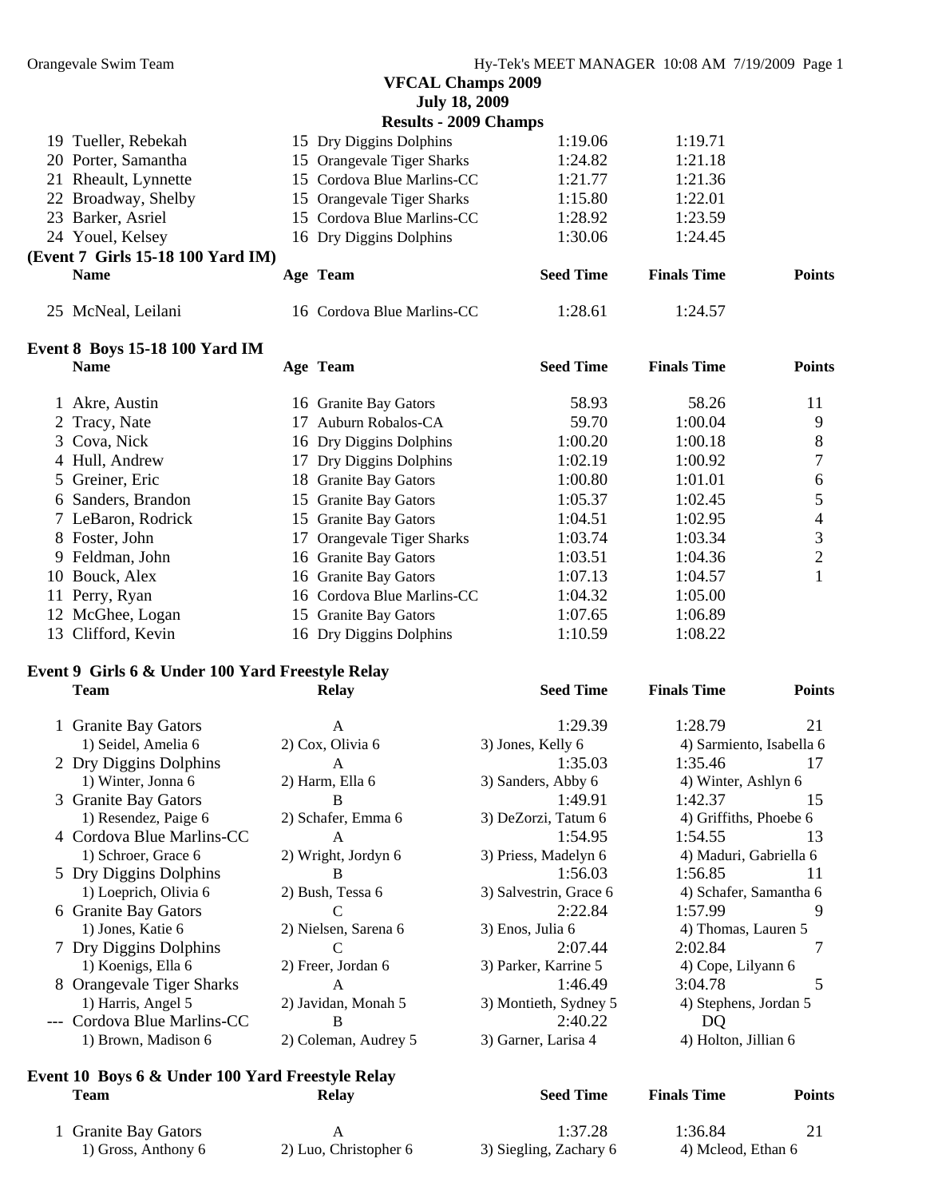VFCAL Champs 2009

July 18, 2009

Results - 2009 Champs

| | Name | Age | Team | Seed Time | Finals Time | Points |
|---|---|---|---|---|---|---|
| 19 | Tueller, Rebekah | 15 | Dry Diggins Dolphins | 1:19.06 | 1:19.71 | |
| 20 | Porter, Samantha | 15 | Orangevale Tiger Sharks | 1:24.82 | 1:21.18 | |
| 21 | Rheault, Lynnette | 15 | Cordova Blue Marlins-CC | 1:21.77 | 1:21.36 | |
| 22 | Broadway, Shelby | 15 | Orangevale Tiger Sharks | 1:15.80 | 1:22.01 | |
| 23 | Barker, Asriel | 15 | Cordova Blue Marlins-CC | 1:28.92 | 1:23.59 | |
| 24 | Youel, Kelsey | 16 | Dry Diggins Dolphins | 1:30.06 | 1:24.45 | |

**(Event 7 Girls 15-18 100 Yard IM)**

| | Name | Age | Team | Seed Time | Finals Time | Points |
|---|---|---|---|---|---|---|
| 25 | McNeal, Leilani | 16 | Cordova Blue Marlins-CC | 1:28.61 | 1:24.57 | |

**Event 8 Boys 15-18 100 Yard IM**

| | Name | Age | Team | Seed Time | Finals Time | Points |
|---|---|---|---|---|---|---|
| 1 | Akre, Austin | 16 | Granite Bay Gators | 58.93 | 58.26 | 11 |
| 2 | Tracy, Nate | 17 | Auburn Robalos-CA | 59.70 | 1:00.04 | 9 |
| 3 | Cova, Nick | 16 | Dry Diggins Dolphins | 1:00.20 | 1:00.18 | 8 |
| 4 | Hull, Andrew | 17 | Dry Diggins Dolphins | 1:02.19 | 1:00.92 | 7 |
| 5 | Greiner, Eric | 18 | Granite Bay Gators | 1:00.80 | 1:01.01 | 6 |
| 6 | Sanders, Brandon | 15 | Granite Bay Gators | 1:05.37 | 1:02.45 | 5 |
| 7 | LeBaron, Rodrick | 15 | Granite Bay Gators | 1:04.51 | 1:02.95 | 4 |
| 8 | Foster, John | 17 | Orangevale Tiger Sharks | 1:03.74 | 1:03.34 | 3 |
| 9 | Feldman, John | 16 | Granite Bay Gators | 1:03.51 | 1:04.36 | 2 |
| 10 | Bouck, Alex | 16 | Granite Bay Gators | 1:07.13 | 1:04.57 | 1 |
| 11 | Perry, Ryan | 16 | Cordova Blue Marlins-CC | 1:04.32 | 1:05.00 | |
| 12 | McGhee, Logan | 15 | Granite Bay Gators | 1:07.65 | 1:06.89 | |
| 13 | Clifford, Kevin | 16 | Dry Diggins Dolphins | 1:10.59 | 1:08.22 | |

**Event 9 Girls 6 & Under 100 Yard Freestyle Relay**

| | Team | Relay | Seed Time | Finals Time | Points |
|---|---|---|---|---|---|
| 1 | Granite Bay Gators | A | 1:29.39 | 1:28.79 | 21 |
| | 1) Seidel, Amelia 6 | 2) Cox, Olivia 6 | 3) Jones, Kelly 6 | 4) Sarmiento, Isabella 6 | |
| 2 | Dry Diggins Dolphins | A | 1:35.03 | 1:35.46 | 17 |
| | 1) Winter, Jonna 6 | 2) Harm, Ella 6 | 3) Sanders, Abby 6 | 4) Winter, Ashlyn 6 | |
| 3 | Granite Bay Gators | B | 1:49.91 | 1:42.37 | 15 |
| | 1) Resendez, Paige 6 | 2) Schafer, Emma 6 | 3) DeZorzi, Tatum 6 | 4) Griffiths, Phoebe 6 | |
| 4 | Cordova Blue Marlins-CC | A | 1:54.95 | 1:54.55 | 13 |
| | 1) Schroer, Grace 6 | 2) Wright, Jordyn 6 | 3) Priess, Madelyn 6 | 4) Maduri, Gabriella 6 | |
| 5 | Dry Diggins Dolphins | B | 1:56.03 | 1:56.85 | 11 |
| | 1) Loeprich, Olivia 6 | 2) Bush, Tessa 6 | 3) Salvestrin, Grace 6 | 4) Schafer, Samantha 6 | |
| 6 | Granite Bay Gators | C | 2:22.84 | 1:57.99 | 9 |
| | 1) Jones, Katie 6 | 2) Nielsen, Sarena 6 | 3) Enos, Julia 6 | 4) Thomas, Lauren 5 | |
| 7 | Dry Diggins Dolphins | C | 2:07.44 | 2:02.84 | 7 |
| | 1) Koenigs, Ella 6 | 2) Freer, Jordan 6 | 3) Parker, Karrine 5 | 4) Cope, Lilyann 6 | |
| 8 | Orangevale Tiger Sharks | A | 1:46.49 | 3:04.78 | 5 |
| | 1) Harris, Angel 5 | 2) Javidan, Monah 5 | 3) Montieth, Sydney 5 | 4) Stephens, Jordan 5 | |
| --- | Cordova Blue Marlins-CC | B | 2:40.22 | DQ | |
| | 1) Brown, Madison 6 | 2) Coleman, Audrey 5 | 3) Garner, Larisa 4 | 4) Holton, Jillian 6 | |

**Event 10 Boys 6 & Under 100 Yard Freestyle Relay**

| | Team | Relay | Seed Time | Finals Time | Points |
|---|---|---|---|---|---|
| 1 | Granite Bay Gators | A | 1:37.28 | 1:36.84 | 21 |
| | 1) Gross, Anthony 6 | 2) Luo, Christopher 6 | 3) Siegling, Zachary 6 | 4) Mcleod, Ethan 6 | |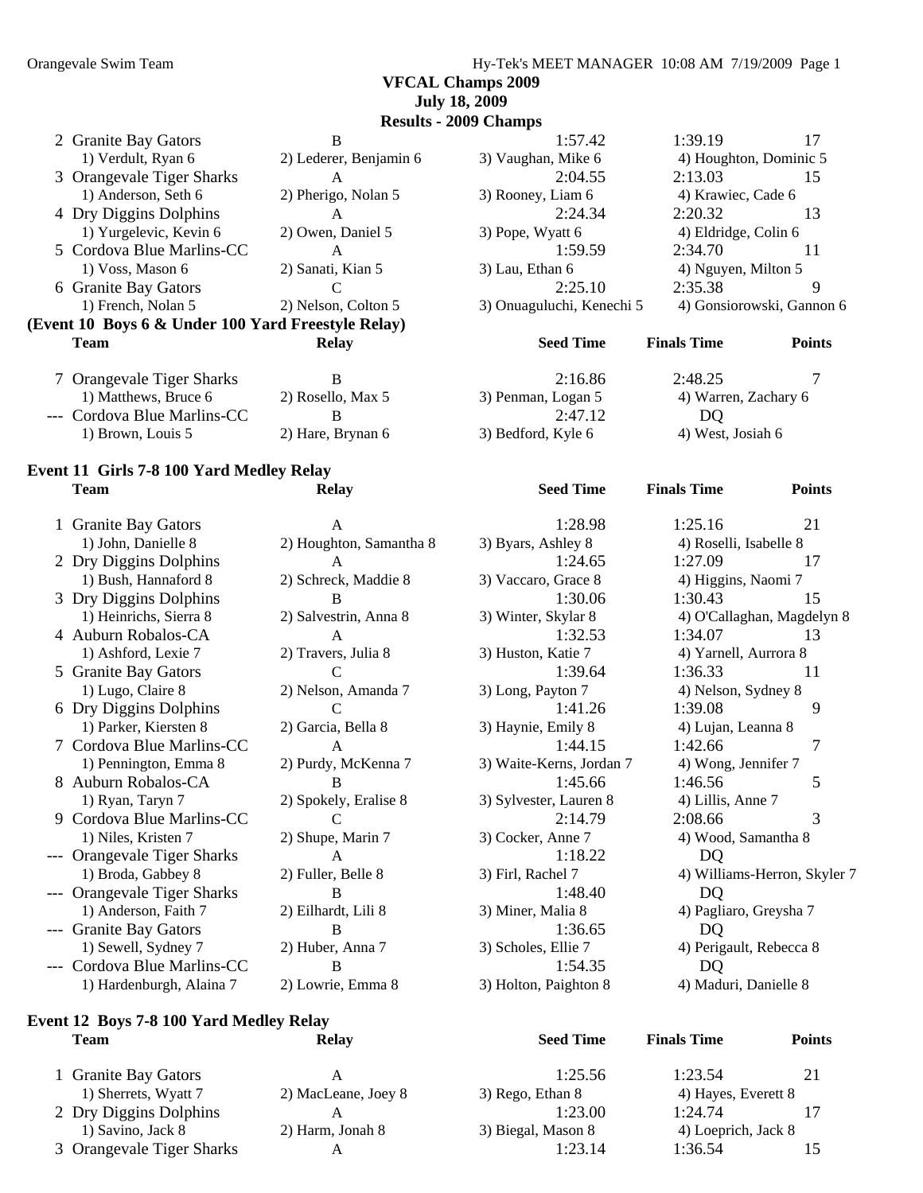**VFCAL Champs 2009**
**July 18, 2009**
**Results - 2009 Champs**

| | Team | Relay | Seed Time | Finals Time | Points |
|---|---|---|---|---|---|
| 2 | Granite Bay Gators | B | 1:57.42 | 1:39.19 | 17 |
| | 1) Verdult, Ryan 6 | 2) Lederer, Benjamin 6 | 3) Vaughan, Mike 6 | 4) Houghton, Dominic 5 | |
| 3 | Orangevale Tiger Sharks | A | 2:04.55 | 2:13.03 | 15 |
| | 1) Anderson, Seth 6 | 2) Pherigo, Nolan 5 | 3) Rooney, Liam 6 | 4) Krawiec, Cade 6 | |
| 4 | Dry Diggins Dolphins | A | 2:24.34 | 2:20.32 | 13 |
| | 1) Yurgelevic, Kevin 6 | 2) Owen, Daniel 5 | 3) Pope, Wyatt 6 | 4) Eldridge, Colin 6 | |
| 5 | Cordova Blue Marlins-CC | A | 1:59.59 | 2:34.70 | 11 |
| | 1) Voss, Mason 6 | 2) Sanati, Kian 5 | 3) Lau, Ethan 6 | 4) Nguyen, Milton 5 | |
| 6 | Granite Bay Gators | C | 2:25.10 | 2:35.38 | 9 |
| | 1) French, Nolan 5 | 2) Nelson, Colton 5 | 3) Onuaguluchi, Kenechi 5 | 4) Gonsiorowski, Gannon 6 | |

**(Event 10 Boys 6 & Under 100 Yard Freestyle Relay)**

| | Team | Relay | Seed Time | Finals Time | Points |
|---|---|---|---|---|---|
| 7 | Orangevale Tiger Sharks | B | 2:16.86 | 2:48.25 | 7 |
| | 1) Matthews, Bruce 6 | 2) Rosello, Max 5 | 3) Penman, Logan 5 | 4) Warren, Zachary 6 | |
| --- | Cordova Blue Marlins-CC | B | 2:47.12 | DQ | |
| | 1) Brown, Louis 5 | 2) Hare, Brynan 6 | 3) Bedford, Kyle 6 | 4) West, Josiah 6 | |

**Event 11 Girls 7-8 100 Yard Medley Relay**

| | Team | Relay | Seed Time | Finals Time | Points |
|---|---|---|---|---|---|
| 1 | Granite Bay Gators | A | 1:28.98 | 1:25.16 | 21 |
| | 1) John, Danielle 8 | 2) Houghton, Samantha 8 | 3) Byars, Ashley 8 | 4) Roselli, Isabelle 8 | |
| 2 | Dry Diggins Dolphins | A | 1:24.65 | 1:27.09 | 17 |
| | 1) Bush, Hannaford 8 | 2) Schreck, Maddie 8 | 3) Vaccaro, Grace 8 | 4) Higgins, Naomi 7 | |
| 3 | Dry Diggins Dolphins | B | 1:30.06 | 1:30.43 | 15 |
| | 1) Heinrichs, Sierra 8 | 2) Salvestrin, Anna 8 | 3) Winter, Skylar 8 | 4) O'Callaghan, Magdelyn 8 | |
| 4 | Auburn Robalos-CA | A | 1:32.53 | 1:34.07 | 13 |
| | 1) Ashford, Lexie 7 | 2) Travers, Julia 8 | 3) Huston, Katie 7 | 4) Yarnell, Aurrora 8 | |
| 5 | Granite Bay Gators | C | 1:39.64 | 1:36.33 | 11 |
| | 1) Lugo, Claire 8 | 2) Nelson, Amanda 7 | 3) Long, Payton 7 | 4) Nelson, Sydney 8 | |
| 6 | Dry Diggins Dolphins | C | 1:41.26 | 1:39.08 | 9 |
| | 1) Parker, Kiersten 8 | 2) Garcia, Bella 8 | 3) Haynie, Emily 8 | 4) Lujan, Leanna 8 | |
| 7 | Cordova Blue Marlins-CC | A | 1:44.15 | 1:42.66 | 7 |
| | 1) Pennington, Emma 8 | 2) Purdy, McKenna 7 | 3) Waite-Kerns, Jordan 7 | 4) Wong, Jennifer 7 | |
| 8 | Auburn Robalos-CA | B | 1:45.66 | 1:46.56 | 5 |
| | 1) Ryan, Taryn 7 | 2) Spokely, Eralise 8 | 3) Sylvester, Lauren 8 | 4) Lillis, Anne 7 | |
| 9 | Cordova Blue Marlins-CC | C | 2:14.79 | 2:08.66 | 3 |
| | 1) Niles, Kristen 7 | 2) Shupe, Marin 7 | 3) Cocker, Anne 7 | 4) Wood, Samantha 8 | |
| --- | Orangevale Tiger Sharks | A | 1:18.22 | DQ | |
| | 1) Broda, Gabbey 8 | 2) Fuller, Belle 8 | 3) Firl, Rachel 7 | 4) Williams-Herron, Skyler 7 | |
| --- | Orangevale Tiger Sharks | B | 1:48.40 | DQ | |
| | 1) Anderson, Faith 7 | 2) Eilhardt, Lili 8 | 3) Miner, Malia 8 | 4) Pagliaro, Greysha 7 | |
| --- | Granite Bay Gators | B | 1:36.65 | DQ | |
| | 1) Sewell, Sydney 7 | 2) Huber, Anna 7 | 3) Scholes, Ellie 7 | 4) Perigault, Rebecca 8 | |
| --- | Cordova Blue Marlins-CC | B | 1:54.35 | DQ | |
| | 1) Hardenburgh, Alaina 7 | 2) Lowrie, Emma 8 | 3) Holton, Paighton 8 | 4) Maduri, Danielle 8 | |

**Event 12 Boys 7-8 100 Yard Medley Relay**

| | Team | Relay | Seed Time | Finals Time | Points |
|---|---|---|---|---|---|
| 1 | Granite Bay Gators | A | 1:25.56 | 1:23.54 | 21 |
| | 1) Sherrets, Wyatt 7 | 2) MacLeane, Joey 8 | 3) Rego, Ethan 8 | 4) Hayes, Everett 8 | |
| 2 | Dry Diggins Dolphins | A | 1:23.00 | 1:24.74 | 17 |
| | 1) Savino, Jack 8 | 2) Harm, Jonah 8 | 3) Biegal, Mason 8 | 4) Loeprich, Jack 8 | |
| 3 | Orangevale Tiger Sharks | A | 1:23.14 | 1:36.54 | 15 |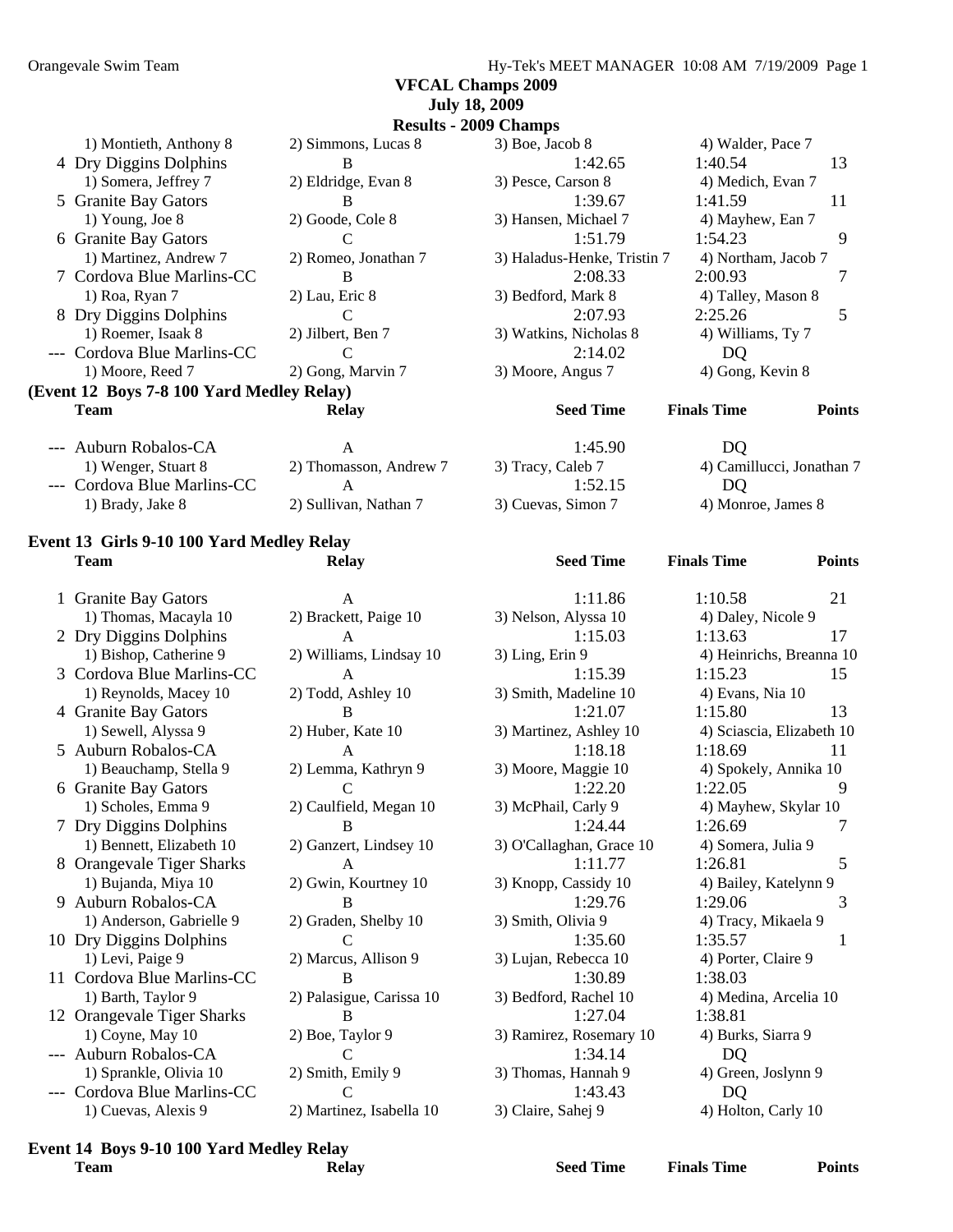**VFCAL Champs 2009**
**July 18, 2009**
**Results - 2009 Champs**

| | Team | Relay | Seed Time | Finals Time | Points |
|---|---|---|---|---|---|
| | 1) Montieth, Anthony 8 | 2) Simmons, Lucas 8 | 3) Boe, Jacob 8 | 4) Walder, Pace 7 | |
| 4 | Dry Diggins Dolphins | B | 1:42.65 | 1:40.54 | 13 |
| | 1) Somera, Jeffrey 7 | 2) Eldridge, Evan 8 | 3) Pesce, Carson 8 | 4) Medich, Evan 7 | |
| 5 | Granite Bay Gators | B | 1:39.67 | 1:41.59 | 11 |
| | 1) Young, Joe 8 | 2) Goode, Cole 8 | 3) Hansen, Michael 7 | 4) Mayhew, Ean 7 | |
| 6 | Granite Bay Gators | C | 1:51.79 | 1:54.23 | 9 |
| | 1) Martinez, Andrew 7 | 2) Romeo, Jonathan 7 | 3) Haladus-Henke, Tristin 7 | 4) Northam, Jacob 7 | |
| 7 | Cordova Blue Marlins-CC | B | 2:08.33 | 2:00.93 | 7 |
| | 1) Roa, Ryan 7 | 2) Lau, Eric 8 | 3) Bedford, Mark 8 | 4) Talley, Mason 8 | |
| 8 | Dry Diggins Dolphins | C | 2:07.93 | 2:25.26 | 5 |
| | 1) Roemer, Isaak 8 | 2) Jilbert, Ben 7 | 3) Watkins, Nicholas 8 | 4) Williams, Ty 7 | |
| --- | Cordova Blue Marlins-CC | C | 2:14.02 | DQ | |
| | 1) Moore, Reed 7 | 2) Gong, Marvin 7 | 3) Moore, Angus 7 | 4) Gong, Kevin 8 | |

**(Event 12 Boys 7-8 100 Yard Medley Relay)**

| | Team | Relay | Seed Time | Finals Time | Points |
|---|---|---|---|---|---|
| --- | Auburn Robalos-CA | A | 1:45.90 | DQ | |
| | 1) Wenger, Stuart 8 | 2) Thomasson, Andrew 7 | 3) Tracy, Caleb 7 | 4) Camillucci, Jonathan 7 | |
| --- | Cordova Blue Marlins-CC | A | 1:52.15 | DQ | |
| | 1) Brady, Jake 8 | 2) Sullivan, Nathan 7 | 3) Cuevas, Simon 7 | 4) Monroe, James 8 | |

**Event 13 Girls 9-10 100 Yard Medley Relay**

| | Team | Relay | Seed Time | Finals Time | Points |
|---|---|---|---|---|---|
| 1 | Granite Bay Gators | A | 1:11.86 | 1:10.58 | 21 |
| | 1) Thomas, Macayla 10 | 2) Brackett, Paige 10 | 3) Nelson, Alyssa 10 | 4) Daley, Nicole 9 | |
| 2 | Dry Diggins Dolphins | A | 1:15.03 | 1:13.63 | 17 |
| | 1) Bishop, Catherine 9 | 2) Williams, Lindsay 10 | 3) Ling, Erin 9 | 4) Heinrichs, Breanna 10 | |
| 3 | Cordova Blue Marlins-CC | A | 1:15.39 | 1:15.23 | 15 |
| | 1) Reynolds, Macey 10 | 2) Todd, Ashley 10 | 3) Smith, Madeline 10 | 4) Evans, Nia 10 | |
| 4 | Granite Bay Gators | B | 1:21.07 | 1:15.80 | 13 |
| | 1) Sewell, Alyssa 9 | 2) Huber, Kate 10 | 3) Martinez, Ashley 10 | 4) Sciascia, Elizabeth 10 | |
| 5 | Auburn Robalos-CA | A | 1:18.18 | 1:18.69 | 11 |
| | 1) Beauchamp, Stella 9 | 2) Lemma, Kathryn 9 | 3) Moore, Maggie 10 | 4) Spokely, Annika 10 | |
| 6 | Granite Bay Gators | C | 1:22.20 | 1:22.05 | 9 |
| | 1) Scholes, Emma 9 | 2) Caulfield, Megan 10 | 3) McPhail, Carly 9 | 4) Mayhew, Skylar 10 | |
| 7 | Dry Diggins Dolphins | B | 1:24.44 | 1:26.69 | 7 |
| | 1) Bennett, Elizabeth 10 | 2) Ganzert, Lindsey 10 | 3) O'Callaghan, Grace 10 | 4) Somera, Julia 9 | |
| 8 | Orangevale Tiger Sharks | A | 1:11.77 | 1:26.81 | 5 |
| | 1) Bujanda, Miya 10 | 2) Gwin, Kourtney 10 | 3) Knopp, Cassidy 10 | 4) Bailey, Katelynn 9 | |
| 9 | Auburn Robalos-CA | B | 1:29.76 | 1:29.06 | 3 |
| | 1) Anderson, Gabrielle 9 | 2) Graden, Shelby 10 | 3) Smith, Olivia 9 | 4) Tracy, Mikaela 9 | |
| 10 | Dry Diggins Dolphins | C | 1:35.60 | 1:35.57 | 1 |
| | 1) Levi, Paige 9 | 2) Marcus, Allison 9 | 3) Lujan, Rebecca 10 | 4) Porter, Claire 9 | |
| 11 | Cordova Blue Marlins-CC | B | 1:30.89 | 1:38.03 | |
| | 1) Barth, Taylor 9 | 2) Palasigue, Carissa 10 | 3) Bedford, Rachel 10 | 4) Medina, Arcelia 10 | |
| 12 | Orangevale Tiger Sharks | B | 1:27.04 | 1:38.81 | |
| | 1) Coyne, May 10 | 2) Boe, Taylor 9 | 3) Ramirez, Rosemary 10 | 4) Burks, Siarra 9 | |
| --- | Auburn Robalos-CA | C | 1:34.14 | DQ | |
| | 1) Sprankle, Olivia 10 | 2) Smith, Emily 9 | 3) Thomas, Hannah 9 | 4) Green, Joslynn 9 | |
| --- | Cordova Blue Marlins-CC | C | 1:43.43 | DQ | |
| | 1) Cuevas, Alexis 9 | 2) Martinez, Isabella 10 | 3) Claire, Sahej 9 | 4) Holton, Carly 10 | |

**Event 14 Boys 9-10 100 Yard Medley Relay**

| | Team | Relay | Seed Time | Finals Time | Points |
|---|---|---|---|---|---|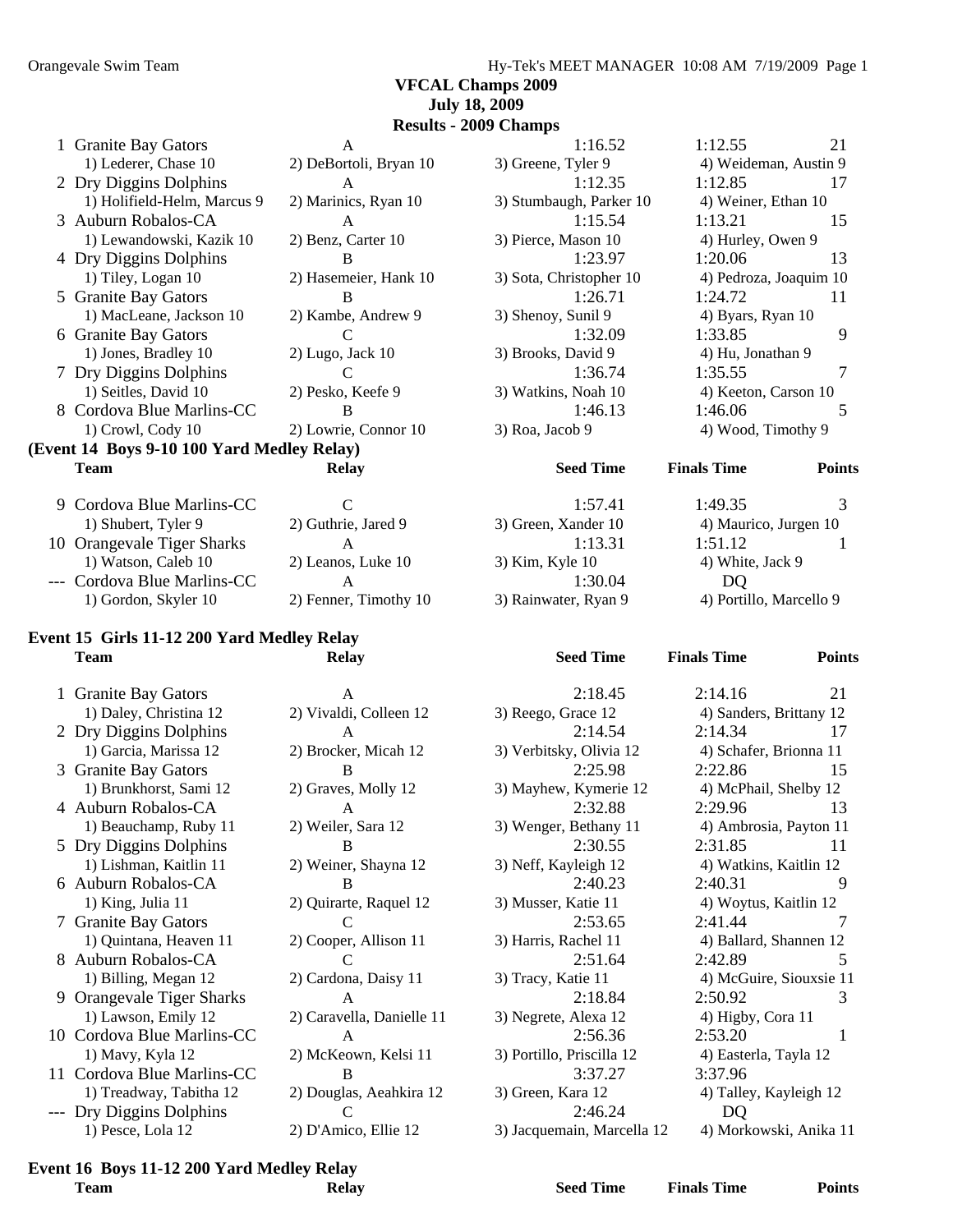**VFCAL Champs 2009**
**July 18, 2009**
**Results - 2009 Champs**

| | Team | Relay | Seed Time | Finals Time | Points |
|---|---|---|---|---|---|
| 1 | Granite Bay Gators | A | 1:16.52 | 1:12.55 | 21 |
| | 1) Lederer, Chase 10 | 2) DeBortoli, Bryan 10 | 3) Greene, Tyler 9 | 4) Weideman, Austin 9 | |
| 2 | Dry Diggins Dolphins | A | 1:12.35 | 1:12.85 | 17 |
| | 1) Holifield-Helm, Marcus 9 | 2) Marinics, Ryan 10 | 3) Stumbaugh, Parker 10 | 4) Weiner, Ethan 10 | |
| 3 | Auburn Robalos-CA | A | 1:15.54 | 1:13.21 | 15 |
| | 1) Lewandowski, Kazik 10 | 2) Benz, Carter 10 | 3) Pierce, Mason 10 | 4) Hurley, Owen 9 | |
| 4 | Dry Diggins Dolphins | B | 1:23.97 | 1:20.06 | 13 |
| | 1) Tiley, Logan 10 | 2) Hasemeier, Hank 10 | 3) Sota, Christopher 10 | 4) Pedroza, Joaquim 10 | |
| 5 | Granite Bay Gators | B | 1:26.71 | 1:24.72 | 11 |
| | 1) MacLeane, Jackson 10 | 2) Kambe, Andrew 9 | 3) Shenoy, Sunil 9 | 4) Byars, Ryan 10 | |
| 6 | Granite Bay Gators | C | 1:32.09 | 1:33.85 | 9 |
| | 1) Jones, Bradley 10 | 2) Lugo, Jack 10 | 3) Brooks, David 9 | 4) Hu, Jonathan 9 | |
| 7 | Dry Diggins Dolphins | C | 1:36.74 | 1:35.55 | 7 |
| | 1) Seitles, David 10 | 2) Pesko, Keefe 9 | 3) Watkins, Noah 10 | 4) Keeton, Carson 10 | |
| 8 | Cordova Blue Marlins-CC | B | 1:46.13 | 1:46.06 | 5 |
| | 1) Crowl, Cody 10 | 2) Lowrie, Connor 10 | 3) Roa, Jacob 9 | 4) Wood, Timothy 9 | |

**(Event 14 Boys 9-10 100 Yard Medley Relay)**

| | Team | Relay | Seed Time | Finals Time | Points |
|---|---|---|---|---|---|
| 9 | Cordova Blue Marlins-CC | C | 1:57.41 | 1:49.35 | 3 |
| | 1) Shubert, Tyler 9 | 2) Guthrie, Jared 9 | 3) Green, Xander 10 | 4) Maurico, Jurgen 10 | |
| 10 | Orangevale Tiger Sharks | A | 1:13.31 | 1:51.12 | 1 |
| | 1) Watson, Caleb 10 | 2) Leanos, Luke 10 | 3) Kim, Kyle 10 | 4) White, Jack 9 | |
| --- | Cordova Blue Marlins-CC | A | 1:30.04 | DQ | |
| | 1) Gordon, Skyler 10 | 2) Fenner, Timothy 10 | 3) Rainwater, Ryan 9 | 4) Portillo, Marcello 9 | |

**Event 15 Girls 11-12 200 Yard Medley Relay**

| | Team | Relay | Seed Time | Finals Time | Points |
|---|---|---|---|---|---|
| 1 | Granite Bay Gators | A | 2:18.45 | 2:14.16 | 21 |
| | 1) Daley, Christina 12 | 2) Vivaldi, Colleen 12 | 3) Reego, Grace 12 | 4) Sanders, Brittany 12 | |
| 2 | Dry Diggins Dolphins | A | 2:14.54 | 2:14.34 | 17 |
| | 1) Garcia, Marissa 12 | 2) Brocker, Micah 12 | 3) Verbitsky, Olivia 12 | 4) Schafer, Brionna 11 | |
| 3 | Granite Bay Gators | B | 2:25.98 | 2:22.86 | 15 |
| | 1) Brunkhorst, Sami 12 | 2) Graves, Molly 12 | 3) Mayhew, Kymerie 12 | 4) McPhail, Shelby 12 | |
| 4 | Auburn Robalos-CA | A | 2:32.88 | 2:29.96 | 13 |
| | 1) Beauchamp, Ruby 11 | 2) Weiler, Sara 12 | 3) Wenger, Bethany 11 | 4) Ambrosia, Payton 11 | |
| 5 | Dry Diggins Dolphins | B | 2:30.55 | 2:31.85 | 11 |
| | 1) Lishman, Kaitlin 11 | 2) Weiner, Shayna 12 | 3) Neff, Kayleigh 12 | 4) Watkins, Kaitlin 12 | |
| 6 | Auburn Robalos-CA | B | 2:40.23 | 2:40.31 | 9 |
| | 1) King, Julia 11 | 2) Quirarte, Raquel 12 | 3) Musser, Katie 11 | 4) Woytus, Kaitlin 12 | |
| 7 | Granite Bay Gators | C | 2:53.65 | 2:41.44 | 7 |
| | 1) Quintana, Heaven 11 | 2) Cooper, Allison 11 | 3) Harris, Rachel 11 | 4) Ballard, Shannen 12 | |
| 8 | Auburn Robalos-CA | C | 2:51.64 | 2:42.89 | 5 |
| | 1) Billing, Megan 12 | 2) Cardona, Daisy 11 | 3) Tracy, Katie 11 | 4) McGuire, Siouxsie 11 | |
| 9 | Orangevale Tiger Sharks | A | 2:18.84 | 2:50.92 | 3 |
| | 1) Lawson, Emily 12 | 2) Caravella, Danielle 11 | 3) Negrete, Alexa 12 | 4) Higby, Cora 11 | |
| 10 | Cordova Blue Marlins-CC | A | 2:56.36 | 2:53.20 | 1 |
| | 1) Mavy, Kyla 12 | 2) McKeown, Kelsi 11 | 3) Portillo, Priscilla 12 | 4) Easterla, Tayla 12 | |
| 11 | Cordova Blue Marlins-CC | B | 3:37.27 | 3:37.96 | |
| | 1) Treadway, Tabitha 12 | 2) Douglas, Aeahkira 12 | 3) Green, Kara 12 | 4) Talley, Kayleigh 12 | |
| --- | Dry Diggins Dolphins | C | 2:46.24 | DQ | |
| | 1) Pesce, Lola 12 | 2) D'Amico, Ellie 12 | 3) Jacquemain, Marcella 12 | 4) Morkowski, Anika 11 | |

**Event 16 Boys 11-12 200 Yard Medley Relay**

| Team | Relay | Seed Time | Finals Time | Points |
|---|---|---|---|---|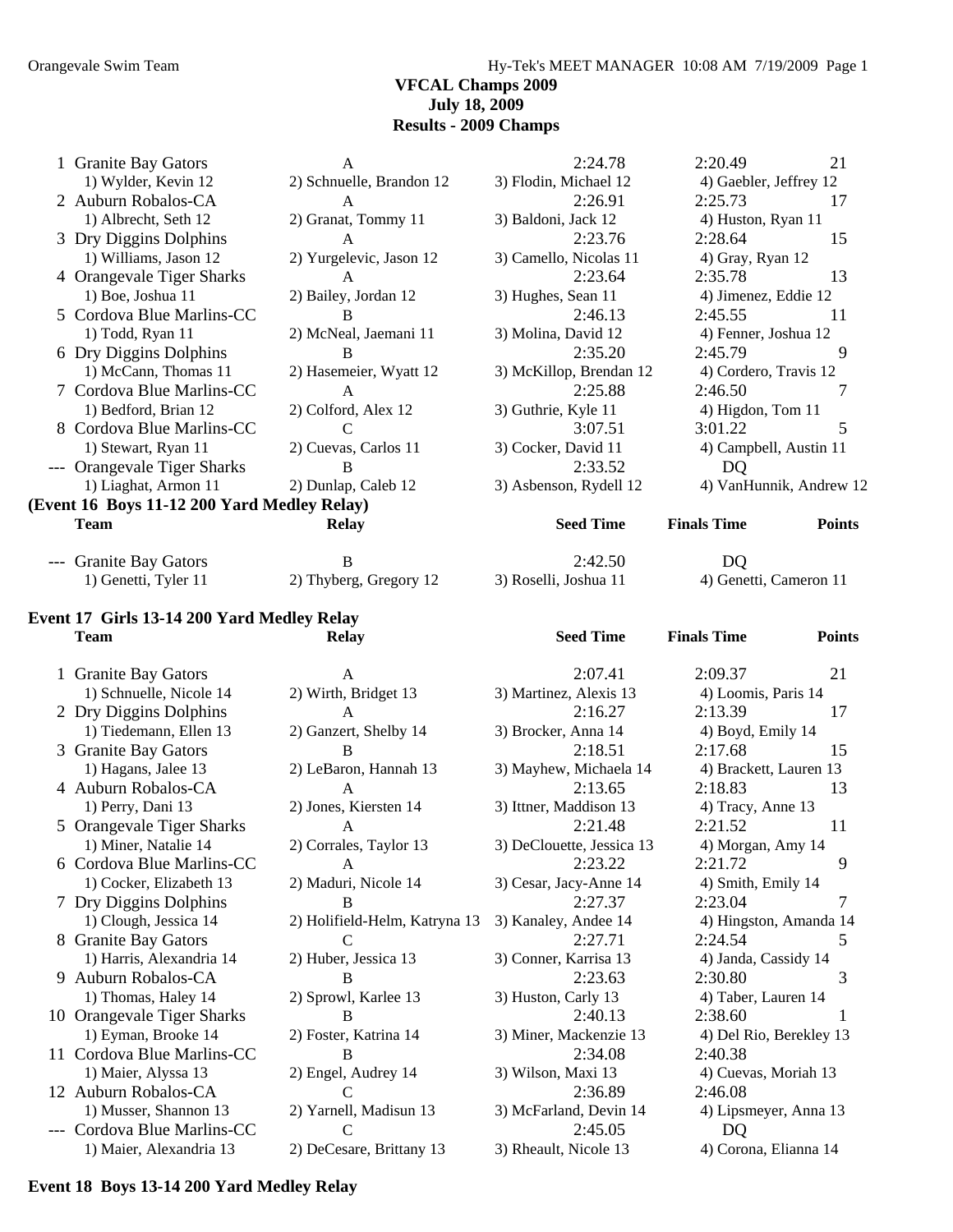**VFCAL Champs 2009**
**July 18, 2009**
**Results - 2009 Champs**

| | Team | Relay | Seed Time | Finals Time | Points |
|---|---|---|---|---|---|
| 1 | Granite Bay Gators | A | 2:24.78 | 2:20.49 | 21 |
| | 1) Wylder, Kevin 12 | 2) Schnuelle, Brandon 12 | 3) Flodin, Michael 12 | 4) Gaebler, Jeffrey 12 | |
| 2 | Auburn Robalos-CA | A | 2:26.91 | 2:25.73 | 17 |
| | 1) Albrecht, Seth 12 | 2) Granat, Tommy 11 | 3) Baldoni, Jack 12 | 4) Huston, Ryan 11 | |
| 3 | Dry Diggins Dolphins | A | 2:23.76 | 2:28.64 | 15 |
| | 1) Williams, Jason 12 | 2) Yurgelevic, Jason 12 | 3) Camello, Nicolas 11 | 4) Gray, Ryan 12 | |
| 4 | Orangevale Tiger Sharks | A | 2:23.64 | 2:35.78 | 13 |
| | 1) Boe, Joshua 11 | 2) Bailey, Jordan 12 | 3) Hughes, Sean 11 | 4) Jimenez, Eddie 12 | |
| 5 | Cordova Blue Marlins-CC | B | 2:46.13 | 2:45.55 | 11 |
| | 1) Todd, Ryan 11 | 2) McNeal, Jaemani 11 | 3) Molina, David 12 | 4) Fenner, Joshua 12 | |
| 6 | Dry Diggins Dolphins | B | 2:35.20 | 2:45.79 | 9 |
| | 1) McCann, Thomas 11 | 2) Hasemeier, Wyatt 12 | 3) McKillop, Brendan 12 | 4) Cordero, Travis 12 | |
| 7 | Cordova Blue Marlins-CC | A | 2:25.88 | 2:46.50 | 7 |
| | 1) Bedford, Brian 12 | 2) Colford, Alex 12 | 3) Guthrie, Kyle 11 | 4) Higdon, Tom 11 | |
| 8 | Cordova Blue Marlins-CC | C | 3:07.51 | 3:01.22 | 5 |
| | 1) Stewart, Ryan 11 | 2) Cuevas, Carlos 11 | 3) Cocker, David 11 | 4) Campbell, Austin 11 | |
| --- | Orangevale Tiger Sharks | B | 2:33.52 | DQ | |
| | 1) Liaghat, Armon 11 | 2) Dunlap, Caleb 12 | 3) Asbenson, Rydell 12 | 4) VanHunnik, Andrew 12 | |

**(Event 16 Boys 11-12 200 Yard Medley Relay)**

| | Team | Relay | Seed Time | Finals Time | Points |
|---|---|---|---|---|---|
| --- | Granite Bay Gators | B | 2:42.50 | DQ | |
| | 1) Genetti, Tyler 11 | 2) Thyberg, Gregory 12 | 3) Roselli, Joshua 11 | 4) Genetti, Cameron 11 | |

**Event 17 Girls 13-14 200 Yard Medley Relay**

| | Team | Relay | Seed Time | Finals Time | Points |
|---|---|---|---|---|---|
| 1 | Granite Bay Gators | A | 2:07.41 | 2:09.37 | 21 |
| | 1) Schnuelle, Nicole 14 | 2) Wirth, Bridget 13 | 3) Martinez, Alexis 13 | 4) Loomis, Paris 14 | |
| 2 | Dry Diggins Dolphins | A | 2:16.27 | 2:13.39 | 17 |
| | 1) Tiedemann, Ellen 13 | 2) Ganzert, Shelby 14 | 3) Brocker, Anna 14 | 4) Boyd, Emily 14 | |
| 3 | Granite Bay Gators | B | 2:18.51 | 2:17.68 | 15 |
| | 1) Hagans, Jalee 13 | 2) LeBaron, Hannah 13 | 3) Mayhew, Michaela 14 | 4) Brackett, Lauren 13 | |
| 4 | Auburn Robalos-CA | A | 2:13.65 | 2:18.83 | 13 |
| | 1) Perry, Dani 13 | 2) Jones, Kiersten 14 | 3) Ittner, Maddison 13 | 4) Tracy, Anne 13 | |
| 5 | Orangevale Tiger Sharks | A | 2:21.48 | 2:21.52 | 11 |
| | 1) Miner, Natalie 14 | 2) Corrales, Taylor 13 | 3) DeClouette, Jessica 13 | 4) Morgan, Amy 14 | |
| 6 | Cordova Blue Marlins-CC | A | 2:23.22 | 2:21.72 | 9 |
| | 1) Cocker, Elizabeth 13 | 2) Maduri, Nicole 14 | 3) Cesar, Jacy-Anne 14 | 4) Smith, Emily 14 | |
| 7 | Dry Diggins Dolphins | B | 2:27.37 | 2:23.04 | 7 |
| | 1) Clough, Jessica 14 | 2) Holifield-Helm, Katryna 13 | 3) Kanaley, Andee 14 | 4) Hingston, Amanda 14 | |
| 8 | Granite Bay Gators | C | 2:27.71 | 2:24.54 | 5 |
| | 1) Harris, Alexandria 14 | 2) Huber, Jessica 13 | 3) Conner, Karrisa 13 | 4) Janda, Cassidy 14 | |
| 9 | Auburn Robalos-CA | B | 2:23.63 | 2:30.80 | 3 |
| | 1) Thomas, Haley 14 | 2) Sprowl, Karlee 13 | 3) Huston, Carly 13 | 4) Taber, Lauren 14 | |
| 10 | Orangevale Tiger Sharks | B | 2:40.13 | 2:38.60 | 1 |
| | 1) Eyman, Brooke 14 | 2) Foster, Katrina 14 | 3) Miner, Mackenzie 13 | 4) Del Rio, Berekley 13 | |
| 11 | Cordova Blue Marlins-CC | B | 2:34.08 | 2:40.38 | |
| | 1) Maier, Alyssa 13 | 2) Engel, Audrey 14 | 3) Wilson, Maxi 13 | 4) Cuevas, Moriah 13 | |
| 12 | Auburn Robalos-CA | C | 2:36.89 | 2:46.08 | |
| | 1) Musser, Shannon 13 | 2) Yarnell, Madisun 13 | 3) McFarland, Devin 14 | 4) Lipsmeyer, Anna 13 | |
| --- | Cordova Blue Marlins-CC | C | 2:45.05 | DQ | |
| | 1) Maier, Alexandria 13 | 2) DeCesare, Brittany 13 | 3) Rheault, Nicole 13 | 4) Corona, Elianna 14 | |

**Event 18 Boys 13-14 200 Yard Medley Relay**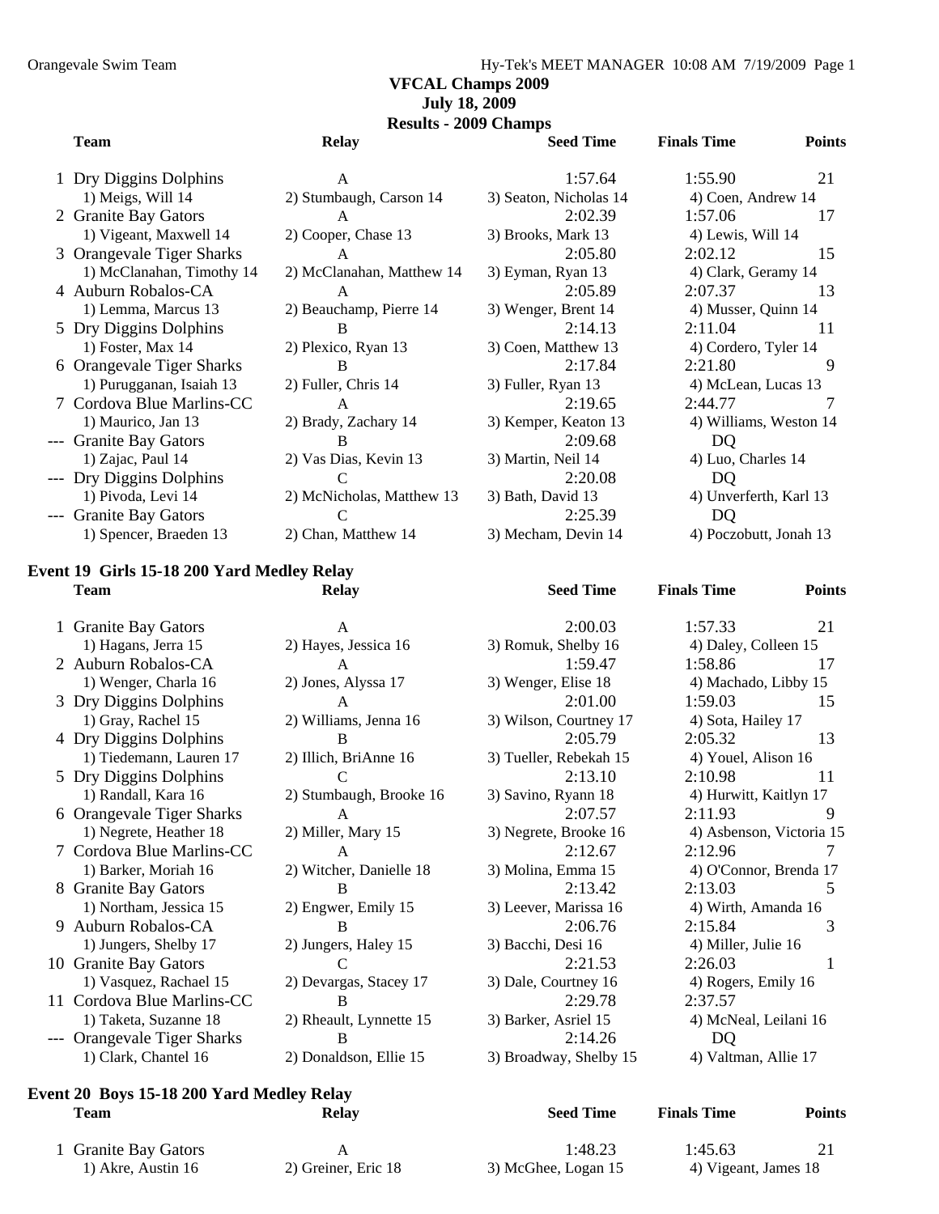VFCAL Champs 2009

July 18, 2009

Results - 2009 Champs

| | Team | Relay | Seed Time | Finals Time | Points |
|---|---|---|---|---|---|
| 1 | Dry Diggins Dolphins | A | 1:57.64 | 1:55.90 | 21 |
| | 1) Meigs, Will 14 | 2) Stumbaugh, Carson 14 | 3) Seaton, Nicholas 14 | 4) Coen, Andrew 14 | |
| 2 | Granite Bay Gators | A | 2:02.39 | 1:57.06 | 17 |
| | 1) Vigeant, Maxwell 14 | 2) Cooper, Chase 13 | 3) Brooks, Mark 13 | 4) Lewis, Will 14 | |
| 3 | Orangevale Tiger Sharks | A | 2:05.80 | 2:02.12 | 15 |
| | 1) McClanahan, Timothy 14 | 2) McClanahan, Matthew 14 | 3) Eyman, Ryan 13 | 4) Clark, Geramy 14 | |
| 4 | Auburn Robalos-CA | A | 2:05.89 | 2:07.37 | 13 |
| | 1) Lemma, Marcus 13 | 2) Beauchamp, Pierre 14 | 3) Wenger, Brent 14 | 4) Musser, Quinn 14 | |
| 5 | Dry Diggins Dolphins | B | 2:14.13 | 2:11.04 | 11 |
| | 1) Foster, Max 14 | 2) Plexico, Ryan 13 | 3) Coen, Matthew 13 | 4) Cordero, Tyler 14 | |
| 6 | Orangevale Tiger Sharks | B | 2:17.84 | 2:21.80 | 9 |
| | 1) Purugganan, Isaiah 13 | 2) Fuller, Chris 14 | 3) Fuller, Ryan 13 | 4) McLean, Lucas 13 | |
| 7 | Cordova Blue Marlins-CC | A | 2:19.65 | 2:44.77 | 7 |
| | 1) Maurico, Jan 13 | 2) Brady, Zachary 14 | 3) Kemper, Keaton 13 | 4) Williams, Weston 14 | |
| --- | Granite Bay Gators | B | 2:09.68 | DQ | |
| | 1) Zajac, Paul 14 | 2) Vas Dias, Kevin 13 | 3) Martin, Neil 14 | 4) Luo, Charles 14 | |
| --- | Dry Diggins Dolphins | C | 2:20.08 | DQ | |
| | 1) Pivoda, Levi 14 | 2) McNicholas, Matthew 13 | 3) Bath, David 13 | 4) Unverferth, Karl 13 | |
| --- | Granite Bay Gators | C | 2:25.39 | DQ | |
| | 1) Spencer, Braeden 13 | 2) Chan, Matthew 14 | 3) Mecham, Devin 14 | 4) Poczobutt, Jonah 13 | |

## Event 19 Girls 15-18 200 Yard Medley Relay

| | Team | Relay | Seed Time | Finals Time | Points |
|---|---|---|---|---|---|
| 1 | Granite Bay Gators | A | 2:00.03 | 1:57.33 | 21 |
| | 1) Hagans, Jerra 15 | 2) Hayes, Jessica 16 | 3) Romuk, Shelby 16 | 4) Daley, Colleen 15 | |
| 2 | Auburn Robalos-CA | A | 1:59.47 | 1:58.86 | 17 |
| | 1) Wenger, Charla 16 | 2) Jones, Alyssa 17 | 3) Wenger, Elise 18 | 4) Machado, Libby 15 | |
| 3 | Dry Diggins Dolphins | A | 2:01.00 | 1:59.03 | 15 |
| | 1) Gray, Rachel 15 | 2) Williams, Jenna 16 | 3) Wilson, Courtney 17 | 4) Sota, Hailey 17 | |
| 4 | Dry Diggins Dolphins | B | 2:05.79 | 2:05.32 | 13 |
| | 1) Tiedemann, Lauren 17 | 2) Illich, BriAnne 16 | 3) Tueller, Rebekah 15 | 4) Youel, Alison 16 | |
| 5 | Dry Diggins Dolphins | C | 2:13.10 | 2:10.98 | 11 |
| | 1) Randall, Kara 16 | 2) Stumbaugh, Brooke 16 | 3) Savino, Ryann 18 | 4) Hurwitt, Kaitlyn 17 | |
| 6 | Orangevale Tiger Sharks | A | 2:07.57 | 2:11.93 | 9 |
| | 1) Negrete, Heather 18 | 2) Miller, Mary 15 | 3) Negrete, Brooke 16 | 4) Asbenson, Victoria 15 | |
| 7 | Cordova Blue Marlins-CC | A | 2:12.67 | 2:12.96 | 7 |
| | 1) Barker, Moriah 16 | 2) Witcher, Danielle 18 | 3) Molina, Emma 15 | 4) O'Connor, Brenda 17 | |
| 8 | Granite Bay Gators | B | 2:13.42 | 2:13.03 | 5 |
| | 1) Northam, Jessica 15 | 2) Engwer, Emily 15 | 3) Leever, Marissa 16 | 4) Wirth, Amanda 16 | |
| 9 | Auburn Robalos-CA | B | 2:06.76 | 2:15.84 | 3 |
| | 1) Jungers, Shelby 17 | 2) Jungers, Haley 15 | 3) Bacchi, Desi 16 | 4) Miller, Julie 16 | |
| 10 | Granite Bay Gators | C | 2:21.53 | 2:26.03 | 1 |
| | 1) Vasquez, Rachael 15 | 2) Devargas, Stacey 17 | 3) Dale, Courtney 16 | 4) Rogers, Emily 16 | |
| 11 | Cordova Blue Marlins-CC | B | 2:29.78 | 2:37.57 | |
| | 1) Taketa, Suzanne 18 | 2) Rheault, Lynnette 15 | 3) Barker, Asriel 15 | 4) McNeal, Leilani 16 | |
| --- | Orangevale Tiger Sharks | B | 2:14.26 | DQ | |
| | 1) Clark, Chantel 16 | 2) Donaldson, Ellie 15 | 3) Broadway, Shelby 15 | 4) Valtman, Allie 17 | |

## Event 20 Boys 15-18 200 Yard Medley Relay

| | Team | Relay | Seed Time | Finals Time | Points |
|---|---|---|---|---|---|
| 1 | Granite Bay Gators | A | 1:48.23 | 1:45.63 | 21 |
| | 1) Akre, Austin 16 | 2) Greiner, Eric 18 | 3) McGhee, Logan 15 | 4) Vigeant, James 18 | |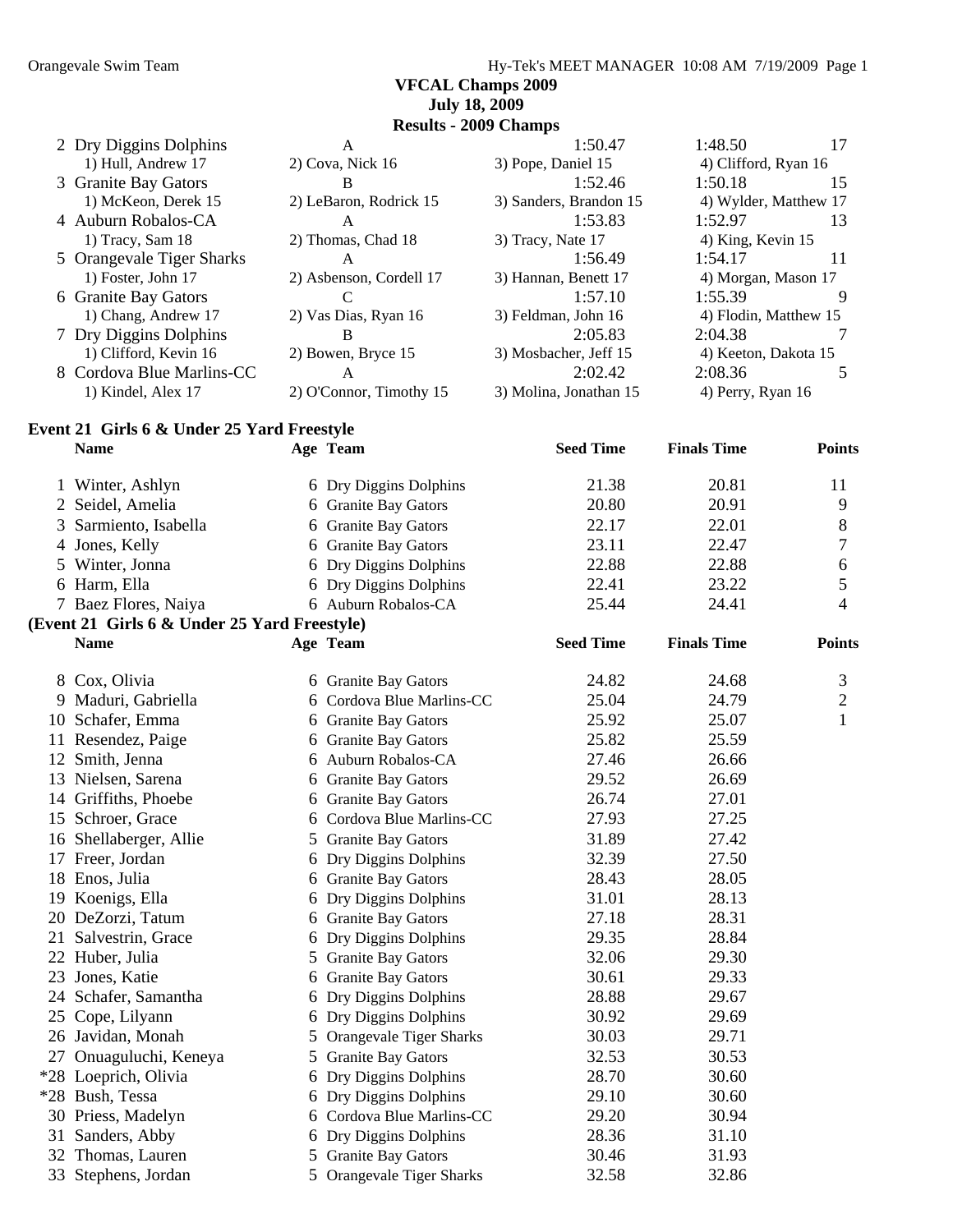**VFCAL Champs 2009**
**July 18, 2009**
**Results - 2009 Champs**

| | Team | Relay | Seed Time | Finals Time | Points |
|---|---|---|---|---|---|
| 2 | Dry Diggins Dolphins | A | 1:50.47 | 1:48.50 | 17 |
| | 1) Hull, Andrew 17 | 2) Cova, Nick 16 | 3) Pope, Daniel 15 | 4) Clifford, Ryan 16 | |
| 3 | Granite Bay Gators | B | 1:52.46 | 1:50.18 | 15 |
| | 1) McKeon, Derek 15 | 2) LeBaron, Rodrick 15 | 3) Sanders, Brandon 15 | 4) Wylder, Matthew 17 | |
| 4 | Auburn Robalos-CA | A | 1:53.83 | 1:52.97 | 13 |
| | 1) Tracy, Sam 18 | 2) Thomas, Chad 18 | 3) Tracy, Nate 17 | 4) King, Kevin 15 | |
| 5 | Orangevale Tiger Sharks | A | 1:56.49 | 1:54.17 | 11 |
| | 1) Foster, John 17 | 2) Asbenson, Cordell 17 | 3) Hannan, Benett 17 | 4) Morgan, Mason 17 | |
| 6 | Granite Bay Gators | C | 1:57.10 | 1:55.39 | 9 |
| | 1) Chang, Andrew 17 | 2) Vas Dias, Ryan 16 | 3) Feldman, John 16 | 4) Flodin, Matthew 15 | |
| 7 | Dry Diggins Dolphins | B | 2:05.83 | 2:04.38 | 7 |
| | 1) Clifford, Kevin 16 | 2) Bowen, Bryce 15 | 3) Mosbacher, Jeff 15 | 4) Keeton, Dakota 15 | |
| 8 | Cordova Blue Marlins-CC | A | 2:02.42 | 2:08.36 | 5 |
| | 1) Kindel, Alex 17 | 2) O'Connor, Timothy 15 | 3) Molina, Jonathan 15 | 4) Perry, Ryan 16 | |

### Event 21 Girls 6 & Under 25 Yard Freestyle

| | Name | Age | Team | Seed Time | Finals Time | Points |
|---|---|---|---|---|---|---|
| 1 | Winter, Ashlyn | 6 | Dry Diggins Dolphins | 21.38 | 20.81 | 11 |
| 2 | Seidel, Amelia | 6 | Granite Bay Gators | 20.80 | 20.91 | 9 |
| 3 | Sarmiento, Isabella | 6 | Granite Bay Gators | 22.17 | 22.01 | 8 |
| 4 | Jones, Kelly | 6 | Granite Bay Gators | 23.11 | 22.47 | 7 |
| 5 | Winter, Jonna | 6 | Dry Diggins Dolphins | 22.88 | 22.88 | 6 |
| 6 | Harm, Ella | 6 | Dry Diggins Dolphins | 22.41 | 23.22 | 5 |
| 7 | Baez Flores, Naiya | 6 | Auburn Robalos-CA | 25.44 | 24.41 | 4 |

**(Event 21 Girls 6 & Under 25 Yard Freestyle)**

| | Name | Age | Team | Seed Time | Finals Time | Points |
|---|---|---|---|---|---|---|
| 8 | Cox, Olivia | 6 | Granite Bay Gators | 24.82 | 24.68 | 3 |
| 9 | Maduri, Gabriella | 6 | Cordova Blue Marlins-CC | 25.04 | 24.79 | 2 |
| 10 | Schafer, Emma | 6 | Granite Bay Gators | 25.92 | 25.07 | 1 |
| 11 | Resendez, Paige | 6 | Granite Bay Gators | 25.82 | 25.59 | |
| 12 | Smith, Jenna | 6 | Auburn Robalos-CA | 27.46 | 26.66 | |
| 13 | Nielsen, Sarena | 6 | Granite Bay Gators | 29.52 | 26.69 | |
| 14 | Griffiths, Phoebe | 6 | Granite Bay Gators | 26.74 | 27.01 | |
| 15 | Schroer, Grace | 6 | Cordova Blue Marlins-CC | 27.93 | 27.25 | |
| 16 | Shellaberger, Allie | 5 | Granite Bay Gators | 31.89 | 27.42 | |
| 17 | Freer, Jordan | 6 | Dry Diggins Dolphins | 32.39 | 27.50 | |
| 18 | Enos, Julia | 6 | Granite Bay Gators | 28.43 | 28.05 | |
| 19 | Koenigs, Ella | 6 | Dry Diggins Dolphins | 31.01 | 28.13 | |
| 20 | DeZorzi, Tatum | 6 | Granite Bay Gators | 27.18 | 28.31 | |
| 21 | Salvestrin, Grace | 6 | Dry Diggins Dolphins | 29.35 | 28.84 | |
| 22 | Huber, Julia | 5 | Granite Bay Gators | 32.06 | 29.30 | |
| 23 | Jones, Katie | 6 | Granite Bay Gators | 30.61 | 29.33 | |
| 24 | Schafer, Samantha | 6 | Dry Diggins Dolphins | 28.88 | 29.67 | |
| 25 | Cope, Lilyann | 6 | Dry Diggins Dolphins | 30.92 | 29.69 | |
| 26 | Javidan, Monah | 5 | Orangevale Tiger Sharks | 30.03 | 29.71 | |
| 27 | Onuaguluchi, Keneya | 5 | Granite Bay Gators | 32.53 | 30.53 | |
| *28 | Loeprich, Olivia | 6 | Dry Diggins Dolphins | 28.70 | 30.60 | |
| *28 | Bush, Tessa | 6 | Dry Diggins Dolphins | 29.10 | 30.60 | |
| 30 | Priess, Madelyn | 6 | Cordova Blue Marlins-CC | 29.20 | 30.94 | |
| 31 | Sanders, Abby | 6 | Dry Diggins Dolphins | 28.36 | 31.10 | |
| 32 | Thomas, Lauren | 5 | Granite Bay Gators | 30.46 | 31.93 | |
| 33 | Stephens, Jordan | 5 | Orangevale Tiger Sharks | 32.58 | 32.86 | |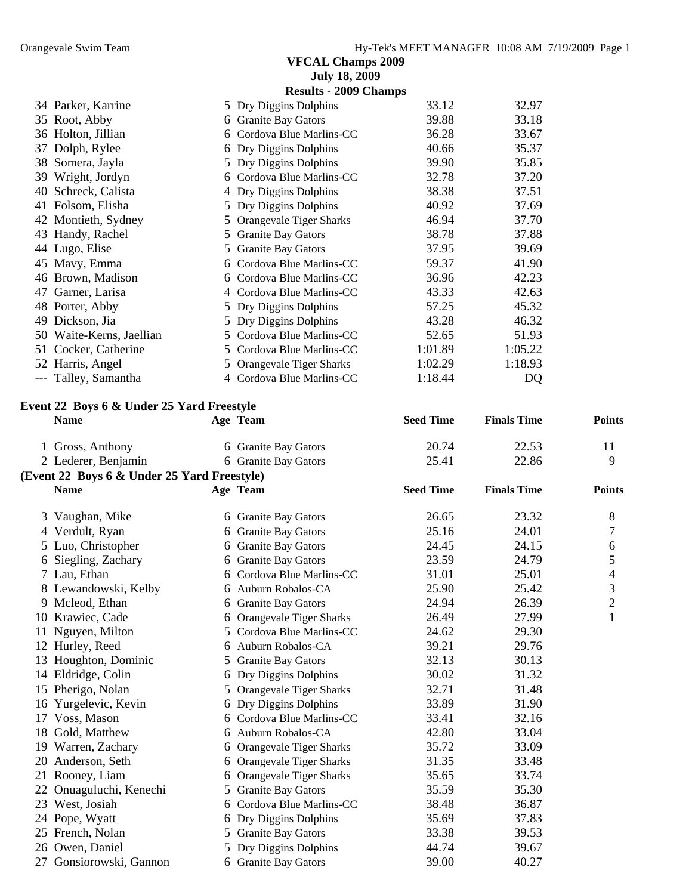# VFCAL Champs 2009

**July 18, 2009**

**Results - 2009 Champs**

| | Name | Age | Team | Seed Time | Finals Time |
|---|---|---|---|---|---|
| 34 | Parker, Karrine | 5 | Dry Diggins Dolphins | 33.12 | 32.97 |
| 35 | Root, Abby | 6 | Granite Bay Gators | 39.88 | 33.18 |
| 36 | Holton, Jillian | 6 | Cordova Blue Marlins-CC | 36.28 | 33.67 |
| 37 | Dolph, Rylee | 6 | Dry Diggins Dolphins | 40.66 | 35.37 |
| 38 | Somera, Jayla | 5 | Dry Diggins Dolphins | 39.90 | 35.85 |
| 39 | Wright, Jordyn | 6 | Cordova Blue Marlins-CC | 32.78 | 37.20 |
| 40 | Schreck, Calista | 4 | Dry Diggins Dolphins | 38.38 | 37.51 |
| 41 | Folsom, Elisha | 5 | Dry Diggins Dolphins | 40.92 | 37.69 |
| 42 | Montieth, Sydney | 5 | Orangevale Tiger Sharks | 46.94 | 37.70 |
| 43 | Handy, Rachel | 5 | Granite Bay Gators | 38.78 | 37.88 |
| 44 | Lugo, Elise | 5 | Granite Bay Gators | 37.95 | 39.69 |
| 45 | Mavy, Emma | 6 | Cordova Blue Marlins-CC | 59.37 | 41.90 |
| 46 | Brown, Madison | 6 | Cordova Blue Marlins-CC | 36.96 | 42.23 |
| 47 | Garner, Larisa | 4 | Cordova Blue Marlins-CC | 43.33 | 42.63 |
| 48 | Porter, Abby | 5 | Dry Diggins Dolphins | 57.25 | 45.32 |
| 49 | Dickson, Jia | 5 | Dry Diggins Dolphins | 43.28 | 46.32 |
| 50 | Waite-Kerns, Jaellian | 5 | Cordova Blue Marlins-CC | 52.65 | 51.93 |
| 51 | Cocker, Catherine | 5 | Cordova Blue Marlins-CC | 1:01.89 | 1:05.22 |
| 52 | Harris, Angel | 5 | Orangevale Tiger Sharks | 1:02.29 | 1:18.93 |
| --- | Talley, Samantha | 4 | Cordova Blue Marlins-CC | 1:18.44 | DQ |

## Event 22 Boys 6 & Under 25 Yard Freestyle

| | Name | Age | Team | Seed Time | Finals Time | Points |
|---|---|---|---|---|---|---|
| 1 | Gross, Anthony | 6 | Granite Bay Gators | 20.74 | 22.53 | 11 |
| 2 | Lederer, Benjamin | 6 | Granite Bay Gators | 25.41 | 22.86 | 9 |
| 3 | Vaughan, Mike | 6 | Granite Bay Gators | 26.65 | 23.32 | 8 |
| 4 | Verdult, Ryan | 6 | Granite Bay Gators | 25.16 | 24.01 | 7 |
| 5 | Luo, Christopher | 6 | Granite Bay Gators | 24.45 | 24.15 | 6 |
| 6 | Siegling, Zachary | 6 | Granite Bay Gators | 23.59 | 24.79 | 5 |
| 7 | Lau, Ethan | 6 | Cordova Blue Marlins-CC | 31.01 | 25.01 | 4 |
| 8 | Lewandowski, Kelby | 6 | Auburn Robalos-CA | 25.90 | 25.42 | 3 |
| 9 | Mcleod, Ethan | 6 | Granite Bay Gators | 24.94 | 26.39 | 2 |
| 10 | Krawiec, Cade | 6 | Orangevale Tiger Sharks | 26.49 | 27.99 | 1 |
| 11 | Nguyen, Milton | 5 | Cordova Blue Marlins-CC | 24.62 | 29.30 | |
| 12 | Hurley, Reed | 6 | Auburn Robalos-CA | 39.21 | 29.76 | |
| 13 | Houghton, Dominic | 5 | Granite Bay Gators | 32.13 | 30.13 | |
| 14 | Eldridge, Colin | 6 | Dry Diggins Dolphins | 30.02 | 31.32 | |
| 15 | Pherigo, Nolan | 5 | Orangevale Tiger Sharks | 32.71 | 31.48 | |
| 16 | Yurgelevic, Kevin | 6 | Dry Diggins Dolphins | 33.89 | 31.90 | |
| 17 | Voss, Mason | 6 | Cordova Blue Marlins-CC | 33.41 | 32.16 | |
| 18 | Gold, Matthew | 6 | Auburn Robalos-CA | 42.80 | 33.04 | |
| 19 | Warren, Zachary | 6 | Orangevale Tiger Sharks | 35.72 | 33.09 | |
| 20 | Anderson, Seth | 6 | Orangevale Tiger Sharks | 31.35 | 33.48 | |
| 21 | Rooney, Liam | 6 | Orangevale Tiger Sharks | 35.65 | 33.74 | |
| 22 | Onuaguluchi, Kenechi | 5 | Granite Bay Gators | 35.59 | 35.30 | |
| 23 | West, Josiah | 6 | Cordova Blue Marlins-CC | 38.48 | 36.87 | |
| 24 | Pope, Wyatt | 6 | Dry Diggins Dolphins | 35.69 | 37.83 | |
| 25 | French, Nolan | 5 | Granite Bay Gators | 33.38 | 39.53 | |
| 26 | Owen, Daniel | 5 | Dry Diggins Dolphins | 44.74 | 39.67 | |
| 27 | Gonsiorowski, Gannon | 6 | Granite Bay Gators | 39.00 | 40.27 | |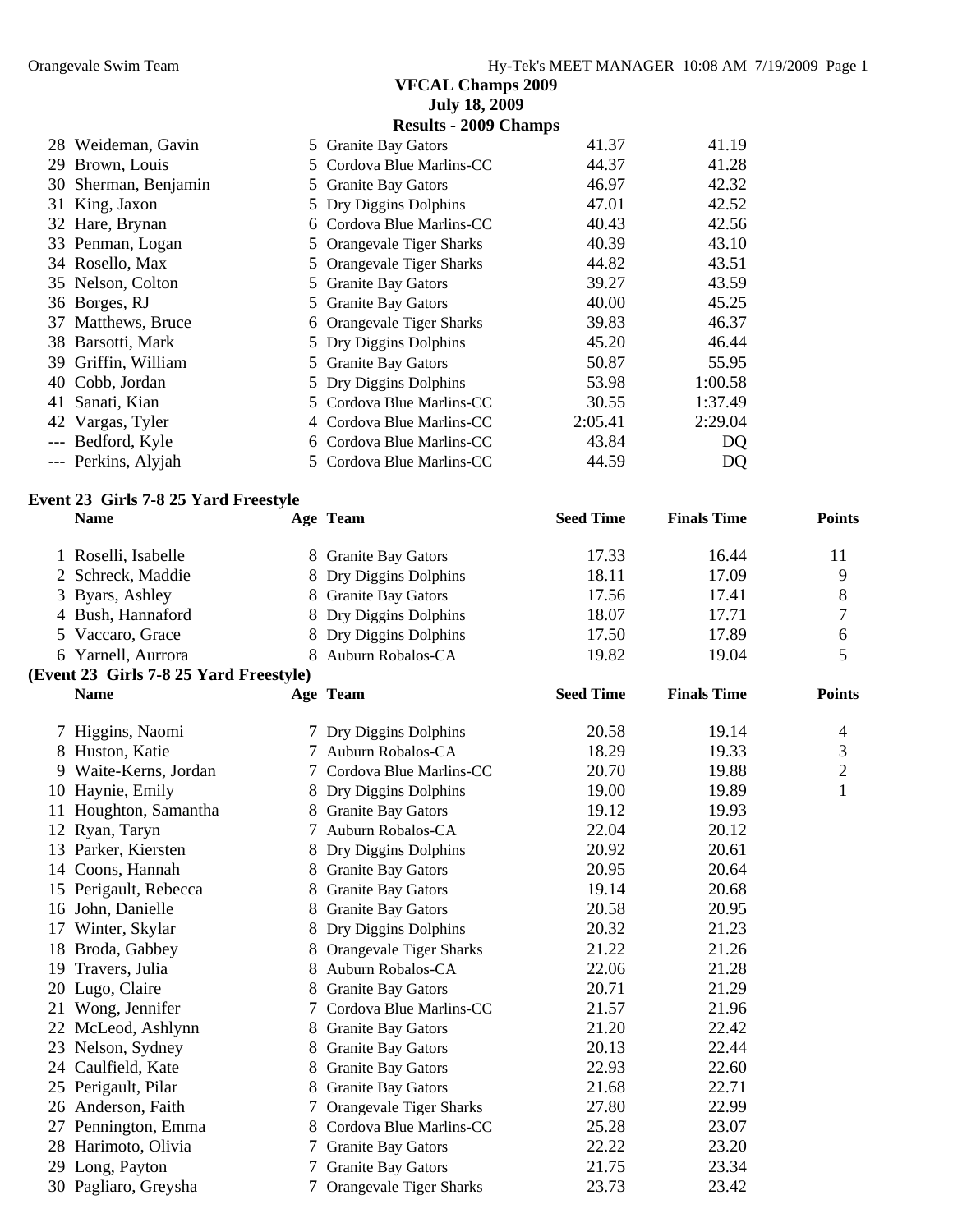**VFCAL Champs 2009**
**July 18, 2009**
**Results - 2009 Champs**

| | Name | Age | Team | Seed Time | Finals Time |
|---|---|---|---|---|---|
| 28 | Weideman, Gavin | 5 | Granite Bay Gators | 41.37 | 41.19 |
| 29 | Brown, Louis | 5 | Cordova Blue Marlins-CC | 44.37 | 41.28 |
| 30 | Sherman, Benjamin | 5 | Granite Bay Gators | 46.97 | 42.32 |
| 31 | King, Jaxon | 5 | Dry Diggins Dolphins | 47.01 | 42.52 |
| 32 | Hare, Brynan | 6 | Cordova Blue Marlins-CC | 40.43 | 42.56 |
| 33 | Penman, Logan | 5 | Orangevale Tiger Sharks | 40.39 | 43.10 |
| 34 | Rosello, Max | 5 | Orangevale Tiger Sharks | 44.82 | 43.51 |
| 35 | Nelson, Colton | 5 | Granite Bay Gators | 39.27 | 43.59 |
| 36 | Borges, RJ | 5 | Granite Bay Gators | 40.00 | 45.25 |
| 37 | Matthews, Bruce | 6 | Orangevale Tiger Sharks | 39.83 | 46.37 |
| 38 | Barsotti, Mark | 5 | Dry Diggins Dolphins | 45.20 | 46.44 |
| 39 | Griffin, William | 5 | Granite Bay Gators | 50.87 | 55.95 |
| 40 | Cobb, Jordan | 5 | Dry Diggins Dolphins | 53.98 | 1:00.58 |
| 41 | Sanati, Kian | 5 | Cordova Blue Marlins-CC | 30.55 | 1:37.49 |
| 42 | Vargas, Tyler | 4 | Cordova Blue Marlins-CC | 2:05.41 | 2:29.04 |
| --- | Bedford, Kyle | 6 | Cordova Blue Marlins-CC | 43.84 | DQ |
| --- | Perkins, Alyjah | 5 | Cordova Blue Marlins-CC | 44.59 | DQ |

**Event 23 Girls 7-8 25 Yard Freestyle**

| | Name | Age | Team | Seed Time | Finals Time | Points |
|---|---|---|---|---|---|---|
| 1 | Roselli, Isabelle | 8 | Granite Bay Gators | 17.33 | 16.44 | 11 |
| 2 | Schreck, Maddie | 8 | Dry Diggins Dolphins | 18.11 | 17.09 | 9 |
| 3 | Byars, Ashley | 8 | Granite Bay Gators | 17.56 | 17.41 | 8 |
| 4 | Bush, Hannaford | 8 | Dry Diggins Dolphins | 18.07 | 17.71 | 7 |
| 5 | Vaccaro, Grace | 8 | Dry Diggins Dolphins | 17.50 | 17.89 | 6 |
| 6 | Yarnell, Aurrora | 8 | Auburn Robalos-CA | 19.82 | 19.04 | 5 |
| 7 | Higgins, Naomi | 7 | Dry Diggins Dolphins | 20.58 | 19.14 | 4 |
| 8 | Huston, Katie | 7 | Auburn Robalos-CA | 18.29 | 19.33 | 3 |
| 9 | Waite-Kerns, Jordan | 7 | Cordova Blue Marlins-CC | 20.70 | 19.88 | 2 |
| 10 | Haynie, Emily | 8 | Dry Diggins Dolphins | 19.00 | 19.89 | 1 |
| 11 | Houghton, Samantha | 8 | Granite Bay Gators | 19.12 | 19.93 | |
| 12 | Ryan, Taryn | 7 | Auburn Robalos-CA | 22.04 | 20.12 | |
| 13 | Parker, Kiersten | 8 | Dry Diggins Dolphins | 20.92 | 20.61 | |
| 14 | Coons, Hannah | 8 | Granite Bay Gators | 20.95 | 20.64 | |
| 15 | Perigault, Rebecca | 8 | Granite Bay Gators | 19.14 | 20.68 | |
| 16 | John, Danielle | 8 | Granite Bay Gators | 20.58 | 20.95 | |
| 17 | Winter, Skylar | 8 | Dry Diggins Dolphins | 20.32 | 21.23 | |
| 18 | Broda, Gabbey | 8 | Orangevale Tiger Sharks | 21.22 | 21.26 | |
| 19 | Travers, Julia | 8 | Auburn Robalos-CA | 22.06 | 21.28 | |
| 20 | Lugo, Claire | 8 | Granite Bay Gators | 20.71 | 21.29 | |
| 21 | Wong, Jennifer | 7 | Cordova Blue Marlins-CC | 21.57 | 21.96 | |
| 22 | McLeod, Ashlynn | 8 | Granite Bay Gators | 21.20 | 22.42 | |
| 23 | Nelson, Sydney | 8 | Granite Bay Gators | 20.13 | 22.44 | |
| 24 | Caulfield, Kate | 8 | Granite Bay Gators | 22.93 | 22.60 | |
| 25 | Perigault, Pilar | 8 | Granite Bay Gators | 21.68 | 22.71 | |
| 26 | Anderson, Faith | 7 | Orangevale Tiger Sharks | 27.80 | 22.99 | |
| 27 | Pennington, Emma | 8 | Cordova Blue Marlins-CC | 25.28 | 23.07 | |
| 28 | Harimoto, Olivia | 7 | Granite Bay Gators | 22.22 | 23.20 | |
| 29 | Long, Payton | 7 | Granite Bay Gators | 21.75 | 23.34 | |
| 30 | Pagliaro, Greysha | 7 | Orangevale Tiger Sharks | 23.73 | 23.42 | |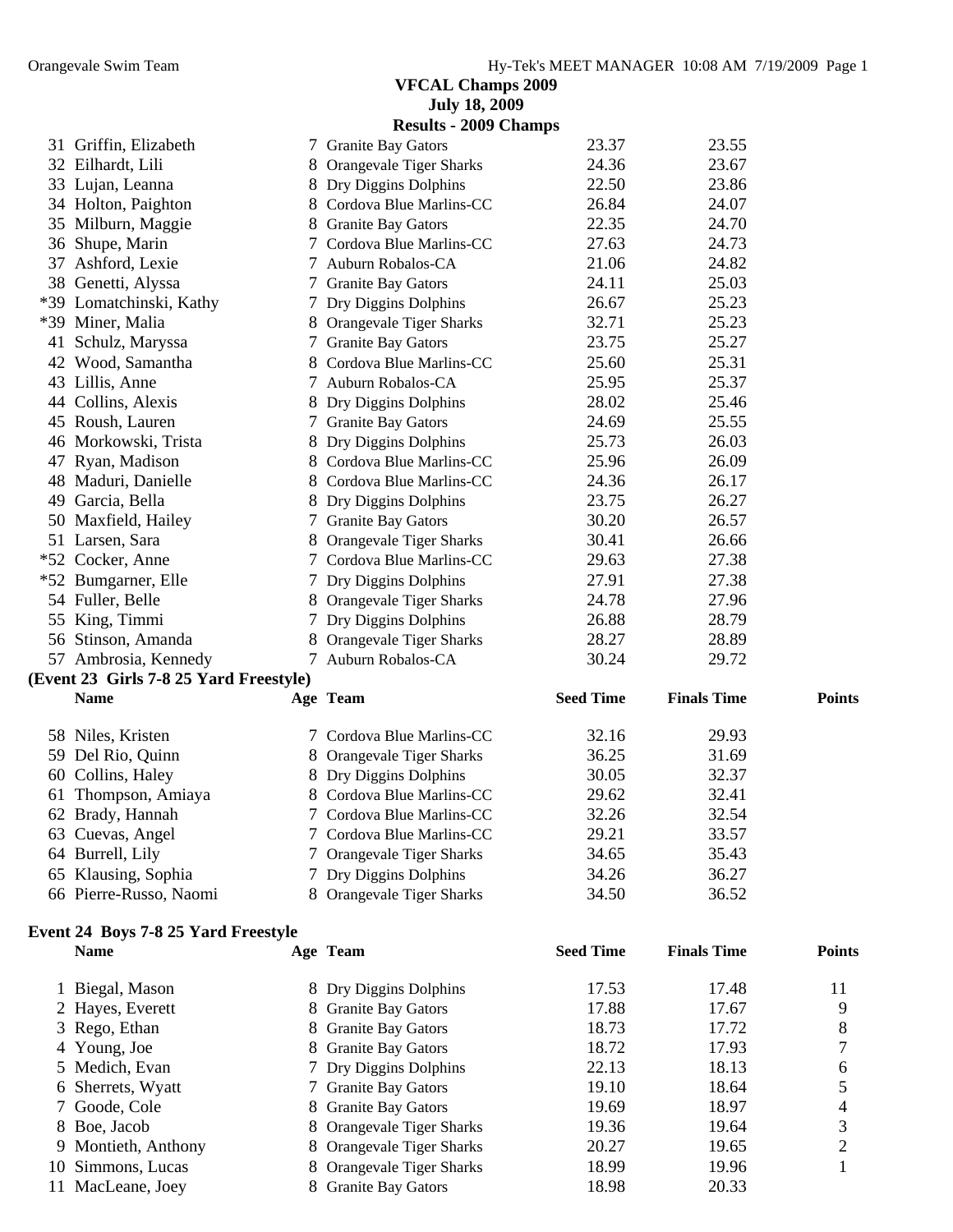**VFCAL Champs 2009**
**July 18, 2009**
**Results - 2009 Champs**

| Name | Age | Team | Seed Time | Finals Time | Points |
|---|---|---|---|---|---|
| 31 Griffin, Elizabeth | 7 | Granite Bay Gators | 23.37 | 23.55 | |
| 32 Eilhardt, Lili | 8 | Orangevale Tiger Sharks | 24.36 | 23.67 | |
| 33 Lujan, Leanna | 8 | Dry Diggins Dolphins | 22.50 | 23.86 | |
| 34 Holton, Paighton | 8 | Cordova Blue Marlins-CC | 26.84 | 24.07 | |
| 35 Milburn, Maggie | 8 | Granite Bay Gators | 22.35 | 24.70 | |
| 36 Shupe, Marin | 7 | Cordova Blue Marlins-CC | 27.63 | 24.73 | |
| 37 Ashford, Lexie | 7 | Auburn Robalos-CA | 21.06 | 24.82 | |
| 38 Genetti, Alyssa | 7 | Granite Bay Gators | 24.11 | 25.03 | |
| *39 Lomatchinski, Kathy | 7 | Dry Diggins Dolphins | 26.67 | 25.23 | |
| *39 Miner, Malia | 8 | Orangevale Tiger Sharks | 32.71 | 25.23 | |
| 41 Schulz, Maryssa | 7 | Granite Bay Gators | 23.75 | 25.27 | |
| 42 Wood, Samantha | 8 | Cordova Blue Marlins-CC | 25.60 | 25.31 | |
| 43 Lillis, Anne | 7 | Auburn Robalos-CA | 25.95 | 25.37 | |
| 44 Collins, Alexis | 8 | Dry Diggins Dolphins | 28.02 | 25.46 | |
| 45 Roush, Lauren | 7 | Granite Bay Gators | 24.69 | 25.55 | |
| 46 Morkowski, Trista | 8 | Dry Diggins Dolphins | 25.73 | 26.03 | |
| 47 Ryan, Madison | 8 | Cordova Blue Marlins-CC | 25.96 | 26.09 | |
| 48 Maduri, Danielle | 8 | Cordova Blue Marlins-CC | 24.36 | 26.17 | |
| 49 Garcia, Bella | 8 | Dry Diggins Dolphins | 23.75 | 26.27 | |
| 50 Maxfield, Hailey | 7 | Granite Bay Gators | 30.20 | 26.57 | |
| 51 Larsen, Sara | 8 | Orangevale Tiger Sharks | 30.41 | 26.66 | |
| *52 Cocker, Anne | 7 | Cordova Blue Marlins-CC | 29.63 | 27.38 | |
| *52 Bumgarner, Elle | 7 | Dry Diggins Dolphins | 27.91 | 27.38 | |
| 54 Fuller, Belle | 8 | Orangevale Tiger Sharks | 24.78 | 27.96 | |
| 55 King, Timmi | 7 | Dry Diggins Dolphins | 26.88 | 28.79 | |
| 56 Stinson, Amanda | 8 | Orangevale Tiger Sharks | 28.27 | 28.89 | |
| 57 Ambrosia, Kennedy | 7 | Auburn Robalos-CA | 30.24 | 29.72 | |

**(Event 23 Girls 7-8 25 Yard Freestyle)**

| Name | Age | Team | Seed Time | Finals Time | Points |
|---|---|---|---|---|---|
| 58 Niles, Kristen | 7 | Cordova Blue Marlins-CC | 32.16 | 29.93 | |
| 59 Del Rio, Quinn | 8 | Orangevale Tiger Sharks | 36.25 | 31.69 | |
| 60 Collins, Haley | 8 | Dry Diggins Dolphins | 30.05 | 32.37 | |
| 61 Thompson, Amiaya | 8 | Cordova Blue Marlins-CC | 29.62 | 32.41 | |
| 62 Brady, Hannah | 7 | Cordova Blue Marlins-CC | 32.26 | 32.54 | |
| 63 Cuevas, Angel | 7 | Cordova Blue Marlins-CC | 29.21 | 33.57 | |
| 64 Burrell, Lily | 7 | Orangevale Tiger Sharks | 34.65 | 35.43 | |
| 65 Klausing, Sophia | 7 | Dry Diggins Dolphins | 34.26 | 36.27 | |
| 66 Pierre-Russo, Naomi | 8 | Orangevale Tiger Sharks | 34.50 | 36.52 | |

**Event 24 Boys 7-8 25 Yard Freestyle**

| Name | Age | Team | Seed Time | Finals Time | Points |
|---|---|---|---|---|---|
| 1 Biegal, Mason | 8 | Dry Diggins Dolphins | 17.53 | 17.48 | 11 |
| 2 Hayes, Everett | 8 | Granite Bay Gators | 17.88 | 17.67 | 9 |
| 3 Rego, Ethan | 8 | Granite Bay Gators | 18.73 | 17.72 | 8 |
| 4 Young, Joe | 8 | Granite Bay Gators | 18.72 | 17.93 | 7 |
| 5 Medich, Evan | 7 | Dry Diggins Dolphins | 22.13 | 18.13 | 6 |
| 6 Sherrets, Wyatt | 7 | Granite Bay Gators | 19.10 | 18.64 | 5 |
| 7 Goode, Cole | 8 | Granite Bay Gators | 19.69 | 18.97 | 4 |
| 8 Boe, Jacob | 8 | Orangevale Tiger Sharks | 19.36 | 19.64 | 3 |
| 9 Montieth, Anthony | 8 | Orangevale Tiger Sharks | 20.27 | 19.65 | 2 |
| 10 Simmons, Lucas | 8 | Orangevale Tiger Sharks | 18.99 | 19.96 | 1 |
| 11 MacLeane, Joey | 8 | Granite Bay Gators | 18.98 | 20.33 | |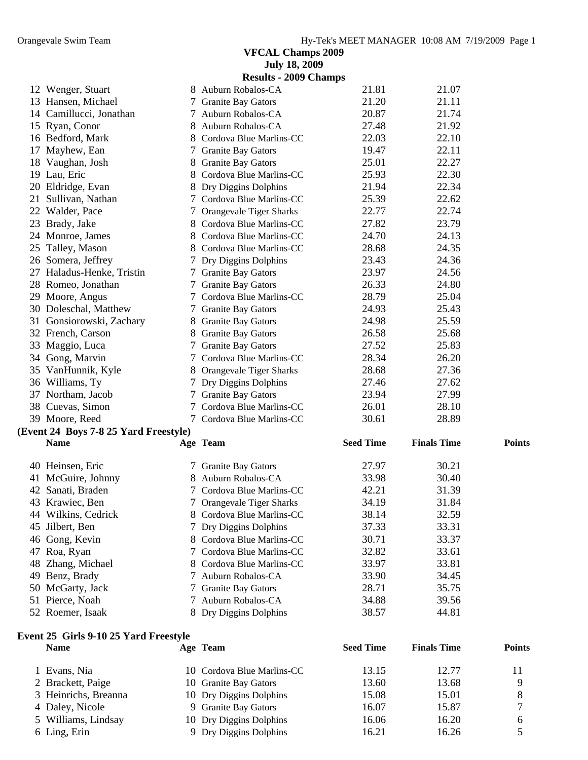# VFCAL Champs 2009

**July 18, 2009**

**Results - 2009 Champs**

| | Name | Age | Team | Seed Time | Finals Time | Points |
|---|---|---|---|---|---|---|
| 12 | Wenger, Stuart | 8 | Auburn Robalos-CA | 21.81 | 21.07 | |
| 13 | Hansen, Michael | 7 | Granite Bay Gators | 21.20 | 21.11 | |
| 14 | Camillucci, Jonathan | 7 | Auburn Robalos-CA | 20.87 | 21.74 | |
| 15 | Ryan, Conor | 8 | Auburn Robalos-CA | 27.48 | 21.92 | |
| 16 | Bedford, Mark | 8 | Cordova Blue Marlins-CC | 22.03 | 22.10 | |
| 17 | Mayhew, Ean | 7 | Granite Bay Gators | 19.47 | 22.11 | |
| 18 | Vaughan, Josh | 8 | Granite Bay Gators | 25.01 | 22.27 | |
| 19 | Lau, Eric | 8 | Cordova Blue Marlins-CC | 25.93 | 22.30 | |
| 20 | Eldridge, Evan | 8 | Dry Diggins Dolphins | 21.94 | 22.34 | |
| 21 | Sullivan, Nathan | 7 | Cordova Blue Marlins-CC | 25.39 | 22.62 | |
| 22 | Walder, Pace | 7 | Orangevale Tiger Sharks | 22.77 | 22.74 | |
| 23 | Brady, Jake | 8 | Cordova Blue Marlins-CC | 27.82 | 23.79 | |
| 24 | Monroe, James | 8 | Cordova Blue Marlins-CC | 24.70 | 24.13 | |
| 25 | Talley, Mason | 8 | Cordova Blue Marlins-CC | 28.68 | 24.35 | |
| 26 | Somera, Jeffrey | 7 | Dry Diggins Dolphins | 23.43 | 24.36 | |
| 27 | Haladus-Henke, Tristin | 7 | Granite Bay Gators | 23.97 | 24.56 | |
| 28 | Romeo, Jonathan | 7 | Granite Bay Gators | 26.33 | 24.80 | |
| 29 | Moore, Angus | 7 | Cordova Blue Marlins-CC | 28.79 | 25.04 | |
| 30 | Doleschal, Matthew | 7 | Granite Bay Gators | 24.93 | 25.43 | |
| 31 | Gonsiorowski, Zachary | 8 | Granite Bay Gators | 24.98 | 25.59 | |
| 32 | French, Carson | 8 | Granite Bay Gators | 26.58 | 25.68 | |
| 33 | Maggio, Luca | 7 | Granite Bay Gators | 27.52 | 25.83 | |
| 34 | Gong, Marvin | 7 | Cordova Blue Marlins-CC | 28.34 | 26.20 | |
| 35 | VanHunnik, Kyle | 8 | Orangevale Tiger Sharks | 28.68 | 27.36 | |
| 36 | Williams, Ty | 7 | Dry Diggins Dolphins | 27.46 | 27.62 | |
| 37 | Northam, Jacob | 7 | Granite Bay Gators | 23.94 | 27.99 | |
| 38 | Cuevas, Simon | 7 | Cordova Blue Marlins-CC | 26.01 | 28.10 | |
| 39 | Moore, Reed | 7 | Cordova Blue Marlins-CC | 30.61 | 28.89 | |

**(Event 24 Boys 7-8 25 Yard Freestyle)**

| | Name | Age | Team | Seed Time | Finals Time | Points |
|---|---|---|---|---|---|---|
| 40 | Heinsen, Eric | 7 | Granite Bay Gators | 27.97 | 30.21 | |
| 41 | McGuire, Johnny | 8 | Auburn Robalos-CA | 33.98 | 30.40 | |
| 42 | Sanati, Braden | 7 | Cordova Blue Marlins-CC | 42.21 | 31.39 | |
| 43 | Krawiec, Ben | 7 | Orangevale Tiger Sharks | 34.19 | 31.84 | |
| 44 | Wilkins, Cedrick | 8 | Cordova Blue Marlins-CC | 38.14 | 32.59 | |
| 45 | Jilbert, Ben | 7 | Dry Diggins Dolphins | 37.33 | 33.31 | |
| 46 | Gong, Kevin | 8 | Cordova Blue Marlins-CC | 30.71 | 33.37 | |
| 47 | Roa, Ryan | 7 | Cordova Blue Marlins-CC | 32.82 | 33.61 | |
| 48 | Zhang, Michael | 8 | Cordova Blue Marlins-CC | 33.97 | 33.81 | |
| 49 | Benz, Brady | 7 | Auburn Robalos-CA | 33.90 | 34.45 | |
| 50 | McGarty, Jack | 7 | Granite Bay Gators | 28.71 | 35.75 | |
| 51 | Pierce, Noah | 7 | Auburn Robalos-CA | 34.88 | 39.56 | |
| 52 | Roemer, Isaak | 8 | Dry Diggins Dolphins | 38.57 | 44.81 | |

**Event 25 Girls 9-10 25 Yard Freestyle**

| | Name | Age | Team | Seed Time | Finals Time | Points |
|---|---|---|---|---|---|---|
| 1 | Evans, Nia | 10 | Cordova Blue Marlins-CC | 13.15 | 12.77 | 11 |
| 2 | Brackett, Paige | 10 | Granite Bay Gators | 13.60 | 13.68 | 9 |
| 3 | Heinrichs, Breanna | 10 | Dry Diggins Dolphins | 15.08 | 15.01 | 8 |
| 4 | Daley, Nicole | 9 | Granite Bay Gators | 16.07 | 15.87 | 7 |
| 5 | Williams, Lindsay | 10 | Dry Diggins Dolphins | 16.06 | 16.20 | 6 |
| 6 | Ling, Erin | 9 | Dry Diggins Dolphins | 16.21 | 16.26 | 5 |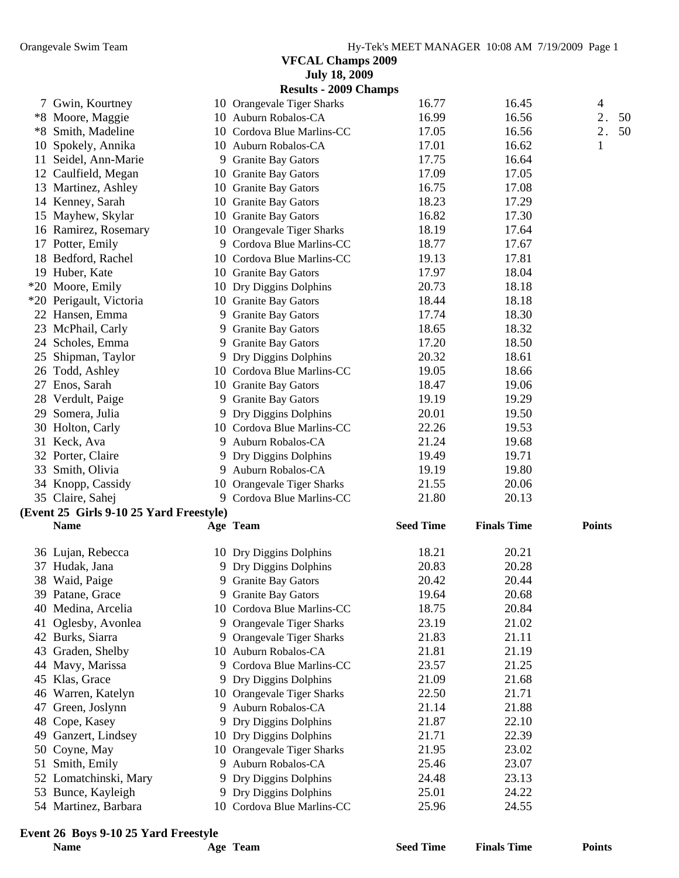**VFCAL Champs 2009**
**July 18, 2009**
**Results - 2009 Champs**

| | Name | Age | Team | Seed Time | Finals Time | Points |
|---|---|---|---|---|---|---|
| 7 | Gwin, Kourtney | 10 | Orangevale Tiger Sharks | 16.77 | 16.45 | 4 |
| *8 | Moore, Maggie | 10 | Auburn Robalos-CA | 16.99 | 16.56 | 2.50 |
| *8 | Smith, Madeline | 10 | Cordova Blue Marlins-CC | 17.05 | 16.56 | 2.50 |
| 10 | Spokely, Annika | 10 | Auburn Robalos-CA | 17.01 | 16.62 | 1 |
| 11 | Seidel, Ann-Marie | 9 | Granite Bay Gators | 17.75 | 16.64 | |
| 12 | Caulfield, Megan | 10 | Granite Bay Gators | 17.09 | 17.05 | |
| 13 | Martinez, Ashley | 10 | Granite Bay Gators | 16.75 | 17.08 | |
| 14 | Kenney, Sarah | 10 | Granite Bay Gators | 18.23 | 17.29 | |
| 15 | Mayhew, Skylar | 10 | Granite Bay Gators | 16.82 | 17.30 | |
| 16 | Ramirez, Rosemary | 10 | Orangevale Tiger Sharks | 18.19 | 17.64 | |
| 17 | Potter, Emily | 9 | Cordova Blue Marlins-CC | 18.77 | 17.67 | |
| 18 | Bedford, Rachel | 10 | Cordova Blue Marlins-CC | 19.13 | 17.81 | |
| 19 | Huber, Kate | 10 | Granite Bay Gators | 17.97 | 18.04 | |
| *20 | Moore, Emily | 10 | Dry Diggins Dolphins | 20.73 | 18.18 | |
| *20 | Perigault, Victoria | 10 | Granite Bay Gators | 18.44 | 18.18 | |
| 22 | Hansen, Emma | 9 | Granite Bay Gators | 17.74 | 18.30 | |
| 23 | McPhail, Carly | 9 | Granite Bay Gators | 18.65 | 18.32 | |
| 24 | Scholes, Emma | 9 | Granite Bay Gators | 17.20 | 18.50 | |
| 25 | Shipman, Taylor | 9 | Dry Diggins Dolphins | 20.32 | 18.61 | |
| 26 | Todd, Ashley | 10 | Cordova Blue Marlins-CC | 19.05 | 18.66 | |
| 27 | Enos, Sarah | 10 | Granite Bay Gators | 18.47 | 19.06 | |
| 28 | Verdult, Paige | 9 | Granite Bay Gators | 19.19 | 19.29 | |
| 29 | Somera, Julia | 9 | Dry Diggins Dolphins | 20.01 | 19.50 | |
| 30 | Holton, Carly | 10 | Cordova Blue Marlins-CC | 22.26 | 19.53 | |
| 31 | Keck, Ava | 9 | Auburn Robalos-CA | 21.24 | 19.68 | |
| 32 | Porter, Claire | 9 | Dry Diggins Dolphins | 19.49 | 19.71 | |
| 33 | Smith, Olivia | 9 | Auburn Robalos-CA | 19.19 | 19.80 | |
| 34 | Knopp, Cassidy | 10 | Orangevale Tiger Sharks | 21.55 | 20.06 | |
| 35 | Claire, Sahej | 9 | Cordova Blue Marlins-CC | 21.80 | 20.13 | |

**(Event 25 Girls 9-10 25 Yard Freestyle)**

| | Name | Age | Team | Seed Time | Finals Time | Points |
|---|---|---|---|---|---|---|
| 36 | Lujan, Rebecca | 10 | Dry Diggins Dolphins | 18.21 | 20.21 | |
| 37 | Hudak, Jana | 9 | Dry Diggins Dolphins | 20.83 | 20.28 | |
| 38 | Waid, Paige | 9 | Granite Bay Gators | 20.42 | 20.44 | |
| 39 | Patane, Grace | 9 | Granite Bay Gators | 19.64 | 20.68 | |
| 40 | Medina, Arcelia | 10 | Cordova Blue Marlins-CC | 18.75 | 20.84 | |
| 41 | Oglesby, Avonlea | 9 | Orangevale Tiger Sharks | 23.19 | 21.02 | |
| 42 | Burks, Siarra | 9 | Orangevale Tiger Sharks | 21.83 | 21.11 | |
| 43 | Graden, Shelby | 10 | Auburn Robalos-CA | 21.81 | 21.19 | |
| 44 | Mavy, Marissa | 9 | Cordova Blue Marlins-CC | 23.57 | 21.25 | |
| 45 | Klas, Grace | 9 | Dry Diggins Dolphins | 21.09 | 21.68 | |
| 46 | Warren, Katelyn | 10 | Orangevale Tiger Sharks | 22.50 | 21.71 | |
| 47 | Green, Joslynn | 9 | Auburn Robalos-CA | 21.14 | 21.88 | |
| 48 | Cope, Kasey | 9 | Dry Diggins Dolphins | 21.87 | 22.10 | |
| 49 | Ganzert, Lindsey | 10 | Dry Diggins Dolphins | 21.71 | 22.39 | |
| 50 | Coyne, May | 10 | Orangevale Tiger Sharks | 21.95 | 23.02 | |
| 51 | Smith, Emily | 9 | Auburn Robalos-CA | 25.46 | 23.07 | |
| 52 | Lomatchinski, Mary | 9 | Dry Diggins Dolphins | 24.48 | 23.13 | |
| 53 | Bunce, Kayleigh | 9 | Dry Diggins Dolphins | 25.01 | 24.22 | |
| 54 | Martinez, Barbara | 10 | Cordova Blue Marlins-CC | 25.96 | 24.55 | |

**Event 26 Boys 9-10 25 Yard Freestyle**

| Name | Age | Team | Seed Time | Finals Time | Points |
|---|---|---|---|---|---|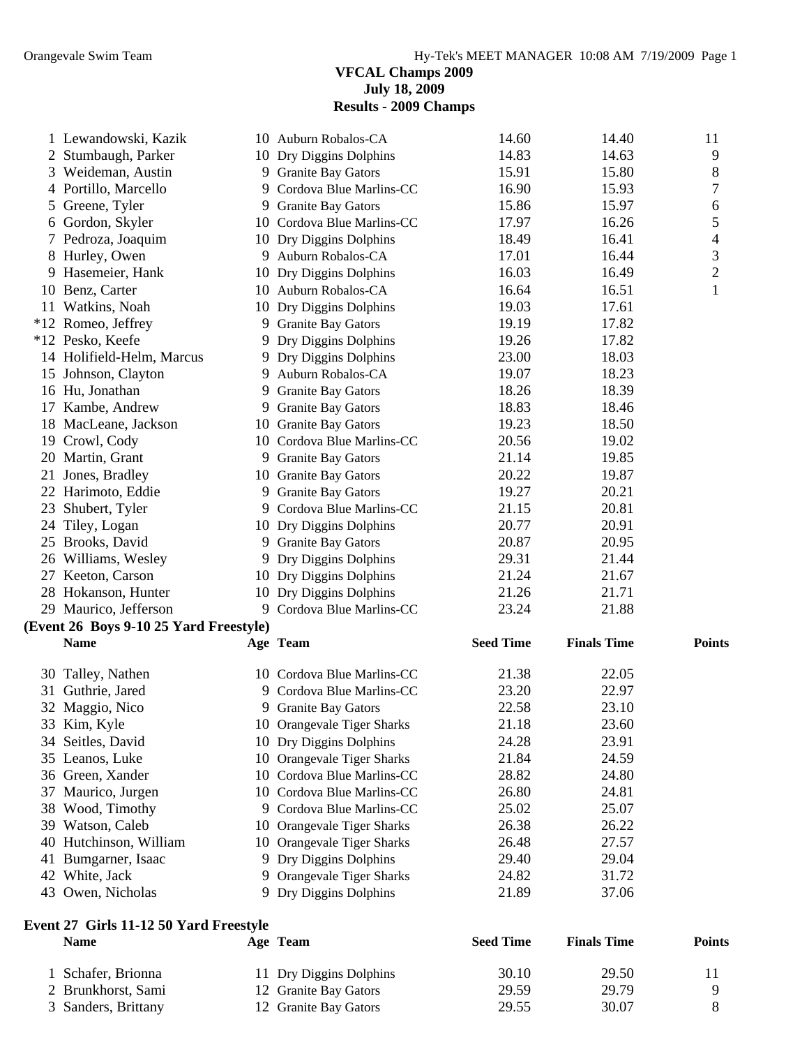**VFCAL Champs 2009**
**July 18, 2009**
**Results - 2009 Champs**

| | Name | Age | Team | Seed Time | Finals Time | Points |
|---|---|---|---|---|---|---|
| 1 | Lewandowski, Kazik | 10 | Auburn Robalos-CA | 14.60 | 14.40 | 11 |
| 2 | Stumbaugh, Parker | 10 | Dry Diggins Dolphins | 14.83 | 14.63 | 9 |
| 3 | Weideman, Austin | 9 | Granite Bay Gators | 15.91 | 15.80 | 8 |
| 4 | Portillo, Marcello | 9 | Cordova Blue Marlins-CC | 16.90 | 15.93 | 7 |
| 5 | Greene, Tyler | 9 | Granite Bay Gators | 15.86 | 15.97 | 6 |
| 6 | Gordon, Skyler | 10 | Cordova Blue Marlins-CC | 17.97 | 16.26 | 5 |
| 7 | Pedroza, Joaquim | 10 | Dry Diggins Dolphins | 18.49 | 16.41 | 4 |
| 8 | Hurley, Owen | 9 | Auburn Robalos-CA | 17.01 | 16.44 | 3 |
| 9 | Hasemeier, Hank | 10 | Dry Diggins Dolphins | 16.03 | 16.49 | 2 |
| 10 | Benz, Carter | 10 | Auburn Robalos-CA | 16.64 | 16.51 | 1 |
| 11 | Watkins, Noah | 10 | Dry Diggins Dolphins | 19.03 | 17.61 | |
| *12 | Romeo, Jeffrey | 9 | Granite Bay Gators | 19.19 | 17.82 | |
| *12 | Pesko, Keefe | 9 | Dry Diggins Dolphins | 19.26 | 17.82 | |
| 14 | Holifield-Helm, Marcus | 9 | Dry Diggins Dolphins | 23.00 | 18.03 | |
| 15 | Johnson, Clayton | 9 | Auburn Robalos-CA | 19.07 | 18.23 | |
| 16 | Hu, Jonathan | 9 | Granite Bay Gators | 18.26 | 18.39 | |
| 17 | Kambe, Andrew | 9 | Granite Bay Gators | 18.83 | 18.46 | |
| 18 | MacLeane, Jackson | 10 | Granite Bay Gators | 19.23 | 18.50 | |
| 19 | Crowl, Cody | 10 | Cordova Blue Marlins-CC | 20.56 | 19.02 | |
| 20 | Martin, Grant | 9 | Granite Bay Gators | 21.14 | 19.85 | |
| 21 | Jones, Bradley | 10 | Granite Bay Gators | 20.22 | 19.87 | |
| 22 | Harimoto, Eddie | 9 | Granite Bay Gators | 19.27 | 20.21 | |
| 23 | Shubert, Tyler | 9 | Cordova Blue Marlins-CC | 21.15 | 20.81 | |
| 24 | Tiley, Logan | 10 | Dry Diggins Dolphins | 20.77 | 20.91 | |
| 25 | Brooks, David | 9 | Granite Bay Gators | 20.87 | 20.95 | |
| 26 | Williams, Wesley | 9 | Dry Diggins Dolphins | 29.31 | 21.44 | |
| 27 | Keeton, Carson | 10 | Dry Diggins Dolphins | 21.24 | 21.67 | |
| 28 | Hokanson, Hunter | 10 | Dry Diggins Dolphins | 21.26 | 21.71 | |
| 29 | Maurico, Jefferson | 9 | Cordova Blue Marlins-CC | 23.24 | 21.88 | |

**(Event 26 Boys 9-10 25 Yard Freestyle)**

| | Name | Age | Team | Seed Time | Finals Time | Points |
|---|---|---|---|---|---|---|
| 30 | Talley, Nathen | 10 | Cordova Blue Marlins-CC | 21.38 | 22.05 | |
| 31 | Guthrie, Jared | 9 | Cordova Blue Marlins-CC | 23.20 | 22.97 | |
| 32 | Maggio, Nico | 9 | Granite Bay Gators | 22.58 | 23.10 | |
| 33 | Kim, Kyle | 10 | Orangevale Tiger Sharks | 21.18 | 23.60 | |
| 34 | Seitles, David | 10 | Dry Diggins Dolphins | 24.28 | 23.91 | |
| 35 | Leanos, Luke | 10 | Orangevale Tiger Sharks | 21.84 | 24.59 | |
| 36 | Green, Xander | 10 | Cordova Blue Marlins-CC | 28.82 | 24.80 | |
| 37 | Maurico, Jurgen | 10 | Cordova Blue Marlins-CC | 26.80 | 24.81 | |
| 38 | Wood, Timothy | 9 | Cordova Blue Marlins-CC | 25.02 | 25.07 | |
| 39 | Watson, Caleb | 10 | Orangevale Tiger Sharks | 26.38 | 26.22 | |
| 40 | Hutchinson, William | 10 | Orangevale Tiger Sharks | 26.48 | 27.57 | |
| 41 | Bumgarner, Isaac | 9 | Dry Diggins Dolphins | 29.40 | 29.04 | |
| 42 | White, Jack | 9 | Orangevale Tiger Sharks | 24.82 | 31.72 | |
| 43 | Owen, Nicholas | 9 | Dry Diggins Dolphins | 21.89 | 37.06 | |

**Event 27 Girls 11-12 50 Yard Freestyle**

| | Name | Age | Team | Seed Time | Finals Time | Points |
|---|---|---|---|---|---|---|
| 1 | Schafer, Brionna | 11 | Dry Diggins Dolphins | 30.10 | 29.50 | 11 |
| 2 | Brunkhorst, Sami | 12 | Granite Bay Gators | 29.59 | 29.79 | 9 |
| 3 | Sanders, Brittany | 12 | Granite Bay Gators | 29.55 | 30.07 | 8 |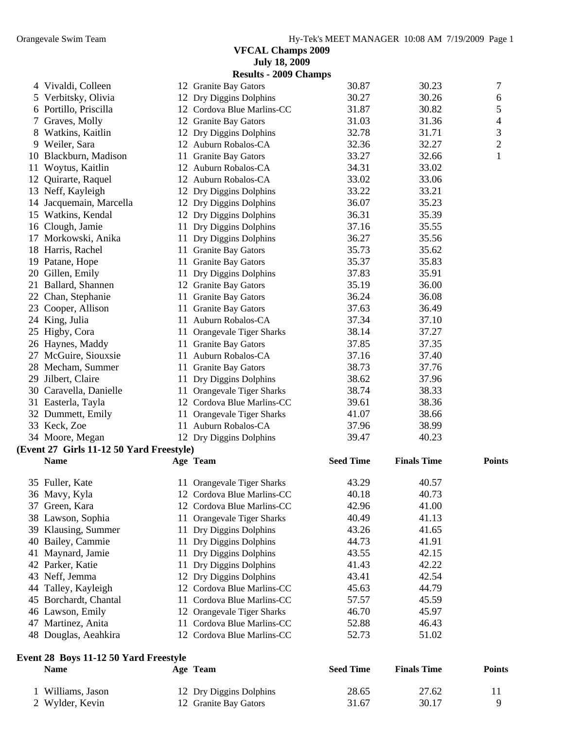**VFCAL Champs 2009**
**July 18, 2009**
**Results - 2009 Champs**

| | Name | Age | Team | Seed Time | Finals Time | Points |
|---|---|---|---|---|---|---|
| 4 | Vivaldi, Colleen | 12 | Granite Bay Gators | 30.87 | 30.23 | 7 |
| 5 | Verbitsky, Olivia | 12 | Dry Diggins Dolphins | 30.27 | 30.26 | 6 |
| 6 | Portillo, Priscilla | 12 | Cordova Blue Marlins-CC | 31.87 | 30.82 | 5 |
| 7 | Graves, Molly | 12 | Granite Bay Gators | 31.03 | 31.36 | 4 |
| 8 | Watkins, Kaitlin | 12 | Dry Diggins Dolphins | 32.78 | 31.71 | 3 |
| 9 | Weiler, Sara | 12 | Auburn Robalos-CA | 32.36 | 32.27 | 2 |
| 10 | Blackburn, Madison | 11 | Granite Bay Gators | 33.27 | 32.66 | 1 |
| 11 | Woytus, Kaitlin | 12 | Auburn Robalos-CA | 34.31 | 33.02 | |
| 12 | Quirarte, Raquel | 12 | Auburn Robalos-CA | 33.02 | 33.06 | |
| 13 | Neff, Kayleigh | 12 | Dry Diggins Dolphins | 33.22 | 33.21 | |
| 14 | Jacquemain, Marcella | 12 | Dry Diggins Dolphins | 36.07 | 35.23 | |
| 15 | Watkins, Kendal | 12 | Dry Diggins Dolphins | 36.31 | 35.39 | |
| 16 | Clough, Jamie | 11 | Dry Diggins Dolphins | 37.16 | 35.55 | |
| 17 | Morkowski, Anika | 11 | Dry Diggins Dolphins | 36.27 | 35.56 | |
| 18 | Harris, Rachel | 11 | Granite Bay Gators | 35.73 | 35.62 | |
| 19 | Patane, Hope | 11 | Granite Bay Gators | 35.37 | 35.83 | |
| 20 | Gillen, Emily | 11 | Dry Diggins Dolphins | 37.83 | 35.91 | |
| 21 | Ballard, Shannen | 12 | Granite Bay Gators | 35.19 | 36.00 | |
| 22 | Chan, Stephanie | 11 | Granite Bay Gators | 36.24 | 36.08 | |
| 23 | Cooper, Allison | 11 | Granite Bay Gators | 37.63 | 36.49 | |
| 24 | King, Julia | 11 | Auburn Robalos-CA | 37.34 | 37.10 | |
| 25 | Higby, Cora | 11 | Orangevale Tiger Sharks | 38.14 | 37.27 | |
| 26 | Haynes, Maddy | 11 | Granite Bay Gators | 37.85 | 37.35 | |
| 27 | McGuire, Siouxsie | 11 | Auburn Robalos-CA | 37.16 | 37.40 | |
| 28 | Mecham, Summer | 11 | Granite Bay Gators | 38.73 | 37.76 | |
| 29 | Jilbert, Claire | 11 | Dry Diggins Dolphins | 38.62 | 37.96 | |
| 30 | Caravella, Danielle | 11 | Orangevale Tiger Sharks | 38.74 | 38.33 | |
| 31 | Easterla, Tayla | 12 | Cordova Blue Marlins-CC | 39.61 | 38.36 | |
| 32 | Dummett, Emily | 11 | Orangevale Tiger Sharks | 41.07 | 38.66 | |
| 33 | Keck, Zoe | 11 | Auburn Robalos-CA | 37.96 | 38.99 | |
| 34 | Moore, Megan | 12 | Dry Diggins Dolphins | 39.47 | 40.23 | |

**(Event 27 Girls 11-12 50 Yard Freestyle)**

| | Name | Age | Team | Seed Time | Finals Time | Points |
|---|---|---|---|---|---|---|
| 35 | Fuller, Kate | 11 | Orangevale Tiger Sharks | 43.29 | 40.57 | |
| 36 | Mavy, Kyla | 12 | Cordova Blue Marlins-CC | 40.18 | 40.73 | |
| 37 | Green, Kara | 12 | Cordova Blue Marlins-CC | 42.96 | 41.00 | |
| 38 | Lawson, Sophia | 11 | Orangevale Tiger Sharks | 40.49 | 41.13 | |
| 39 | Klausing, Summer | 11 | Dry Diggins Dolphins | 43.26 | 41.65 | |
| 40 | Bailey, Cammie | 11 | Dry Diggins Dolphins | 44.73 | 41.91 | |
| 41 | Maynard, Jamie | 11 | Dry Diggins Dolphins | 43.55 | 42.15 | |
| 42 | Parker, Katie | 11 | Dry Diggins Dolphins | 41.43 | 42.22 | |
| 43 | Neff, Jemma | 12 | Dry Diggins Dolphins | 43.41 | 42.54 | |
| 44 | Talley, Kayleigh | 12 | Cordova Blue Marlins-CC | 45.63 | 44.79 | |
| 45 | Borchardt, Chantal | 11 | Cordova Blue Marlins-CC | 57.57 | 45.59 | |
| 46 | Lawson, Emily | 12 | Orangevale Tiger Sharks | 46.70 | 45.97 | |
| 47 | Martinez, Anita | 11 | Cordova Blue Marlins-CC | 52.88 | 46.43 | |
| 48 | Douglas, Aeahkira | 12 | Cordova Blue Marlins-CC | 52.73 | 51.02 | |

**Event 28 Boys 11-12 50 Yard Freestyle**

| | Name | Age | Team | Seed Time | Finals Time | Points |
|---|---|---|---|---|---|---|
| 1 | Williams, Jason | 12 | Dry Diggins Dolphins | 28.65 | 27.62 | 11 |
| 2 | Wylder, Kevin | 12 | Granite Bay Gators | 31.67 | 30.17 | 9 |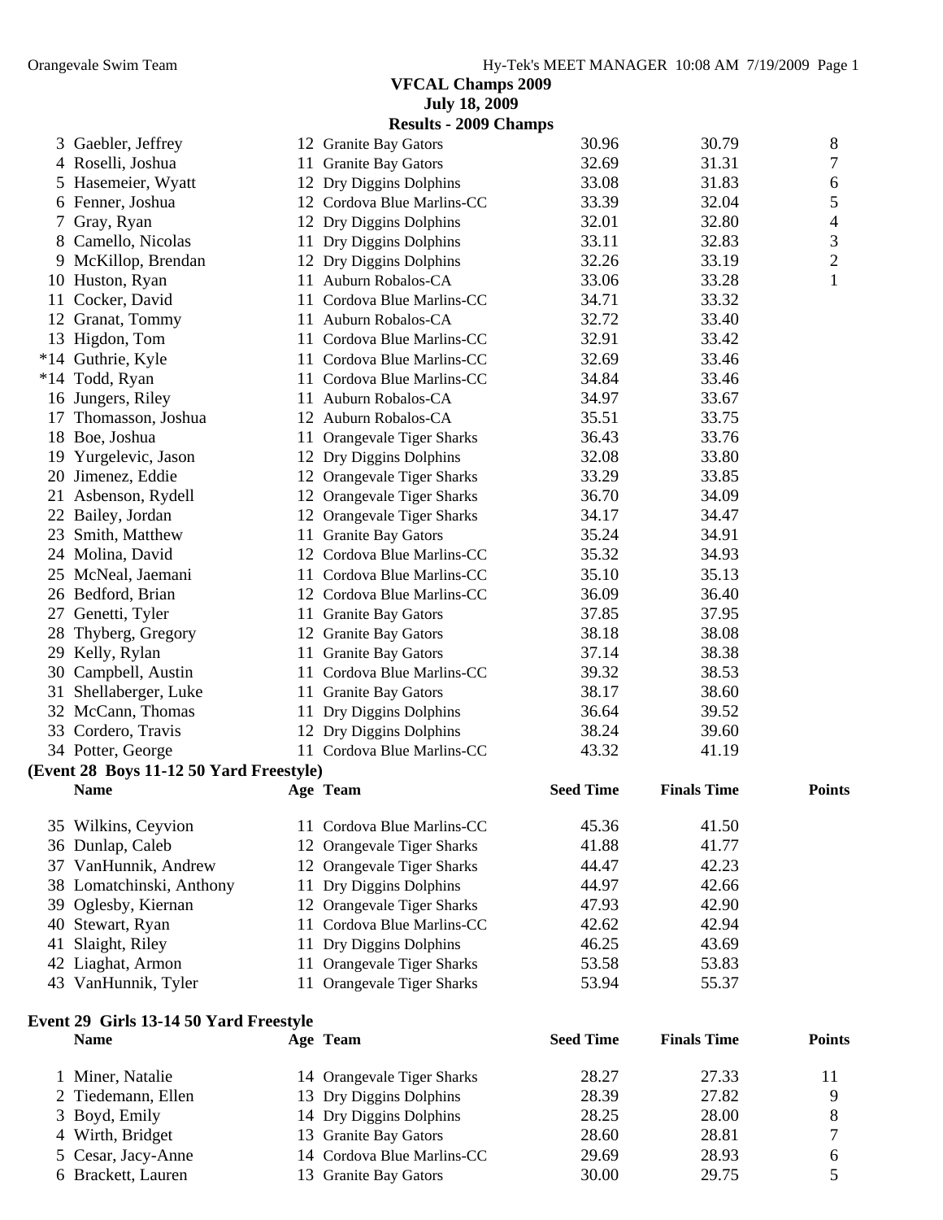**VFCAL Champs 2009**
**July 18, 2009**
**Results - 2009 Champs**

| | Name | Age | Team | Seed Time | Finals Time | Points |
|---|---|---|---|---|---|---|
| 3 | Gaebler, Jeffrey | 12 | Granite Bay Gators | 30.96 | 30.79 | 8 |
| 4 | Roselli, Joshua | 11 | Granite Bay Gators | 32.69 | 31.31 | 7 |
| 5 | Hasemeier, Wyatt | 12 | Dry Diggins Dolphins | 33.08 | 31.83 | 6 |
| 6 | Fenner, Joshua | 12 | Cordova Blue Marlins-CC | 33.39 | 32.04 | 5 |
| 7 | Gray, Ryan | 12 | Dry Diggins Dolphins | 32.01 | 32.80 | 4 |
| 8 | Camello, Nicolas | 11 | Dry Diggins Dolphins | 33.11 | 32.83 | 3 |
| 9 | McKillop, Brendan | 12 | Dry Diggins Dolphins | 32.26 | 33.19 | 2 |
| 10 | Huston, Ryan | 11 | Auburn Robalos-CA | 33.06 | 33.28 | 1 |
| 11 | Cocker, David | 11 | Cordova Blue Marlins-CC | 34.71 | 33.32 | |
| 12 | Granat, Tommy | 11 | Auburn Robalos-CA | 32.72 | 33.40 | |
| 13 | Higdon, Tom | 11 | Cordova Blue Marlins-CC | 32.91 | 33.42 | |
| *14 | Guthrie, Kyle | 11 | Cordova Blue Marlins-CC | 32.69 | 33.46 | |
| *14 | Todd, Ryan | 11 | Cordova Blue Marlins-CC | 34.84 | 33.46 | |
| 16 | Jungers, Riley | 11 | Auburn Robalos-CA | 34.97 | 33.67 | |
| 17 | Thomasson, Joshua | 12 | Auburn Robalos-CA | 35.51 | 33.75 | |
| 18 | Boe, Joshua | 11 | Orangevale Tiger Sharks | 36.43 | 33.76 | |
| 19 | Yurgelevic, Jason | 12 | Dry Diggins Dolphins | 32.08 | 33.80 | |
| 20 | Jimenez, Eddie | 12 | Orangevale Tiger Sharks | 33.29 | 33.85 | |
| 21 | Asbenson, Rydell | 12 | Orangevale Tiger Sharks | 36.70 | 34.09 | |
| 22 | Bailey, Jordan | 12 | Orangevale Tiger Sharks | 34.17 | 34.47 | |
| 23 | Smith, Matthew | 11 | Granite Bay Gators | 35.24 | 34.91 | |
| 24 | Molina, David | 12 | Cordova Blue Marlins-CC | 35.32 | 34.93 | |
| 25 | McNeal, Jaemani | 11 | Cordova Blue Marlins-CC | 35.10 | 35.13 | |
| 26 | Bedford, Brian | 12 | Cordova Blue Marlins-CC | 36.09 | 36.40 | |
| 27 | Genetti, Tyler | 11 | Granite Bay Gators | 37.85 | 37.95 | |
| 28 | Thyberg, Gregory | 12 | Granite Bay Gators | 38.18 | 38.08 | |
| 29 | Kelly, Rylan | 11 | Granite Bay Gators | 37.14 | 38.38 | |
| 30 | Campbell, Austin | 11 | Cordova Blue Marlins-CC | 39.32 | 38.53 | |
| 31 | Shellaberger, Luke | 11 | Granite Bay Gators | 38.17 | 38.60 | |
| 32 | McCann, Thomas | 11 | Dry Diggins Dolphins | 36.64 | 39.52 | |
| 33 | Cordero, Travis | 12 | Dry Diggins Dolphins | 38.24 | 39.60 | |
| 34 | Potter, George | 11 | Cordova Blue Marlins-CC | 43.32 | 41.19 | |

**(Event 28 Boys 11-12 50 Yard Freestyle)**

| | Name | Age | Team | Seed Time | Finals Time | Points |
|---|---|---|---|---|---|---|
| 35 | Wilkins, Ceyvion | 11 | Cordova Blue Marlins-CC | 45.36 | 41.50 | |
| 36 | Dunlap, Caleb | 12 | Orangevale Tiger Sharks | 41.88 | 41.77 | |
| 37 | VanHunnik, Andrew | 12 | Orangevale Tiger Sharks | 44.47 | 42.23 | |
| 38 | Lomatchinski, Anthony | 11 | Dry Diggins Dolphins | 44.97 | 42.66 | |
| 39 | Oglesby, Kiernan | 12 | Orangevale Tiger Sharks | 47.93 | 42.90 | |
| 40 | Stewart, Ryan | 11 | Cordova Blue Marlins-CC | 42.62 | 42.94 | |
| 41 | Slaight, Riley | 11 | Dry Diggins Dolphins | 46.25 | 43.69 | |
| 42 | Liaghat, Armon | 11 | Orangevale Tiger Sharks | 53.58 | 53.83 | |
| 43 | VanHunnik, Tyler | 11 | Orangevale Tiger Sharks | 53.94 | 55.37 | |

**Event 29 Girls 13-14 50 Yard Freestyle**

| | Name | Age | Team | Seed Time | Finals Time | Points |
|---|---|---|---|---|---|---|
| 1 | Miner, Natalie | 14 | Orangevale Tiger Sharks | 28.27 | 27.33 | 11 |
| 2 | Tiedemann, Ellen | 13 | Dry Diggins Dolphins | 28.39 | 27.82 | 9 |
| 3 | Boyd, Emily | 14 | Dry Diggins Dolphins | 28.25 | 28.00 | 8 |
| 4 | Wirth, Bridget | 13 | Granite Bay Gators | 28.60 | 28.81 | 7 |
| 5 | Cesar, Jacy-Anne | 14 | Cordova Blue Marlins-CC | 29.69 | 28.93 | 6 |
| 6 | Brackett, Lauren | 13 | Granite Bay Gators | 30.00 | 29.75 | 5 |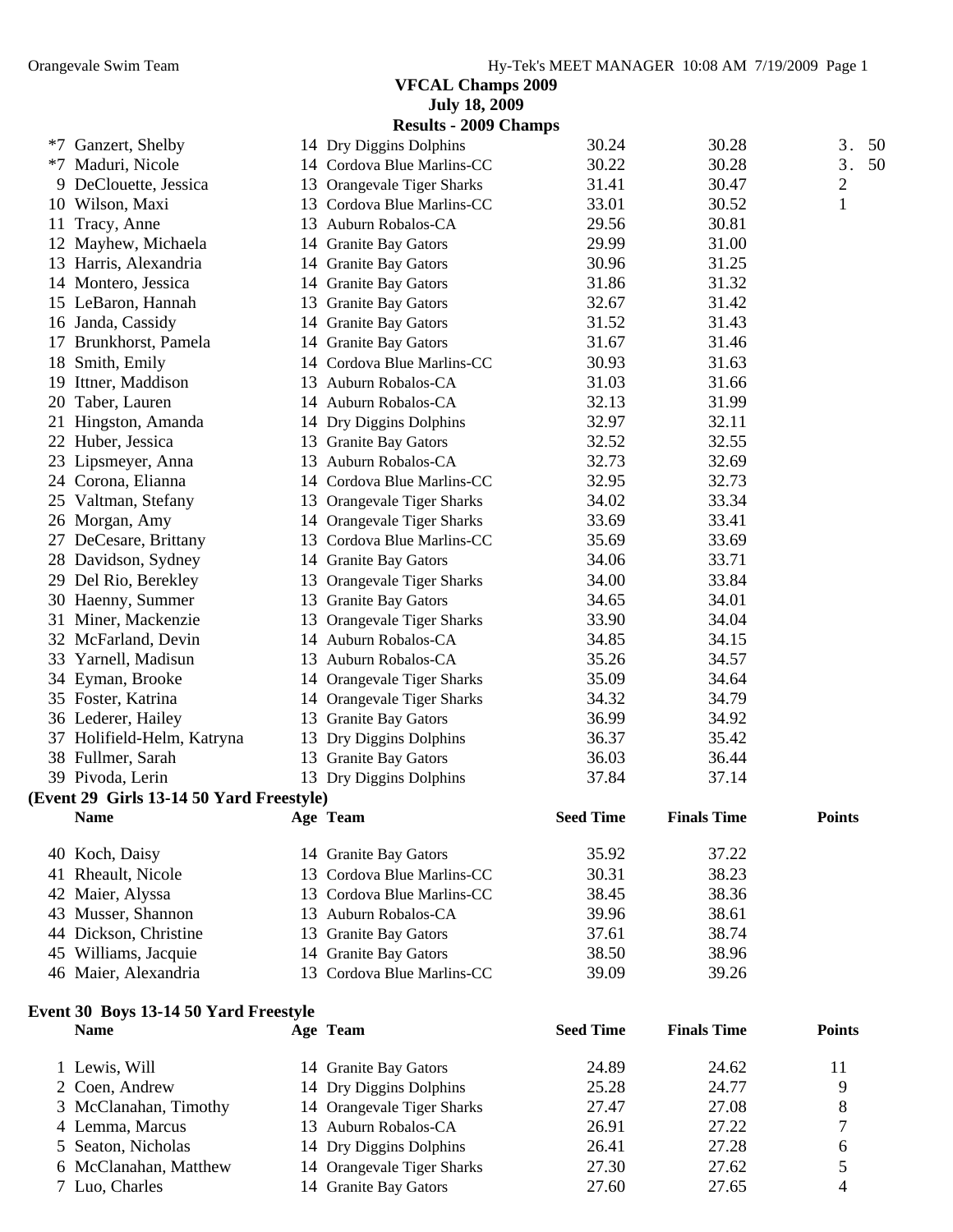## VFCAL Champs 2009

**July 18, 2009**

**Results - 2009 Champs**

| | Name | Age | Team | Seed Time | Finals Time | Points |
|---|---|---|---|---|---|---|
| *7 | Ganzert, Shelby | 14 | Dry Diggins Dolphins | 30.24 | 30.28 | 3.50 |
| *7 | Maduri, Nicole | 14 | Cordova Blue Marlins-CC | 30.22 | 30.28 | 3.50 |
| 9 | DeClouette, Jessica | 13 | Orangevale Tiger Sharks | 31.41 | 30.47 | 2 |
| 10 | Wilson, Maxi | 13 | Cordova Blue Marlins-CC | 33.01 | 30.52 | 1 |
| 11 | Tracy, Anne | 13 | Auburn Robalos-CA | 29.56 | 30.81 | |
| 12 | Mayhew, Michaela | 14 | Granite Bay Gators | 29.99 | 31.00 | |
| 13 | Harris, Alexandria | 14 | Granite Bay Gators | 30.96 | 31.25 | |
| 14 | Montero, Jessica | 14 | Granite Bay Gators | 31.86 | 31.32 | |
| 15 | LeBaron, Hannah | 13 | Granite Bay Gators | 32.67 | 31.42 | |
| 16 | Janda, Cassidy | 14 | Granite Bay Gators | 31.52 | 31.43 | |
| 17 | Brunkhorst, Pamela | 14 | Granite Bay Gators | 31.67 | 31.46 | |
| 18 | Smith, Emily | 14 | Cordova Blue Marlins-CC | 30.93 | 31.63 | |
| 19 | Ittner, Maddison | 13 | Auburn Robalos-CA | 31.03 | 31.66 | |
| 20 | Taber, Lauren | 14 | Auburn Robalos-CA | 32.13 | 31.99 | |
| 21 | Hingston, Amanda | 14 | Dry Diggins Dolphins | 32.97 | 32.11 | |
| 22 | Huber, Jessica | 13 | Granite Bay Gators | 32.52 | 32.55 | |
| 23 | Lipsmeyer, Anna | 13 | Auburn Robalos-CA | 32.73 | 32.69 | |
| 24 | Corona, Elianna | 14 | Cordova Blue Marlins-CC | 32.95 | 32.73 | |
| 25 | Valtman, Stefany | 13 | Orangevale Tiger Sharks | 34.02 | 33.34 | |
| 26 | Morgan, Amy | 14 | Orangevale Tiger Sharks | 33.69 | 33.41 | |
| 27 | DeCesare, Brittany | 13 | Cordova Blue Marlins-CC | 35.69 | 33.69 | |
| 28 | Davidson, Sydney | 14 | Granite Bay Gators | 34.06 | 33.71 | |
| 29 | Del Rio, Berekley | 13 | Orangevale Tiger Sharks | 34.00 | 33.84 | |
| 30 | Haenny, Summer | 13 | Granite Bay Gators | 34.65 | 34.01 | |
| 31 | Miner, Mackenzie | 13 | Orangevale Tiger Sharks | 33.90 | 34.04 | |
| 32 | McFarland, Devin | 14 | Auburn Robalos-CA | 34.85 | 34.15 | |
| 33 | Yarnell, Madisun | 13 | Auburn Robalos-CA | 35.26 | 34.57 | |
| 34 | Eyman, Brooke | 14 | Orangevale Tiger Sharks | 35.09 | 34.64 | |
| 35 | Foster, Katrina | 14 | Orangevale Tiger Sharks | 34.32 | 34.79 | |
| 36 | Lederer, Hailey | 13 | Granite Bay Gators | 36.99 | 34.92 | |
| 37 | Holifield-Helm, Katryna | 13 | Dry Diggins Dolphins | 36.37 | 35.42 | |
| 38 | Fullmer, Sarah | 13 | Granite Bay Gators | 36.03 | 36.44 | |
| 39 | Pivoda, Lerin | 13 | Dry Diggins Dolphins | 37.84 | 37.14 | |

**(Event 29 Girls 13-14 50 Yard Freestyle)**

| | Name | Age | Team | Seed Time | Finals Time | Points |
|---|---|---|---|---|---|---|
| 40 | Koch, Daisy | 14 | Granite Bay Gators | 35.92 | 37.22 | |
| 41 | Rheault, Nicole | 13 | Cordova Blue Marlins-CC | 30.31 | 38.23 | |
| 42 | Maier, Alyssa | 13 | Cordova Blue Marlins-CC | 38.45 | 38.36 | |
| 43 | Musser, Shannon | 13 | Auburn Robalos-CA | 39.96 | 38.61 | |
| 44 | Dickson, Christine | 13 | Granite Bay Gators | 37.61 | 38.74 | |
| 45 | Williams, Jacquie | 14 | Granite Bay Gators | 38.50 | 38.96 | |
| 46 | Maier, Alexandria | 13 | Cordova Blue Marlins-CC | 39.09 | 39.26 | |

### Event 30 Boys 13-14 50 Yard Freestyle

| | Name | Age | Team | Seed Time | Finals Time | Points |
|---|---|---|---|---|---|---|
| 1 | Lewis, Will | 14 | Granite Bay Gators | 24.89 | 24.62 | 11 |
| 2 | Coen, Andrew | 14 | Dry Diggins Dolphins | 25.28 | 24.77 | 9 |
| 3 | McClanahan, Timothy | 14 | Orangevale Tiger Sharks | 27.47 | 27.08 | 8 |
| 4 | Lemma, Marcus | 13 | Auburn Robalos-CA | 26.91 | 27.22 | 7 |
| 5 | Seaton, Nicholas | 14 | Dry Diggins Dolphins | 26.41 | 27.28 | 6 |
| 6 | McClanahan, Matthew | 14 | Orangevale Tiger Sharks | 27.30 | 27.62 | 5 |
| 7 | Luo, Charles | 14 | Granite Bay Gators | 27.60 | 27.65 | 4 |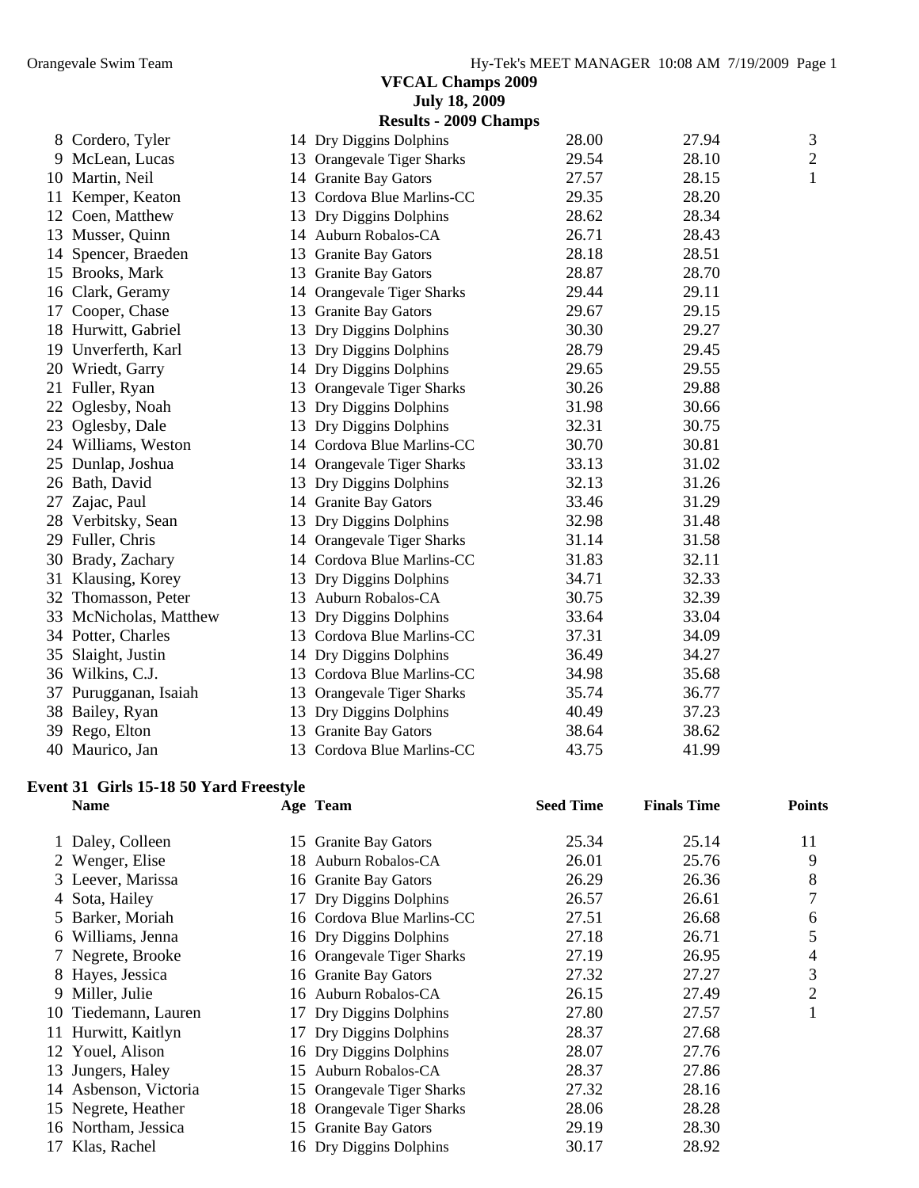**VFCAL Champs 2009**
**July 18, 2009**
**Results - 2009 Champs**

| | Name | Age | Team | Seed Time | Finals Time | Points |
|---|---|---|---|---|---|---|
| 8 | Cordero, Tyler | 14 | Dry Diggins Dolphins | 28.00 | 27.94 | 3 |
| 9 | McLean, Lucas | 13 | Orangevale Tiger Sharks | 29.54 | 28.10 | 2 |
| 10 | Martin, Neil | 14 | Granite Bay Gators | 27.57 | 28.15 | 1 |
| 11 | Kemper, Keaton | 13 | Cordova Blue Marlins-CC | 29.35 | 28.20 | |
| 12 | Coen, Matthew | 13 | Dry Diggins Dolphins | 28.62 | 28.34 | |
| 13 | Musser, Quinn | 14 | Auburn Robalos-CA | 26.71 | 28.43 | |
| 14 | Spencer, Braeden | 13 | Granite Bay Gators | 28.18 | 28.51 | |
| 15 | Brooks, Mark | 13 | Granite Bay Gators | 28.87 | 28.70 | |
| 16 | Clark, Geramy | 14 | Orangevale Tiger Sharks | 29.44 | 29.11 | |
| 17 | Cooper, Chase | 13 | Granite Bay Gators | 29.67 | 29.15 | |
| 18 | Hurwitt, Gabriel | 13 | Dry Diggins Dolphins | 30.30 | 29.27 | |
| 19 | Unverferth, Karl | 13 | Dry Diggins Dolphins | 28.79 | 29.45 | |
| 20 | Wriedt, Garry | 14 | Dry Diggins Dolphins | 29.65 | 29.55 | |
| 21 | Fuller, Ryan | 13 | Orangevale Tiger Sharks | 30.26 | 29.88 | |
| 22 | Oglesby, Noah | 13 | Dry Diggins Dolphins | 31.98 | 30.66 | |
| 23 | Oglesby, Dale | 13 | Dry Diggins Dolphins | 32.31 | 30.75 | |
| 24 | Williams, Weston | 14 | Cordova Blue Marlins-CC | 30.70 | 30.81 | |
| 25 | Dunlap, Joshua | 14 | Orangevale Tiger Sharks | 33.13 | 31.02 | |
| 26 | Bath, David | 13 | Dry Diggins Dolphins | 32.13 | 31.26 | |
| 27 | Zajac, Paul | 14 | Granite Bay Gators | 33.46 | 31.29 | |
| 28 | Verbitsky, Sean | 13 | Dry Diggins Dolphins | 32.98 | 31.48 | |
| 29 | Fuller, Chris | 14 | Orangevale Tiger Sharks | 31.14 | 31.58 | |
| 30 | Brady, Zachary | 14 | Cordova Blue Marlins-CC | 31.83 | 32.11 | |
| 31 | Klausing, Korey | 13 | Dry Diggins Dolphins | 34.71 | 32.33 | |
| 32 | Thomasson, Peter | 13 | Auburn Robalos-CA | 30.75 | 32.39 | |
| 33 | McNicholas, Matthew | 13 | Dry Diggins Dolphins | 33.64 | 33.04 | |
| 34 | Potter, Charles | 13 | Cordova Blue Marlins-CC | 37.31 | 34.09 | |
| 35 | Slaight, Justin | 14 | Dry Diggins Dolphins | 36.49 | 34.27 | |
| 36 | Wilkins, C.J. | 13 | Cordova Blue Marlins-CC | 34.98 | 35.68 | |
| 37 | Purugganan, Isaiah | 13 | Orangevale Tiger Sharks | 35.74 | 36.77 | |
| 38 | Bailey, Ryan | 13 | Dry Diggins Dolphins | 40.49 | 37.23 | |
| 39 | Rego, Elton | 13 | Granite Bay Gators | 38.64 | 38.62 | |
| 40 | Maurico, Jan | 13 | Cordova Blue Marlins-CC | 43.75 | 41.99 | |

**Event 31 Girls 15-18 50 Yard Freestyle**

| | Name | Age | Team | Seed Time | Finals Time | Points |
|---|---|---|---|---|---|---|
| 1 | Daley, Colleen | 15 | Granite Bay Gators | 25.34 | 25.14 | 11 |
| 2 | Wenger, Elise | 18 | Auburn Robalos-CA | 26.01 | 25.76 | 9 |
| 3 | Leever, Marissa | 16 | Granite Bay Gators | 26.29 | 26.36 | 8 |
| 4 | Sota, Hailey | 17 | Dry Diggins Dolphins | 26.57 | 26.61 | 7 |
| 5 | Barker, Moriah | 16 | Cordova Blue Marlins-CC | 27.51 | 26.68 | 6 |
| 6 | Williams, Jenna | 16 | Dry Diggins Dolphins | 27.18 | 26.71 | 5 |
| 7 | Negrete, Brooke | 16 | Orangevale Tiger Sharks | 27.19 | 26.95 | 4 |
| 8 | Hayes, Jessica | 16 | Granite Bay Gators | 27.32 | 27.27 | 3 |
| 9 | Miller, Julie | 16 | Auburn Robalos-CA | 26.15 | 27.49 | 2 |
| 10 | Tiedemann, Lauren | 17 | Dry Diggins Dolphins | 27.80 | 27.57 | 1 |
| 11 | Hurwitt, Kaitlyn | 17 | Dry Diggins Dolphins | 28.37 | 27.68 | |
| 12 | Youel, Alison | 16 | Dry Diggins Dolphins | 28.07 | 27.76 | |
| 13 | Jungers, Haley | 15 | Auburn Robalos-CA | 28.37 | 27.86 | |
| 14 | Asbenson, Victoria | 15 | Orangevale Tiger Sharks | 27.32 | 28.16 | |
| 15 | Negrete, Heather | 18 | Orangevale Tiger Sharks | 28.06 | 28.28 | |
| 16 | Northam, Jessica | 15 | Granite Bay Gators | 29.19 | 28.30 | |
| 17 | Klas, Rachel | 16 | Dry Diggins Dolphins | 30.17 | 28.92 | |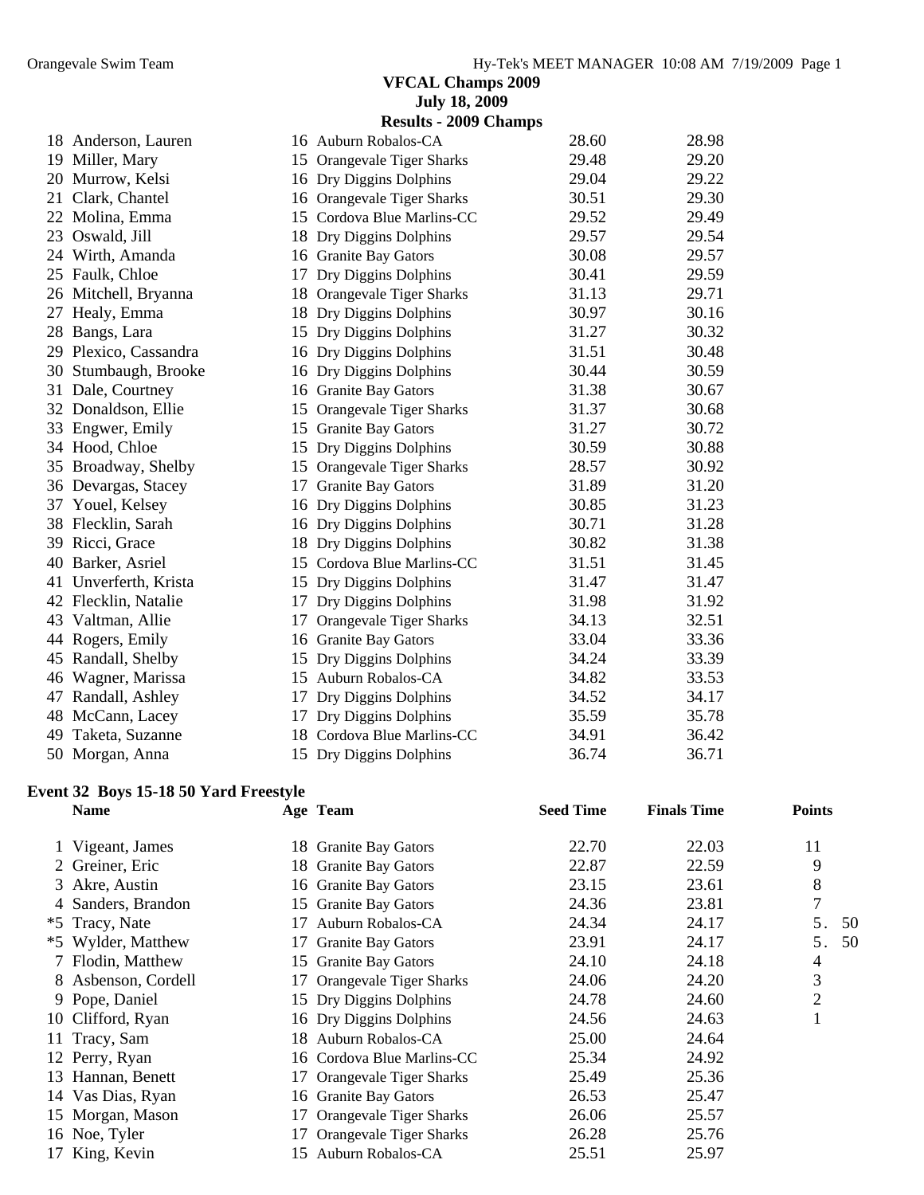**VFCAL Champs 2009**
**July 18, 2009**
**Results - 2009 Champs**

| | Name | Age | Team | Seed Time | Finals Time | Points |
|---|---|---|---|---|---|---|
| 18 | Anderson, Lauren | 16 | Auburn Robalos-CA | 28.60 | 28.98 | |
| 19 | Miller, Mary | 15 | Orangevale Tiger Sharks | 29.48 | 29.20 | |
| 20 | Murrow, Kelsi | 16 | Dry Diggins Dolphins | 29.04 | 29.22 | |
| 21 | Clark, Chantel | 16 | Orangevale Tiger Sharks | 30.51 | 29.30 | |
| 22 | Molina, Emma | 15 | Cordova Blue Marlins-CC | 29.52 | 29.49 | |
| 23 | Oswald, Jill | 18 | Dry Diggins Dolphins | 29.57 | 29.54 | |
| 24 | Wirth, Amanda | 16 | Granite Bay Gators | 30.08 | 29.57 | |
| 25 | Faulk, Chloe | 17 | Dry Diggins Dolphins | 30.41 | 29.59 | |
| 26 | Mitchell, Bryanna | 18 | Orangevale Tiger Sharks | 31.13 | 29.71 | |
| 27 | Healy, Emma | 18 | Dry Diggins Dolphins | 30.97 | 30.16 | |
| 28 | Bangs, Lara | 15 | Dry Diggins Dolphins | 31.27 | 30.32 | |
| 29 | Plexico, Cassandra | 16 | Dry Diggins Dolphins | 31.51 | 30.48 | |
| 30 | Stumbaugh, Brooke | 16 | Dry Diggins Dolphins | 30.44 | 30.59 | |
| 31 | Dale, Courtney | 16 | Granite Bay Gators | 31.38 | 30.67 | |
| 32 | Donaldson, Ellie | 15 | Orangevale Tiger Sharks | 31.37 | 30.68 | |
| 33 | Engwer, Emily | 15 | Granite Bay Gators | 31.27 | 30.72 | |
| 34 | Hood, Chloe | 15 | Dry Diggins Dolphins | 30.59 | 30.88 | |
| 35 | Broadway, Shelby | 15 | Orangevale Tiger Sharks | 28.57 | 30.92 | |
| 36 | Devargas, Stacey | 17 | Granite Bay Gators | 31.89 | 31.20 | |
| 37 | Youel, Kelsey | 16 | Dry Diggins Dolphins | 30.85 | 31.23 | |
| 38 | Flecklin, Sarah | 16 | Dry Diggins Dolphins | 30.71 | 31.28 | |
| 39 | Ricci, Grace | 18 | Dry Diggins Dolphins | 30.82 | 31.38 | |
| 40 | Barker, Asriel | 15 | Cordova Blue Marlins-CC | 31.51 | 31.45 | |
| 41 | Unverferth, Krista | 15 | Dry Diggins Dolphins | 31.47 | 31.47 | |
| 42 | Flecklin, Natalie | 17 | Dry Diggins Dolphins | 31.98 | 31.92 | |
| 43 | Valtman, Allie | 17 | Orangevale Tiger Sharks | 34.13 | 32.51 | |
| 44 | Rogers, Emily | 16 | Granite Bay Gators | 33.04 | 33.36 | |
| 45 | Randall, Shelby | 15 | Dry Diggins Dolphins | 34.24 | 33.39 | |
| 46 | Wagner, Marissa | 15 | Auburn Robalos-CA | 34.82 | 33.53 | |
| 47 | Randall, Ashley | 17 | Dry Diggins Dolphins | 34.52 | 34.17 | |
| 48 | McCann, Lacey | 17 | Dry Diggins Dolphins | 35.59 | 35.78 | |
| 49 | Taketa, Suzanne | 18 | Cordova Blue Marlins-CC | 34.91 | 36.42 | |
| 50 | Morgan, Anna | 15 | Dry Diggins Dolphins | 36.74 | 36.71 | |

**Event 32 Boys 15-18 50 Yard Freestyle**

| | Name | Age | Team | Seed Time | Finals Time | Points |
|---|---|---|---|---|---|---|
| 1 | Vigeant, James | 18 | Granite Bay Gators | 22.70 | 22.03 | 11 |
| 2 | Greiner, Eric | 18 | Granite Bay Gators | 22.87 | 22.59 | 9 |
| 3 | Akre, Austin | 16 | Granite Bay Gators | 23.15 | 23.61 | 8 |
| 4 | Sanders, Brandon | 15 | Granite Bay Gators | 24.36 | 23.81 | 7 |
| *5 | Tracy, Nate | 17 | Auburn Robalos-CA | 24.34 | 24.17 | 5.50 |
| *5 | Wylder, Matthew | 17 | Granite Bay Gators | 23.91 | 24.17 | 5.50 |
| 7 | Flodin, Matthew | 15 | Granite Bay Gators | 24.10 | 24.18 | 4 |
| 8 | Asbenson, Cordell | 17 | Orangevale Tiger Sharks | 24.06 | 24.20 | 3 |
| 9 | Pope, Daniel | 15 | Dry Diggins Dolphins | 24.78 | 24.60 | 2 |
| 10 | Clifford, Ryan | 16 | Dry Diggins Dolphins | 24.56 | 24.63 | 1 |
| 11 | Tracy, Sam | 18 | Auburn Robalos-CA | 25.00 | 24.64 | |
| 12 | Perry, Ryan | 16 | Cordova Blue Marlins-CC | 25.34 | 24.92 | |
| 13 | Hannan, Benett | 17 | Orangevale Tiger Sharks | 25.49 | 25.36 | |
| 14 | Vas Dias, Ryan | 16 | Granite Bay Gators | 26.53 | 25.47 | |
| 15 | Morgan, Mason | 17 | Orangevale Tiger Sharks | 26.06 | 25.57 | |
| 16 | Noe, Tyler | 17 | Orangevale Tiger Sharks | 26.28 | 25.76 | |
| 17 | King, Kevin | 15 | Auburn Robalos-CA | 25.51 | 25.97 | |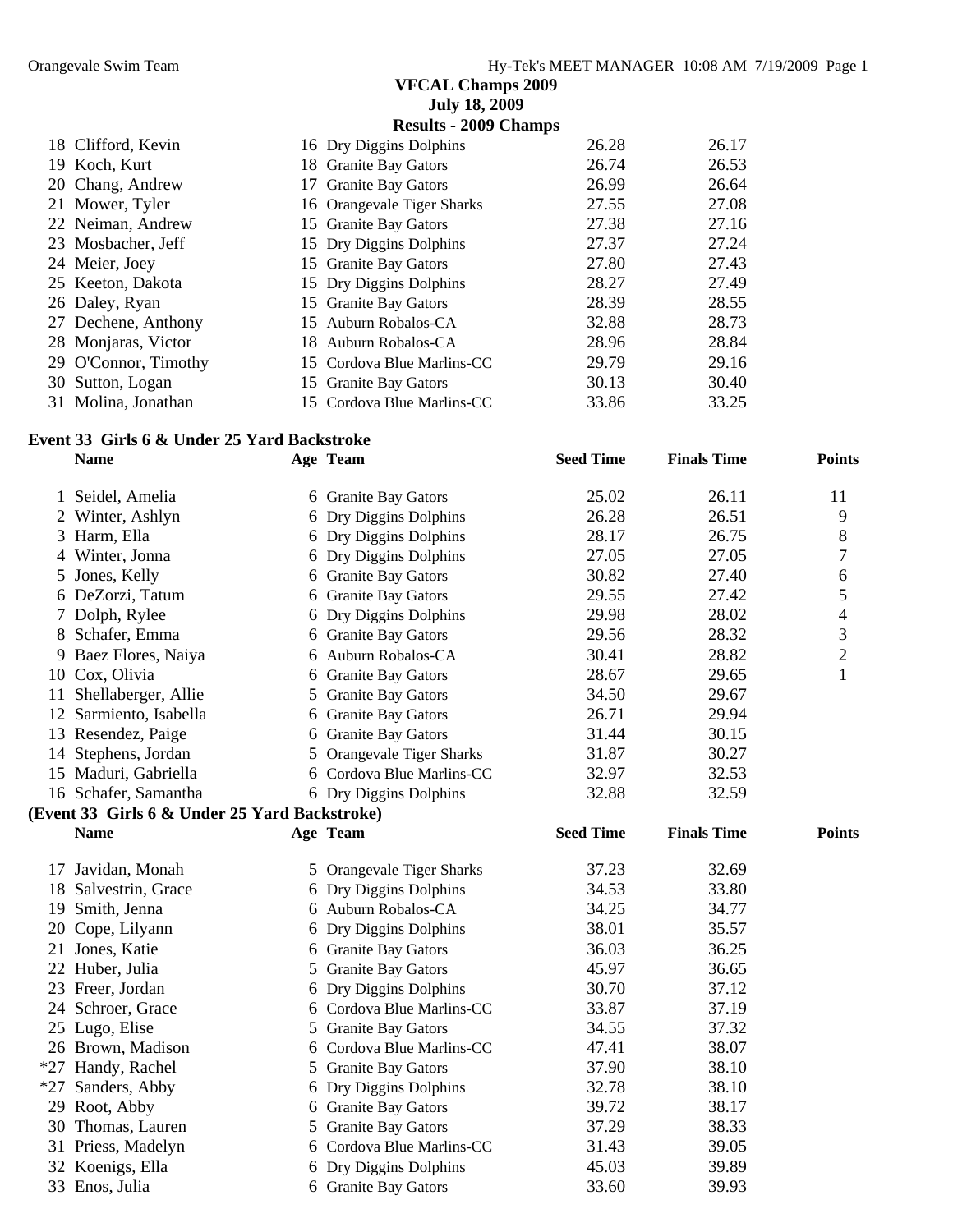**VFCAL Champs 2009**
**July 18, 2009**
**Results - 2009 Champs**

| | Name | Age | Team | Seed Time | Finals Time | Points |
|---|---|---|---|---|---|---|
| 18 | Clifford, Kevin | 16 | Dry Diggins Dolphins | 26.28 | 26.17 | |
| 19 | Koch, Kurt | 18 | Granite Bay Gators | 26.74 | 26.53 | |
| 20 | Chang, Andrew | 17 | Granite Bay Gators | 26.99 | 26.64 | |
| 21 | Mower, Tyler | 16 | Orangevale Tiger Sharks | 27.55 | 27.08 | |
| 22 | Neiman, Andrew | 15 | Granite Bay Gators | 27.38 | 27.16 | |
| 23 | Mosbacher, Jeff | 15 | Dry Diggins Dolphins | 27.37 | 27.24 | |
| 24 | Meier, Joey | 15 | Granite Bay Gators | 27.80 | 27.43 | |
| 25 | Keeton, Dakota | 15 | Dry Diggins Dolphins | 28.27 | 27.49 | |
| 26 | Daley, Ryan | 15 | Granite Bay Gators | 28.39 | 28.55 | |
| 27 | Dechene, Anthony | 15 | Auburn Robalos-CA | 32.88 | 28.73 | |
| 28 | Monjaras, Victor | 18 | Auburn Robalos-CA | 28.96 | 28.84 | |
| 29 | O'Connor, Timothy | 15 | Cordova Blue Marlins-CC | 29.79 | 29.16 | |
| 30 | Sutton, Logan | 15 | Granite Bay Gators | 30.13 | 30.40 | |
| 31 | Molina, Jonathan | 15 | Cordova Blue Marlins-CC | 33.86 | 33.25 | |

**Event 33 Girls 6 & Under 25 Yard Backstroke**

| | Name | Age | Team | Seed Time | Finals Time | Points |
|---|---|---|---|---|---|---|
| 1 | Seidel, Amelia | 6 | Granite Bay Gators | 25.02 | 26.11 | 11 |
| 2 | Winter, Ashlyn | 6 | Dry Diggins Dolphins | 26.28 | 26.51 | 9 |
| 3 | Harm, Ella | 6 | Dry Diggins Dolphins | 28.17 | 26.75 | 8 |
| 4 | Winter, Jonna | 6 | Dry Diggins Dolphins | 27.05 | 27.05 | 7 |
| 5 | Jones, Kelly | 6 | Granite Bay Gators | 30.82 | 27.40 | 6 |
| 6 | DeZorzi, Tatum | 6 | Granite Bay Gators | 29.55 | 27.42 | 5 |
| 7 | Dolph, Rylee | 6 | Dry Diggins Dolphins | 29.98 | 28.02 | 4 |
| 8 | Schafer, Emma | 6 | Granite Bay Gators | 29.56 | 28.32 | 3 |
| 9 | Baez Flores, Naiya | 6 | Auburn Robalos-CA | 30.41 | 28.82 | 2 |
| 10 | Cox, Olivia | 6 | Granite Bay Gators | 28.67 | 29.65 | 1 |
| 11 | Shellaberger, Allie | 5 | Granite Bay Gators | 34.50 | 29.67 | |
| 12 | Sarmiento, Isabella | 6 | Granite Bay Gators | 26.71 | 29.94 | |
| 13 | Resendez, Paige | 6 | Granite Bay Gators | 31.44 | 30.15 | |
| 14 | Stephens, Jordan | 5 | Orangevale Tiger Sharks | 31.87 | 30.27 | |
| 15 | Maduri, Gabriella | 6 | Cordova Blue Marlins-CC | 32.97 | 32.53 | |
| 16 | Schafer, Samantha | 6 | Dry Diggins Dolphins | 32.88 | 32.59 | |

**(Event 33 Girls 6 & Under 25 Yard Backstroke)**

| | Name | Age | Team | Seed Time | Finals Time | Points |
|---|---|---|---|---|---|---|
| 17 | Javidan, Monah | 5 | Orangevale Tiger Sharks | 37.23 | 32.69 | |
| 18 | Salvestrin, Grace | 6 | Dry Diggins Dolphins | 34.53 | 33.80 | |
| 19 | Smith, Jenna | 6 | Auburn Robalos-CA | 34.25 | 34.77 | |
| 20 | Cope, Lilyann | 6 | Dry Diggins Dolphins | 38.01 | 35.57 | |
| 21 | Jones, Katie | 6 | Granite Bay Gators | 36.03 | 36.25 | |
| 22 | Huber, Julia | 5 | Granite Bay Gators | 45.97 | 36.65 | |
| 23 | Freer, Jordan | 6 | Dry Diggins Dolphins | 30.70 | 37.12 | |
| 24 | Schroer, Grace | 6 | Cordova Blue Marlins-CC | 33.87 | 37.19 | |
| 25 | Lugo, Elise | 5 | Granite Bay Gators | 34.55 | 37.32 | |
| 26 | Brown, Madison | 6 | Cordova Blue Marlins-CC | 47.41 | 38.07 | |
| *27 | Handy, Rachel | 5 | Granite Bay Gators | 37.90 | 38.10 | |
| *27 | Sanders, Abby | 6 | Dry Diggins Dolphins | 32.78 | 38.10 | |
| 29 | Root, Abby | 6 | Granite Bay Gators | 39.72 | 38.17 | |
| 30 | Thomas, Lauren | 5 | Granite Bay Gators | 37.29 | 38.33 | |
| 31 | Priess, Madelyn | 6 | Cordova Blue Marlins-CC | 31.43 | 39.05 | |
| 32 | Koenigs, Ella | 6 | Dry Diggins Dolphins | 45.03 | 39.89 | |
| 33 | Enos, Julia | 6 | Granite Bay Gators | 33.60 | 39.93 | |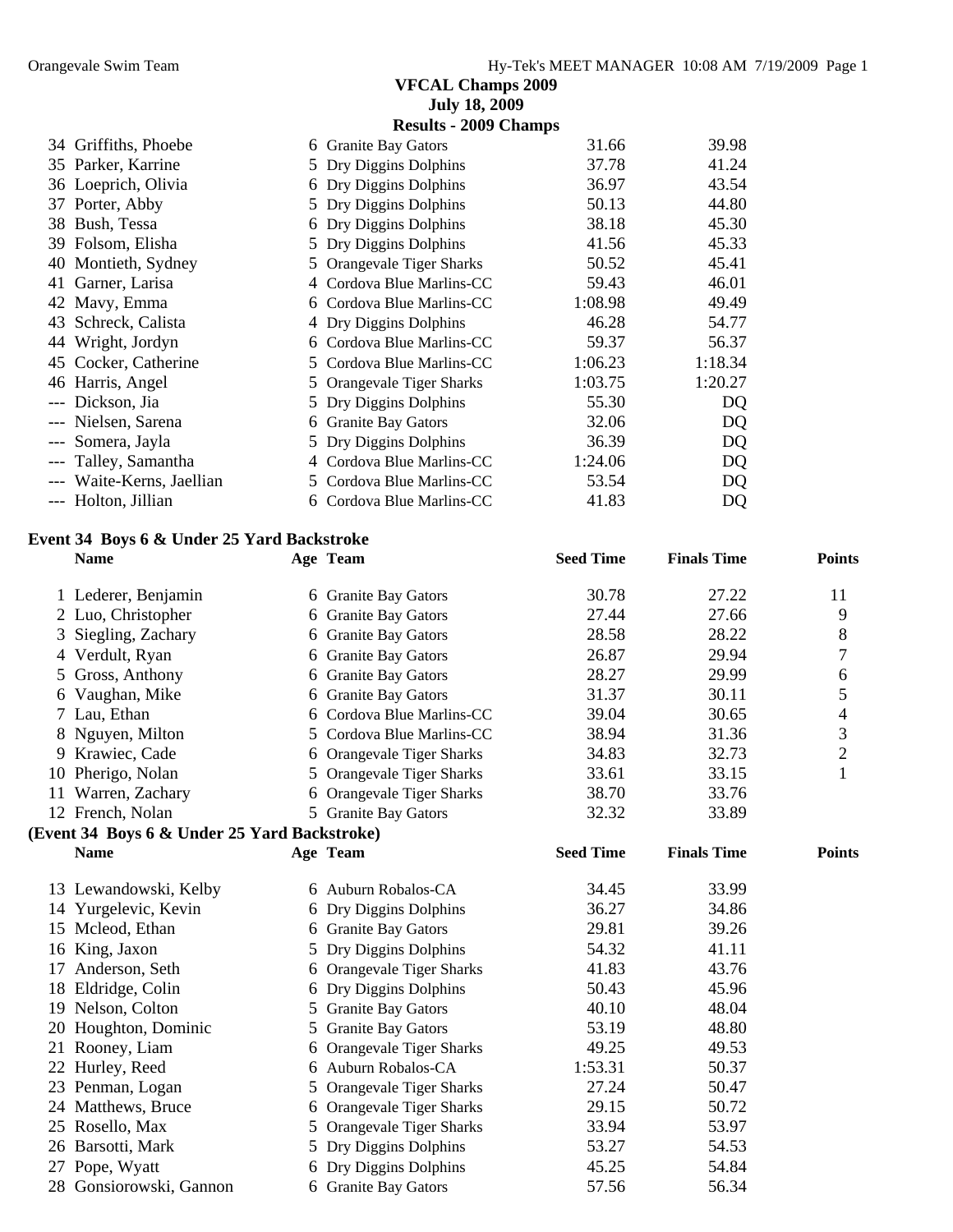**VFCAL Champs 2009**
**July 18, 2009**
**Results - 2009 Champs**

| | Name | Age | Team | Seed Time | Finals Time | Points |
|---|---|---|---|---|---|---|
| 34 | Griffiths, Phoebe | 6 | Granite Bay Gators | 31.66 | 39.98 | |
| 35 | Parker, Karrine | 5 | Dry Diggins Dolphins | 37.78 | 41.24 | |
| 36 | Loeprich, Olivia | 6 | Dry Diggins Dolphins | 36.97 | 43.54 | |
| 37 | Porter, Abby | 5 | Dry Diggins Dolphins | 50.13 | 44.80 | |
| 38 | Bush, Tessa | 6 | Dry Diggins Dolphins | 38.18 | 45.30 | |
| 39 | Folsom, Elisha | 5 | Dry Diggins Dolphins | 41.56 | 45.33 | |
| 40 | Montieth, Sydney | 5 | Orangevale Tiger Sharks | 50.52 | 45.41 | |
| 41 | Garner, Larisa | 4 | Cordova Blue Marlins-CC | 59.43 | 46.01 | |
| 42 | Mavy, Emma | 6 | Cordova Blue Marlins-CC | 1:08.98 | 49.49 | |
| 43 | Schreck, Calista | 4 | Dry Diggins Dolphins | 46.28 | 54.77 | |
| 44 | Wright, Jordyn | 6 | Cordova Blue Marlins-CC | 59.37 | 56.37 | |
| 45 | Cocker, Catherine | 5 | Cordova Blue Marlins-CC | 1:06.23 | 1:18.34 | |
| 46 | Harris, Angel | 5 | Orangevale Tiger Sharks | 1:03.75 | 1:20.27 | |
| --- | Dickson, Jia | 5 | Dry Diggins Dolphins | 55.30 | DQ | |
| --- | Nielsen, Sarena | 6 | Granite Bay Gators | 32.06 | DQ | |
| --- | Somera, Jayla | 5 | Dry Diggins Dolphins | 36.39 | DQ | |
| --- | Talley, Samantha | 4 | Cordova Blue Marlins-CC | 1:24.06 | DQ | |
| --- | Waite-Kerns, Jaellian | 5 | Cordova Blue Marlins-CC | 53.54 | DQ | |
| --- | Holton, Jillian | 6 | Cordova Blue Marlins-CC | 41.83 | DQ | |

### Event 34 Boys 6 & Under 25 Yard Backstroke

| | Name | Age | Team | Seed Time | Finals Time | Points |
|---|---|---|---|---|---|---|
| 1 | Lederer, Benjamin | 6 | Granite Bay Gators | 30.78 | 27.22 | 11 |
| 2 | Luo, Christopher | 6 | Granite Bay Gators | 27.44 | 27.66 | 9 |
| 3 | Siegling, Zachary | 6 | Granite Bay Gators | 28.58 | 28.22 | 8 |
| 4 | Verdult, Ryan | 6 | Granite Bay Gators | 26.87 | 29.94 | 7 |
| 5 | Gross, Anthony | 6 | Granite Bay Gators | 28.27 | 29.99 | 6 |
| 6 | Vaughan, Mike | 6 | Granite Bay Gators | 31.37 | 30.11 | 5 |
| 7 | Lau, Ethan | 6 | Cordova Blue Marlins-CC | 39.04 | 30.65 | 4 |
| 8 | Nguyen, Milton | 5 | Cordova Blue Marlins-CC | 38.94 | 31.36 | 3 |
| 9 | Krawiec, Cade | 6 | Orangevale Tiger Sharks | 34.83 | 32.73 | 2 |
| 10 | Pherigo, Nolan | 5 | Orangevale Tiger Sharks | 33.61 | 33.15 | 1 |
| 11 | Warren, Zachary | 6 | Orangevale Tiger Sharks | 38.70 | 33.76 | |
| 12 | French, Nolan | 5 | Granite Bay Gators | 32.32 | 33.89 | |

**(Event 34 Boys 6 & Under 25 Yard Backstroke)**

| | Name | Age | Team | Seed Time | Finals Time | Points |
|---|---|---|---|---|---|---|
| 13 | Lewandowski, Kelby | 6 | Auburn Robalos-CA | 34.45 | 33.99 | |
| 14 | Yurgelevic, Kevin | 6 | Dry Diggins Dolphins | 36.27 | 34.86 | |
| 15 | Mcleod, Ethan | 6 | Granite Bay Gators | 29.81 | 39.26 | |
| 16 | King, Jaxon | 5 | Dry Diggins Dolphins | 54.32 | 41.11 | |
| 17 | Anderson, Seth | 6 | Orangevale Tiger Sharks | 41.83 | 43.76 | |
| 18 | Eldridge, Colin | 6 | Dry Diggins Dolphins | 50.43 | 45.96 | |
| 19 | Nelson, Colton | 5 | Granite Bay Gators | 40.10 | 48.04 | |
| 20 | Houghton, Dominic | 5 | Granite Bay Gators | 53.19 | 48.80 | |
| 21 | Rooney, Liam | 6 | Orangevale Tiger Sharks | 49.25 | 49.53 | |
| 22 | Hurley, Reed | 6 | Auburn Robalos-CA | 1:53.31 | 50.37 | |
| 23 | Penman, Logan | 5 | Orangevale Tiger Sharks | 27.24 | 50.47 | |
| 24 | Matthews, Bruce | 6 | Orangevale Tiger Sharks | 29.15 | 50.72 | |
| 25 | Rosello, Max | 5 | Orangevale Tiger Sharks | 33.94 | 53.97 | |
| 26 | Barsotti, Mark | 5 | Dry Diggins Dolphins | 53.27 | 54.53 | |
| 27 | Pope, Wyatt | 6 | Dry Diggins Dolphins | 45.25 | 54.84 | |
| 28 | Gonsiorowski, Gannon | 6 | Granite Bay Gators | 57.56 | 56.34 | |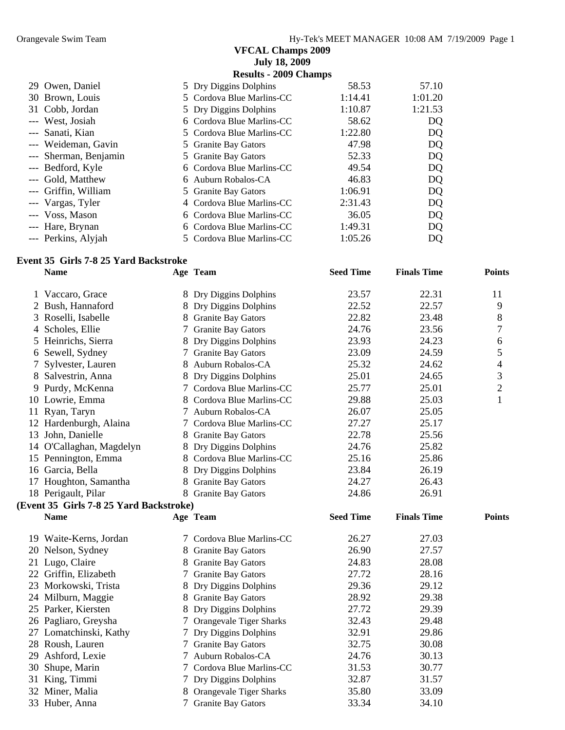**VFCAL Champs 2009**
**July 18, 2009**
**Results - 2009 Champs**

| | Name | Age | Team | Seed Time | Finals Time | Points |
|---|---|---|---|---|---|---|
| 29 | Owen, Daniel | 5 | Dry Diggins Dolphins | 58.53 | 57.10 | |
| 30 | Brown, Louis | 5 | Cordova Blue Marlins-CC | 1:14.41 | 1:01.20 | |
| 31 | Cobb, Jordan | 5 | Dry Diggins Dolphins | 1:10.87 | 1:21.53 | |
| --- | West, Josiah | 6 | Cordova Blue Marlins-CC | 58.62 | DQ | |
| --- | Sanati, Kian | 5 | Cordova Blue Marlins-CC | 1:22.80 | DQ | |
| --- | Weideman, Gavin | 5 | Granite Bay Gators | 47.98 | DQ | |
| --- | Sherman, Benjamin | 5 | Granite Bay Gators | 52.33 | DQ | |
| --- | Bedford, Kyle | 6 | Cordova Blue Marlins-CC | 49.54 | DQ | |
| --- | Gold, Matthew | 6 | Auburn Robalos-CA | 46.83 | DQ | |
| --- | Griffin, William | 5 | Granite Bay Gators | 1:06.91 | DQ | |
| --- | Vargas, Tyler | 4 | Cordova Blue Marlins-CC | 2:31.43 | DQ | |
| --- | Voss, Mason | 6 | Cordova Blue Marlins-CC | 36.05 | DQ | |
| --- | Hare, Brynan | 6 | Cordova Blue Marlins-CC | 1:49.31 | DQ | |
| --- | Perkins, Alyjah | 5 | Cordova Blue Marlins-CC | 1:05.26 | DQ | |

### Event 35 Girls 7-8 25 Yard Backstroke

| | Name | Age | Team | Seed Time | Finals Time | Points |
|---|---|---|---|---|---|---|
| 1 | Vaccaro, Grace | 8 | Dry Diggins Dolphins | 23.57 | 22.31 | 11 |
| 2 | Bush, Hannaford | 8 | Dry Diggins Dolphins | 22.52 | 22.57 | 9 |
| 3 | Roselli, Isabelle | 8 | Granite Bay Gators | 22.82 | 23.48 | 8 |
| 4 | Scholes, Ellie | 7 | Granite Bay Gators | 24.76 | 23.56 | 7 |
| 5 | Heinrichs, Sierra | 8 | Dry Diggins Dolphins | 23.93 | 24.23 | 6 |
| 6 | Sewell, Sydney | 7 | Granite Bay Gators | 23.09 | 24.59 | 5 |
| 7 | Sylvester, Lauren | 8 | Auburn Robalos-CA | 25.32 | 24.62 | 4 |
| 8 | Salvestrin, Anna | 8 | Dry Diggins Dolphins | 25.01 | 24.65 | 3 |
| 9 | Purdy, McKenna | 7 | Cordova Blue Marlins-CC | 25.77 | 25.01 | 2 |
| 10 | Lowrie, Emma | 8 | Cordova Blue Marlins-CC | 29.88 | 25.03 | 1 |
| 11 | Ryan, Taryn | 7 | Auburn Robalos-CA | 26.07 | 25.05 | |
| 12 | Hardenburgh, Alaina | 7 | Cordova Blue Marlins-CC | 27.27 | 25.17 | |
| 13 | John, Danielle | 8 | Granite Bay Gators | 22.78 | 25.56 | |
| 14 | O'Callaghan, Magdelyn | 8 | Dry Diggins Dolphins | 24.76 | 25.82 | |
| 15 | Pennington, Emma | 8 | Cordova Blue Marlins-CC | 25.16 | 25.86 | |
| 16 | Garcia, Bella | 8 | Dry Diggins Dolphins | 23.84 | 26.19 | |
| 17 | Houghton, Samantha | 8 | Granite Bay Gators | 24.27 | 26.43 | |
| 18 | Perigault, Pilar | 8 | Granite Bay Gators | 24.86 | 26.91 | |
| 19 | Waite-Kerns, Jordan | 7 | Cordova Blue Marlins-CC | 26.27 | 27.03 | |
| 20 | Nelson, Sydney | 8 | Granite Bay Gators | 26.90 | 27.57 | |
| 21 | Lugo, Claire | 8 | Granite Bay Gators | 24.83 | 28.08 | |
| 22 | Griffin, Elizabeth | 7 | Granite Bay Gators | 27.72 | 28.16 | |
| 23 | Morkowski, Trista | 8 | Dry Diggins Dolphins | 29.36 | 29.12 | |
| 24 | Milburn, Maggie | 8 | Granite Bay Gators | 28.92 | 29.38 | |
| 25 | Parker, Kiersten | 8 | Dry Diggins Dolphins | 27.72 | 29.39 | |
| 26 | Pagliaro, Greysha | 7 | Orangevale Tiger Sharks | 32.43 | 29.48 | |
| 27 | Lomatchinski, Kathy | 7 | Dry Diggins Dolphins | 32.91 | 29.86 | |
| 28 | Roush, Lauren | 7 | Granite Bay Gators | 32.75 | 30.08 | |
| 29 | Ashford, Lexie | 7 | Auburn Robalos-CA | 24.76 | 30.13 | |
| 30 | Shupe, Marin | 7 | Cordova Blue Marlins-CC | 31.53 | 30.77 | |
| 31 | King, Timmi | 7 | Dry Diggins Dolphins | 32.87 | 31.57 | |
| 32 | Miner, Malia | 8 | Orangevale Tiger Sharks | 35.80 | 33.09 | |
| 33 | Huber, Anna | 7 | Granite Bay Gators | 33.34 | 34.10 | |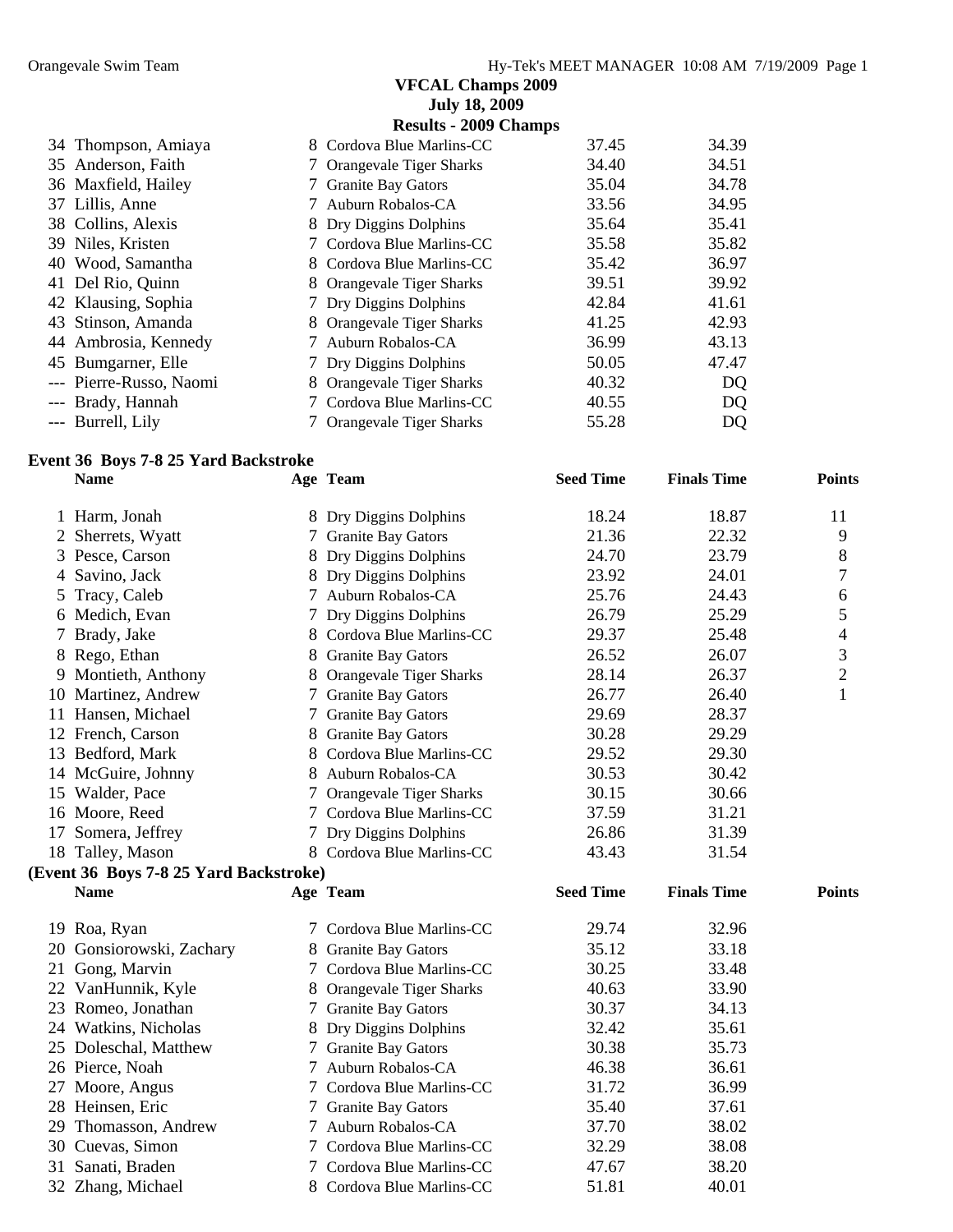**VFCAL Champs 2009**
**July 18, 2009**
**Results - 2009 Champs**

| | Name | Age | Team | Seed Time | Finals Time | Points |
|---|---|---|---|---|---|---|
| 34 | Thompson, Amiaya | 8 | Cordova Blue Marlins-CC | 37.45 | 34.39 | |
| 35 | Anderson, Faith | 7 | Orangevale Tiger Sharks | 34.40 | 34.51 | |
| 36 | Maxfield, Hailey | 7 | Granite Bay Gators | 35.04 | 34.78 | |
| 37 | Lillis, Anne | 7 | Auburn Robalos-CA | 33.56 | 34.95 | |
| 38 | Collins, Alexis | 8 | Dry Diggins Dolphins | 35.64 | 35.41 | |
| 39 | Niles, Kristen | 7 | Cordova Blue Marlins-CC | 35.58 | 35.82 | |
| 40 | Wood, Samantha | 8 | Cordova Blue Marlins-CC | 35.42 | 36.97 | |
| 41 | Del Rio, Quinn | 8 | Orangevale Tiger Sharks | 39.51 | 39.92 | |
| 42 | Klausing, Sophia | 7 | Dry Diggins Dolphins | 42.84 | 41.61 | |
| 43 | Stinson, Amanda | 8 | Orangevale Tiger Sharks | 41.25 | 42.93 | |
| 44 | Ambrosia, Kennedy | 7 | Auburn Robalos-CA | 36.99 | 43.13 | |
| 45 | Bumgarner, Elle | 7 | Dry Diggins Dolphins | 50.05 | 47.47 | |
| --- | Pierre-Russo, Naomi | 8 | Orangevale Tiger Sharks | 40.32 | DQ | |
| --- | Brady, Hannah | 7 | Cordova Blue Marlins-CC | 40.55 | DQ | |
| --- | Burrell, Lily | 7 | Orangevale Tiger Sharks | 55.28 | DQ | |

**Event 36 Boys 7-8 25 Yard Backstroke**

| | Name | Age | Team | Seed Time | Finals Time | Points |
|---|---|---|---|---|---|---|
| 1 | Harm, Jonah | 8 | Dry Diggins Dolphins | 18.24 | 18.87 | 11 |
| 2 | Sherrets, Wyatt | 7 | Granite Bay Gators | 21.36 | 22.32 | 9 |
| 3 | Pesce, Carson | 8 | Dry Diggins Dolphins | 24.70 | 23.79 | 8 |
| 4 | Savino, Jack | 8 | Dry Diggins Dolphins | 23.92 | 24.01 | 7 |
| 5 | Tracy, Caleb | 7 | Auburn Robalos-CA | 25.76 | 24.43 | 6 |
| 6 | Medich, Evan | 7 | Dry Diggins Dolphins | 26.79 | 25.29 | 5 |
| 7 | Brady, Jake | 8 | Cordova Blue Marlins-CC | 29.37 | 25.48 | 4 |
| 8 | Rego, Ethan | 8 | Granite Bay Gators | 26.52 | 26.07 | 3 |
| 9 | Montieth, Anthony | 8 | Orangevale Tiger Sharks | 28.14 | 26.37 | 2 |
| 10 | Martinez, Andrew | 7 | Granite Bay Gators | 26.77 | 26.40 | 1 |
| 11 | Hansen, Michael | 7 | Granite Bay Gators | 29.69 | 28.37 | |
| 12 | French, Carson | 8 | Granite Bay Gators | 30.28 | 29.29 | |
| 13 | Bedford, Mark | 8 | Cordova Blue Marlins-CC | 29.52 | 29.30 | |
| 14 | McGuire, Johnny | 8 | Auburn Robalos-CA | 30.53 | 30.42 | |
| 15 | Walder, Pace | 7 | Orangevale Tiger Sharks | 30.15 | 30.66 | |
| 16 | Moore, Reed | 7 | Cordova Blue Marlins-CC | 37.59 | 31.21 | |
| 17 | Somera, Jeffrey | 7 | Dry Diggins Dolphins | 26.86 | 31.39 | |
| 18 | Talley, Mason | 8 | Cordova Blue Marlins-CC | 43.43 | 31.54 | |
| 19 | Roa, Ryan | 7 | Cordova Blue Marlins-CC | 29.74 | 32.96 | |
| 20 | Gonsiorowski, Zachary | 8 | Granite Bay Gators | 35.12 | 33.18 | |
| 21 | Gong, Marvin | 7 | Cordova Blue Marlins-CC | 30.25 | 33.48 | |
| 22 | VanHunnik, Kyle | 8 | Orangevale Tiger Sharks | 40.63 | 33.90 | |
| 23 | Romeo, Jonathan | 7 | Granite Bay Gators | 30.37 | 34.13 | |
| 24 | Watkins, Nicholas | 8 | Dry Diggins Dolphins | 32.42 | 35.61 | |
| 25 | Doleschal, Matthew | 7 | Granite Bay Gators | 30.38 | 35.73 | |
| 26 | Pierce, Noah | 7 | Auburn Robalos-CA | 46.38 | 36.61 | |
| 27 | Moore, Angus | 7 | Cordova Blue Marlins-CC | 31.72 | 36.99 | |
| 28 | Heinsen, Eric | 7 | Granite Bay Gators | 35.40 | 37.61 | |
| 29 | Thomasson, Andrew | 7 | Auburn Robalos-CA | 37.70 | 38.02 | |
| 30 | Cuevas, Simon | 7 | Cordova Blue Marlins-CC | 32.29 | 38.08 | |
| 31 | Sanati, Braden | 7 | Cordova Blue Marlins-CC | 47.67 | 38.20 | |
| 32 | Zhang, Michael | 8 | Cordova Blue Marlins-CC | 51.81 | 40.01 | |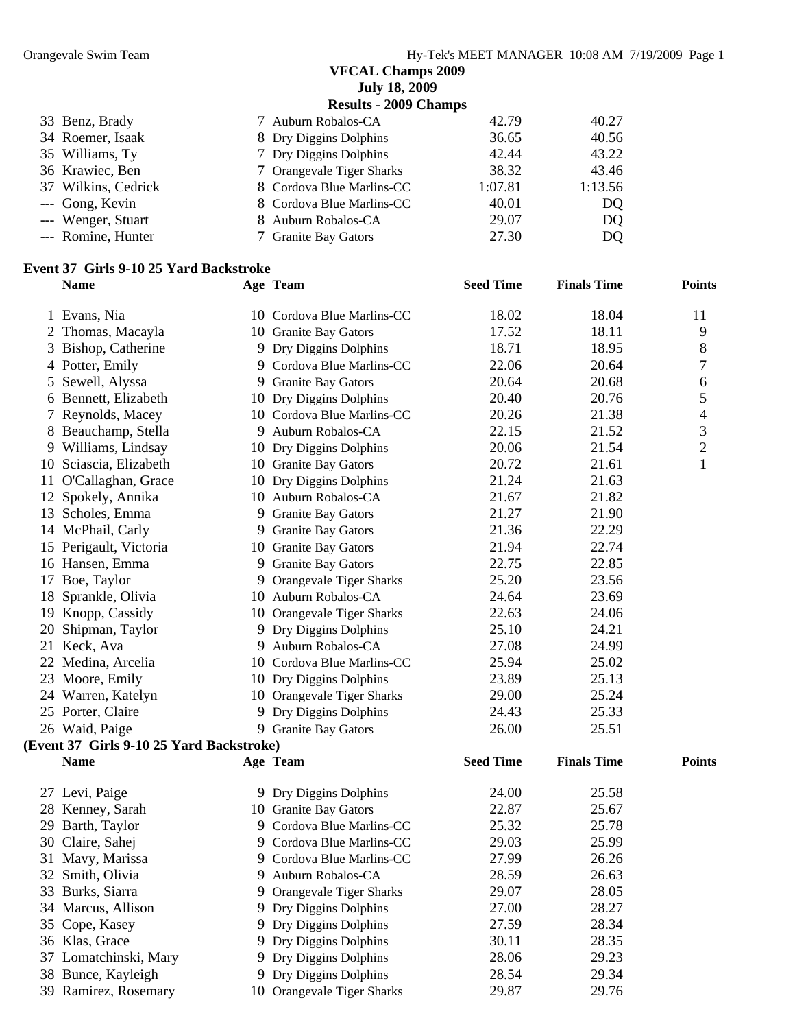## VFCAL Champs 2009

### July 18, 2009

### Results - 2009 Champs

| | Name | Age | Team | Seed Time | Finals Time |
|---|---|---|---|---|---|
| 33 | Benz, Brady | 7 | Auburn Robalos-CA | 42.79 | 40.27 |
| 34 | Roemer, Isaak | 8 | Dry Diggins Dolphins | 36.65 | 40.56 |
| 35 | Williams, Ty | 7 | Dry Diggins Dolphins | 42.44 | 43.22 |
| 36 | Krawiec, Ben | 7 | Orangevale Tiger Sharks | 38.32 | 43.46 |
| 37 | Wilkins, Cedrick | 8 | Cordova Blue Marlins-CC | 1:07.81 | 1:13.56 |
| --- | Gong, Kevin | 8 | Cordova Blue Marlins-CC | 40.01 | DQ |
| --- | Wenger, Stuart | 8 | Auburn Robalos-CA | 29.07 | DQ |
| --- | Romine, Hunter | 7 | Granite Bay Gators | 27.30 | DQ |

### Event 37 Girls 9-10 25 Yard Backstroke

| | Name | Age | Team | Seed Time | Finals Time | Points |
|---|---|---|---|---|---|---|
| 1 | Evans, Nia | 10 | Cordova Blue Marlins-CC | 18.02 | 18.04 | 11 |
| 2 | Thomas, Macayla | 10 | Granite Bay Gators | 17.52 | 18.11 | 9 |
| 3 | Bishop, Catherine | 9 | Dry Diggins Dolphins | 18.71 | 18.95 | 8 |
| 4 | Potter, Emily | 9 | Cordova Blue Marlins-CC | 22.06 | 20.64 | 7 |
| 5 | Sewell, Alyssa | 9 | Granite Bay Gators | 20.64 | 20.68 | 6 |
| 6 | Bennett, Elizabeth | 10 | Dry Diggins Dolphins | 20.40 | 20.76 | 5 |
| 7 | Reynolds, Macey | 10 | Cordova Blue Marlins-CC | 20.26 | 21.38 | 4 |
| 8 | Beauchamp, Stella | 9 | Auburn Robalos-CA | 22.15 | 21.52 | 3 |
| 9 | Williams, Lindsay | 10 | Dry Diggins Dolphins | 20.06 | 21.54 | 2 |
| 10 | Sciascia, Elizabeth | 10 | Granite Bay Gators | 20.72 | 21.61 | 1 |
| 11 | O'Callaghan, Grace | 10 | Dry Diggins Dolphins | 21.24 | 21.63 | |
| 12 | Spokely, Annika | 10 | Auburn Robalos-CA | 21.67 | 21.82 | |
| 13 | Scholes, Emma | 9 | Granite Bay Gators | 21.27 | 21.90 | |
| 14 | McPhail, Carly | 9 | Granite Bay Gators | 21.36 | 22.29 | |
| 15 | Perigault, Victoria | 10 | Granite Bay Gators | 21.94 | 22.74 | |
| 16 | Hansen, Emma | 9 | Granite Bay Gators | 22.75 | 22.85 | |
| 17 | Boe, Taylor | 9 | Orangevale Tiger Sharks | 25.20 | 23.56 | |
| 18 | Sprankle, Olivia | 10 | Auburn Robalos-CA | 24.64 | 23.69 | |
| 19 | Knopp, Cassidy | 10 | Orangevale Tiger Sharks | 22.63 | 24.06 | |
| 20 | Shipman, Taylor | 9 | Dry Diggins Dolphins | 25.10 | 24.21 | |
| 21 | Keck, Ava | 9 | Auburn Robalos-CA | 27.08 | 24.99 | |
| 22 | Medina, Arcelia | 10 | Cordova Blue Marlins-CC | 25.94 | 25.02 | |
| 23 | Moore, Emily | 10 | Dry Diggins Dolphins | 23.89 | 25.13 | |
| 24 | Warren, Katelyn | 10 | Orangevale Tiger Sharks | 29.00 | 25.24 | |
| 25 | Porter, Claire | 9 | Dry Diggins Dolphins | 24.43 | 25.33 | |
| 26 | Waid, Paige | 9 | Granite Bay Gators | 26.00 | 25.51 | |
| 27 | Levi, Paige | 9 | Dry Diggins Dolphins | 24.00 | 25.58 | |
| 28 | Kenney, Sarah | 10 | Granite Bay Gators | 22.87 | 25.67 | |
| 29 | Barth, Taylor | 9 | Cordova Blue Marlins-CC | 25.32 | 25.78 | |
| 30 | Claire, Sahej | 9 | Cordova Blue Marlins-CC | 29.03 | 25.99 | |
| 31 | Mavy, Marissa | 9 | Cordova Blue Marlins-CC | 27.99 | 26.26 | |
| 32 | Smith, Olivia | 9 | Auburn Robalos-CA | 28.59 | 26.63 | |
| 33 | Burks, Siarra | 9 | Orangevale Tiger Sharks | 29.07 | 28.05 | |
| 34 | Marcus, Allison | 9 | Dry Diggins Dolphins | 27.00 | 28.27 | |
| 35 | Cope, Kasey | 9 | Dry Diggins Dolphins | 27.59 | 28.34 | |
| 36 | Klas, Grace | 9 | Dry Diggins Dolphins | 30.11 | 28.35 | |
| 37 | Lomatchinski, Mary | 9 | Dry Diggins Dolphins | 28.06 | 29.23 | |
| 38 | Bunce, Kayleigh | 9 | Dry Diggins Dolphins | 28.54 | 29.34 | |
| 39 | Ramirez, Rosemary | 10 | Orangevale Tiger Sharks | 29.87 | 29.76 | |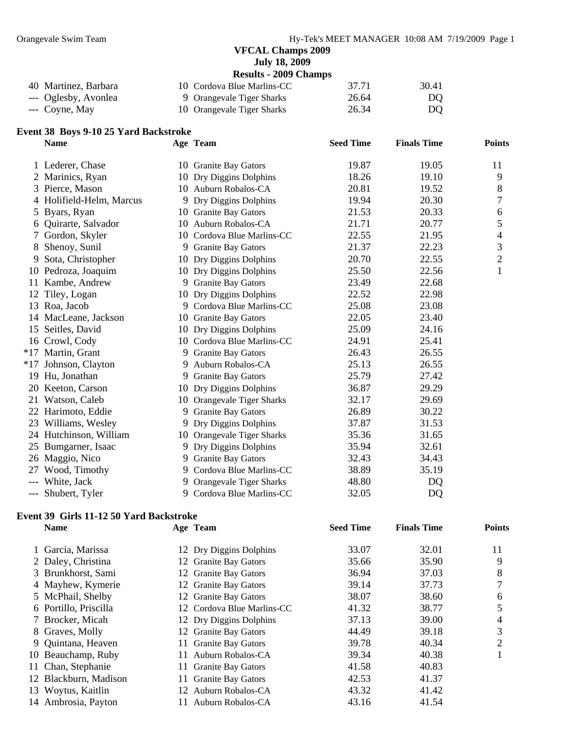**VFCAL Champs 2009**
**July 18, 2009**
**Results - 2009 Champs**

| | Name | Age | Team | Seed Time | Finals Time | Points |
|---|---|---|---|---|---|---|
| 40 | Martinez, Barbara | 10 | Cordova Blue Marlins-CC | 37.71 | 30.41 | |
| --- | Oglesby, Avonlea | 9 | Orangevale Tiger Sharks | 26.64 | DQ | |
| --- | Coyne, May | 10 | Orangevale Tiger Sharks | 26.34 | DQ | |

### Event 38 Boys 9-10 25 Yard Backstroke

| | Name | Age | Team | Seed Time | Finals Time | Points |
|---|---|---|---|---|---|---|
| 1 | Lederer, Chase | 10 | Granite Bay Gators | 19.87 | 19.05 | 11 |
| 2 | Marinics, Ryan | 10 | Dry Diggins Dolphins | 18.26 | 19.10 | 9 |
| 3 | Pierce, Mason | 10 | Auburn Robalos-CA | 20.81 | 19.52 | 8 |
| 4 | Holifield-Helm, Marcus | 9 | Dry Diggins Dolphins | 19.94 | 20.30 | 7 |
| 5 | Byars, Ryan | 10 | Granite Bay Gators | 21.53 | 20.33 | 6 |
| 6 | Quirarte, Salvador | 10 | Auburn Robalos-CA | 21.71 | 20.77 | 5 |
| 7 | Gordon, Skyler | 10 | Cordova Blue Marlins-CC | 22.55 | 21.95 | 4 |
| 8 | Shenoy, Sunil | 9 | Granite Bay Gators | 21.37 | 22.23 | 3 |
| 9 | Sota, Christopher | 10 | Dry Diggins Dolphins | 20.70 | 22.55 | 2 |
| 10 | Pedroza, Joaquim | 10 | Dry Diggins Dolphins | 25.50 | 22.56 | 1 |
| 11 | Kambe, Andrew | 9 | Granite Bay Gators | 23.49 | 22.68 | |
| 12 | Tiley, Logan | 10 | Dry Diggins Dolphins | 22.52 | 22.98 | |
| 13 | Roa, Jacob | 9 | Cordova Blue Marlins-CC | 25.08 | 23.08 | |
| 14 | MacLeane, Jackson | 10 | Granite Bay Gators | 22.05 | 23.40 | |
| 15 | Seitles, David | 10 | Dry Diggins Dolphins | 25.09 | 24.16 | |
| 16 | Crowl, Cody | 10 | Cordova Blue Marlins-CC | 24.91 | 25.41 | |
| *17 | Martin, Grant | 9 | Granite Bay Gators | 26.43 | 26.55 | |
| *17 | Johnson, Clayton | 9 | Auburn Robalos-CA | 25.13 | 26.55 | |
| 19 | Hu, Jonathan | 9 | Granite Bay Gators | 25.79 | 27.42 | |
| 20 | Keeton, Carson | 10 | Dry Diggins Dolphins | 36.87 | 29.29 | |
| 21 | Watson, Caleb | 10 | Orangevale Tiger Sharks | 32.17 | 29.69 | |
| 22 | Harimoto, Eddie | 9 | Granite Bay Gators | 26.89 | 30.22 | |
| 23 | Williams, Wesley | 9 | Dry Diggins Dolphins | 37.87 | 31.53 | |
| 24 | Hutchinson, William | 10 | Orangevale Tiger Sharks | 35.36 | 31.65 | |
| 25 | Bumgarner, Isaac | 9 | Dry Diggins Dolphins | 35.94 | 32.61 | |
| 26 | Maggio, Nico | 9 | Granite Bay Gators | 32.43 | 34.43 | |
| 27 | Wood, Timothy | 9 | Cordova Blue Marlins-CC | 38.89 | 35.19 | |
| --- | White, Jack | 9 | Orangevale Tiger Sharks | 48.80 | DQ | |
| --- | Shubert, Tyler | 9 | Cordova Blue Marlins-CC | 32.05 | DQ | |

### Event 39 Girls 11-12 50 Yard Backstroke

| | Name | Age | Team | Seed Time | Finals Time | Points |
|---|---|---|---|---|---|---|
| 1 | Garcia, Marissa | 12 | Dry Diggins Dolphins | 33.07 | 32.01 | 11 |
| 2 | Daley, Christina | 12 | Granite Bay Gators | 35.66 | 35.90 | 9 |
| 3 | Brunkhorst, Sami | 12 | Granite Bay Gators | 36.94 | 37.03 | 8 |
| 4 | Mayhew, Kymerie | 12 | Granite Bay Gators | 39.14 | 37.73 | 7 |
| 5 | McPhail, Shelby | 12 | Granite Bay Gators | 38.07 | 38.60 | 6 |
| 6 | Portillo, Priscilla | 12 | Cordova Blue Marlins-CC | 41.32 | 38.77 | 5 |
| 7 | Brocker, Micah | 12 | Dry Diggins Dolphins | 37.13 | 39.00 | 4 |
| 8 | Graves, Molly | 12 | Granite Bay Gators | 44.49 | 39.18 | 3 |
| 9 | Quintana, Heaven | 11 | Granite Bay Gators | 39.78 | 40.34 | 2 |
| 10 | Beauchamp, Ruby | 11 | Auburn Robalos-CA | 39.34 | 40.38 | 1 |
| 11 | Chan, Stephanie | 11 | Granite Bay Gators | 41.58 | 40.83 | |
| 12 | Blackburn, Madison | 11 | Granite Bay Gators | 42.53 | 41.37 | |
| 13 | Woytus, Kaitlin | 12 | Auburn Robalos-CA | 43.32 | 41.42 | |
| 14 | Ambrosia, Payton | 11 | Auburn Robalos-CA | 43.16 | 41.54 | |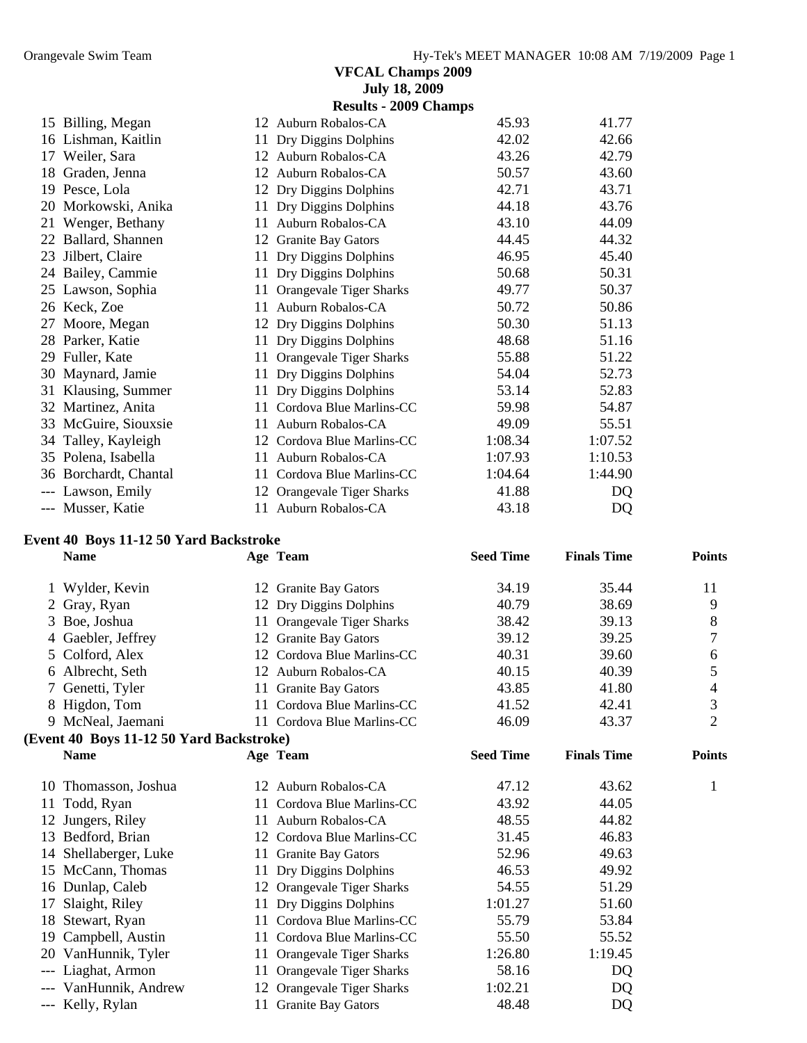## VFCAL Champs 2009
### July 18, 2009
### Results - 2009 Champs

| | Name | Age | Team | Seed Time | Finals Time |
|---|---|---|---|---|---|
| 15 | Billing, Megan | 12 | Auburn Robalos-CA | 45.93 | 41.77 |
| 16 | Lishman, Kaitlin | 11 | Dry Diggins Dolphins | 42.02 | 42.66 |
| 17 | Weiler, Sara | 12 | Auburn Robalos-CA | 43.26 | 42.79 |
| 18 | Graden, Jenna | 12 | Auburn Robalos-CA | 50.57 | 43.60 |
| 19 | Pesce, Lola | 12 | Dry Diggins Dolphins | 42.71 | 43.71 |
| 20 | Morkowski, Anika | 11 | Dry Diggins Dolphins | 44.18 | 43.76 |
| 21 | Wenger, Bethany | 11 | Auburn Robalos-CA | 43.10 | 44.09 |
| 22 | Ballard, Shannen | 12 | Granite Bay Gators | 44.45 | 44.32 |
| 23 | Jilbert, Claire | 11 | Dry Diggins Dolphins | 46.95 | 45.40 |
| 24 | Bailey, Cammie | 11 | Dry Diggins Dolphins | 50.68 | 50.31 |
| 25 | Lawson, Sophia | 11 | Orangevale Tiger Sharks | 49.77 | 50.37 |
| 26 | Keck, Zoe | 11 | Auburn Robalos-CA | 50.72 | 50.86 |
| 27 | Moore, Megan | 12 | Dry Diggins Dolphins | 50.30 | 51.13 |
| 28 | Parker, Katie | 11 | Dry Diggins Dolphins | 48.68 | 51.16 |
| 29 | Fuller, Kate | 11 | Orangevale Tiger Sharks | 55.88 | 51.22 |
| 30 | Maynard, Jamie | 11 | Dry Diggins Dolphins | 54.04 | 52.73 |
| 31 | Klausing, Summer | 11 | Dry Diggins Dolphins | 53.14 | 52.83 |
| 32 | Martinez, Anita | 11 | Cordova Blue Marlins-CC | 59.98 | 54.87 |
| 33 | McGuire, Siouxsie | 11 | Auburn Robalos-CA | 49.09 | 55.51 |
| 34 | Talley, Kayleigh | 12 | Cordova Blue Marlins-CC | 1:08.34 | 1:07.52 |
| 35 | Polena, Isabella | 11 | Auburn Robalos-CA | 1:07.93 | 1:10.53 |
| 36 | Borchardt, Chantal | 11 | Cordova Blue Marlins-CC | 1:04.64 | 1:44.90 |
| --- | Lawson, Emily | 12 | Orangevale Tiger Sharks | 41.88 | DQ |
| --- | Musser, Katie | 11 | Auburn Robalos-CA | 43.18 | DQ |

**Event 40 Boys 11-12 50 Yard Backstroke**

| | Name | Age | Team | Seed Time | Finals Time | Points |
|---|---|---|---|---|---|---|
| 1 | Wylder, Kevin | 12 | Granite Bay Gators | 34.19 | 35.44 | 11 |
| 2 | Gray, Ryan | 12 | Dry Diggins Dolphins | 40.79 | 38.69 | 9 |
| 3 | Boe, Joshua | 11 | Orangevale Tiger Sharks | 38.42 | 39.13 | 8 |
| 4 | Gaebler, Jeffrey | 12 | Granite Bay Gators | 39.12 | 39.25 | 7 |
| 5 | Colford, Alex | 12 | Cordova Blue Marlins-CC | 40.31 | 39.60 | 6 |
| 6 | Albrecht, Seth | 12 | Auburn Robalos-CA | 40.15 | 40.39 | 5 |
| 7 | Genetti, Tyler | 11 | Granite Bay Gators | 43.85 | 41.80 | 4 |
| 8 | Higdon, Tom | 11 | Cordova Blue Marlins-CC | 41.52 | 42.41 | 3 |
| 9 | McNeal, Jaemani | 11 | Cordova Blue Marlins-CC | 46.09 | 43.37 | 2 |
| 10 | Thomasson, Joshua | 12 | Auburn Robalos-CA | 47.12 | 43.62 | 1 |
| 11 | Todd, Ryan | 11 | Cordova Blue Marlins-CC | 43.92 | 44.05 | |
| 12 | Jungers, Riley | 11 | Auburn Robalos-CA | 48.55 | 44.82 | |
| 13 | Bedford, Brian | 12 | Cordova Blue Marlins-CC | 31.45 | 46.83 | |
| 14 | Shellaberger, Luke | 11 | Granite Bay Gators | 52.96 | 49.63 | |
| 15 | McCann, Thomas | 11 | Dry Diggins Dolphins | 46.53 | 49.92 | |
| 16 | Dunlap, Caleb | 12 | Orangevale Tiger Sharks | 54.55 | 51.29 | |
| 17 | Slaight, Riley | 11 | Dry Diggins Dolphins | 1:01.27 | 51.60 | |
| 18 | Stewart, Ryan | 11 | Cordova Blue Marlins-CC | 55.79 | 53.84 | |
| 19 | Campbell, Austin | 11 | Cordova Blue Marlins-CC | 55.50 | 55.52 | |
| 20 | VanHunnik, Tyler | 11 | Orangevale Tiger Sharks | 1:26.80 | 1:19.45 | |
| --- | Liaghat, Armon | 11 | Orangevale Tiger Sharks | 58.16 | DQ | |
| --- | VanHunnik, Andrew | 12 | Orangevale Tiger Sharks | 1:02.21 | DQ | |
| --- | Kelly, Rylan | 11 | Granite Bay Gators | 48.48 | DQ | |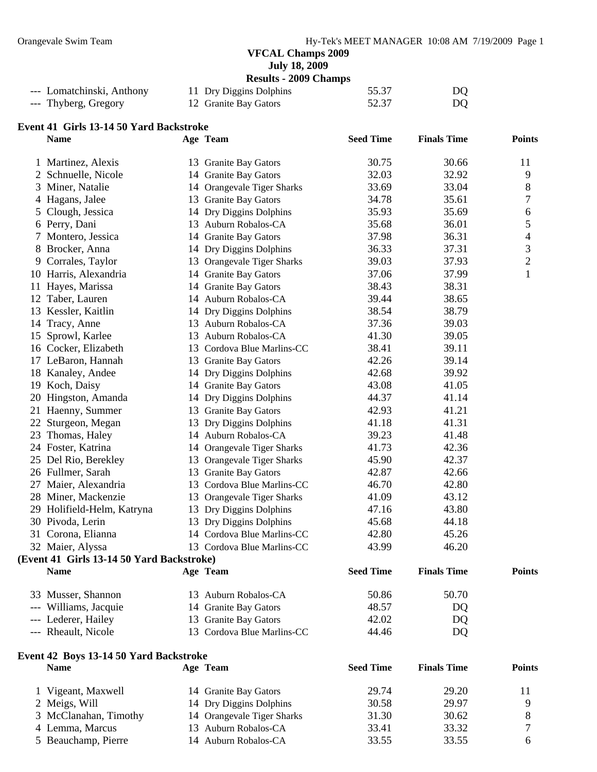**VFCAL Champs 2009**
**July 18, 2009**
**Results - 2009 Champs**

| Place | Name | Age | Team | Seed Time | Finals Time | Points |
|---|---|---|---|---|---|---|
| --- | Lomatchinski, Anthony | 11 | Dry Diggins Dolphins | 55.37 | DQ | |
| --- | Thyberg, Gregory | 12 | Granite Bay Gators | 52.37 | DQ | |

### Event 41 Girls 13-14 50 Yard Backstroke

| Place | Name | Age | Team | Seed Time | Finals Time | Points |
|---|---|---|---|---|---|---|
| 1 | Martinez, Alexis | 13 | Granite Bay Gators | 30.75 | 30.66 | 11 |
| 2 | Schnuelle, Nicole | 14 | Granite Bay Gators | 32.03 | 32.92 | 9 |
| 3 | Miner, Natalie | 14 | Orangevale Tiger Sharks | 33.69 | 33.04 | 8 |
| 4 | Hagans, Jalee | 13 | Granite Bay Gators | 34.78 | 35.61 | 7 |
| 5 | Clough, Jessica | 14 | Dry Diggins Dolphins | 35.93 | 35.69 | 6 |
| 6 | Perry, Dani | 13 | Auburn Robalos-CA | 35.68 | 36.01 | 5 |
| 7 | Montero, Jessica | 14 | Granite Bay Gators | 37.98 | 36.31 | 4 |
| 8 | Brocker, Anna | 14 | Dry Diggins Dolphins | 36.33 | 37.31 | 3 |
| 9 | Corrales, Taylor | 13 | Orangevale Tiger Sharks | 39.03 | 37.93 | 2 |
| 10 | Harris, Alexandria | 14 | Granite Bay Gators | 37.06 | 37.99 | 1 |
| 11 | Hayes, Marissa | 14 | Granite Bay Gators | 38.43 | 38.31 | |
| 12 | Taber, Lauren | 14 | Auburn Robalos-CA | 39.44 | 38.65 | |
| 13 | Kessler, Kaitlin | 14 | Dry Diggins Dolphins | 38.54 | 38.79 | |
| 14 | Tracy, Anne | 13 | Auburn Robalos-CA | 37.36 | 39.03 | |
| 15 | Sprowl, Karlee | 13 | Auburn Robalos-CA | 41.30 | 39.05 | |
| 16 | Cocker, Elizabeth | 13 | Cordova Blue Marlins-CC | 38.41 | 39.11 | |
| 17 | LeBaron, Hannah | 13 | Granite Bay Gators | 42.26 | 39.14 | |
| 18 | Kanaley, Andee | 14 | Dry Diggins Dolphins | 42.68 | 39.92 | |
| 19 | Koch, Daisy | 14 | Granite Bay Gators | 43.08 | 41.05 | |
| 20 | Hingston, Amanda | 14 | Dry Diggins Dolphins | 44.37 | 41.14 | |
| 21 | Haenny, Summer | 13 | Granite Bay Gators | 42.93 | 41.21 | |
| 22 | Sturgeon, Megan | 13 | Dry Diggins Dolphins | 41.18 | 41.31 | |
| 23 | Thomas, Haley | 14 | Auburn Robalos-CA | 39.23 | 41.48 | |
| 24 | Foster, Katrina | 14 | Orangevale Tiger Sharks | 41.73 | 42.36 | |
| 25 | Del Rio, Berekley | 13 | Orangevale Tiger Sharks | 45.90 | 42.37 | |
| 26 | Fullmer, Sarah | 13 | Granite Bay Gators | 42.87 | 42.66 | |
| 27 | Maier, Alexandria | 13 | Cordova Blue Marlins-CC | 46.70 | 42.80 | |
| 28 | Miner, Mackenzie | 13 | Orangevale Tiger Sharks | 41.09 | 43.12 | |
| 29 | Holifield-Helm, Katryna | 13 | Dry Diggins Dolphins | 47.16 | 43.80 | |
| 30 | Pivoda, Lerin | 13 | Dry Diggins Dolphins | 45.68 | 44.18 | |
| 31 | Corona, Elianna | 14 | Cordova Blue Marlins-CC | 42.80 | 45.26 | |
| 32 | Maier, Alyssa | 13 | Cordova Blue Marlins-CC | 43.99 | 46.20 | |
| 33 | Musser, Shannon | 13 | Auburn Robalos-CA | 50.86 | 50.70 | |
| --- | Williams, Jacquie | 14 | Granite Bay Gators | 48.57 | DQ | |
| --- | Lederer, Hailey | 13 | Granite Bay Gators | 42.02 | DQ | |
| --- | Rheault, Nicole | 13 | Cordova Blue Marlins-CC | 44.46 | DQ | |

### Event 42 Boys 13-14 50 Yard Backstroke

| Place | Name | Age | Team | Seed Time | Finals Time | Points |
|---|---|---|---|---|---|---|
| 1 | Vigeant, Maxwell | 14 | Granite Bay Gators | 29.74 | 29.20 | 11 |
| 2 | Meigs, Will | 14 | Dry Diggins Dolphins | 30.58 | 29.97 | 9 |
| 3 | McClanahan, Timothy | 14 | Orangevale Tiger Sharks | 31.30 | 30.62 | 8 |
| 4 | Lemma, Marcus | 13 | Auburn Robalos-CA | 33.41 | 33.32 | 7 |
| 5 | Beauchamp, Pierre | 14 | Auburn Robalos-CA | 33.55 | 33.55 | 6 |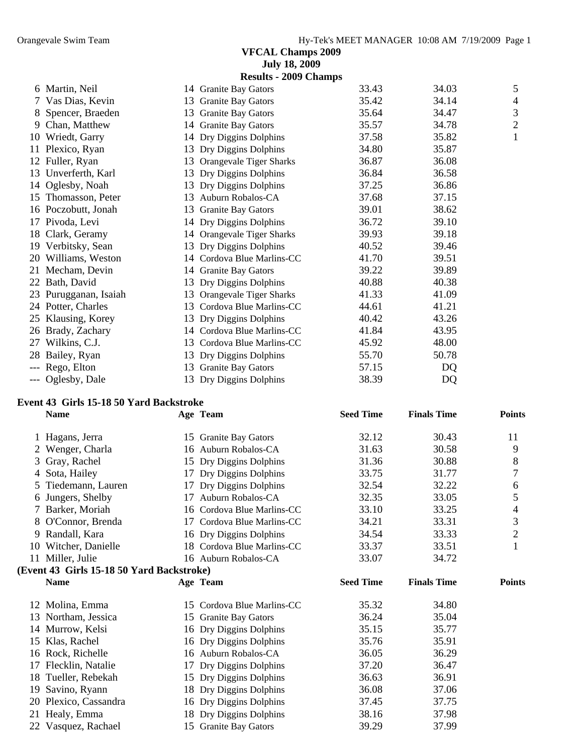## VFCAL Champs 2009
### July 18, 2009
### Results - 2009 Champs

| | Name | Age | Team | Seed Time | Finals Time | Points |
|---|---|---|---|---|---|---|
| 6 | Martin, Neil | 14 | Granite Bay Gators | 33.43 | 34.03 | 5 |
| 7 | Vas Dias, Kevin | 13 | Granite Bay Gators | 35.42 | 34.14 | 4 |
| 8 | Spencer, Braeden | 13 | Granite Bay Gators | 35.64 | 34.47 | 3 |
| 9 | Chan, Matthew | 14 | Granite Bay Gators | 35.57 | 34.78 | 2 |
| 10 | Wriedt, Garry | 14 | Dry Diggins Dolphins | 37.58 | 35.82 | 1 |
| 11 | Plexico, Ryan | 13 | Dry Diggins Dolphins | 34.80 | 35.87 | |
| 12 | Fuller, Ryan | 13 | Orangevale Tiger Sharks | 36.87 | 36.08 | |
| 13 | Unverferth, Karl | 13 | Dry Diggins Dolphins | 36.84 | 36.58 | |
| 14 | Oglesby, Noah | 13 | Dry Diggins Dolphins | 37.25 | 36.86 | |
| 15 | Thomasson, Peter | 13 | Auburn Robalos-CA | 37.68 | 37.15 | |
| 16 | Poczobutt, Jonah | 13 | Granite Bay Gators | 39.01 | 38.62 | |
| 17 | Pivoda, Levi | 14 | Dry Diggins Dolphins | 36.72 | 39.10 | |
| 18 | Clark, Geramy | 14 | Orangevale Tiger Sharks | 39.93 | 39.18 | |
| 19 | Verbitsky, Sean | 13 | Dry Diggins Dolphins | 40.52 | 39.46 | |
| 20 | Williams, Weston | 14 | Cordova Blue Marlins-CC | 41.70 | 39.51 | |
| 21 | Mecham, Devin | 14 | Granite Bay Gators | 39.22 | 39.89 | |
| 22 | Bath, David | 13 | Dry Diggins Dolphins | 40.88 | 40.38 | |
| 23 | Purugganan, Isaiah | 13 | Orangevale Tiger Sharks | 41.33 | 41.09 | |
| 24 | Potter, Charles | 13 | Cordova Blue Marlins-CC | 44.61 | 41.21 | |
| 25 | Klausing, Korey | 13 | Dry Diggins Dolphins | 40.42 | 43.26 | |
| 26 | Brady, Zachary | 14 | Cordova Blue Marlins-CC | 41.84 | 43.95 | |
| 27 | Wilkins, C.J. | 13 | Cordova Blue Marlins-CC | 45.92 | 48.00 | |
| 28 | Bailey, Ryan | 13 | Dry Diggins Dolphins | 55.70 | 50.78 | |
| --- | Rego, Elton | 13 | Granite Bay Gators | 57.15 | DQ | |
| --- | Oglesby, Dale | 13 | Dry Diggins Dolphins | 38.39 | DQ | |

**Event 43 Girls 15-18 50 Yard Backstroke**

| | Name | Age | Team | Seed Time | Finals Time | Points |
|---|---|---|---|---|---|---|
| 1 | Hagans, Jerra | 15 | Granite Bay Gators | 32.12 | 30.43 | 11 |
| 2 | Wenger, Charla | 16 | Auburn Robalos-CA | 31.63 | 30.58 | 9 |
| 3 | Gray, Rachel | 15 | Dry Diggins Dolphins | 31.36 | 30.88 | 8 |
| 4 | Sota, Hailey | 17 | Dry Diggins Dolphins | 33.75 | 31.77 | 7 |
| 5 | Tiedemann, Lauren | 17 | Dry Diggins Dolphins | 32.54 | 32.22 | 6 |
| 6 | Jungers, Shelby | 17 | Auburn Robalos-CA | 32.35 | 33.05 | 5 |
| 7 | Barker, Moriah | 16 | Cordova Blue Marlins-CC | 33.10 | 33.25 | 4 |
| 8 | O'Connor, Brenda | 17 | Cordova Blue Marlins-CC | 34.21 | 33.31 | 3 |
| 9 | Randall, Kara | 16 | Dry Diggins Dolphins | 34.54 | 33.33 | 2 |
| 10 | Witcher, Danielle | 18 | Cordova Blue Marlins-CC | 33.37 | 33.51 | 1 |
| 11 | Miller, Julie | 16 | Auburn Robalos-CA | 33.07 | 34.72 | |

**(Event 43 Girls 15-18 50 Yard Backstroke)**

| | Name | Age | Team | Seed Time | Finals Time | Points |
|---|---|---|---|---|---|---|
| 12 | Molina, Emma | 15 | Cordova Blue Marlins-CC | 35.32 | 34.80 | |
| 13 | Northam, Jessica | 15 | Granite Bay Gators | 36.24 | 35.04 | |
| 14 | Murrow, Kelsi | 16 | Dry Diggins Dolphins | 35.15 | 35.77 | |
| 15 | Klas, Rachel | 16 | Dry Diggins Dolphins | 35.76 | 35.91 | |
| 16 | Rock, Richelle | 16 | Auburn Robalos-CA | 36.05 | 36.29 | |
| 17 | Flecklin, Natalie | 17 | Dry Diggins Dolphins | 37.20 | 36.47 | |
| 18 | Tueller, Rebekah | 15 | Dry Diggins Dolphins | 36.63 | 36.91 | |
| 19 | Savino, Ryann | 18 | Dry Diggins Dolphins | 36.08 | 37.06 | |
| 20 | Plexico, Cassandra | 16 | Dry Diggins Dolphins | 37.45 | 37.75 | |
| 21 | Healy, Emma | 18 | Dry Diggins Dolphins | 38.16 | 37.98 | |
| 22 | Vasquez, Rachael | 15 | Granite Bay Gators | 39.29 | 37.99 | |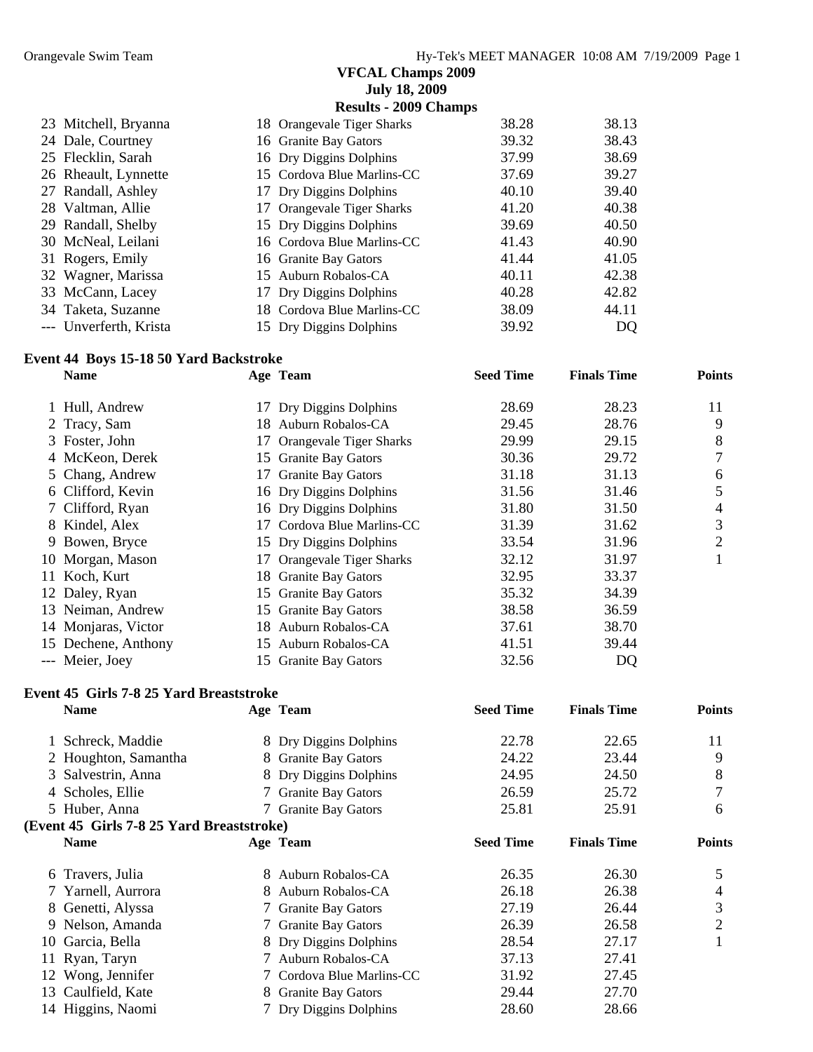**VFCAL Champs 2009**
**July 18, 2009**
**Results - 2009 Champs**

| | Name | Age | Team | Seed Time | Finals Time | Points |
|---|---|---|---|---|---|---|
| 23 | Mitchell, Bryanna | 18 | Orangevale Tiger Sharks | 38.28 | 38.13 | |
| 24 | Dale, Courtney | 16 | Granite Bay Gators | 39.32 | 38.43 | |
| 25 | Flecklin, Sarah | 16 | Dry Diggins Dolphins | 37.99 | 38.69 | |
| 26 | Rheault, Lynnette | 15 | Cordova Blue Marlins-CC | 37.69 | 39.27 | |
| 27 | Randall, Ashley | 17 | Dry Diggins Dolphins | 40.10 | 39.40 | |
| 28 | Valtman, Allie | 17 | Orangevale Tiger Sharks | 41.20 | 40.38 | |
| 29 | Randall, Shelby | 15 | Dry Diggins Dolphins | 39.69 | 40.50 | |
| 30 | McNeal, Leilani | 16 | Cordova Blue Marlins-CC | 41.43 | 40.90 | |
| 31 | Rogers, Emily | 16 | Granite Bay Gators | 41.44 | 41.05 | |
| 32 | Wagner, Marissa | 15 | Auburn Robalos-CA | 40.11 | 42.38 | |
| 33 | McCann, Lacey | 17 | Dry Diggins Dolphins | 40.28 | 42.82 | |
| 34 | Taketa, Suzanne | 18 | Cordova Blue Marlins-CC | 38.09 | 44.11 | |
| --- | Unverferth, Krista | 15 | Dry Diggins Dolphins | 39.92 | DQ | |

### Event 44 Boys 15-18 50 Yard Backstroke

| | Name | Age | Team | Seed Time | Finals Time | Points |
|---|---|---|---|---|---|---|
| 1 | Hull, Andrew | 17 | Dry Diggins Dolphins | 28.69 | 28.23 | 11 |
| 2 | Tracy, Sam | 18 | Auburn Robalos-CA | 29.45 | 28.76 | 9 |
| 3 | Foster, John | 17 | Orangevale Tiger Sharks | 29.99 | 29.15 | 8 |
| 4 | McKeon, Derek | 15 | Granite Bay Gators | 30.36 | 29.72 | 7 |
| 5 | Chang, Andrew | 17 | Granite Bay Gators | 31.18 | 31.13 | 6 |
| 6 | Clifford, Kevin | 16 | Dry Diggins Dolphins | 31.56 | 31.46 | 5 |
| 7 | Clifford, Ryan | 16 | Dry Diggins Dolphins | 31.80 | 31.50 | 4 |
| 8 | Kindel, Alex | 17 | Cordova Blue Marlins-CC | 31.39 | 31.62 | 3 |
| 9 | Bowen, Bryce | 15 | Dry Diggins Dolphins | 33.54 | 31.96 | 2 |
| 10 | Morgan, Mason | 17 | Orangevale Tiger Sharks | 32.12 | 31.97 | 1 |
| 11 | Koch, Kurt | 18 | Granite Bay Gators | 32.95 | 33.37 | |
| 12 | Daley, Ryan | 15 | Granite Bay Gators | 35.32 | 34.39 | |
| 13 | Neiman, Andrew | 15 | Granite Bay Gators | 38.58 | 36.59 | |
| 14 | Monjaras, Victor | 18 | Auburn Robalos-CA | 37.61 | 38.70 | |
| 15 | Dechene, Anthony | 15 | Auburn Robalos-CA | 41.51 | 39.44 | |
| --- | Meier, Joey | 15 | Granite Bay Gators | 32.56 | DQ | |

### Event 45 Girls 7-8 25 Yard Breaststroke

| | Name | Age | Team | Seed Time | Finals Time | Points |
|---|---|---|---|---|---|---|
| 1 | Schreck, Maddie | 8 | Dry Diggins Dolphins | 22.78 | 22.65 | 11 |
| 2 | Houghton, Samantha | 8 | Granite Bay Gators | 24.22 | 23.44 | 9 |
| 3 | Salvestrin, Anna | 8 | Dry Diggins Dolphins | 24.95 | 24.50 | 8 |
| 4 | Scholes, Ellie | 7 | Granite Bay Gators | 26.59 | 25.72 | 7 |
| 5 | Huber, Anna | 7 | Granite Bay Gators | 25.81 | 25.91 | 6 |
| 6 | Travers, Julia | 8 | Auburn Robalos-CA | 26.35 | 26.30 | 5 |
| 7 | Yarnell, Aurrora | 8 | Auburn Robalos-CA | 26.18 | 26.38 | 4 |
| 8 | Genetti, Alyssa | 7 | Granite Bay Gators | 27.19 | 26.44 | 3 |
| 9 | Nelson, Amanda | 7 | Granite Bay Gators | 26.39 | 26.58 | 2 |
| 10 | Garcia, Bella | 8 | Dry Diggins Dolphins | 28.54 | 27.17 | 1 |
| 11 | Ryan, Taryn | 7 | Auburn Robalos-CA | 37.13 | 27.41 | |
| 12 | Wong, Jennifer | 7 | Cordova Blue Marlins-CC | 31.92 | 27.45 | |
| 13 | Caulfield, Kate | 8 | Granite Bay Gators | 29.44 | 27.70 | |
| 14 | Higgins, Naomi | 7 | Dry Diggins Dolphins | 28.60 | 28.66 | |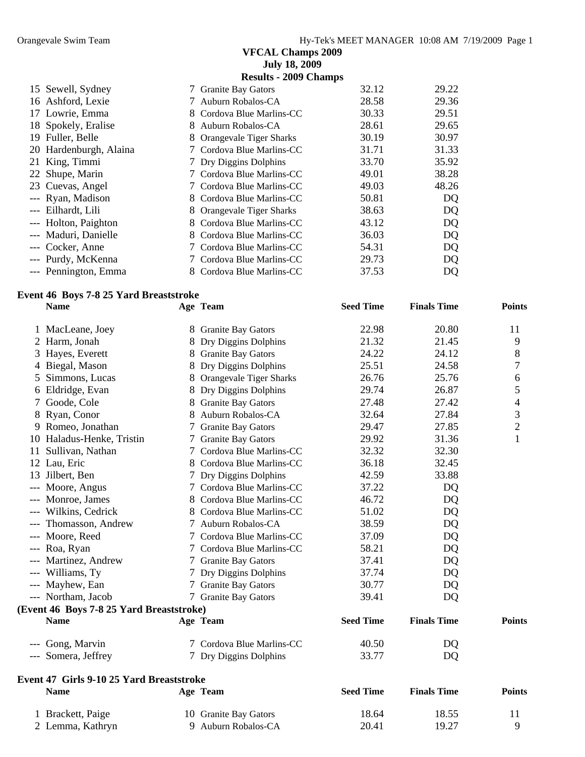## VFCAL Champs 2009

**July 18, 2009**

**Results - 2009 Champs**

| | Name | Age | Team | Seed Time | Finals Time | Points |
|---|---|---|---|---|---|---|
| 15 | Sewell, Sydney | 7 | Granite Bay Gators | 32.12 | 29.22 | |
| 16 | Ashford, Lexie | 7 | Auburn Robalos-CA | 28.58 | 29.36 | |
| 17 | Lowrie, Emma | 8 | Cordova Blue Marlins-CC | 30.33 | 29.51 | |
| 18 | Spokely, Eralise | 8 | Auburn Robalos-CA | 28.61 | 29.65 | |
| 19 | Fuller, Belle | 8 | Orangevale Tiger Sharks | 30.19 | 30.97 | |
| 20 | Hardenburgh, Alaina | 7 | Cordova Blue Marlins-CC | 31.71 | 31.33 | |
| 21 | King, Timmi | 7 | Dry Diggins Dolphins | 33.70 | 35.92 | |
| 22 | Shupe, Marin | 7 | Cordova Blue Marlins-CC | 49.01 | 38.28 | |
| 23 | Cuevas, Angel | 7 | Cordova Blue Marlins-CC | 49.03 | 48.26 | |
| --- | Ryan, Madison | 8 | Cordova Blue Marlins-CC | 50.81 | DQ | |
| --- | Eilhardt, Lili | 8 | Orangevale Tiger Sharks | 38.63 | DQ | |
| --- | Holton, Paighton | 8 | Cordova Blue Marlins-CC | 43.12 | DQ | |
| --- | Maduri, Danielle | 8 | Cordova Blue Marlins-CC | 36.03 | DQ | |
| --- | Cocker, Anne | 7 | Cordova Blue Marlins-CC | 54.31 | DQ | |
| --- | Purdy, McKenna | 7 | Cordova Blue Marlins-CC | 29.73 | DQ | |
| --- | Pennington, Emma | 8 | Cordova Blue Marlins-CC | 37.53 | DQ | |

### Event 46 Boys 7-8 25 Yard Breaststroke

| | Name | Age | Team | Seed Time | Finals Time | Points |
|---|---|---|---|---|---|---|
| 1 | MacLeane, Joey | 8 | Granite Bay Gators | 22.98 | 20.80 | 11 |
| 2 | Harm, Jonah | 8 | Dry Diggins Dolphins | 21.32 | 21.45 | 9 |
| 3 | Hayes, Everett | 8 | Granite Bay Gators | 24.22 | 24.12 | 8 |
| 4 | Biegal, Mason | 8 | Dry Diggins Dolphins | 25.51 | 24.58 | 7 |
| 5 | Simmons, Lucas | 8 | Orangevale Tiger Sharks | 26.76 | 25.76 | 6 |
| 6 | Eldridge, Evan | 8 | Dry Diggins Dolphins | 29.74 | 26.87 | 5 |
| 7 | Goode, Cole | 8 | Granite Bay Gators | 27.48 | 27.42 | 4 |
| 8 | Ryan, Conor | 8 | Auburn Robalos-CA | 32.64 | 27.84 | 3 |
| 9 | Romeo, Jonathan | 7 | Granite Bay Gators | 29.47 | 27.85 | 2 |
| 10 | Haladus-Henke, Tristin | 7 | Granite Bay Gators | 29.92 | 31.36 | 1 |
| 11 | Sullivan, Nathan | 7 | Cordova Blue Marlins-CC | 32.32 | 32.30 | |
| 12 | Lau, Eric | 8 | Cordova Blue Marlins-CC | 36.18 | 32.45 | |
| 13 | Jilbert, Ben | 7 | Dry Diggins Dolphins | 42.59 | 33.88 | |
| --- | Moore, Angus | 7 | Cordova Blue Marlins-CC | 37.22 | DQ | |
| --- | Monroe, James | 8 | Cordova Blue Marlins-CC | 46.72 | DQ | |
| --- | Wilkins, Cedrick | 8 | Cordova Blue Marlins-CC | 51.02 | DQ | |
| --- | Thomasson, Andrew | 7 | Auburn Robalos-CA | 38.59 | DQ | |
| --- | Moore, Reed | 7 | Cordova Blue Marlins-CC | 37.09 | DQ | |
| --- | Roa, Ryan | 7 | Cordova Blue Marlins-CC | 58.21 | DQ | |
| --- | Martinez, Andrew | 7 | Granite Bay Gators | 37.41 | DQ | |
| --- | Williams, Ty | 7 | Dry Diggins Dolphins | 37.74 | DQ | |
| --- | Mayhew, Ean | 7 | Granite Bay Gators | 30.77 | DQ | |
| --- | Northam, Jacob | 7 | Granite Bay Gators | 39.41 | DQ | |
| --- | Gong, Marvin | 7 | Cordova Blue Marlins-CC | 40.50 | DQ | |
| --- | Somera, Jeffrey | 7 | Dry Diggins Dolphins | 33.77 | DQ | |

### Event 47 Girls 9-10 25 Yard Breaststroke

| | Name | Age | Team | Seed Time | Finals Time | Points |
|---|---|---|---|---|---|---|
| 1 | Brackett, Paige | 10 | Granite Bay Gators | 18.64 | 18.55 | 11 |
| 2 | Lemma, Kathryn | 9 | Auburn Robalos-CA | 20.41 | 19.27 | 9 |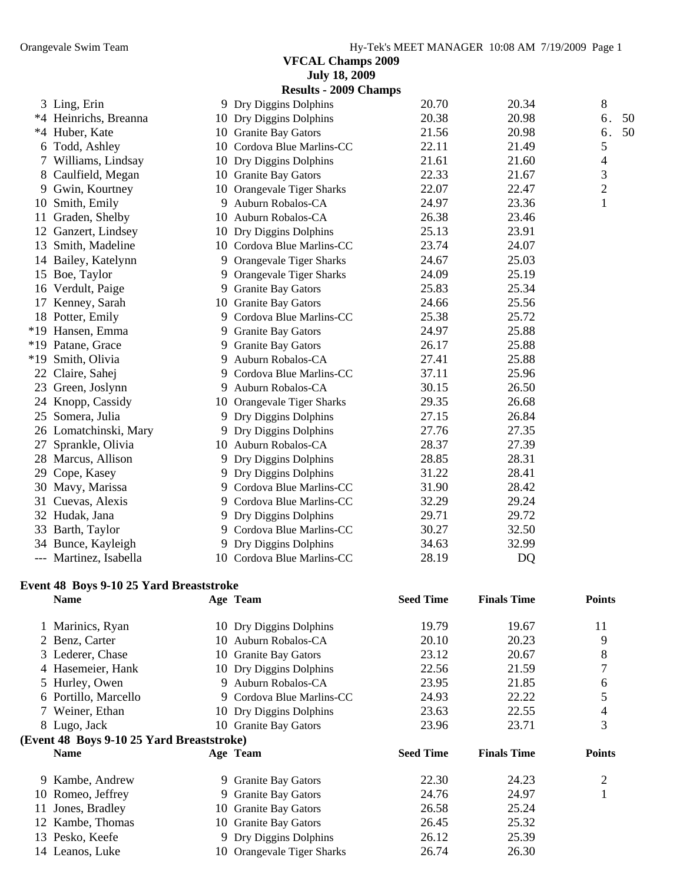**VFCAL Champs 2009**
**July 18, 2009**
**Results - 2009 Champs**

| | Name | Age | Team | Seed Time | Finals Time | Points |
|---|---|---|---|---|---|---|
| 3 | Ling, Erin | 9 | Dry Diggins Dolphins | 20.70 | 20.34 | 8 |
| *4 | Heinrichs, Breanna | 10 | Dry Diggins Dolphins | 20.38 | 20.98 | 6.50 |
| *4 | Huber, Kate | 10 | Granite Bay Gators | 21.56 | 20.98 | 6.50 |
| 6 | Todd, Ashley | 10 | Cordova Blue Marlins-CC | 22.11 | 21.49 | 5 |
| 7 | Williams, Lindsay | 10 | Dry Diggins Dolphins | 21.61 | 21.60 | 4 |
| 8 | Caulfield, Megan | 10 | Granite Bay Gators | 22.33 | 21.67 | 3 |
| 9 | Gwin, Kourtney | 10 | Orangevale Tiger Sharks | 22.07 | 22.47 | 2 |
| 10 | Smith, Emily | 9 | Auburn Robalos-CA | 24.97 | 23.36 | 1 |
| 11 | Graden, Shelby | 10 | Auburn Robalos-CA | 26.38 | 23.46 | |
| 12 | Ganzert, Lindsey | 10 | Dry Diggins Dolphins | 25.13 | 23.91 | |
| 13 | Smith, Madeline | 10 | Cordova Blue Marlins-CC | 23.74 | 24.07 | |
| 14 | Bailey, Katelynn | 9 | Orangevale Tiger Sharks | 24.67 | 25.03 | |
| 15 | Boe, Taylor | 9 | Orangevale Tiger Sharks | 24.09 | 25.19 | |
| 16 | Verdult, Paige | 9 | Granite Bay Gators | 25.83 | 25.34 | |
| 17 | Kenney, Sarah | 10 | Granite Bay Gators | 24.66 | 25.56 | |
| 18 | Potter, Emily | 9 | Cordova Blue Marlins-CC | 25.38 | 25.72 | |
| *19 | Hansen, Emma | 9 | Granite Bay Gators | 24.97 | 25.88 | |
| *19 | Patane, Grace | 9 | Granite Bay Gators | 26.17 | 25.88 | |
| *19 | Smith, Olivia | 9 | Auburn Robalos-CA | 27.41 | 25.88 | |
| 22 | Claire, Sahej | 9 | Cordova Blue Marlins-CC | 37.11 | 25.96 | |
| 23 | Green, Joslynn | 9 | Auburn Robalos-CA | 30.15 | 26.50 | |
| 24 | Knopp, Cassidy | 10 | Orangevale Tiger Sharks | 29.35 | 26.68 | |
| 25 | Somera, Julia | 9 | Dry Diggins Dolphins | 27.15 | 26.84 | |
| 26 | Lomatchinski, Mary | 9 | Dry Diggins Dolphins | 27.76 | 27.35 | |
| 27 | Sprankle, Olivia | 10 | Auburn Robalos-CA | 28.37 | 27.39 | |
| 28 | Marcus, Allison | 9 | Dry Diggins Dolphins | 28.85 | 28.31 | |
| 29 | Cope, Kasey | 9 | Dry Diggins Dolphins | 31.22 | 28.41 | |
| 30 | Mavy, Marissa | 9 | Cordova Blue Marlins-CC | 31.90 | 28.42 | |
| 31 | Cuevas, Alexis | 9 | Cordova Blue Marlins-CC | 32.29 | 29.24 | |
| 32 | Hudak, Jana | 9 | Dry Diggins Dolphins | 29.71 | 29.72 | |
| 33 | Barth, Taylor | 9 | Cordova Blue Marlins-CC | 30.27 | 32.50 | |
| 34 | Bunce, Kayleigh | 9 | Dry Diggins Dolphins | 34.63 | 32.99 | |
| --- | Martinez, Isabella | 10 | Cordova Blue Marlins-CC | 28.19 | DQ | |

**Event 48 Boys 9-10 25 Yard Breaststroke**

| | Name | Age | Team | Seed Time | Finals Time | Points |
|---|---|---|---|---|---|---|
| 1 | Marinics, Ryan | 10 | Dry Diggins Dolphins | 19.79 | 19.67 | 11 |
| 2 | Benz, Carter | 10 | Auburn Robalos-CA | 20.10 | 20.23 | 9 |
| 3 | Lederer, Chase | 10 | Granite Bay Gators | 23.12 | 20.67 | 8 |
| 4 | Hasemeier, Hank | 10 | Dry Diggins Dolphins | 22.56 | 21.59 | 7 |
| 5 | Hurley, Owen | 9 | Auburn Robalos-CA | 23.95 | 21.85 | 6 |
| 6 | Portillo, Marcello | 9 | Cordova Blue Marlins-CC | 24.93 | 22.22 | 5 |
| 7 | Weiner, Ethan | 10 | Dry Diggins Dolphins | 23.63 | 22.55 | 4 |
| 8 | Lugo, Jack | 10 | Granite Bay Gators | 23.96 | 23.71 | 3 |
| 9 | Kambe, Andrew | 9 | Granite Bay Gators | 22.30 | 24.23 | 2 |
| 10 | Romeo, Jeffrey | 9 | Granite Bay Gators | 24.76 | 24.97 | 1 |
| 11 | Jones, Bradley | 10 | Granite Bay Gators | 26.58 | 25.24 | |
| 12 | Kambe, Thomas | 10 | Granite Bay Gators | 26.45 | 25.32 | |
| 13 | Pesko, Keefe | 9 | Dry Diggins Dolphins | 26.12 | 25.39 | |
| 14 | Leanos, Luke | 10 | Orangevale Tiger Sharks | 26.74 | 26.30 | |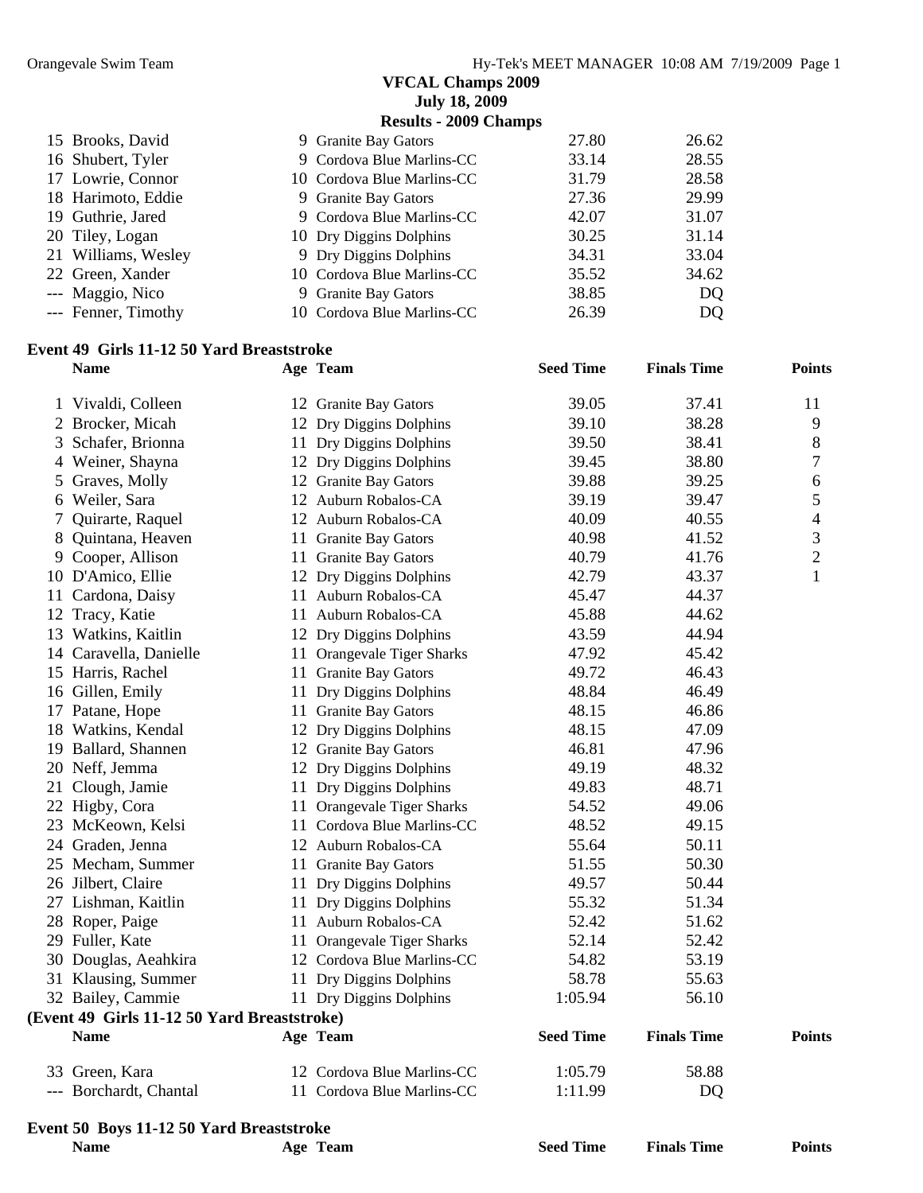**VFCAL Champs 2009**
**July 18, 2009**
**Results - 2009 Champs**

| | Name | Age | Team | Seed Time | Finals Time | Points |
|---|---|---|---|---|---|---|
| 15 | Brooks, David | 9 | Granite Bay Gators | 27.80 | 26.62 | |
| 16 | Shubert, Tyler | 9 | Cordova Blue Marlins-CC | 33.14 | 28.55 | |
| 17 | Lowrie, Connor | 10 | Cordova Blue Marlins-CC | 31.79 | 28.58 | |
| 18 | Harimoto, Eddie | 9 | Granite Bay Gators | 27.36 | 29.99 | |
| 19 | Guthrie, Jared | 9 | Cordova Blue Marlins-CC | 42.07 | 31.07 | |
| 20 | Tiley, Logan | 10 | Dry Diggins Dolphins | 30.25 | 31.14 | |
| 21 | Williams, Wesley | 9 | Dry Diggins Dolphins | 34.31 | 33.04 | |
| 22 | Green, Xander | 10 | Cordova Blue Marlins-CC | 35.52 | 34.62 | |
| --- | Maggio, Nico | 9 | Granite Bay Gators | 38.85 | DQ | |
| --- | Fenner, Timothy | 10 | Cordova Blue Marlins-CC | 26.39 | DQ | |

### Event 49 Girls 11-12 50 Yard Breaststroke

| | Name | Age | Team | Seed Time | Finals Time | Points |
|---|---|---|---|---|---|---|
| 1 | Vivaldi, Colleen | 12 | Granite Bay Gators | 39.05 | 37.41 | 11 |
| 2 | Brocker, Micah | 12 | Dry Diggins Dolphins | 39.10 | 38.28 | 9 |
| 3 | Schafer, Brionna | 11 | Dry Diggins Dolphins | 39.50 | 38.41 | 8 |
| 4 | Weiner, Shayna | 12 | Dry Diggins Dolphins | 39.45 | 38.80 | 7 |
| 5 | Graves, Molly | 12 | Granite Bay Gators | 39.88 | 39.25 | 6 |
| 6 | Weiler, Sara | 12 | Auburn Robalos-CA | 39.19 | 39.47 | 5 |
| 7 | Quirarte, Raquel | 12 | Auburn Robalos-CA | 40.09 | 40.55 | 4 |
| 8 | Quintana, Heaven | 11 | Granite Bay Gators | 40.98 | 41.52 | 3 |
| 9 | Cooper, Allison | 11 | Granite Bay Gators | 40.79 | 41.76 | 2 |
| 10 | D'Amico, Ellie | 12 | Dry Diggins Dolphins | 42.79 | 43.37 | 1 |
| 11 | Cardona, Daisy | 11 | Auburn Robalos-CA | 45.47 | 44.37 | |
| 12 | Tracy, Katie | 11 | Auburn Robalos-CA | 45.88 | 44.62 | |
| 13 | Watkins, Kaitlin | 12 | Dry Diggins Dolphins | 43.59 | 44.94 | |
| 14 | Caravella, Danielle | 11 | Orangevale Tiger Sharks | 47.92 | 45.42 | |
| 15 | Harris, Rachel | 11 | Granite Bay Gators | 49.72 | 46.43 | |
| 16 | Gillen, Emily | 11 | Dry Diggins Dolphins | 48.84 | 46.49 | |
| 17 | Patane, Hope | 11 | Granite Bay Gators | 48.15 | 46.86 | |
| 18 | Watkins, Kendal | 12 | Dry Diggins Dolphins | 48.15 | 47.09 | |
| 19 | Ballard, Shannen | 12 | Granite Bay Gators | 46.81 | 47.96 | |
| 20 | Neff, Jemma | 12 | Dry Diggins Dolphins | 49.19 | 48.32 | |
| 21 | Clough, Jamie | 11 | Dry Diggins Dolphins | 49.83 | 48.71 | |
| 22 | Higby, Cora | 11 | Orangevale Tiger Sharks | 54.52 | 49.06 | |
| 23 | McKeown, Kelsi | 11 | Cordova Blue Marlins-CC | 48.52 | 49.15 | |
| 24 | Graden, Jenna | 12 | Auburn Robalos-CA | 55.64 | 50.11 | |
| 25 | Mecham, Summer | 11 | Granite Bay Gators | 51.55 | 50.30 | |
| 26 | Jilbert, Claire | 11 | Dry Diggins Dolphins | 49.57 | 50.44 | |
| 27 | Lishman, Kaitlin | 11 | Dry Diggins Dolphins | 55.32 | 51.34 | |
| 28 | Roper, Paige | 11 | Auburn Robalos-CA | 52.42 | 51.62 | |
| 29 | Fuller, Kate | 11 | Orangevale Tiger Sharks | 52.14 | 52.42 | |
| 30 | Douglas, Aeahkira | 12 | Cordova Blue Marlins-CC | 54.82 | 53.19 | |
| 31 | Klausing, Summer | 11 | Dry Diggins Dolphins | 58.78 | 55.63 | |
| 32 | Bailey, Cammie | 11 | Dry Diggins Dolphins | 1:05.94 | 56.10 | |
| 33 | Green, Kara | 12 | Cordova Blue Marlins-CC | 1:05.79 | 58.88 | |
| --- | Borchardt, Chantal | 11 | Cordova Blue Marlins-CC | 1:11.99 | DQ | |

### Event 50 Boys 11-12 50 Yard Breaststroke

| Name | Age | Team | Seed Time | Finals Time | Points |
|---|---|---|---|---|---|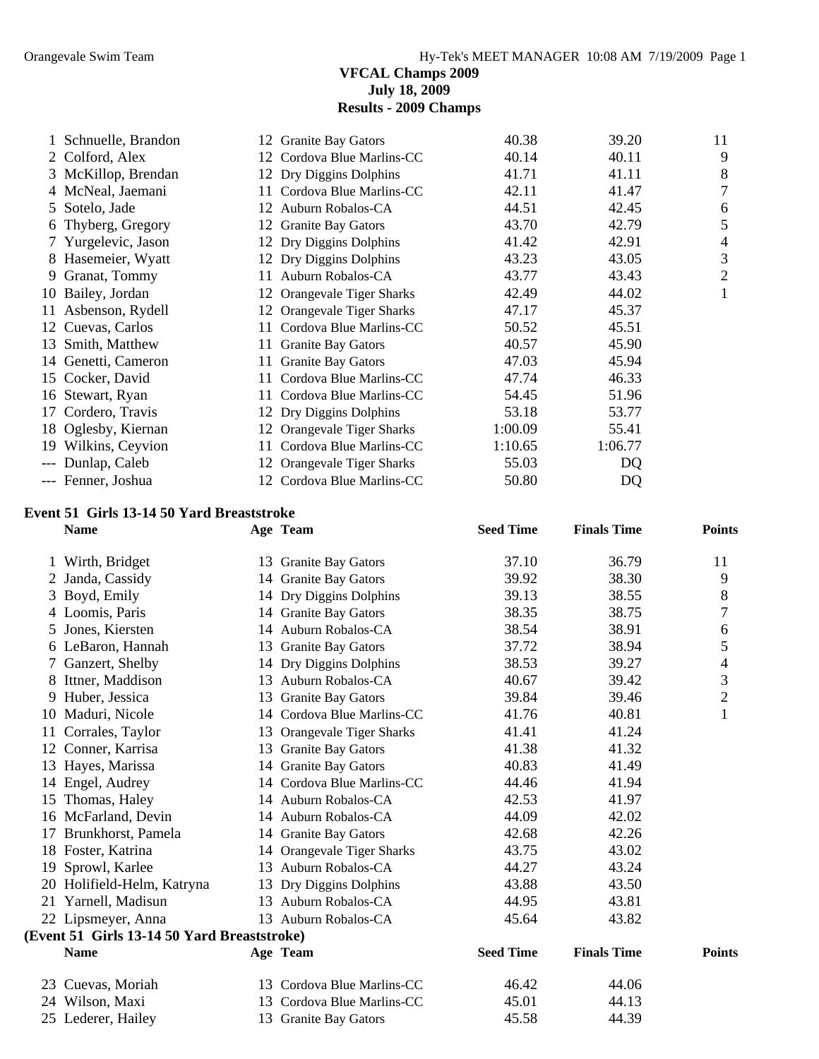**VFCAL Champs 2009**
**July 18, 2009**
**Results - 2009 Champs**

| | Name | Age | Team | Seed Time | Finals Time | Points |
|---|---|---|---|---|---|---|
| 1 | Schnuelle, Brandon | 12 | Granite Bay Gators | 40.38 | 39.20 | 11 |
| 2 | Colford, Alex | 12 | Cordova Blue Marlins-CC | 40.14 | 40.11 | 9 |
| 3 | McKillop, Brendan | 12 | Dry Diggins Dolphins | 41.71 | 41.11 | 8 |
| 4 | McNeal, Jaemani | 11 | Cordova Blue Marlins-CC | 42.11 | 41.47 | 7 |
| 5 | Sotelo, Jade | 12 | Auburn Robalos-CA | 44.51 | 42.45 | 6 |
| 6 | Thyberg, Gregory | 12 | Granite Bay Gators | 43.70 | 42.79 | 5 |
| 7 | Yurgelevic, Jason | 12 | Dry Diggins Dolphins | 41.42 | 42.91 | 4 |
| 8 | Hasemeier, Wyatt | 12 | Dry Diggins Dolphins | 43.23 | 43.05 | 3 |
| 9 | Granat, Tommy | 11 | Auburn Robalos-CA | 43.77 | 43.43 | 2 |
| 10 | Bailey, Jordan | 12 | Orangevale Tiger Sharks | 42.49 | 44.02 | 1 |
| 11 | Asbenson, Rydell | 12 | Orangevale Tiger Sharks | 47.17 | 45.37 | |
| 12 | Cuevas, Carlos | 11 | Cordova Blue Marlins-CC | 50.52 | 45.51 | |
| 13 | Smith, Matthew | 11 | Granite Bay Gators | 40.57 | 45.90 | |
| 14 | Genetti, Cameron | 11 | Granite Bay Gators | 47.03 | 45.94 | |
| 15 | Cocker, David | 11 | Cordova Blue Marlins-CC | 47.74 | 46.33 | |
| 16 | Stewart, Ryan | 11 | Cordova Blue Marlins-CC | 54.45 | 51.96 | |
| 17 | Cordero, Travis | 12 | Dry Diggins Dolphins | 53.18 | 53.77 | |
| 18 | Oglesby, Kiernan | 12 | Orangevale Tiger Sharks | 1:00.09 | 55.41 | |
| 19 | Wilkins, Ceyvion | 11 | Cordova Blue Marlins-CC | 1:10.65 | 1:06.77 | |
| --- | Dunlap, Caleb | 12 | Orangevale Tiger Sharks | 55.03 | DQ | |
| --- | Fenner, Joshua | 12 | Cordova Blue Marlins-CC | 50.80 | DQ | |

**Event 51 Girls 13-14 50 Yard Breaststroke**

| | Name | Age | Team | Seed Time | Finals Time | Points |
|---|---|---|---|---|---|---|
| 1 | Wirth, Bridget | 13 | Granite Bay Gators | 37.10 | 36.79 | 11 |
| 2 | Janda, Cassidy | 14 | Granite Bay Gators | 39.92 | 38.30 | 9 |
| 3 | Boyd, Emily | 14 | Dry Diggins Dolphins | 39.13 | 38.55 | 8 |
| 4 | Loomis, Paris | 14 | Granite Bay Gators | 38.35 | 38.75 | 7 |
| 5 | Jones, Kiersten | 14 | Auburn Robalos-CA | 38.54 | 38.91 | 6 |
| 6 | LeBaron, Hannah | 13 | Granite Bay Gators | 37.72 | 38.94 | 5 |
| 7 | Ganzert, Shelby | 14 | Dry Diggins Dolphins | 38.53 | 39.27 | 4 |
| 8 | Ittner, Maddison | 13 | Auburn Robalos-CA | 40.67 | 39.42 | 3 |
| 9 | Huber, Jessica | 13 | Granite Bay Gators | 39.84 | 39.46 | 2 |
| 10 | Maduri, Nicole | 14 | Cordova Blue Marlins-CC | 41.76 | 40.81 | 1 |
| 11 | Corrales, Taylor | 13 | Orangevale Tiger Sharks | 41.41 | 41.24 | |
| 12 | Conner, Karrisa | 13 | Granite Bay Gators | 41.38 | 41.32 | |
| 13 | Hayes, Marissa | 14 | Granite Bay Gators | 40.83 | 41.49 | |
| 14 | Engel, Audrey | 14 | Cordova Blue Marlins-CC | 44.46 | 41.94 | |
| 15 | Thomas, Haley | 14 | Auburn Robalos-CA | 42.53 | 41.97 | |
| 16 | McFarland, Devin | 14 | Auburn Robalos-CA | 44.09 | 42.02 | |
| 17 | Brunkhorst, Pamela | 14 | Granite Bay Gators | 42.68 | 42.26 | |
| 18 | Foster, Katrina | 14 | Orangevale Tiger Sharks | 43.75 | 43.02 | |
| 19 | Sprowl, Karlee | 13 | Auburn Robalos-CA | 44.27 | 43.24 | |
| 20 | Holifield-Helm, Katryna | 13 | Dry Diggins Dolphins | 43.88 | 43.50 | |
| 21 | Yarnell, Madisun | 13 | Auburn Robalos-CA | 44.95 | 43.81 | |
| 22 | Lipsmeyer, Anna | 13 | Auburn Robalos-CA | 45.64 | 43.82 | |
| 23 | Cuevas, Moriah | 13 | Cordova Blue Marlins-CC | 46.42 | 44.06 | |
| 24 | Wilson, Maxi | 13 | Cordova Blue Marlins-CC | 45.01 | 44.13 | |
| 25 | Lederer, Hailey | 13 | Granite Bay Gators | 45.58 | 44.39 | |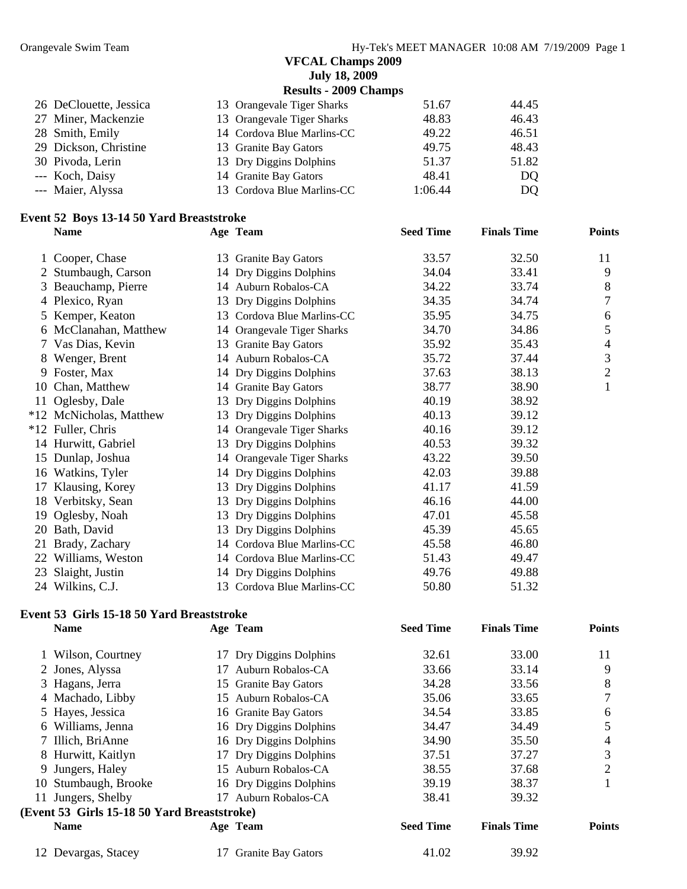## VFCAL Champs 2009

**July 18, 2009**

**Results - 2009 Champs**

| | Name | Age | Team | Seed Time | Finals Time | Points |
|---|---|---|---|---|---|---|
| 26 | DeClouette, Jessica | 13 | Orangevale Tiger Sharks | 51.67 | 44.45 | |
| 27 | Miner, Mackenzie | 13 | Orangevale Tiger Sharks | 48.83 | 46.43 | |
| 28 | Smith, Emily | 14 | Cordova Blue Marlins-CC | 49.22 | 46.51 | |
| 29 | Dickson, Christine | 13 | Granite Bay Gators | 49.75 | 48.43 | |
| 30 | Pivoda, Lerin | 13 | Dry Diggins Dolphins | 51.37 | 51.82 | |
| --- | Koch, Daisy | 14 | Granite Bay Gators | 48.41 | DQ | |
| --- | Maier, Alyssa | 13 | Cordova Blue Marlins-CC | 1:06.44 | DQ | |

### Event 52 Boys 13-14 50 Yard Breaststroke

| | Name | Age | Team | Seed Time | Finals Time | Points |
|---|---|---|---|---|---|---|
| 1 | Cooper, Chase | 13 | Granite Bay Gators | 33.57 | 32.50 | 11 |
| 2 | Stumbaugh, Carson | 14 | Dry Diggins Dolphins | 34.04 | 33.41 | 9 |
| 3 | Beauchamp, Pierre | 14 | Auburn Robalos-CA | 34.22 | 33.74 | 8 |
| 4 | Plexico, Ryan | 13 | Dry Diggins Dolphins | 34.35 | 34.74 | 7 |
| 5 | Kemper, Keaton | 13 | Cordova Blue Marlins-CC | 35.95 | 34.75 | 6 |
| 6 | McClanahan, Matthew | 14 | Orangevale Tiger Sharks | 34.70 | 34.86 | 5 |
| 7 | Vas Dias, Kevin | 13 | Granite Bay Gators | 35.92 | 35.43 | 4 |
| 8 | Wenger, Brent | 14 | Auburn Robalos-CA | 35.72 | 37.44 | 3 |
| 9 | Foster, Max | 14 | Dry Diggins Dolphins | 37.63 | 38.13 | 2 |
| 10 | Chan, Matthew | 14 | Granite Bay Gators | 38.77 | 38.90 | 1 |
| 11 | Oglesby, Dale | 13 | Dry Diggins Dolphins | 40.19 | 38.92 | |
| *12 | McNicholas, Matthew | 13 | Dry Diggins Dolphins | 40.13 | 39.12 | |
| *12 | Fuller, Chris | 14 | Orangevale Tiger Sharks | 40.16 | 39.12 | |
| 14 | Hurwitt, Gabriel | 13 | Dry Diggins Dolphins | 40.53 | 39.32 | |
| 15 | Dunlap, Joshua | 14 | Orangevale Tiger Sharks | 43.22 | 39.50 | |
| 16 | Watkins, Tyler | 14 | Dry Diggins Dolphins | 42.03 | 39.88 | |
| 17 | Klausing, Korey | 13 | Dry Diggins Dolphins | 41.17 | 41.59 | |
| 18 | Verbitsky, Sean | 13 | Dry Diggins Dolphins | 46.16 | 44.00 | |
| 19 | Oglesby, Noah | 13 | Dry Diggins Dolphins | 47.01 | 45.58 | |
| 20 | Bath, David | 13 | Dry Diggins Dolphins | 45.39 | 45.65 | |
| 21 | Brady, Zachary | 14 | Cordova Blue Marlins-CC | 45.58 | 46.80 | |
| 22 | Williams, Weston | 14 | Cordova Blue Marlins-CC | 51.43 | 49.47 | |
| 23 | Slaight, Justin | 14 | Dry Diggins Dolphins | 49.76 | 49.88 | |
| 24 | Wilkins, C.J. | 13 | Cordova Blue Marlins-CC | 50.80 | 51.32 | |

### Event 53 Girls 15-18 50 Yard Breaststroke

| | Name | Age | Team | Seed Time | Finals Time | Points |
|---|---|---|---|---|---|---|
| 1 | Wilson, Courtney | 17 | Dry Diggins Dolphins | 32.61 | 33.00 | 11 |
| 2 | Jones, Alyssa | 17 | Auburn Robalos-CA | 33.66 | 33.14 | 9 |
| 3 | Hagans, Jerra | 15 | Granite Bay Gators | 34.28 | 33.56 | 8 |
| 4 | Machado, Libby | 15 | Auburn Robalos-CA | 35.06 | 33.65 | 7 |
| 5 | Hayes, Jessica | 16 | Granite Bay Gators | 34.54 | 33.85 | 6 |
| 6 | Williams, Jenna | 16 | Dry Diggins Dolphins | 34.47 | 34.49 | 5 |
| 7 | Illich, BriAnne | 16 | Dry Diggins Dolphins | 34.90 | 35.50 | 4 |
| 8 | Hurwitt, Kaitlyn | 17 | Dry Diggins Dolphins | 37.51 | 37.27 | 3 |
| 9 | Jungers, Haley | 15 | Auburn Robalos-CA | 38.55 | 37.68 | 2 |
| 10 | Stumbaugh, Brooke | 16 | Dry Diggins Dolphins | 39.19 | 38.37 | 1 |
| 11 | Jungers, Shelby | 17 | Auburn Robalos-CA | 38.41 | 39.32 | |
| 12 | Devargas, Stacey | 17 | Granite Bay Gators | 41.02 | 39.92 | |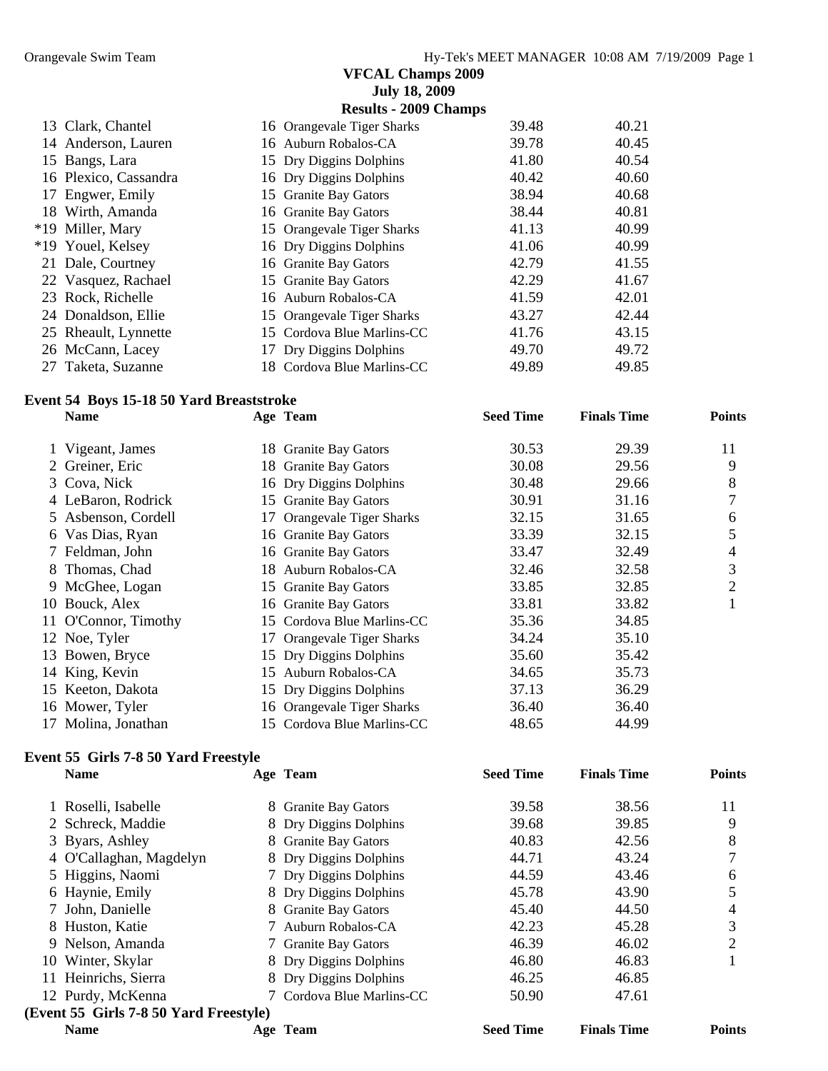**VFCAL Champs 2009**
**July 18, 2009**
**Results - 2009 Champs**

| | Name | Age | Team | Seed Time | Finals Time | Points |
|---|---|---|---|---|---|---|
| 13 | Clark, Chantel | 16 | Orangevale Tiger Sharks | 39.48 | 40.21 | |
| 14 | Anderson, Lauren | 16 | Auburn Robalos-CA | 39.78 | 40.45 | |
| 15 | Bangs, Lara | 15 | Dry Diggins Dolphins | 41.80 | 40.54 | |
| 16 | Plexico, Cassandra | 16 | Dry Diggins Dolphins | 40.42 | 40.60 | |
| 17 | Engwer, Emily | 15 | Granite Bay Gators | 38.94 | 40.68 | |
| 18 | Wirth, Amanda | 16 | Granite Bay Gators | 38.44 | 40.81 | |
| *19 | Miller, Mary | 15 | Orangevale Tiger Sharks | 41.13 | 40.99 | |
| *19 | Youel, Kelsey | 16 | Dry Diggins Dolphins | 41.06 | 40.99 | |
| 21 | Dale, Courtney | 16 | Granite Bay Gators | 42.79 | 41.55 | |
| 22 | Vasquez, Rachael | 15 | Granite Bay Gators | 42.29 | 41.67 | |
| 23 | Rock, Richelle | 16 | Auburn Robalos-CA | 41.59 | 42.01 | |
| 24 | Donaldson, Ellie | 15 | Orangevale Tiger Sharks | 43.27 | 42.44 | |
| 25 | Rheault, Lynnette | 15 | Cordova Blue Marlins-CC | 41.76 | 43.15 | |
| 26 | McCann, Lacey | 17 | Dry Diggins Dolphins | 49.70 | 49.72 | |
| 27 | Taketa, Suzanne | 18 | Cordova Blue Marlins-CC | 49.89 | 49.85 | |

**Event 54 Boys 15-18 50 Yard Breaststroke**

| | Name | Age | Team | Seed Time | Finals Time | Points |
|---|---|---|---|---|---|---|
| 1 | Vigeant, James | 18 | Granite Bay Gators | 30.53 | 29.39 | 11 |
| 2 | Greiner, Eric | 18 | Granite Bay Gators | 30.08 | 29.56 | 9 |
| 3 | Cova, Nick | 16 | Dry Diggins Dolphins | 30.48 | 29.66 | 8 |
| 4 | LeBaron, Rodrick | 15 | Granite Bay Gators | 30.91 | 31.16 | 7 |
| 5 | Asbenson, Cordell | 17 | Orangevale Tiger Sharks | 32.15 | 31.65 | 6 |
| 6 | Vas Dias, Ryan | 16 | Granite Bay Gators | 33.39 | 32.15 | 5 |
| 7 | Feldman, John | 16 | Granite Bay Gators | 33.47 | 32.49 | 4 |
| 8 | Thomas, Chad | 18 | Auburn Robalos-CA | 32.46 | 32.58 | 3 |
| 9 | McGhee, Logan | 15 | Granite Bay Gators | 33.85 | 32.85 | 2 |
| 10 | Bouck, Alex | 16 | Granite Bay Gators | 33.81 | 33.82 | 1 |
| 11 | O'Connor, Timothy | 15 | Cordova Blue Marlins-CC | 35.36 | 34.85 | |
| 12 | Noe, Tyler | 17 | Orangevale Tiger Sharks | 34.24 | 35.10 | |
| 13 | Bowen, Bryce | 15 | Dry Diggins Dolphins | 35.60 | 35.42 | |
| 14 | King, Kevin | 15 | Auburn Robalos-CA | 34.65 | 35.73 | |
| 15 | Keeton, Dakota | 15 | Dry Diggins Dolphins | 37.13 | 36.29 | |
| 16 | Mower, Tyler | 16 | Orangevale Tiger Sharks | 36.40 | 36.40 | |
| 17 | Molina, Jonathan | 15 | Cordova Blue Marlins-CC | 48.65 | 44.99 | |

**Event 55 Girls 7-8 50 Yard Freestyle**

| | Name | Age | Team | Seed Time | Finals Time | Points |
|---|---|---|---|---|---|---|
| 1 | Roselli, Isabelle | 8 | Granite Bay Gators | 39.58 | 38.56 | 11 |
| 2 | Schreck, Maddie | 8 | Dry Diggins Dolphins | 39.68 | 39.85 | 9 |
| 3 | Byars, Ashley | 8 | Granite Bay Gators | 40.83 | 42.56 | 8 |
| 4 | O'Callaghan, Magdelyn | 8 | Dry Diggins Dolphins | 44.71 | 43.24 | 7 |
| 5 | Higgins, Naomi | 7 | Dry Diggins Dolphins | 44.59 | 43.46 | 6 |
| 6 | Haynie, Emily | 8 | Dry Diggins Dolphins | 45.78 | 43.90 | 5 |
| 7 | John, Danielle | 8 | Granite Bay Gators | 45.40 | 44.50 | 4 |
| 8 | Huston, Katie | 7 | Auburn Robalos-CA | 42.23 | 45.28 | 3 |
| 9 | Nelson, Amanda | 7 | Granite Bay Gators | 46.39 | 46.02 | 2 |
| 10 | Winter, Skylar | 8 | Dry Diggins Dolphins | 46.80 | 46.83 | 1 |
| 11 | Heinrichs, Sierra | 8 | Dry Diggins Dolphins | 46.25 | 46.85 | |
| 12 | Purdy, McKenna | 7 | Cordova Blue Marlins-CC | 50.90 | 47.61 | |

**(Event 55 Girls 7-8 50 Yard Freestyle)**

| Name | Age | Team | Seed Time | Finals Time | Points |
|---|---|---|---|---|---|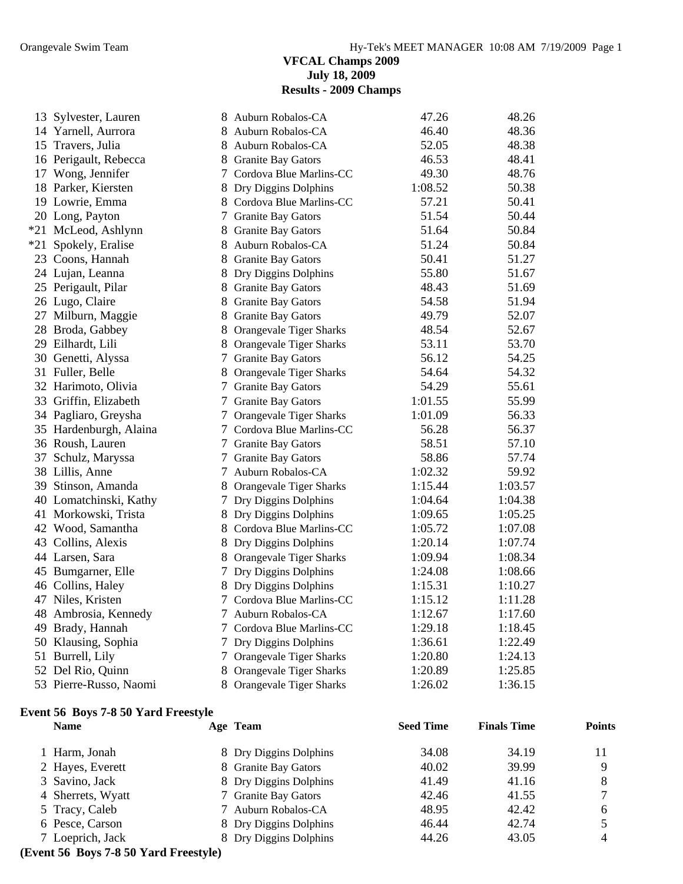**VFCAL Champs 2009**
**July 18, 2009**
**Results - 2009 Champs**

| | Name | Age | Team | Seed Time | Finals Time | Points |
|---|---|---|---|---|---|---|
| 13 | Sylvester, Lauren | 8 | Auburn Robalos-CA | 47.26 | 48.26 | |
| 14 | Yarnell, Aurrora | 8 | Auburn Robalos-CA | 46.40 | 48.36 | |
| 15 | Travers, Julia | 8 | Auburn Robalos-CA | 52.05 | 48.38 | |
| 16 | Perigault, Rebecca | 8 | Granite Bay Gators | 46.53 | 48.41 | |
| 17 | Wong, Jennifer | 7 | Cordova Blue Marlins-CC | 49.30 | 48.76 | |
| 18 | Parker, Kiersten | 8 | Dry Diggins Dolphins | 1:08.52 | 50.38 | |
| 19 | Lowrie, Emma | 8 | Cordova Blue Marlins-CC | 57.21 | 50.41 | |
| 20 | Long, Payton | 7 | Granite Bay Gators | 51.54 | 50.44 | |
| *21 | McLeod, Ashlynn | 8 | Granite Bay Gators | 51.64 | 50.84 | |
| *21 | Spokely, Eralise | 8 | Auburn Robalos-CA | 51.24 | 50.84 | |
| 23 | Coons, Hannah | 8 | Granite Bay Gators | 50.41 | 51.27 | |
| 24 | Lujan, Leanna | 8 | Dry Diggins Dolphins | 55.80 | 51.67 | |
| 25 | Perigault, Pilar | 8 | Granite Bay Gators | 48.43 | 51.69 | |
| 26 | Lugo, Claire | 8 | Granite Bay Gators | 54.58 | 51.94 | |
| 27 | Milburn, Maggie | 8 | Granite Bay Gators | 49.79 | 52.07 | |
| 28 | Broda, Gabbey | 8 | Orangevale Tiger Sharks | 48.54 | 52.67 | |
| 29 | Eilhardt, Lili | 8 | Orangevale Tiger Sharks | 53.11 | 53.70 | |
| 30 | Genetti, Alyssa | 7 | Granite Bay Gators | 56.12 | 54.25 | |
| 31 | Fuller, Belle | 8 | Orangevale Tiger Sharks | 54.64 | 54.32 | |
| 32 | Harimoto, Olivia | 7 | Granite Bay Gators | 54.29 | 55.61 | |
| 33 | Griffin, Elizabeth | 7 | Granite Bay Gators | 1:01.55 | 55.99 | |
| 34 | Pagliaro, Greysha | 7 | Orangevale Tiger Sharks | 1:01.09 | 56.33 | |
| 35 | Hardenburgh, Alaina | 7 | Cordova Blue Marlins-CC | 56.28 | 56.37 | |
| 36 | Roush, Lauren | 7 | Granite Bay Gators | 58.51 | 57.10 | |
| 37 | Schulz, Maryssa | 7 | Granite Bay Gators | 58.86 | 57.74 | |
| 38 | Lillis, Anne | 7 | Auburn Robalos-CA | 1:02.32 | 59.92 | |
| 39 | Stinson, Amanda | 8 | Orangevale Tiger Sharks | 1:15.44 | 1:03.57 | |
| 40 | Lomatchinski, Kathy | 7 | Dry Diggins Dolphins | 1:04.64 | 1:04.38 | |
| 41 | Morkowski, Trista | 8 | Dry Diggins Dolphins | 1:09.65 | 1:05.25 | |
| 42 | Wood, Samantha | 8 | Cordova Blue Marlins-CC | 1:05.72 | 1:07.08 | |
| 43 | Collins, Alexis | 8 | Dry Diggins Dolphins | 1:20.14 | 1:07.74 | |
| 44 | Larsen, Sara | 8 | Orangevale Tiger Sharks | 1:09.94 | 1:08.34 | |
| 45 | Bumgarner, Elle | 7 | Dry Diggins Dolphins | 1:24.08 | 1:08.66 | |
| 46 | Collins, Haley | 8 | Dry Diggins Dolphins | 1:15.31 | 1:10.27 | |
| 47 | Niles, Kristen | 7 | Cordova Blue Marlins-CC | 1:15.12 | 1:11.28 | |
| 48 | Ambrosia, Kennedy | 7 | Auburn Robalos-CA | 1:12.67 | 1:17.60 | |
| 49 | Brady, Hannah | 7 | Cordova Blue Marlins-CC | 1:29.18 | 1:18.45 | |
| 50 | Klausing, Sophia | 7 | Dry Diggins Dolphins | 1:36.61 | 1:22.49 | |
| 51 | Burrell, Lily | 7 | Orangevale Tiger Sharks | 1:20.80 | 1:24.13 | |
| 52 | Del Rio, Quinn | 8 | Orangevale Tiger Sharks | 1:20.89 | 1:25.85 | |
| 53 | Pierre-Russo, Naomi | 8 | Orangevale Tiger Sharks | 1:26.02 | 1:36.15 | |

**Event 56 Boys 7-8 50 Yard Freestyle**

| | Name | Age | Team | Seed Time | Finals Time | Points |
|---|---|---|---|---|---|---|
| 1 | Harm, Jonah | 8 | Dry Diggins Dolphins | 34.08 | 34.19 | 11 |
| 2 | Hayes, Everett | 8 | Granite Bay Gators | 40.02 | 39.99 | 9 |
| 3 | Savino, Jack | 8 | Dry Diggins Dolphins | 41.49 | 41.16 | 8 |
| 4 | Sherrets, Wyatt | 7 | Granite Bay Gators | 42.46 | 41.55 | 7 |
| 5 | Tracy, Caleb | 7 | Auburn Robalos-CA | 48.95 | 42.42 | 6 |
| 6 | Pesce, Carson | 8 | Dry Diggins Dolphins | 46.44 | 42.74 | 5 |
| 7 | Loeprich, Jack | 8 | Dry Diggins Dolphins | 44.26 | 43.05 | 4 |

**(Event 56 Boys 7-8 50 Yard Freestyle)**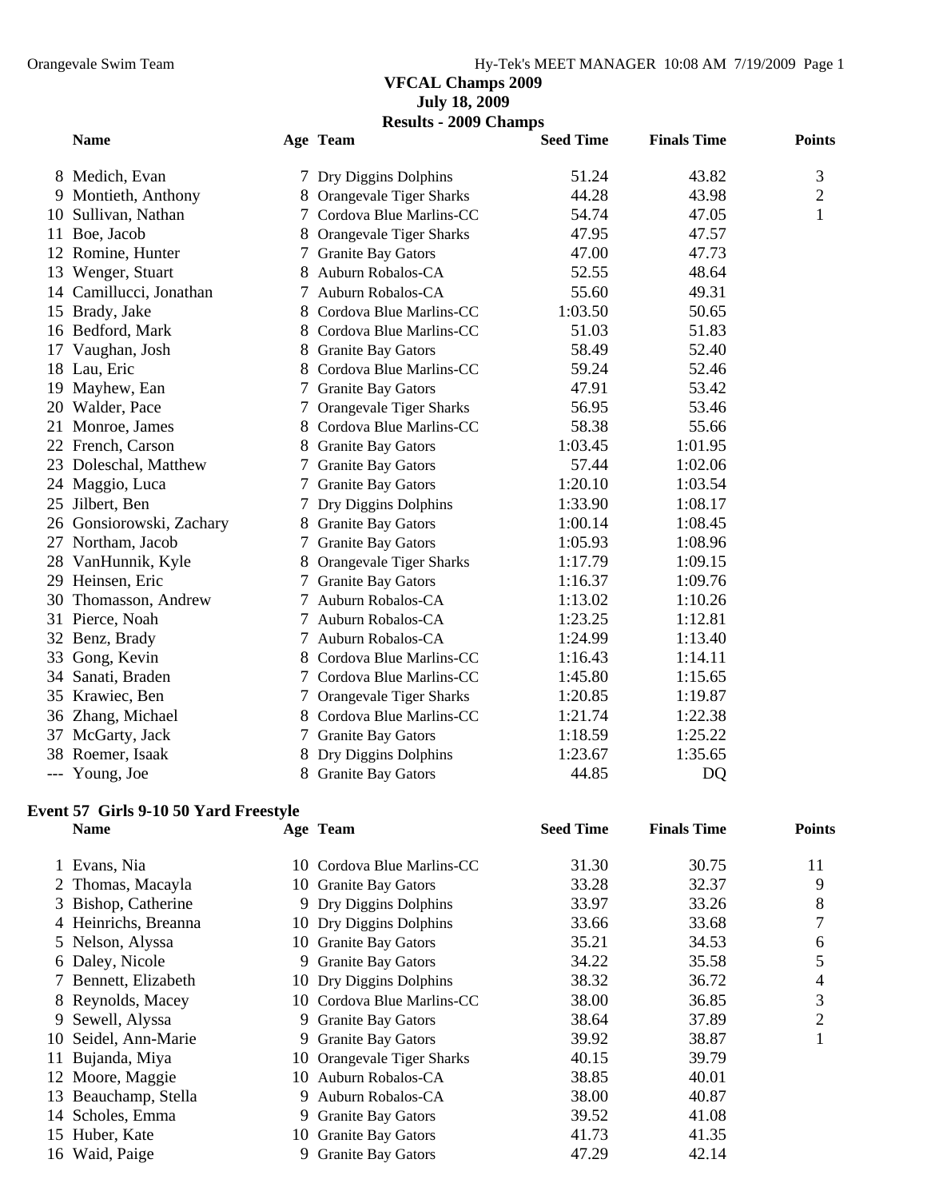**VFCAL Champs 2009**
**July 18, 2009**
**Results - 2009 Champs**

| | Name | Age | Team | Seed Time | Finals Time | Points |
|---|---|---|---|---|---|---|
| 8 | Medich, Evan | 7 | Dry Diggins Dolphins | 51.24 | 43.82 | 3 |
| 9 | Montieth, Anthony | 8 | Orangevale Tiger Sharks | 44.28 | 43.98 | 2 |
| 10 | Sullivan, Nathan | 7 | Cordova Blue Marlins-CC | 54.74 | 47.05 | 1 |
| 11 | Boe, Jacob | 8 | Orangevale Tiger Sharks | 47.95 | 47.57 | |
| 12 | Romine, Hunter | 7 | Granite Bay Gators | 47.00 | 47.73 | |
| 13 | Wenger, Stuart | 8 | Auburn Robalos-CA | 52.55 | 48.64 | |
| 14 | Camillucci, Jonathan | 7 | Auburn Robalos-CA | 55.60 | 49.31 | |
| 15 | Brady, Jake | 8 | Cordova Blue Marlins-CC | 1:03.50 | 50.65 | |
| 16 | Bedford, Mark | 8 | Cordova Blue Marlins-CC | 51.03 | 51.83 | |
| 17 | Vaughan, Josh | 8 | Granite Bay Gators | 58.49 | 52.40 | |
| 18 | Lau, Eric | 8 | Cordova Blue Marlins-CC | 59.24 | 52.46 | |
| 19 | Mayhew, Ean | 7 | Granite Bay Gators | 47.91 | 53.42 | |
| 20 | Walder, Pace | 7 | Orangevale Tiger Sharks | 56.95 | 53.46 | |
| 21 | Monroe, James | 8 | Cordova Blue Marlins-CC | 58.38 | 55.66 | |
| 22 | French, Carson | 8 | Granite Bay Gators | 1:03.45 | 1:01.95 | |
| 23 | Doleschal, Matthew | 7 | Granite Bay Gators | 57.44 | 1:02.06 | |
| 24 | Maggio, Luca | 7 | Granite Bay Gators | 1:20.10 | 1:03.54 | |
| 25 | Jilbert, Ben | 7 | Dry Diggins Dolphins | 1:33.90 | 1:08.17 | |
| 26 | Gonsiorowski, Zachary | 8 | Granite Bay Gators | 1:00.14 | 1:08.45 | |
| 27 | Northam, Jacob | 7 | Granite Bay Gators | 1:05.93 | 1:08.96 | |
| 28 | VanHunnik, Kyle | 8 | Orangevale Tiger Sharks | 1:17.79 | 1:09.15 | |
| 29 | Heinsen, Eric | 7 | Granite Bay Gators | 1:16.37 | 1:09.76 | |
| 30 | Thomasson, Andrew | 7 | Auburn Robalos-CA | 1:13.02 | 1:10.26 | |
| 31 | Pierce, Noah | 7 | Auburn Robalos-CA | 1:23.25 | 1:12.81 | |
| 32 | Benz, Brady | 7 | Auburn Robalos-CA | 1:24.99 | 1:13.40 | |
| 33 | Gong, Kevin | 8 | Cordova Blue Marlins-CC | 1:16.43 | 1:14.11 | |
| 34 | Sanati, Braden | 7 | Cordova Blue Marlins-CC | 1:45.80 | 1:15.65 | |
| 35 | Krawiec, Ben | 7 | Orangevale Tiger Sharks | 1:20.85 | 1:19.87 | |
| 36 | Zhang, Michael | 8 | Cordova Blue Marlins-CC | 1:21.74 | 1:22.38 | |
| 37 | McGarty, Jack | 7 | Granite Bay Gators | 1:18.59 | 1:25.22 | |
| 38 | Roemer, Isaak | 8 | Dry Diggins Dolphins | 1:23.67 | 1:35.65 | |
| --- | Young, Joe | 8 | Granite Bay Gators | 44.85 | DQ | |

**Event 57 Girls 9-10 50 Yard Freestyle**

| | Name | Age | Team | Seed Time | Finals Time | Points |
|---|---|---|---|---|---|---|
| 1 | Evans, Nia | 10 | Cordova Blue Marlins-CC | 31.30 | 30.75 | 11 |
| 2 | Thomas, Macayla | 10 | Granite Bay Gators | 33.28 | 32.37 | 9 |
| 3 | Bishop, Catherine | 9 | Dry Diggins Dolphins | 33.97 | 33.26 | 8 |
| 4 | Heinrichs, Breanna | 10 | Dry Diggins Dolphins | 33.66 | 33.68 | 7 |
| 5 | Nelson, Alyssa | 10 | Granite Bay Gators | 35.21 | 34.53 | 6 |
| 6 | Daley, Nicole | 9 | Granite Bay Gators | 34.22 | 35.58 | 5 |
| 7 | Bennett, Elizabeth | 10 | Dry Diggins Dolphins | 38.32 | 36.72 | 4 |
| 8 | Reynolds, Macey | 10 | Cordova Blue Marlins-CC | 38.00 | 36.85 | 3 |
| 9 | Sewell, Alyssa | 9 | Granite Bay Gators | 38.64 | 37.89 | 2 |
| 10 | Seidel, Ann-Marie | 9 | Granite Bay Gators | 39.92 | 38.87 | 1 |
| 11 | Bujanda, Miya | 10 | Orangevale Tiger Sharks | 40.15 | 39.79 | |
| 12 | Moore, Maggie | 10 | Auburn Robalos-CA | 38.85 | 40.01 | |
| 13 | Beauchamp, Stella | 9 | Auburn Robalos-CA | 38.00 | 40.87 | |
| 14 | Scholes, Emma | 9 | Granite Bay Gators | 39.52 | 41.08 | |
| 15 | Huber, Kate | 10 | Granite Bay Gators | 41.73 | 41.35 | |
| 16 | Waid, Paige | 9 | Granite Bay Gators | 47.29 | 42.14 | |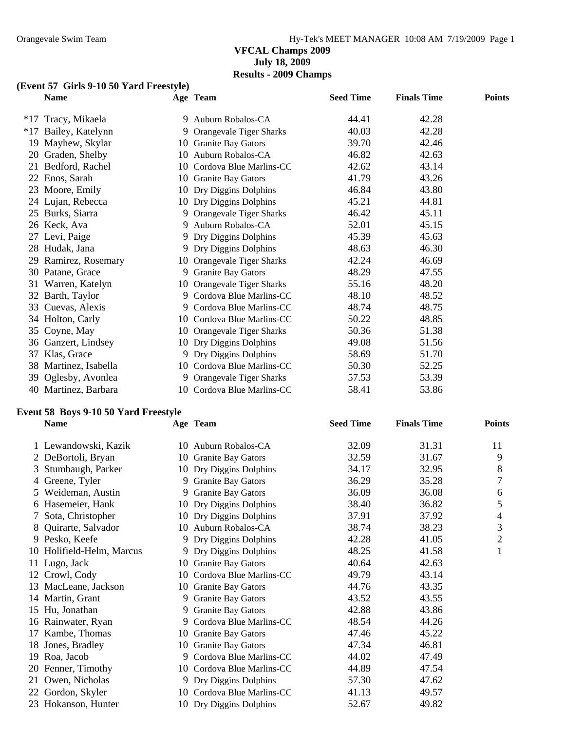**VFCAL Champs 2009**
**July 18, 2009**
**Results - 2009 Champs**

### (Event 57 Girls 9-10 50 Yard Freestyle)

| | Name | Age | Team | Seed Time | Finals Time | Points |
|---|---|---|---|---|---|---|
| *17 | Tracy, Mikaela | 9 | Auburn Robalos-CA | 44.41 | 42.28 | |
| *17 | Bailey, Katelynn | 9 | Orangevale Tiger Sharks | 40.03 | 42.28 | |
| 19 | Mayhew, Skylar | 10 | Granite Bay Gators | 39.70 | 42.46 | |
| 20 | Graden, Shelby | 10 | Auburn Robalos-CA | 46.82 | 42.63 | |
| 21 | Bedford, Rachel | 10 | Cordova Blue Marlins-CC | 42.62 | 43.14 | |
| 22 | Enos, Sarah | 10 | Granite Bay Gators | 41.79 | 43.26 | |
| 23 | Moore, Emily | 10 | Dry Diggins Dolphins | 46.84 | 43.80 | |
| 24 | Lujan, Rebecca | 10 | Dry Diggins Dolphins | 45.21 | 44.81 | |
| 25 | Burks, Siarra | 9 | Orangevale Tiger Sharks | 46.42 | 45.11 | |
| 26 | Keck, Ava | 9 | Auburn Robalos-CA | 52.01 | 45.15 | |
| 27 | Levi, Paige | 9 | Dry Diggins Dolphins | 45.39 | 45.63 | |
| 28 | Hudak, Jana | 9 | Dry Diggins Dolphins | 48.63 | 46.30 | |
| 29 | Ramirez, Rosemary | 10 | Orangevale Tiger Sharks | 42.24 | 46.69 | |
| 30 | Patane, Grace | 9 | Granite Bay Gators | 48.29 | 47.55 | |
| 31 | Warren, Katelyn | 10 | Orangevale Tiger Sharks | 55.16 | 48.20 | |
| 32 | Barth, Taylor | 9 | Cordova Blue Marlins-CC | 48.10 | 48.52 | |
| 33 | Cuevas, Alexis | 9 | Cordova Blue Marlins-CC | 48.74 | 48.75 | |
| 34 | Holton, Carly | 10 | Cordova Blue Marlins-CC | 50.22 | 48.85 | |
| 35 | Coyne, May | 10 | Orangevale Tiger Sharks | 50.36 | 51.38 | |
| 36 | Ganzert, Lindsey | 10 | Dry Diggins Dolphins | 49.08 | 51.56 | |
| 37 | Klas, Grace | 9 | Dry Diggins Dolphins | 58.69 | 51.70 | |
| 38 | Martinez, Isabella | 10 | Cordova Blue Marlins-CC | 50.30 | 52.25 | |
| 39 | Oglesby, Avonlea | 9 | Orangevale Tiger Sharks | 57.53 | 53.39 | |
| 40 | Martinez, Barbara | 10 | Cordova Blue Marlins-CC | 58.41 | 53.86 | |

### Event 58 Boys 9-10 50 Yard Freestyle

| | Name | Age | Team | Seed Time | Finals Time | Points |
|---|---|---|---|---|---|---|
| 1 | Lewandowski, Kazik | 10 | Auburn Robalos-CA | 32.09 | 31.31 | 11 |
| 2 | DeBortoli, Bryan | 10 | Granite Bay Gators | 32.59 | 31.67 | 9 |
| 3 | Stumbaugh, Parker | 10 | Dry Diggins Dolphins | 34.17 | 32.95 | 8 |
| 4 | Greene, Tyler | 9 | Granite Bay Gators | 36.29 | 35.28 | 7 |
| 5 | Weideman, Austin | 9 | Granite Bay Gators | 36.09 | 36.08 | 6 |
| 6 | Hasemeier, Hank | 10 | Dry Diggins Dolphins | 38.40 | 36.82 | 5 |
| 7 | Sota, Christopher | 10 | Dry Diggins Dolphins | 37.91 | 37.92 | 4 |
| 8 | Quirarte, Salvador | 10 | Auburn Robalos-CA | 38.74 | 38.23 | 3 |
| 9 | Pesko, Keefe | 9 | Dry Diggins Dolphins | 42.28 | 41.05 | 2 |
| 10 | Holifield-Helm, Marcus | 9 | Dry Diggins Dolphins | 48.25 | 41.58 | 1 |
| 11 | Lugo, Jack | 10 | Granite Bay Gators | 40.64 | 42.63 | |
| 12 | Crowl, Cody | 10 | Cordova Blue Marlins-CC | 49.79 | 43.14 | |
| 13 | MacLeane, Jackson | 10 | Granite Bay Gators | 44.76 | 43.35 | |
| 14 | Martin, Grant | 9 | Granite Bay Gators | 43.52 | 43.55 | |
| 15 | Hu, Jonathan | 9 | Granite Bay Gators | 42.88 | 43.86 | |
| 16 | Rainwater, Ryan | 9 | Cordova Blue Marlins-CC | 48.54 | 44.26 | |
| 17 | Kambe, Thomas | 10 | Granite Bay Gators | 47.46 | 45.22 | |
| 18 | Jones, Bradley | 10 | Granite Bay Gators | 47.34 | 46.81 | |
| 19 | Roa, Jacob | 9 | Cordova Blue Marlins-CC | 44.02 | 47.49 | |
| 20 | Fenner, Timothy | 10 | Cordova Blue Marlins-CC | 44.89 | 47.54 | |
| 21 | Owen, Nicholas | 9 | Dry Diggins Dolphins | 57.30 | 47.62 | |
| 22 | Gordon, Skyler | 10 | Cordova Blue Marlins-CC | 41.13 | 49.57 | |
| 23 | Hokanson, Hunter | 10 | Dry Diggins Dolphins | 52.67 | 49.82 | |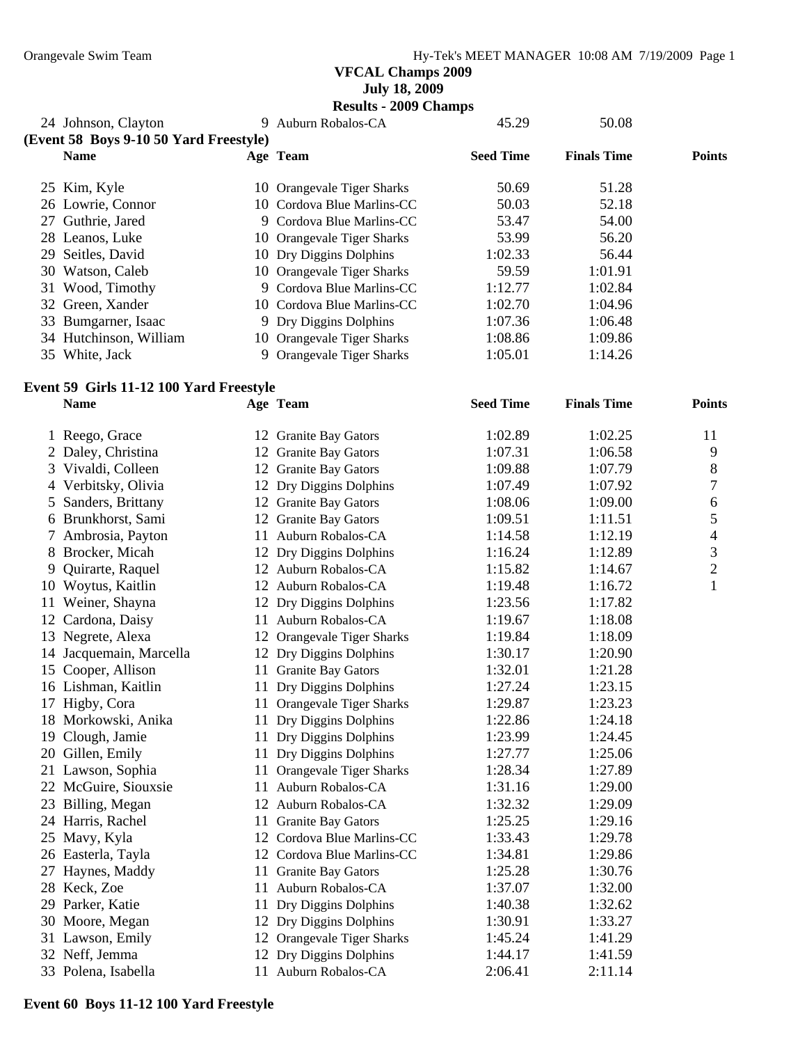**VFCAL Champs 2009**
**July 18, 2009**
**Results - 2009 Champs**

**(Event 58 Boys 9-10 50 Yard Freestyle)**

| | Name | Age | Team | Seed Time | Finals Time | Points |
|---|---|---|---|---|---|---|
| 24 | Johnson, Clayton | 9 | Auburn Robalos-CA | 45.29 | 50.08 | |
| 25 | Kim, Kyle | 10 | Orangevale Tiger Sharks | 50.69 | 51.28 | |
| 26 | Lowrie, Connor | 10 | Cordova Blue Marlins-CC | 50.03 | 52.18 | |
| 27 | Guthrie, Jared | 9 | Cordova Blue Marlins-CC | 53.47 | 54.00 | |
| 28 | Leanos, Luke | 10 | Orangevale Tiger Sharks | 53.99 | 56.20 | |
| 29 | Seitles, David | 10 | Dry Diggins Dolphins | 1:02.33 | 56.44 | |
| 30 | Watson, Caleb | 10 | Orangevale Tiger Sharks | 59.59 | 1:01.91 | |
| 31 | Wood, Timothy | 9 | Cordova Blue Marlins-CC | 1:12.77 | 1:02.84 | |
| 32 | Green, Xander | 10 | Cordova Blue Marlins-CC | 1:02.70 | 1:04.96 | |
| 33 | Bumgarner, Isaac | 9 | Dry Diggins Dolphins | 1:07.36 | 1:06.48 | |
| 34 | Hutchinson, William | 10 | Orangevale Tiger Sharks | 1:08.86 | 1:09.86 | |
| 35 | White, Jack | 9 | Orangevale Tiger Sharks | 1:05.01 | 1:14.26 | |

**Event 59 Girls 11-12 100 Yard Freestyle**

| | Name | Age | Team | Seed Time | Finals Time | Points |
|---|---|---|---|---|---|---|
| 1 | Reego, Grace | 12 | Granite Bay Gators | 1:02.89 | 1:02.25 | 11 |
| 2 | Daley, Christina | 12 | Granite Bay Gators | 1:07.31 | 1:06.58 | 9 |
| 3 | Vivaldi, Colleen | 12 | Granite Bay Gators | 1:09.88 | 1:07.79 | 8 |
| 4 | Verbitsky, Olivia | 12 | Dry Diggins Dolphins | 1:07.49 | 1:07.92 | 7 |
| 5 | Sanders, Brittany | 12 | Granite Bay Gators | 1:08.06 | 1:09.00 | 6 |
| 6 | Brunkhorst, Sami | 12 | Granite Bay Gators | 1:09.51 | 1:11.51 | 5 |
| 7 | Ambrosia, Payton | 11 | Auburn Robalos-CA | 1:14.58 | 1:12.19 | 4 |
| 8 | Brocker, Micah | 12 | Dry Diggins Dolphins | 1:16.24 | 1:12.89 | 3 |
| 9 | Quirarte, Raquel | 12 | Auburn Robalos-CA | 1:15.82 | 1:14.67 | 2 |
| 10 | Woytus, Kaitlin | 12 | Auburn Robalos-CA | 1:19.48 | 1:16.72 | 1 |
| 11 | Weiner, Shayna | 12 | Dry Diggins Dolphins | 1:23.56 | 1:17.82 | |
| 12 | Cardona, Daisy | 11 | Auburn Robalos-CA | 1:19.67 | 1:18.08 | |
| 13 | Negrete, Alexa | 12 | Orangevale Tiger Sharks | 1:19.84 | 1:18.09 | |
| 14 | Jacquemain, Marcella | 12 | Dry Diggins Dolphins | 1:30.17 | 1:20.90 | |
| 15 | Cooper, Allison | 11 | Granite Bay Gators | 1:32.01 | 1:21.28 | |
| 16 | Lishman, Kaitlin | 11 | Dry Diggins Dolphins | 1:27.24 | 1:23.15 | |
| 17 | Higby, Cora | 11 | Orangevale Tiger Sharks | 1:29.87 | 1:23.23 | |
| 18 | Morkowski, Anika | 11 | Dry Diggins Dolphins | 1:22.86 | 1:24.18 | |
| 19 | Clough, Jamie | 11 | Dry Diggins Dolphins | 1:23.99 | 1:24.45 | |
| 20 | Gillen, Emily | 11 | Dry Diggins Dolphins | 1:27.77 | 1:25.06 | |
| 21 | Lawson, Sophia | 11 | Orangevale Tiger Sharks | 1:28.34 | 1:27.89 | |
| 22 | McGuire, Siouxsie | 11 | Auburn Robalos-CA | 1:31.16 | 1:29.00 | |
| 23 | Billing, Megan | 12 | Auburn Robalos-CA | 1:32.32 | 1:29.09 | |
| 24 | Harris, Rachel | 11 | Granite Bay Gators | 1:25.25 | 1:29.16 | |
| 25 | Mavy, Kyla | 12 | Cordova Blue Marlins-CC | 1:33.43 | 1:29.78 | |
| 26 | Easterla, Tayla | 12 | Cordova Blue Marlins-CC | 1:34.81 | 1:29.86 | |
| 27 | Haynes, Maddy | 11 | Granite Bay Gators | 1:25.28 | 1:30.76 | |
| 28 | Keck, Zoe | 11 | Auburn Robalos-CA | 1:37.07 | 1:32.00 | |
| 29 | Parker, Katie | 11 | Dry Diggins Dolphins | 1:40.38 | 1:32.62 | |
| 30 | Moore, Megan | 12 | Dry Diggins Dolphins | 1:30.91 | 1:33.27 | |
| 31 | Lawson, Emily | 12 | Orangevale Tiger Sharks | 1:45.24 | 1:41.29 | |
| 32 | Neff, Jemma | 12 | Dry Diggins Dolphins | 1:44.17 | 1:41.59 | |
| 33 | Polena, Isabella | 11 | Auburn Robalos-CA | 2:06.41 | 2:11.14 | |

**Event 60 Boys 11-12 100 Yard Freestyle**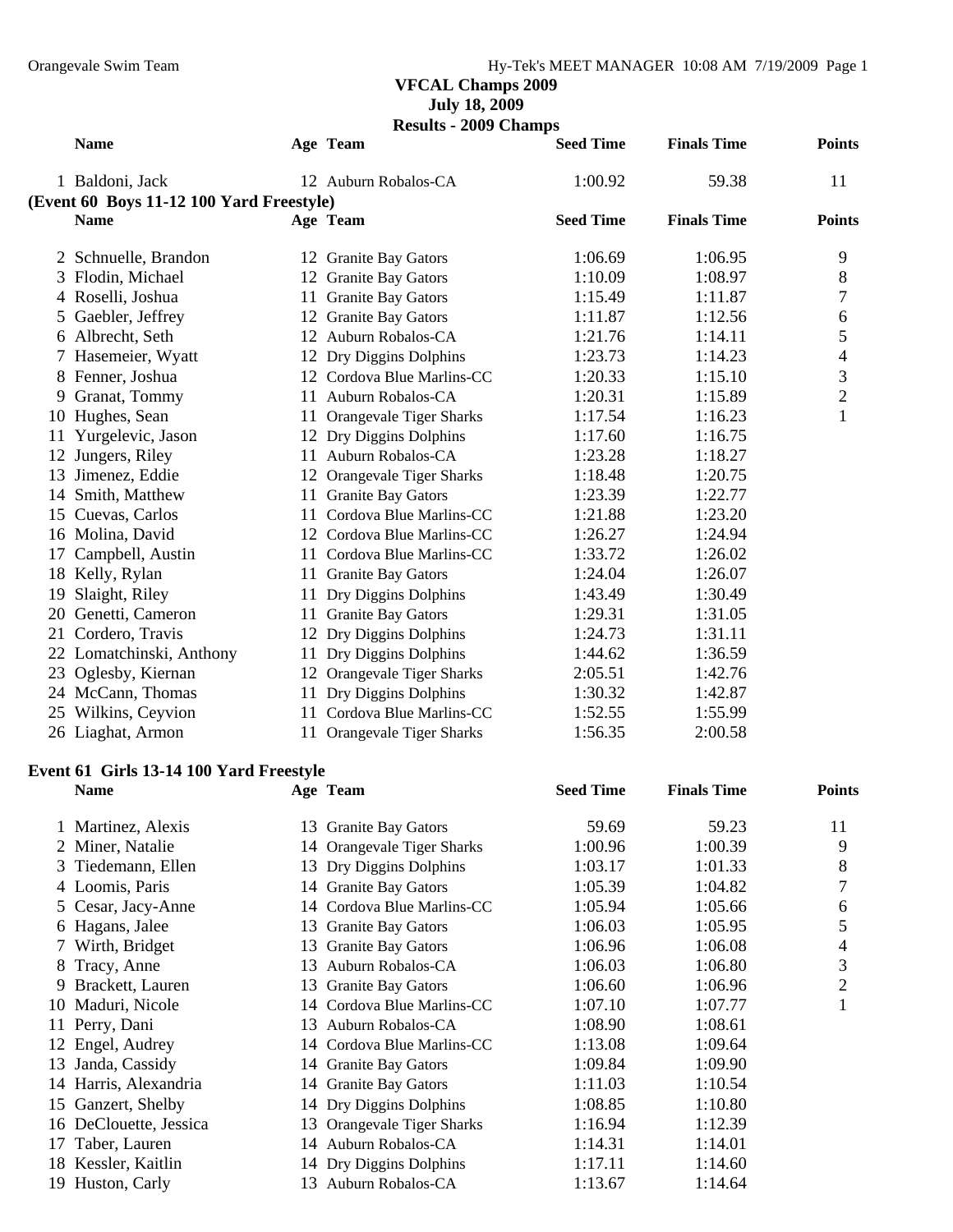# VFCAL Champs 2009

**July 18, 2009**

**Results - 2009 Champs**

| | Name | Age | Team | Seed Time | Finals Time | Points |
|---|---|---|---|---|---|---|
| 1 | Baldoni, Jack | 12 | Auburn Robalos-CA | 1:00.92 | 59.38 | 11 |

**(Event 60 Boys 11-12 100 Yard Freestyle)**

| | Name | Age | Team | Seed Time | Finals Time | Points |
|---|---|---|---|---|---|---|
| 2 | Schnuelle, Brandon | 12 | Granite Bay Gators | 1:06.69 | 1:06.95 | 9 |
| 3 | Flodin, Michael | 12 | Granite Bay Gators | 1:10.09 | 1:08.97 | 8 |
| 4 | Roselli, Joshua | 11 | Granite Bay Gators | 1:15.49 | 1:11.87 | 7 |
| 5 | Gaebler, Jeffrey | 12 | Granite Bay Gators | 1:11.87 | 1:12.56 | 6 |
| 6 | Albrecht, Seth | 12 | Auburn Robalos-CA | 1:21.76 | 1:14.11 | 5 |
| 7 | Hasemeier, Wyatt | 12 | Dry Diggins Dolphins | 1:23.73 | 1:14.23 | 4 |
| 8 | Fenner, Joshua | 12 | Cordova Blue Marlins-CC | 1:20.33 | 1:15.10 | 3 |
| 9 | Granat, Tommy | 11 | Auburn Robalos-CA | 1:20.31 | 1:15.89 | 2 |
| 10 | Hughes, Sean | 11 | Orangevale Tiger Sharks | 1:17.54 | 1:16.23 | 1 |
| 11 | Yurgelevic, Jason | 12 | Dry Diggins Dolphins | 1:17.60 | 1:16.75 | |
| 12 | Jungers, Riley | 11 | Auburn Robalos-CA | 1:23.28 | 1:18.27 | |
| 13 | Jimenez, Eddie | 12 | Orangevale Tiger Sharks | 1:18.48 | 1:20.75 | |
| 14 | Smith, Matthew | 11 | Granite Bay Gators | 1:23.39 | 1:22.77 | |
| 15 | Cuevas, Carlos | 11 | Cordova Blue Marlins-CC | 1:21.88 | 1:23.20 | |
| 16 | Molina, David | 12 | Cordova Blue Marlins-CC | 1:26.27 | 1:24.94 | |
| 17 | Campbell, Austin | 11 | Cordova Blue Marlins-CC | 1:33.72 | 1:26.02 | |
| 18 | Kelly, Rylan | 11 | Granite Bay Gators | 1:24.04 | 1:26.07 | |
| 19 | Slaight, Riley | 11 | Dry Diggins Dolphins | 1:43.49 | 1:30.49 | |
| 20 | Genetti, Cameron | 11 | Granite Bay Gators | 1:29.31 | 1:31.05 | |
| 21 | Cordero, Travis | 12 | Dry Diggins Dolphins | 1:24.73 | 1:31.11 | |
| 22 | Lomatchinski, Anthony | 11 | Dry Diggins Dolphins | 1:44.62 | 1:36.59 | |
| 23 | Oglesby, Kiernan | 12 | Orangevale Tiger Sharks | 2:05.51 | 1:42.76 | |
| 24 | McCann, Thomas | 11 | Dry Diggins Dolphins | 1:30.32 | 1:42.87 | |
| 25 | Wilkins, Ceyvion | 11 | Cordova Blue Marlins-CC | 1:52.55 | 1:55.99 | |
| 26 | Liaghat, Armon | 11 | Orangevale Tiger Sharks | 1:56.35 | 2:00.58 | |

**Event 61 Girls 13-14 100 Yard Freestyle**

| | Name | Age | Team | Seed Time | Finals Time | Points |
|---|---|---|---|---|---|---|
| 1 | Martinez, Alexis | 13 | Granite Bay Gators | 59.69 | 59.23 | 11 |
| 2 | Miner, Natalie | 14 | Orangevale Tiger Sharks | 1:00.96 | 1:00.39 | 9 |
| 3 | Tiedemann, Ellen | 13 | Dry Diggins Dolphins | 1:03.17 | 1:01.33 | 8 |
| 4 | Loomis, Paris | 14 | Granite Bay Gators | 1:05.39 | 1:04.82 | 7 |
| 5 | Cesar, Jacy-Anne | 14 | Cordova Blue Marlins-CC | 1:05.94 | 1:05.66 | 6 |
| 6 | Hagans, Jalee | 13 | Granite Bay Gators | 1:06.03 | 1:05.95 | 5 |
| 7 | Wirth, Bridget | 13 | Granite Bay Gators | 1:06.96 | 1:06.08 | 4 |
| 8 | Tracy, Anne | 13 | Auburn Robalos-CA | 1:06.03 | 1:06.80 | 3 |
| 9 | Brackett, Lauren | 13 | Granite Bay Gators | 1:06.60 | 1:06.96 | 2 |
| 10 | Maduri, Nicole | 14 | Cordova Blue Marlins-CC | 1:07.10 | 1:07.77 | 1 |
| 11 | Perry, Dani | 13 | Auburn Robalos-CA | 1:08.90 | 1:08.61 | |
| 12 | Engel, Audrey | 14 | Cordova Blue Marlins-CC | 1:13.08 | 1:09.64 | |
| 13 | Janda, Cassidy | 14 | Granite Bay Gators | 1:09.84 | 1:09.90 | |
| 14 | Harris, Alexandria | 14 | Granite Bay Gators | 1:11.03 | 1:10.54 | |
| 15 | Ganzert, Shelby | 14 | Dry Diggins Dolphins | 1:08.85 | 1:10.80 | |
| 16 | DeClouette, Jessica | 13 | Orangevale Tiger Sharks | 1:16.94 | 1:12.39 | |
| 17 | Taber, Lauren | 14 | Auburn Robalos-CA | 1:14.31 | 1:14.01 | |
| 18 | Kessler, Kaitlin | 14 | Dry Diggins Dolphins | 1:17.11 | 1:14.60 | |
| 19 | Huston, Carly | 13 | Auburn Robalos-CA | 1:13.67 | 1:14.64 | |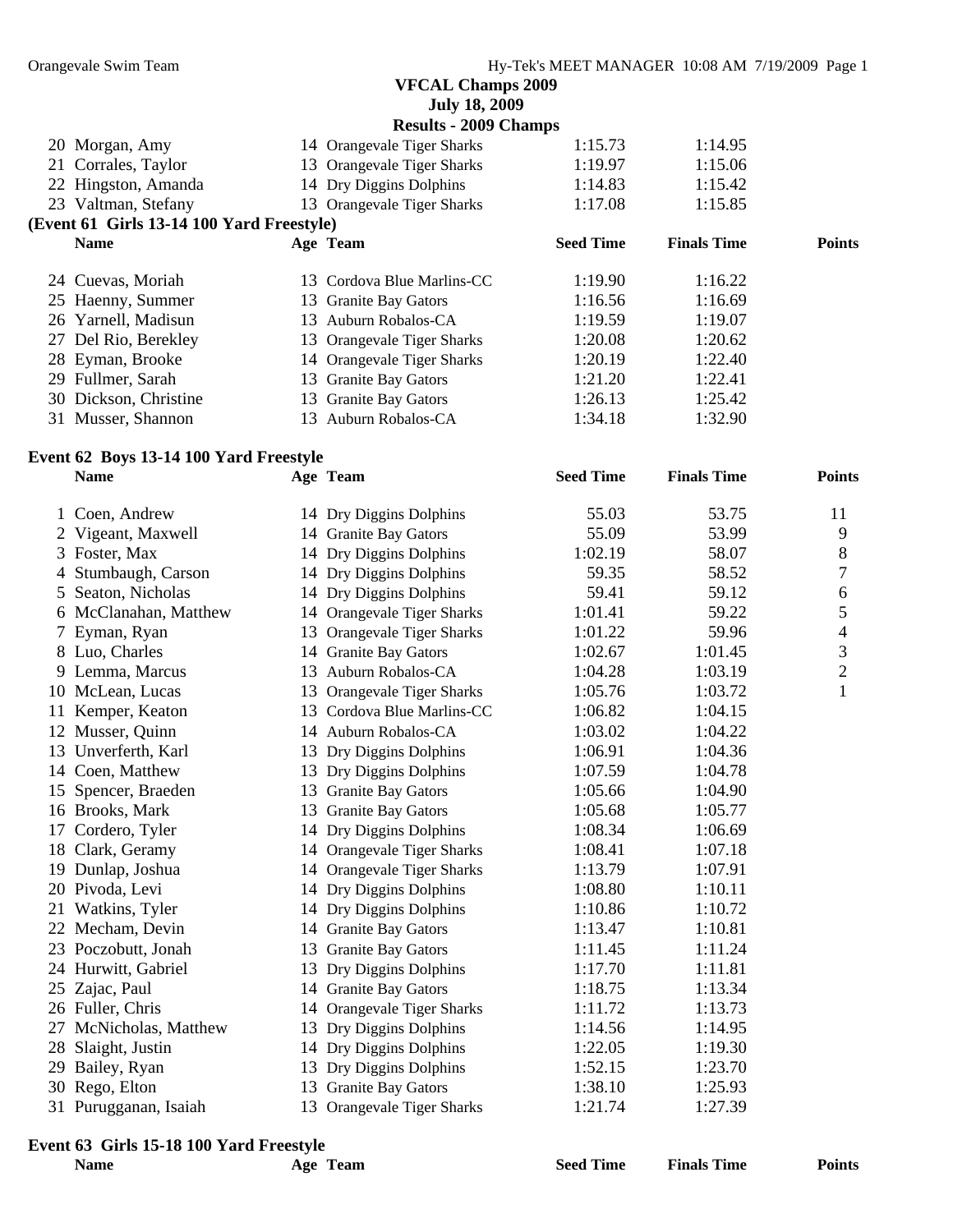**VFCAL Champs 2009**
**July 18, 2009**
**Results - 2009 Champs**

| | Name | Age | Team | Seed Time | Finals Time | Points |
|---|---|---|---|---|---|---|
| 20 | Morgan, Amy | 14 | Orangevale Tiger Sharks | 1:15.73 | 1:14.95 | |
| 21 | Corrales, Taylor | 13 | Orangevale Tiger Sharks | 1:19.97 | 1:15.06 | |
| 22 | Hingston, Amanda | 14 | Dry Diggins Dolphins | 1:14.83 | 1:15.42 | |
| 23 | Valtman, Stefany | 13 | Orangevale Tiger Sharks | 1:17.08 | 1:15.85 | |

**(Event 61 Girls 13-14 100 Yard Freestyle)**

| | Name | Age | Team | Seed Time | Finals Time | Points |
|---|---|---|---|---|---|---|
| 24 | Cuevas, Moriah | 13 | Cordova Blue Marlins-CC | 1:19.90 | 1:16.22 | |
| 25 | Haenny, Summer | 13 | Granite Bay Gators | 1:16.56 | 1:16.69 | |
| 26 | Yarnell, Madisun | 13 | Auburn Robalos-CA | 1:19.59 | 1:19.07 | |
| 27 | Del Rio, Berekley | 13 | Orangevale Tiger Sharks | 1:20.08 | 1:20.62 | |
| 28 | Eyman, Brooke | 14 | Orangevale Tiger Sharks | 1:20.19 | 1:22.40 | |
| 29 | Fullmer, Sarah | 13 | Granite Bay Gators | 1:21.20 | 1:22.41 | |
| 30 | Dickson, Christine | 13 | Granite Bay Gators | 1:26.13 | 1:25.42 | |
| 31 | Musser, Shannon | 13 | Auburn Robalos-CA | 1:34.18 | 1:32.90 | |

**Event 62 Boys 13-14 100 Yard Freestyle**

| | Name | Age | Team | Seed Time | Finals Time | Points |
|---|---|---|---|---|---|---|
| 1 | Coen, Andrew | 14 | Dry Diggins Dolphins | 55.03 | 53.75 | 11 |
| 2 | Vigeant, Maxwell | 14 | Granite Bay Gators | 55.09 | 53.99 | 9 |
| 3 | Foster, Max | 14 | Dry Diggins Dolphins | 1:02.19 | 58.07 | 8 |
| 4 | Stumbaugh, Carson | 14 | Dry Diggins Dolphins | 59.35 | 58.52 | 7 |
| 5 | Seaton, Nicholas | 14 | Dry Diggins Dolphins | 59.41 | 59.12 | 6 |
| 6 | McClanahan, Matthew | 14 | Orangevale Tiger Sharks | 1:01.41 | 59.22 | 5 |
| 7 | Eyman, Ryan | 13 | Orangevale Tiger Sharks | 1:01.22 | 59.96 | 4 |
| 8 | Luo, Charles | 14 | Granite Bay Gators | 1:02.67 | 1:01.45 | 3 |
| 9 | Lemma, Marcus | 13 | Auburn Robalos-CA | 1:04.28 | 1:03.19 | 2 |
| 10 | McLean, Lucas | 13 | Orangevale Tiger Sharks | 1:05.76 | 1:03.72 | 1 |
| 11 | Kemper, Keaton | 13 | Cordova Blue Marlins-CC | 1:06.82 | 1:04.15 | |
| 12 | Musser, Quinn | 14 | Auburn Robalos-CA | 1:03.02 | 1:04.22 | |
| 13 | Unverferth, Karl | 13 | Dry Diggins Dolphins | 1:06.91 | 1:04.36 | |
| 14 | Coen, Matthew | 13 | Dry Diggins Dolphins | 1:07.59 | 1:04.78 | |
| 15 | Spencer, Braeden | 13 | Granite Bay Gators | 1:05.66 | 1:04.90 | |
| 16 | Brooks, Mark | 13 | Granite Bay Gators | 1:05.68 | 1:05.77 | |
| 17 | Cordero, Tyler | 14 | Dry Diggins Dolphins | 1:08.34 | 1:06.69 | |
| 18 | Clark, Geramy | 14 | Orangevale Tiger Sharks | 1:08.41 | 1:07.18 | |
| 19 | Dunlap, Joshua | 14 | Orangevale Tiger Sharks | 1:13.79 | 1:07.91 | |
| 20 | Pivoda, Levi | 14 | Dry Diggins Dolphins | 1:08.80 | 1:10.11 | |
| 21 | Watkins, Tyler | 14 | Dry Diggins Dolphins | 1:10.86 | 1:10.72 | |
| 22 | Mecham, Devin | 14 | Granite Bay Gators | 1:13.47 | 1:10.81 | |
| 23 | Poczobutt, Jonah | 13 | Granite Bay Gators | 1:11.45 | 1:11.24 | |
| 24 | Hurwitt, Gabriel | 13 | Dry Diggins Dolphins | 1:17.70 | 1:11.81 | |
| 25 | Zajac, Paul | 14 | Granite Bay Gators | 1:18.75 | 1:13.34 | |
| 26 | Fuller, Chris | 14 | Orangevale Tiger Sharks | 1:11.72 | 1:13.73 | |
| 27 | McNicholas, Matthew | 13 | Dry Diggins Dolphins | 1:14.56 | 1:14.95 | |
| 28 | Slaight, Justin | 14 | Dry Diggins Dolphins | 1:22.05 | 1:19.30 | |
| 29 | Bailey, Ryan | 13 | Dry Diggins Dolphins | 1:52.15 | 1:23.70 | |
| 30 | Rego, Elton | 13 | Granite Bay Gators | 1:38.10 | 1:25.93 | |
| 31 | Purugganan, Isaiah | 13 | Orangevale Tiger Sharks | 1:21.74 | 1:27.39 | |

**Event 63 Girls 15-18 100 Yard Freestyle**

| Name | Age | Team | Seed Time | Finals Time | Points |
|---|---|---|---|---|---|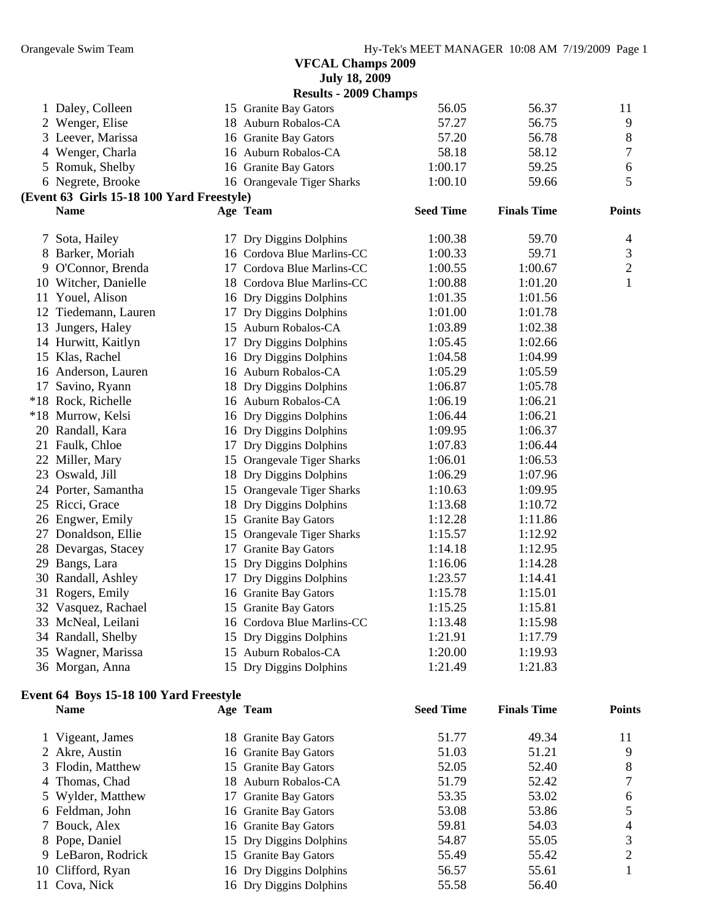**VFCAL Champs 2009**
**July 18, 2009**
**Results - 2009 Champs**

| | Name | Age | Team | Seed Time | Finals Time | Points |
|---|---|---|---|---|---|---|
| 1 | Daley, Colleen | 15 | Granite Bay Gators | 56.05 | 56.37 | 11 |
| 2 | Wenger, Elise | 18 | Auburn Robalos-CA | 57.27 | 56.75 | 9 |
| 3 | Leever, Marissa | 16 | Granite Bay Gators | 57.20 | 56.78 | 8 |
| 4 | Wenger, Charla | 16 | Auburn Robalos-CA | 58.18 | 58.12 | 7 |
| 5 | Romuk, Shelby | 16 | Granite Bay Gators | 1:00.17 | 59.25 | 6 |
| 6 | Negrete, Brooke | 16 | Orangevale Tiger Sharks | 1:00.10 | 59.66 | 5 |

**(Event 63 Girls 15-18 100 Yard Freestyle)**

| | Name | Age | Team | Seed Time | Finals Time | Points |
|---|---|---|---|---|---|---|
| 7 | Sota, Hailey | 17 | Dry Diggins Dolphins | 1:00.38 | 59.70 | 4 |
| 8 | Barker, Moriah | 16 | Cordova Blue Marlins-CC | 1:00.33 | 59.71 | 3 |
| 9 | O'Connor, Brenda | 17 | Cordova Blue Marlins-CC | 1:00.55 | 1:00.67 | 2 |
| 10 | Witcher, Danielle | 18 | Cordova Blue Marlins-CC | 1:00.88 | 1:01.20 | 1 |
| 11 | Youel, Alison | 16 | Dry Diggins Dolphins | 1:01.35 | 1:01.56 | |
| 12 | Tiedemann, Lauren | 17 | Dry Diggins Dolphins | 1:01.00 | 1:01.78 | |
| 13 | Jungers, Haley | 15 | Auburn Robalos-CA | 1:03.89 | 1:02.38 | |
| 14 | Hurwitt, Kaitlyn | 17 | Dry Diggins Dolphins | 1:05.45 | 1:02.66 | |
| 15 | Klas, Rachel | 16 | Dry Diggins Dolphins | 1:04.58 | 1:04.99 | |
| 16 | Anderson, Lauren | 16 | Auburn Robalos-CA | 1:05.29 | 1:05.59 | |
| 17 | Savino, Ryann | 18 | Dry Diggins Dolphins | 1:06.87 | 1:05.78 | |
| *18 | Rock, Richelle | 16 | Auburn Robalos-CA | 1:06.19 | 1:06.21 | |
| *18 | Murrow, Kelsi | 16 | Dry Diggins Dolphins | 1:06.44 | 1:06.21 | |
| 20 | Randall, Kara | 16 | Dry Diggins Dolphins | 1:09.95 | 1:06.37 | |
| 21 | Faulk, Chloe | 17 | Dry Diggins Dolphins | 1:07.83 | 1:06.44 | |
| 22 | Miller, Mary | 15 | Orangevale Tiger Sharks | 1:06.01 | 1:06.53 | |
| 23 | Oswald, Jill | 18 | Dry Diggins Dolphins | 1:06.29 | 1:07.96 | |
| 24 | Porter, Samantha | 15 | Orangevale Tiger Sharks | 1:10.63 | 1:09.95 | |
| 25 | Ricci, Grace | 18 | Dry Diggins Dolphins | 1:13.68 | 1:10.72 | |
| 26 | Engwer, Emily | 15 | Granite Bay Gators | 1:12.28 | 1:11.86 | |
| 27 | Donaldson, Ellie | 15 | Orangevale Tiger Sharks | 1:15.57 | 1:12.92 | |
| 28 | Devargas, Stacey | 17 | Granite Bay Gators | 1:14.18 | 1:12.95 | |
| 29 | Bangs, Lara | 15 | Dry Diggins Dolphins | 1:16.06 | 1:14.28 | |
| 30 | Randall, Ashley | 17 | Dry Diggins Dolphins | 1:23.57 | 1:14.41 | |
| 31 | Rogers, Emily | 16 | Granite Bay Gators | 1:15.78 | 1:15.01 | |
| 32 | Vasquez, Rachael | 15 | Granite Bay Gators | 1:15.25 | 1:15.81 | |
| 33 | McNeal, Leilani | 16 | Cordova Blue Marlins-CC | 1:13.48 | 1:15.98 | |
| 34 | Randall, Shelby | 15 | Dry Diggins Dolphins | 1:21.91 | 1:17.79 | |
| 35 | Wagner, Marissa | 15 | Auburn Robalos-CA | 1:20.00 | 1:19.93 | |
| 36 | Morgan, Anna | 15 | Dry Diggins Dolphins | 1:21.49 | 1:21.83 | |

**Event 64 Boys 15-18 100 Yard Freestyle**

| | Name | Age | Team | Seed Time | Finals Time | Points |
|---|---|---|---|---|---|---|
| 1 | Vigeant, James | 18 | Granite Bay Gators | 51.77 | 49.34 | 11 |
| 2 | Akre, Austin | 16 | Granite Bay Gators | 51.03 | 51.21 | 9 |
| 3 | Flodin, Matthew | 15 | Granite Bay Gators | 52.05 | 52.40 | 8 |
| 4 | Thomas, Chad | 18 | Auburn Robalos-CA | 51.79 | 52.42 | 7 |
| 5 | Wylder, Matthew | 17 | Granite Bay Gators | 53.35 | 53.02 | 6 |
| 6 | Feldman, John | 16 | Granite Bay Gators | 53.08 | 53.86 | 5 |
| 7 | Bouck, Alex | 16 | Granite Bay Gators | 59.81 | 54.03 | 4 |
| 8 | Pope, Daniel | 15 | Dry Diggins Dolphins | 54.87 | 55.05 | 3 |
| 9 | LeBaron, Rodrick | 15 | Granite Bay Gators | 55.49 | 55.42 | 2 |
| 10 | Clifford, Ryan | 16 | Dry Diggins Dolphins | 56.57 | 55.61 | 1 |
| 11 | Cova, Nick | 16 | Dry Diggins Dolphins | 55.58 | 56.40 | |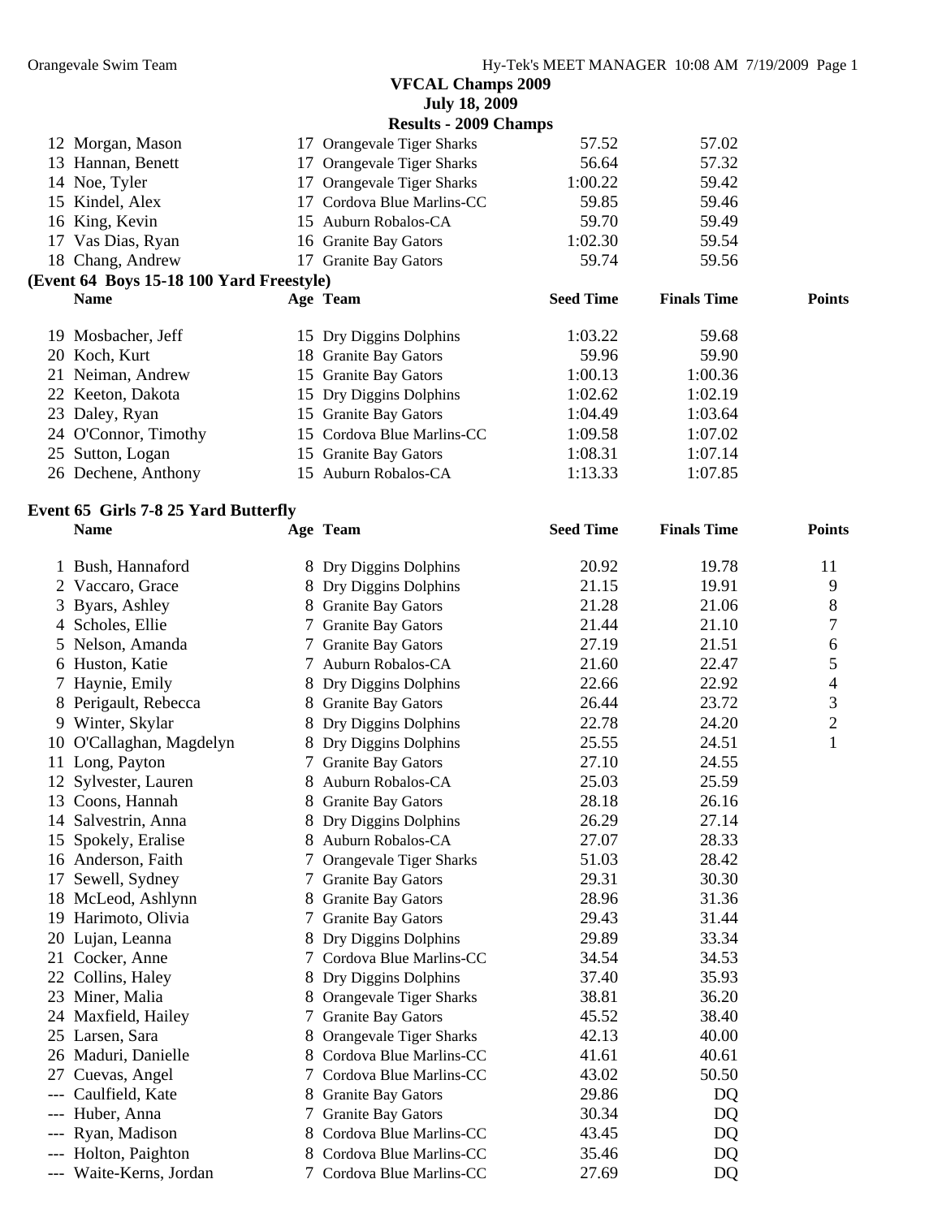**VFCAL Champs 2009**
**July 18, 2009**
**Results - 2009 Champs**

| | Name | Age | Team | Seed Time | Finals Time | Points |
|---|---|---|---|---|---|---|
| 12 | Morgan, Mason | 17 | Orangevale Tiger Sharks | 57.52 | 57.02 | |
| 13 | Hannan, Benett | 17 | Orangevale Tiger Sharks | 56.64 | 57.32 | |
| 14 | Noe, Tyler | 17 | Orangevale Tiger Sharks | 1:00.22 | 59.42 | |
| 15 | Kindel, Alex | 17 | Cordova Blue Marlins-CC | 59.85 | 59.46 | |
| 16 | King, Kevin | 15 | Auburn Robalos-CA | 59.70 | 59.49 | |
| 17 | Vas Dias, Ryan | 16 | Granite Bay Gators | 1:02.30 | 59.54 | |
| 18 | Chang, Andrew | 17 | Granite Bay Gators | 59.74 | 59.56 | |

**(Event 64 Boys 15-18 100 Yard Freestyle)**

| | Name | Age | Team | Seed Time | Finals Time | Points |
|---|---|---|---|---|---|---|
| 19 | Mosbacher, Jeff | 15 | Dry Diggins Dolphins | 1:03.22 | 59.68 | |
| 20 | Koch, Kurt | 18 | Granite Bay Gators | 59.96 | 59.90 | |
| 21 | Neiman, Andrew | 15 | Granite Bay Gators | 1:00.13 | 1:00.36 | |
| 22 | Keeton, Dakota | 15 | Dry Diggins Dolphins | 1:02.62 | 1:02.19 | |
| 23 | Daley, Ryan | 15 | Granite Bay Gators | 1:04.49 | 1:03.64 | |
| 24 | O'Connor, Timothy | 15 | Cordova Blue Marlins-CC | 1:09.58 | 1:07.02 | |
| 25 | Sutton, Logan | 15 | Granite Bay Gators | 1:08.31 | 1:07.14 | |
| 26 | Dechene, Anthony | 15 | Auburn Robalos-CA | 1:13.33 | 1:07.85 | |

**Event 65 Girls 7-8 25 Yard Butterfly**

| | Name | Age | Team | Seed Time | Finals Time | Points |
|---|---|---|---|---|---|---|
| 1 | Bush, Hannaford | 8 | Dry Diggins Dolphins | 20.92 | 19.78 | 11 |
| 2 | Vaccaro, Grace | 8 | Dry Diggins Dolphins | 21.15 | 19.91 | 9 |
| 3 | Byars, Ashley | 8 | Granite Bay Gators | 21.28 | 21.06 | 8 |
| 4 | Scholes, Ellie | 7 | Granite Bay Gators | 21.44 | 21.10 | 7 |
| 5 | Nelson, Amanda | 7 | Granite Bay Gators | 27.19 | 21.51 | 6 |
| 6 | Huston, Katie | 7 | Auburn Robalos-CA | 21.60 | 22.47 | 5 |
| 7 | Haynie, Emily | 8 | Dry Diggins Dolphins | 22.66 | 22.92 | 4 |
| 8 | Perigault, Rebecca | 8 | Granite Bay Gators | 26.44 | 23.72 | 3 |
| 9 | Winter, Skylar | 8 | Dry Diggins Dolphins | 22.78 | 24.20 | 2 |
| 10 | O'Callaghan, Magdelyn | 8 | Dry Diggins Dolphins | 25.55 | 24.51 | 1 |
| 11 | Long, Payton | 7 | Granite Bay Gators | 27.10 | 24.55 | |
| 12 | Sylvester, Lauren | 8 | Auburn Robalos-CA | 25.03 | 25.59 | |
| 13 | Coons, Hannah | 8 | Granite Bay Gators | 28.18 | 26.16 | |
| 14 | Salvestrin, Anna | 8 | Dry Diggins Dolphins | 26.29 | 27.14 | |
| 15 | Spokely, Eralise | 8 | Auburn Robalos-CA | 27.07 | 28.33 | |
| 16 | Anderson, Faith | 7 | Orangevale Tiger Sharks | 51.03 | 28.42 | |
| 17 | Sewell, Sydney | 7 | Granite Bay Gators | 29.31 | 30.30 | |
| 18 | McLeod, Ashlynn | 8 | Granite Bay Gators | 28.96 | 31.36 | |
| 19 | Harimoto, Olivia | 7 | Granite Bay Gators | 29.43 | 31.44 | |
| 20 | Lujan, Leanna | 8 | Dry Diggins Dolphins | 29.89 | 33.34 | |
| 21 | Cocker, Anne | 7 | Cordova Blue Marlins-CC | 34.54 | 34.53 | |
| 22 | Collins, Haley | 8 | Dry Diggins Dolphins | 37.40 | 35.93 | |
| 23 | Miner, Malia | 8 | Orangevale Tiger Sharks | 38.81 | 36.20 | |
| 24 | Maxfield, Hailey | 7 | Granite Bay Gators | 45.52 | 38.40 | |
| 25 | Larsen, Sara | 8 | Orangevale Tiger Sharks | 42.13 | 40.00 | |
| 26 | Maduri, Danielle | 8 | Cordova Blue Marlins-CC | 41.61 | 40.61 | |
| 27 | Cuevas, Angel | 7 | Cordova Blue Marlins-CC | 43.02 | 50.50 | |
| --- | Caulfield, Kate | 8 | Granite Bay Gators | 29.86 | DQ | |
| --- | Huber, Anna | 7 | Granite Bay Gators | 30.34 | DQ | |
| --- | Ryan, Madison | 8 | Cordova Blue Marlins-CC | 43.45 | DQ | |
| --- | Holton, Paighton | 8 | Cordova Blue Marlins-CC | 35.46 | DQ | |
| --- | Waite-Kerns, Jordan | 7 | Cordova Blue Marlins-CC | 27.69 | DQ | |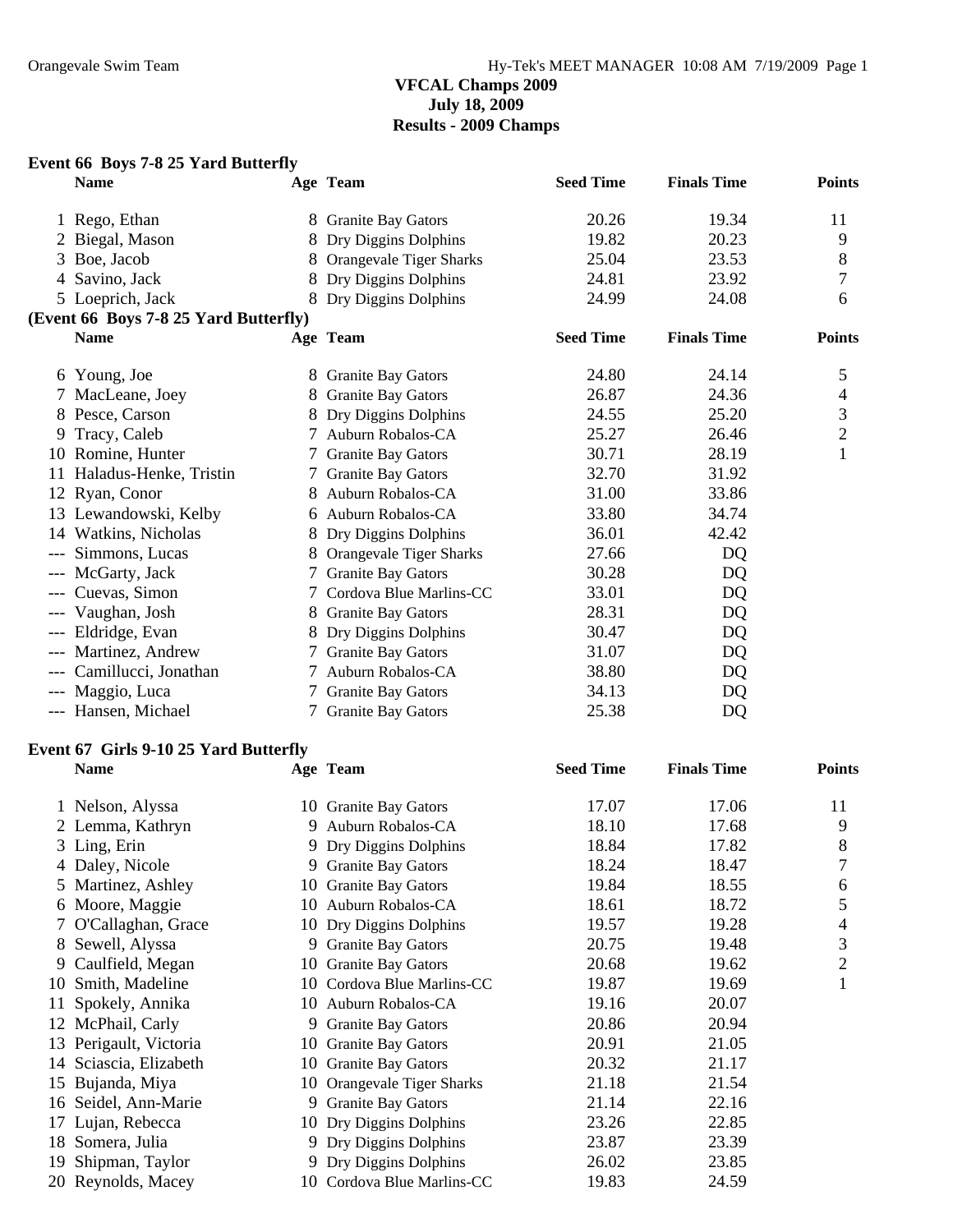**VFCAL Champs 2009**
**July 18, 2009**
**Results - 2009 Champs**

### Event 66 Boys 7-8 25 Yard Butterfly

| | Name | Age | Team | Seed Time | Finals Time | Points |
|---|---|---|---|---|---|---|
| 1 | Rego, Ethan | 8 | Granite Bay Gators | 20.26 | 19.34 | 11 |
| 2 | Biegal, Mason | 8 | Dry Diggins Dolphins | 19.82 | 20.23 | 9 |
| 3 | Boe, Jacob | 8 | Orangevale Tiger Sharks | 25.04 | 23.53 | 8 |
| 4 | Savino, Jack | 8 | Dry Diggins Dolphins | 24.81 | 23.92 | 7 |
| 5 | Loeprich, Jack | 8 | Dry Diggins Dolphins | 24.99 | 24.08 | 6 |
| 6 | Young, Joe | 8 | Granite Bay Gators | 24.80 | 24.14 | 5 |
| 7 | MacLeane, Joey | 8 | Granite Bay Gators | 26.87 | 24.36 | 4 |
| 8 | Pesce, Carson | 8 | Dry Diggins Dolphins | 24.55 | 25.20 | 3 |
| 9 | Tracy, Caleb | 7 | Auburn Robalos-CA | 25.27 | 26.46 | 2 |
| 10 | Romine, Hunter | 7 | Granite Bay Gators | 30.71 | 28.19 | 1 |
| 11 | Haladus-Henke, Tristin | 7 | Granite Bay Gators | 32.70 | 31.92 | |
| 12 | Ryan, Conor | 8 | Auburn Robalos-CA | 31.00 | 33.86 | |
| 13 | Lewandowski, Kelby | 6 | Auburn Robalos-CA | 33.80 | 34.74 | |
| 14 | Watkins, Nicholas | 8 | Dry Diggins Dolphins | 36.01 | 42.42 | |
| --- | Simmons, Lucas | 8 | Orangevale Tiger Sharks | 27.66 | DQ | |
| --- | McGarty, Jack | 7 | Granite Bay Gators | 30.28 | DQ | |
| --- | Cuevas, Simon | 7 | Cordova Blue Marlins-CC | 33.01 | DQ | |
| --- | Vaughan, Josh | 8 | Granite Bay Gators | 28.31 | DQ | |
| --- | Eldridge, Evan | 8 | Dry Diggins Dolphins | 30.47 | DQ | |
| --- | Martinez, Andrew | 7 | Granite Bay Gators | 31.07 | DQ | |
| --- | Camillucci, Jonathan | 7 | Auburn Robalos-CA | 38.80 | DQ | |
| --- | Maggio, Luca | 7 | Granite Bay Gators | 34.13 | DQ | |
| --- | Hansen, Michael | 7 | Granite Bay Gators | 25.38 | DQ | |

### Event 67 Girls 9-10 25 Yard Butterfly

| | Name | Age | Team | Seed Time | Finals Time | Points |
|---|---|---|---|---|---|---|
| 1 | Nelson, Alyssa | 10 | Granite Bay Gators | 17.07 | 17.06 | 11 |
| 2 | Lemma, Kathryn | 9 | Auburn Robalos-CA | 18.10 | 17.68 | 9 |
| 3 | Ling, Erin | 9 | Dry Diggins Dolphins | 18.84 | 17.82 | 8 |
| 4 | Daley, Nicole | 9 | Granite Bay Gators | 18.24 | 18.47 | 7 |
| 5 | Martinez, Ashley | 10 | Granite Bay Gators | 19.84 | 18.55 | 6 |
| 6 | Moore, Maggie | 10 | Auburn Robalos-CA | 18.61 | 18.72 | 5 |
| 7 | O'Callaghan, Grace | 10 | Dry Diggins Dolphins | 19.57 | 19.28 | 4 |
| 8 | Sewell, Alyssa | 9 | Granite Bay Gators | 20.75 | 19.48 | 3 |
| 9 | Caulfield, Megan | 10 | Granite Bay Gators | 20.68 | 19.62 | 2 |
| 10 | Smith, Madeline | 10 | Cordova Blue Marlins-CC | 19.87 | 19.69 | 1 |
| 11 | Spokely, Annika | 10 | Auburn Robalos-CA | 19.16 | 20.07 | |
| 12 | McPhail, Carly | 9 | Granite Bay Gators | 20.86 | 20.94 | |
| 13 | Perigault, Victoria | 10 | Granite Bay Gators | 20.91 | 21.05 | |
| 14 | Sciascia, Elizabeth | 10 | Granite Bay Gators | 20.32 | 21.17 | |
| 15 | Bujanda, Miya | 10 | Orangevale Tiger Sharks | 21.18 | 21.54 | |
| 16 | Seidel, Ann-Marie | 9 | Granite Bay Gators | 21.14 | 22.16 | |
| 17 | Lujan, Rebecca | 10 | Dry Diggins Dolphins | 23.26 | 22.85 | |
| 18 | Somera, Julia | 9 | Dry Diggins Dolphins | 23.87 | 23.39 | |
| 19 | Shipman, Taylor | 9 | Dry Diggins Dolphins | 26.02 | 23.85 | |
| 20 | Reynolds, Macey | 10 | Cordova Blue Marlins-CC | 19.83 | 24.59 | |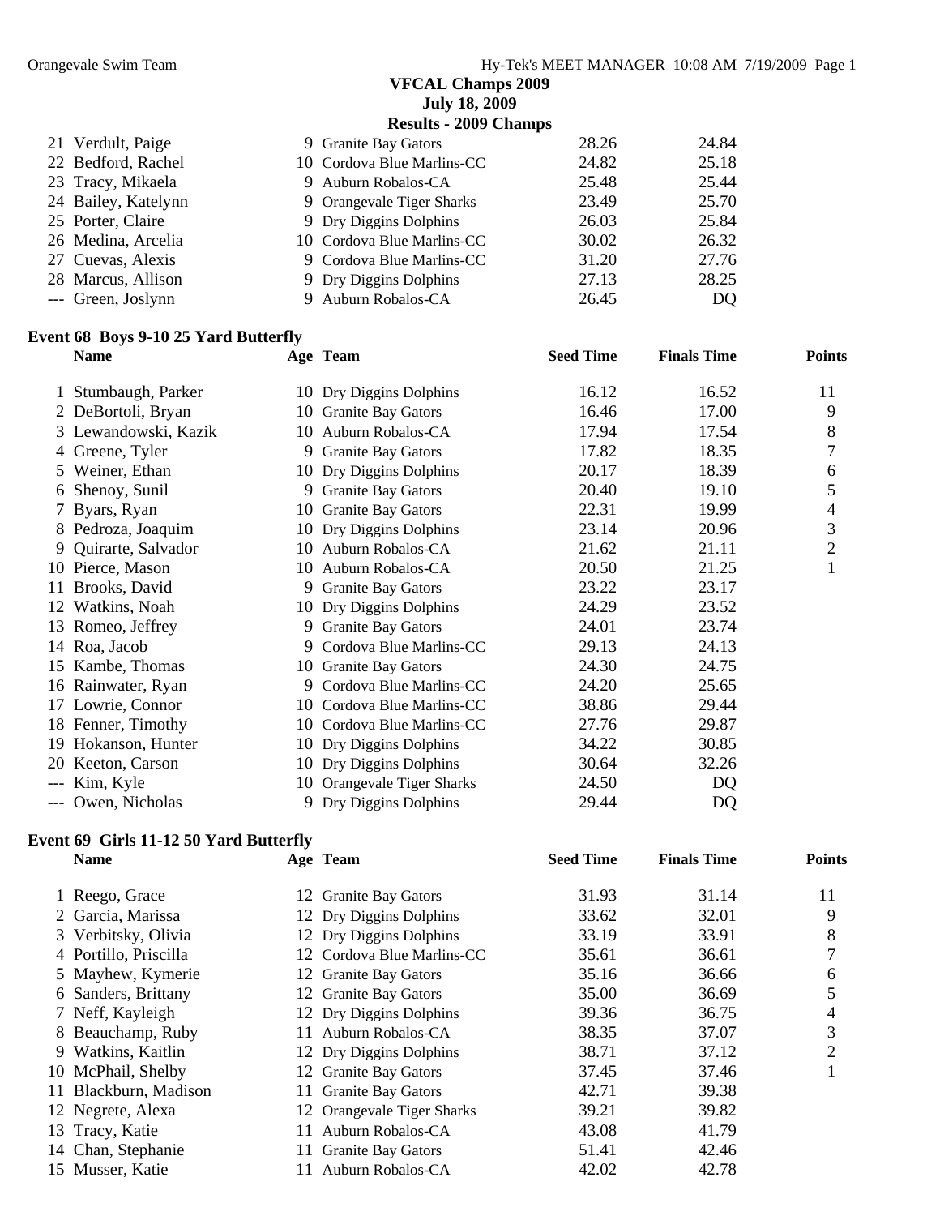## VFCAL Champs 2009

**July 18, 2009**

**Results - 2009 Champs**

| | Name | Age | Team | Seed Time | Finals Time | Points |
|---|---|---|---|---|---|---|
| 21 | Verdult, Paige | 9 | Granite Bay Gators | 28.26 | 24.84 | |
| 22 | Bedford, Rachel | 10 | Cordova Blue Marlins-CC | 24.82 | 25.18 | |
| 23 | Tracy, Mikaela | 9 | Auburn Robalos-CA | 25.48 | 25.44 | |
| 24 | Bailey, Katelynn | 9 | Orangevale Tiger Sharks | 23.49 | 25.70 | |
| 25 | Porter, Claire | 9 | Dry Diggins Dolphins | 26.03 | 25.84 | |
| 26 | Medina, Arcelia | 10 | Cordova Blue Marlins-CC | 30.02 | 26.32 | |
| 27 | Cuevas, Alexis | 9 | Cordova Blue Marlins-CC | 31.20 | 27.76 | |
| 28 | Marcus, Allison | 9 | Dry Diggins Dolphins | 27.13 | 28.25 | |
| --- | Green, Joslynn | 9 | Auburn Robalos-CA | 26.45 | DQ | |

### Event 68 Boys 9-10 25 Yard Butterfly

| | Name | Age | Team | Seed Time | Finals Time | Points |
|---|---|---|---|---|---|---|
| 1 | Stumbaugh, Parker | 10 | Dry Diggins Dolphins | 16.12 | 16.52 | 11 |
| 2 | DeBortoli, Bryan | 10 | Granite Bay Gators | 16.46 | 17.00 | 9 |
| 3 | Lewandowski, Kazik | 10 | Auburn Robalos-CA | 17.94 | 17.54 | 8 |
| 4 | Greene, Tyler | 9 | Granite Bay Gators | 17.82 | 18.35 | 7 |
| 5 | Weiner, Ethan | 10 | Dry Diggins Dolphins | 20.17 | 18.39 | 6 |
| 6 | Shenoy, Sunil | 9 | Granite Bay Gators | 20.40 | 19.10 | 5 |
| 7 | Byars, Ryan | 10 | Granite Bay Gators | 22.31 | 19.99 | 4 |
| 8 | Pedroza, Joaquim | 10 | Dry Diggins Dolphins | 23.14 | 20.96 | 3 |
| 9 | Quirarte, Salvador | 10 | Auburn Robalos-CA | 21.62 | 21.11 | 2 |
| 10 | Pierce, Mason | 10 | Auburn Robalos-CA | 20.50 | 21.25 | 1 |
| 11 | Brooks, David | 9 | Granite Bay Gators | 23.22 | 23.17 | |
| 12 | Watkins, Noah | 10 | Dry Diggins Dolphins | 24.29 | 23.52 | |
| 13 | Romeo, Jeffrey | 9 | Granite Bay Gators | 24.01 | 23.74 | |
| 14 | Roa, Jacob | 9 | Cordova Blue Marlins-CC | 29.13 | 24.13 | |
| 15 | Kambe, Thomas | 10 | Granite Bay Gators | 24.30 | 24.75 | |
| 16 | Rainwater, Ryan | 9 | Cordova Blue Marlins-CC | 24.20 | 25.65 | |
| 17 | Lowrie, Connor | 10 | Cordova Blue Marlins-CC | 38.86 | 29.44 | |
| 18 | Fenner, Timothy | 10 | Cordova Blue Marlins-CC | 27.76 | 29.87 | |
| 19 | Hokanson, Hunter | 10 | Dry Diggins Dolphins | 34.22 | 30.85 | |
| 20 | Keeton, Carson | 10 | Dry Diggins Dolphins | 30.64 | 32.26 | |
| --- | Kim, Kyle | 10 | Orangevale Tiger Sharks | 24.50 | DQ | |
| --- | Owen, Nicholas | 9 | Dry Diggins Dolphins | 29.44 | DQ | |

### Event 69 Girls 11-12 50 Yard Butterfly

| | Name | Age | Team | Seed Time | Finals Time | Points |
|---|---|---|---|---|---|---|
| 1 | Reego, Grace | 12 | Granite Bay Gators | 31.93 | 31.14 | 11 |
| 2 | Garcia, Marissa | 12 | Dry Diggins Dolphins | 33.62 | 32.01 | 9 |
| 3 | Verbitsky, Olivia | 12 | Dry Diggins Dolphins | 33.19 | 33.91 | 8 |
| 4 | Portillo, Priscilla | 12 | Cordova Blue Marlins-CC | 35.61 | 36.61 | 7 |
| 5 | Mayhew, Kymerie | 12 | Granite Bay Gators | 35.16 | 36.66 | 6 |
| 6 | Sanders, Brittany | 12 | Granite Bay Gators | 35.00 | 36.69 | 5 |
| 7 | Neff, Kayleigh | 12 | Dry Diggins Dolphins | 39.36 | 36.75 | 4 |
| 8 | Beauchamp, Ruby | 11 | Auburn Robalos-CA | 38.35 | 37.07 | 3 |
| 9 | Watkins, Kaitlin | 12 | Dry Diggins Dolphins | 38.71 | 37.12 | 2 |
| 10 | McPhail, Shelby | 12 | Granite Bay Gators | 37.45 | 37.46 | 1 |
| 11 | Blackburn, Madison | 11 | Granite Bay Gators | 42.71 | 39.38 | |
| 12 | Negrete, Alexa | 12 | Orangevale Tiger Sharks | 39.21 | 39.82 | |
| 13 | Tracy, Katie | 11 | Auburn Robalos-CA | 43.08 | 41.79 | |
| 14 | Chan, Stephanie | 11 | Granite Bay Gators | 51.41 | 42.46 | |
| 15 | Musser, Katie | 11 | Auburn Robalos-CA | 42.02 | 42.78 | |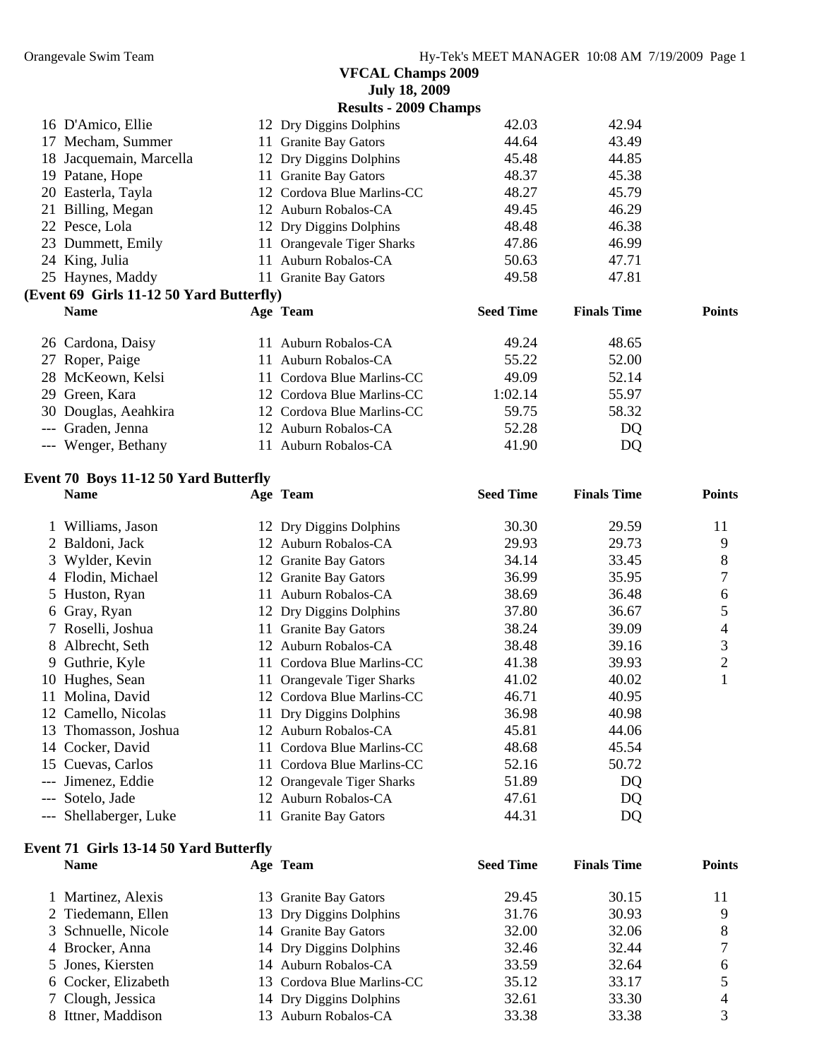**VFCAL Champs 2009**
**July 18, 2009**
**Results - 2009 Champs**

| | Name | Age | Team | Seed Time | Finals Time | Points |
|---|---|---|---|---|---|---|
| 16 | D'Amico, Ellie | 12 | Dry Diggins Dolphins | 42.03 | 42.94 | |
| 17 | Mecham, Summer | 11 | Granite Bay Gators | 44.64 | 43.49 | |
| 18 | Jacquemain, Marcella | 12 | Dry Diggins Dolphins | 45.48 | 44.85 | |
| 19 | Patane, Hope | 11 | Granite Bay Gators | 48.37 | 45.38 | |
| 20 | Easterla, Tayla | 12 | Cordova Blue Marlins-CC | 48.27 | 45.79 | |
| 21 | Billing, Megan | 12 | Auburn Robalos-CA | 49.45 | 46.29 | |
| 22 | Pesce, Lola | 12 | Dry Diggins Dolphins | 48.48 | 46.38 | |
| 23 | Dummett, Emily | 11 | Orangevale Tiger Sharks | 47.86 | 46.99 | |
| 24 | King, Julia | 11 | Auburn Robalos-CA | 50.63 | 47.71 | |
| 25 | Haynes, Maddy | 11 | Granite Bay Gators | 49.58 | 47.81 | |

**(Event 69 Girls 11-12 50 Yard Butterfly)**

| | Name | Age | Team | Seed Time | Finals Time | Points |
|---|---|---|---|---|---|---|
| 26 | Cardona, Daisy | 11 | Auburn Robalos-CA | 49.24 | 48.65 | |
| 27 | Roper, Paige | 11 | Auburn Robalos-CA | 55.22 | 52.00 | |
| 28 | McKeown, Kelsi | 11 | Cordova Blue Marlins-CC | 49.09 | 52.14 | |
| 29 | Green, Kara | 12 | Cordova Blue Marlins-CC | 1:02.14 | 55.97 | |
| 30 | Douglas, Aeahkira | 12 | Cordova Blue Marlins-CC | 59.75 | 58.32 | |
| --- | Graden, Jenna | 12 | Auburn Robalos-CA | 52.28 | DQ | |
| --- | Wenger, Bethany | 11 | Auburn Robalos-CA | 41.90 | DQ | |

**Event 70 Boys 11-12 50 Yard Butterfly**

| | Name | Age | Team | Seed Time | Finals Time | Points |
|---|---|---|---|---|---|---|
| 1 | Williams, Jason | 12 | Dry Diggins Dolphins | 30.30 | 29.59 | 11 |
| 2 | Baldoni, Jack | 12 | Auburn Robalos-CA | 29.93 | 29.73 | 9 |
| 3 | Wylder, Kevin | 12 | Granite Bay Gators | 34.14 | 33.45 | 8 |
| 4 | Flodin, Michael | 12 | Granite Bay Gators | 36.99 | 35.95 | 7 |
| 5 | Huston, Ryan | 11 | Auburn Robalos-CA | 38.69 | 36.48 | 6 |
| 6 | Gray, Ryan | 12 | Dry Diggins Dolphins | 37.80 | 36.67 | 5 |
| 7 | Roselli, Joshua | 11 | Granite Bay Gators | 38.24 | 39.09 | 4 |
| 8 | Albrecht, Seth | 12 | Auburn Robalos-CA | 38.48 | 39.16 | 3 |
| 9 | Guthrie, Kyle | 11 | Cordova Blue Marlins-CC | 41.38 | 39.93 | 2 |
| 10 | Hughes, Sean | 11 | Orangevale Tiger Sharks | 41.02 | 40.02 | 1 |
| 11 | Molina, David | 12 | Cordova Blue Marlins-CC | 46.71 | 40.95 | |
| 12 | Camello, Nicolas | 11 | Dry Diggins Dolphins | 36.98 | 40.98 | |
| 13 | Thomasson, Joshua | 12 | Auburn Robalos-CA | 45.81 | 44.06 | |
| 14 | Cocker, David | 11 | Cordova Blue Marlins-CC | 48.68 | 45.54 | |
| 15 | Cuevas, Carlos | 11 | Cordova Blue Marlins-CC | 52.16 | 50.72 | |
| --- | Jimenez, Eddie | 12 | Orangevale Tiger Sharks | 51.89 | DQ | |
| --- | Sotelo, Jade | 12 | Auburn Robalos-CA | 47.61 | DQ | |
| --- | Shellaberger, Luke | 11 | Granite Bay Gators | 44.31 | DQ | |

**Event 71 Girls 13-14 50 Yard Butterfly**

| | Name | Age | Team | Seed Time | Finals Time | Points |
|---|---|---|---|---|---|---|
| 1 | Martinez, Alexis | 13 | Granite Bay Gators | 29.45 | 30.15 | 11 |
| 2 | Tiedemann, Ellen | 13 | Dry Diggins Dolphins | 31.76 | 30.93 | 9 |
| 3 | Schnuelle, Nicole | 14 | Granite Bay Gators | 32.00 | 32.06 | 8 |
| 4 | Brocker, Anna | 14 | Dry Diggins Dolphins | 32.46 | 32.44 | 7 |
| 5 | Jones, Kiersten | 14 | Auburn Robalos-CA | 33.59 | 32.64 | 6 |
| 6 | Cocker, Elizabeth | 13 | Cordova Blue Marlins-CC | 35.12 | 33.17 | 5 |
| 7 | Clough, Jessica | 14 | Dry Diggins Dolphins | 32.61 | 33.30 | 4 |
| 8 | Ittner, Maddison | 13 | Auburn Robalos-CA | 33.38 | 33.38 | 3 |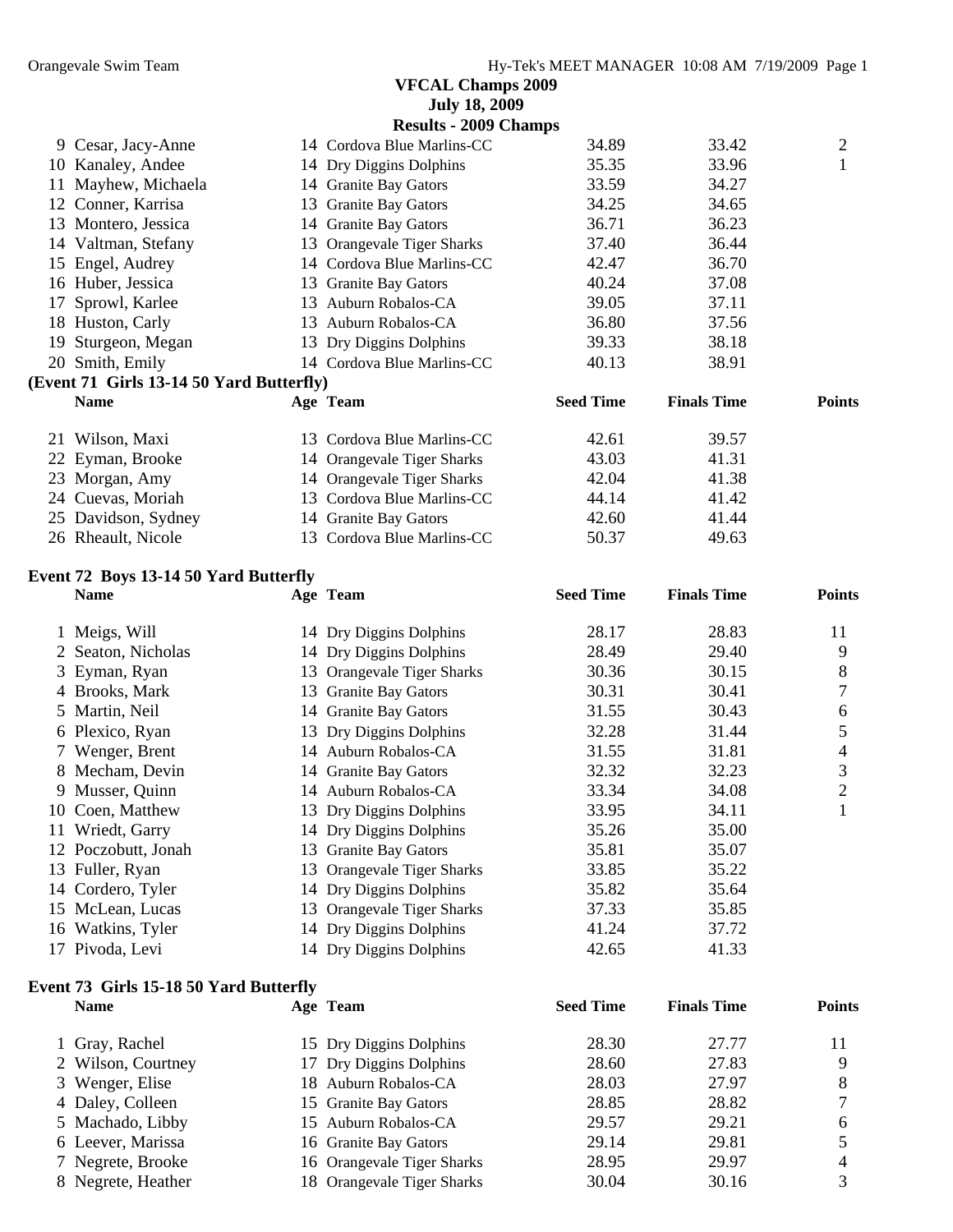**VFCAL Champs 2009**
**July 18, 2009**
**Results - 2009 Champs**

| | Name | Age | Team | Seed Time | Finals Time | Points |
|---|---|---|---|---|---|---|
| 9 | Cesar, Jacy-Anne | 14 | Cordova Blue Marlins-CC | 34.89 | 33.42 | 2 |
| 10 | Kanaley, Andee | 14 | Dry Diggins Dolphins | 35.35 | 33.96 | 1 |
| 11 | Mayhew, Michaela | 14 | Granite Bay Gators | 33.59 | 34.27 | |
| 12 | Conner, Karrisa | 13 | Granite Bay Gators | 34.25 | 34.65 | |
| 13 | Montero, Jessica | 14 | Granite Bay Gators | 36.71 | 36.23 | |
| 14 | Valtman, Stefany | 13 | Orangevale Tiger Sharks | 37.40 | 36.44 | |
| 15 | Engel, Audrey | 14 | Cordova Blue Marlins-CC | 42.47 | 36.70 | |
| 16 | Huber, Jessica | 13 | Granite Bay Gators | 40.24 | 37.08 | |
| 17 | Sprowl, Karlee | 13 | Auburn Robalos-CA | 39.05 | 37.11 | |
| 18 | Huston, Carly | 13 | Auburn Robalos-CA | 36.80 | 37.56 | |
| 19 | Sturgeon, Megan | 13 | Dry Diggins Dolphins | 39.33 | 38.18 | |
| 20 | Smith, Emily | 14 | Cordova Blue Marlins-CC | 40.13 | 38.91 | |

**(Event 71 Girls 13-14 50 Yard Butterfly)**

| | Name | Age | Team | Seed Time | Finals Time | Points |
|---|---|---|---|---|---|---|
| 21 | Wilson, Maxi | 13 | Cordova Blue Marlins-CC | 42.61 | 39.57 | |
| 22 | Eyman, Brooke | 14 | Orangevale Tiger Sharks | 43.03 | 41.31 | |
| 23 | Morgan, Amy | 14 | Orangevale Tiger Sharks | 42.04 | 41.38 | |
| 24 | Cuevas, Moriah | 13 | Cordova Blue Marlins-CC | 44.14 | 41.42 | |
| 25 | Davidson, Sydney | 14 | Granite Bay Gators | 42.60 | 41.44 | |
| 26 | Rheault, Nicole | 13 | Cordova Blue Marlins-CC | 50.37 | 49.63 | |

**Event 72 Boys 13-14 50 Yard Butterfly**

| | Name | Age | Team | Seed Time | Finals Time | Points |
|---|---|---|---|---|---|---|
| 1 | Meigs, Will | 14 | Dry Diggins Dolphins | 28.17 | 28.83 | 11 |
| 2 | Seaton, Nicholas | 14 | Dry Diggins Dolphins | 28.49 | 29.40 | 9 |
| 3 | Eyman, Ryan | 13 | Orangevale Tiger Sharks | 30.36 | 30.15 | 8 |
| 4 | Brooks, Mark | 13 | Granite Bay Gators | 30.31 | 30.41 | 7 |
| 5 | Martin, Neil | 14 | Granite Bay Gators | 31.55 | 30.43 | 6 |
| 6 | Plexico, Ryan | 13 | Dry Diggins Dolphins | 32.28 | 31.44 | 5 |
| 7 | Wenger, Brent | 14 | Auburn Robalos-CA | 31.55 | 31.81 | 4 |
| 8 | Mecham, Devin | 14 | Granite Bay Gators | 32.32 | 32.23 | 3 |
| 9 | Musser, Quinn | 14 | Auburn Robalos-CA | 33.34 | 34.08 | 2 |
| 10 | Coen, Matthew | 13 | Dry Diggins Dolphins | 33.95 | 34.11 | 1 |
| 11 | Wriedt, Garry | 14 | Dry Diggins Dolphins | 35.26 | 35.00 | |
| 12 | Poczobutt, Jonah | 13 | Granite Bay Gators | 35.81 | 35.07 | |
| 13 | Fuller, Ryan | 13 | Orangevale Tiger Sharks | 33.85 | 35.22 | |
| 14 | Cordero, Tyler | 14 | Dry Diggins Dolphins | 35.82 | 35.64 | |
| 15 | McLean, Lucas | 13 | Orangevale Tiger Sharks | 37.33 | 35.85 | |
| 16 | Watkins, Tyler | 14 | Dry Diggins Dolphins | 41.24 | 37.72 | |
| 17 | Pivoda, Levi | 14 | Dry Diggins Dolphins | 42.65 | 41.33 | |

**Event 73 Girls 15-18 50 Yard Butterfly**

| | Name | Age | Team | Seed Time | Finals Time | Points |
|---|---|---|---|---|---|---|
| 1 | Gray, Rachel | 15 | Dry Diggins Dolphins | 28.30 | 27.77 | 11 |
| 2 | Wilson, Courtney | 17 | Dry Diggins Dolphins | 28.60 | 27.83 | 9 |
| 3 | Wenger, Elise | 18 | Auburn Robalos-CA | 28.03 | 27.97 | 8 |
| 4 | Daley, Colleen | 15 | Granite Bay Gators | 28.85 | 28.82 | 7 |
| 5 | Machado, Libby | 15 | Auburn Robalos-CA | 29.57 | 29.21 | 6 |
| 6 | Leever, Marissa | 16 | Granite Bay Gators | 29.14 | 29.81 | 5 |
| 7 | Negrete, Brooke | 16 | Orangevale Tiger Sharks | 28.95 | 29.97 | 4 |
| 8 | Negrete, Heather | 18 | Orangevale Tiger Sharks | 30.04 | 30.16 | 3 |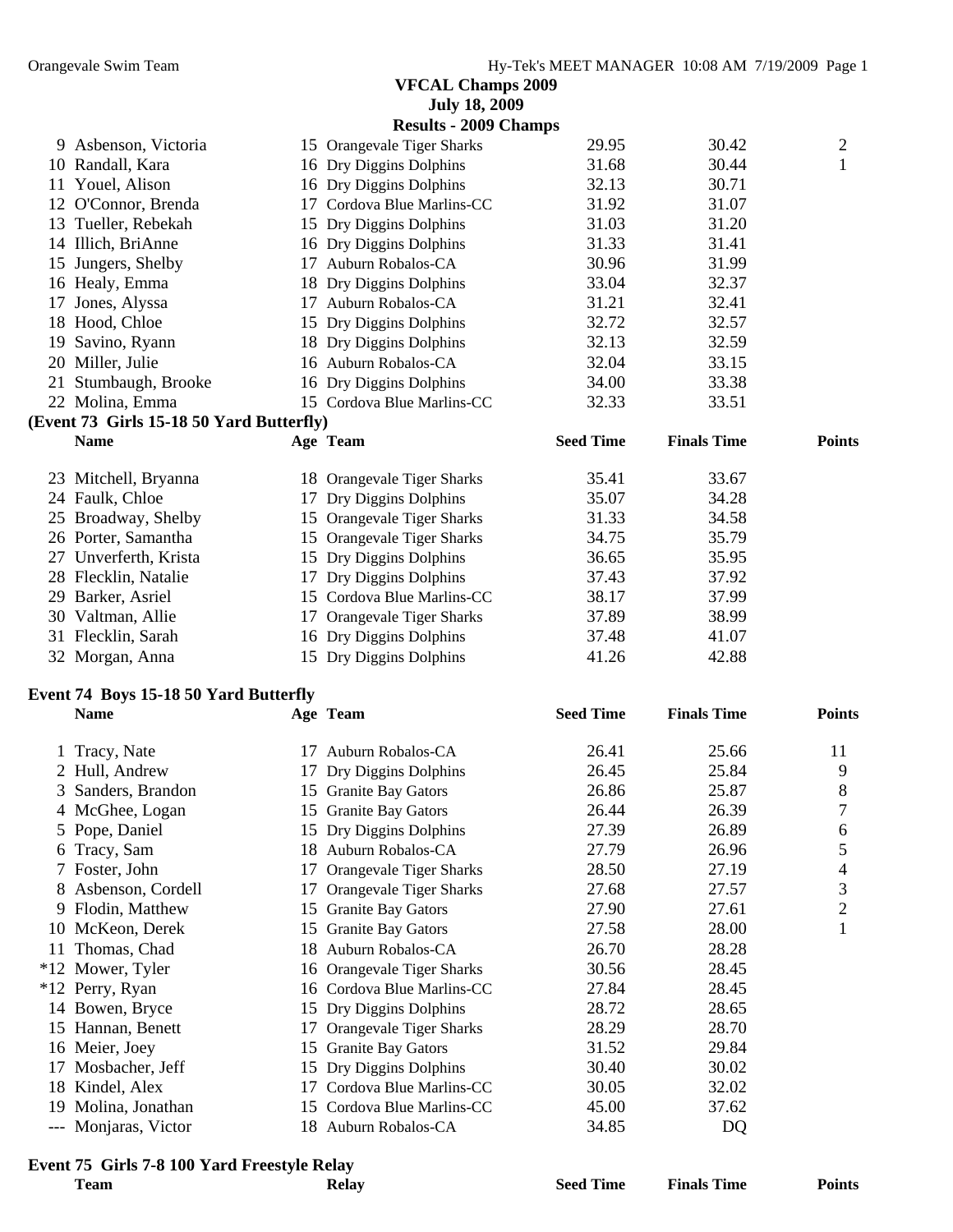VFCAL Champs 2009

July 18, 2009

Results - 2009 Champs

| | Name | Age | Team | Seed Time | Finals Time | Points |
|---|---|---|---|---|---|---|
| 9 | Asbenson, Victoria | 15 | Orangevale Tiger Sharks | 29.95 | 30.42 | 2 |
| 10 | Randall, Kara | 16 | Dry Diggins Dolphins | 31.68 | 30.44 | 1 |
| 11 | Youel, Alison | 16 | Dry Diggins Dolphins | 32.13 | 30.71 | |
| 12 | O'Connor, Brenda | 17 | Cordova Blue Marlins-CC | 31.92 | 31.07 | |
| 13 | Tueller, Rebekah | 15 | Dry Diggins Dolphins | 31.03 | 31.20 | |
| 14 | Illich, BriAnne | 16 | Dry Diggins Dolphins | 31.33 | 31.41 | |
| 15 | Jungers, Shelby | 17 | Auburn Robalos-CA | 30.96 | 31.99 | |
| 16 | Healy, Emma | 18 | Dry Diggins Dolphins | 33.04 | 32.37 | |
| 17 | Jones, Alyssa | 17 | Auburn Robalos-CA | 31.21 | 32.41 | |
| 18 | Hood, Chloe | 15 | Dry Diggins Dolphins | 32.72 | 32.57 | |
| 19 | Savino, Ryann | 18 | Dry Diggins Dolphins | 32.13 | 32.59 | |
| 20 | Miller, Julie | 16 | Auburn Robalos-CA | 32.04 | 33.15 | |
| 21 | Stumbaugh, Brooke | 16 | Dry Diggins Dolphins | 34.00 | 33.38 | |
| 22 | Molina, Emma | 15 | Cordova Blue Marlins-CC | 32.33 | 33.51 | |

**(Event 73 Girls 15-18 50 Yard Butterfly)**

| | Name | Age | Team | Seed Time | Finals Time | Points |
|---|---|---|---|---|---|---|
| 23 | Mitchell, Bryanna | 18 | Orangevale Tiger Sharks | 35.41 | 33.67 | |
| 24 | Faulk, Chloe | 17 | Dry Diggins Dolphins | 35.07 | 34.28 | |
| 25 | Broadway, Shelby | 15 | Orangevale Tiger Sharks | 31.33 | 34.58 | |
| 26 | Porter, Samantha | 15 | Orangevale Tiger Sharks | 34.75 | 35.79 | |
| 27 | Unverferth, Krista | 15 | Dry Diggins Dolphins | 36.65 | 35.95 | |
| 28 | Flecklin, Natalie | 17 | Dry Diggins Dolphins | 37.43 | 37.92 | |
| 29 | Barker, Asriel | 15 | Cordova Blue Marlins-CC | 38.17 | 37.99 | |
| 30 | Valtman, Allie | 17 | Orangevale Tiger Sharks | 37.89 | 38.99 | |
| 31 | Flecklin, Sarah | 16 | Dry Diggins Dolphins | 37.48 | 41.07 | |
| 32 | Morgan, Anna | 15 | Dry Diggins Dolphins | 41.26 | 42.88 | |

**Event 74 Boys 15-18 50 Yard Butterfly**

| | Name | Age | Team | Seed Time | Finals Time | Points |
|---|---|---|---|---|---|---|
| 1 | Tracy, Nate | 17 | Auburn Robalos-CA | 26.41 | 25.66 | 11 |
| 2 | Hull, Andrew | 17 | Dry Diggins Dolphins | 26.45 | 25.84 | 9 |
| 3 | Sanders, Brandon | 15 | Granite Bay Gators | 26.86 | 25.87 | 8 |
| 4 | McGhee, Logan | 15 | Granite Bay Gators | 26.44 | 26.39 | 7 |
| 5 | Pope, Daniel | 15 | Dry Diggins Dolphins | 27.39 | 26.89 | 6 |
| 6 | Tracy, Sam | 18 | Auburn Robalos-CA | 27.79 | 26.96 | 5 |
| 7 | Foster, John | 17 | Orangevale Tiger Sharks | 28.50 | 27.19 | 4 |
| 8 | Asbenson, Cordell | 17 | Orangevale Tiger Sharks | 27.68 | 27.57 | 3 |
| 9 | Flodin, Matthew | 15 | Granite Bay Gators | 27.90 | 27.61 | 2 |
| 10 | McKeon, Derek | 15 | Granite Bay Gators | 27.58 | 28.00 | 1 |
| 11 | Thomas, Chad | 18 | Auburn Robalos-CA | 26.70 | 28.28 | |
| *12 | Mower, Tyler | 16 | Orangevale Tiger Sharks | 30.56 | 28.45 | |
| *12 | Perry, Ryan | 16 | Cordova Blue Marlins-CC | 27.84 | 28.45 | |
| 14 | Bowen, Bryce | 15 | Dry Diggins Dolphins | 28.72 | 28.65 | |
| 15 | Hannan, Benett | 17 | Orangevale Tiger Sharks | 28.29 | 28.70 | |
| 16 | Meier, Joey | 15 | Granite Bay Gators | 31.52 | 29.84 | |
| 17 | Mosbacher, Jeff | 15 | Dry Diggins Dolphins | 30.40 | 30.02 | |
| 18 | Kindel, Alex | 17 | Cordova Blue Marlins-CC | 30.05 | 32.02 | |
| 19 | Molina, Jonathan | 15 | Cordova Blue Marlins-CC | 45.00 | 37.62 | |
| --- | Monjaras, Victor | 18 | Auburn Robalos-CA | 34.85 | DQ | |

**Event 75 Girls 7-8 100 Yard Freestyle Relay**

| Team | Relay | Seed Time | Finals Time | Points |
|---|---|---|---|---|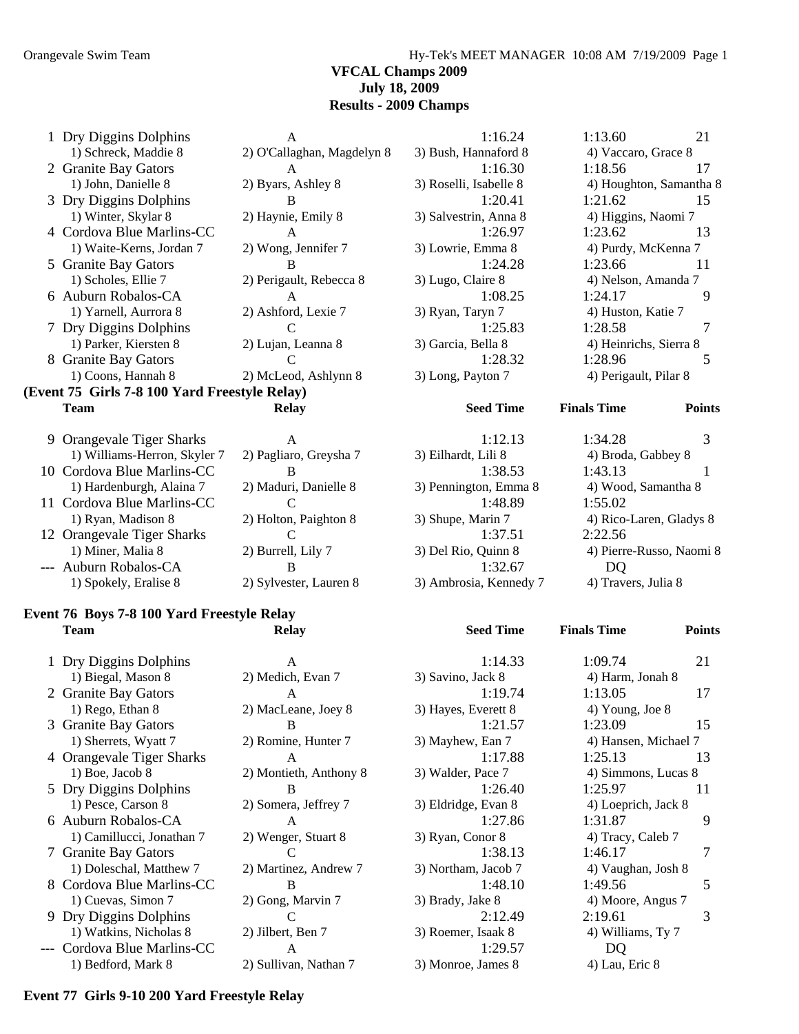**VFCAL Champs 2009**
**July 18, 2009**
**Results - 2009 Champs**

| | Team | Relay | Seed Time | Finals Time | Points |
|---|---|---|---|---|---|
| 1 | Dry Diggins Dolphins | A | 1:16.24 | 1:13.60 | 21 |
| | 1) Schreck, Maddie 8 | 2) O'Callaghan, Magdelyn 8 | 3) Bush, Hannaford 8 | 4) Vaccaro, Grace 8 | |
| 2 | Granite Bay Gators | A | 1:16.30 | 1:18.56 | 17 |
| | 1) John, Danielle 8 | 2) Byars, Ashley 8 | 3) Roselli, Isabelle 8 | 4) Houghton, Samantha 8 | |
| 3 | Dry Diggins Dolphins | B | 1:20.41 | 1:21.62 | 15 |
| | 1) Winter, Skylar 8 | 2) Haynie, Emily 8 | 3) Salvestrin, Anna 8 | 4) Higgins, Naomi 7 | |
| 4 | Cordova Blue Marlins-CC | A | 1:26.97 | 1:23.62 | 13 |
| | 1) Waite-Kerns, Jordan 7 | 2) Wong, Jennifer 7 | 3) Lowrie, Emma 8 | 4) Purdy, McKenna 7 | |
| 5 | Granite Bay Gators | B | 1:24.28 | 1:23.66 | 11 |
| | 1) Scholes, Ellie 7 | 2) Perigault, Rebecca 8 | 3) Lugo, Claire 8 | 4) Nelson, Amanda 7 | |
| 6 | Auburn Robalos-CA | A | 1:08.25 | 1:24.17 | 9 |
| | 1) Yarnell, Aurrora 8 | 2) Ashford, Lexie 7 | 3) Ryan, Taryn 7 | 4) Huston, Katie 7 | |
| 7 | Dry Diggins Dolphins | C | 1:25.83 | 1:28.58 | 7 |
| | 1) Parker, Kiersten 8 | 2) Lujan, Leanna 8 | 3) Garcia, Bella 8 | 4) Heinrichs, Sierra 8 | |
| 8 | Granite Bay Gators | C | 1:28.32 | 1:28.96 | 5 |
| | 1) Coons, Hannah 8 | 2) McLeod, Ashlynn 8 | 3) Long, Payton 7 | 4) Perigault, Pilar 8 | |

**(Event 75 Girls 7-8 100 Yard Freestyle Relay)**

| | Team | Relay | Seed Time | Finals Time | Points |
|---|---|---|---|---|---|
| 9 | Orangevale Tiger Sharks | A | 1:12.13 | 1:34.28 | 3 |
| | 1) Williams-Herron, Skyler 7 | 2) Pagliaro, Greysha 7 | 3) Eilhardt, Lili 8 | 4) Broda, Gabbey 8 | |
| 10 | Cordova Blue Marlins-CC | B | 1:38.53 | 1:43.13 | 1 |
| | 1) Hardenburgh, Alaina 7 | 2) Maduri, Danielle 8 | 3) Pennington, Emma 8 | 4) Wood, Samantha 8 | |
| 11 | Cordova Blue Marlins-CC | C | 1:48.89 | 1:55.02 | |
| | 1) Ryan, Madison 8 | 2) Holton, Paighton 8 | 3) Shupe, Marin 7 | 4) Rico-Laren, Gladys 8 | |
| 12 | Orangevale Tiger Sharks | C | 1:37.51 | 2:22.56 | |
| | 1) Miner, Malia 8 | 2) Burrell, Lily 7 | 3) Del Rio, Quinn 8 | 4) Pierre-Russo, Naomi 8 | |
| --- | Auburn Robalos-CA | B | 1:32.67 | DQ | |
| | 1) Spokely, Eralise 8 | 2) Sylvester, Lauren 8 | 3) Ambrosia, Kennedy 7 | 4) Travers, Julia 8 | |

**Event 76 Boys 7-8 100 Yard Freestyle Relay**

| | Team | Relay | Seed Time | Finals Time | Points |
|---|---|---|---|---|---|
| 1 | Dry Diggins Dolphins | A | 1:14.33 | 1:09.74 | 21 |
| | 1) Biegal, Mason 8 | 2) Medich, Evan 7 | 3) Savino, Jack 8 | 4) Harm, Jonah 8 | |
| 2 | Granite Bay Gators | A | 1:19.74 | 1:13.05 | 17 |
| | 1) Rego, Ethan 8 | 2) MacLeane, Joey 8 | 3) Hayes, Everett 8 | 4) Young, Joe 8 | |
| 3 | Granite Bay Gators | B | 1:21.57 | 1:23.09 | 15 |
| | 1) Sherrets, Wyatt 7 | 2) Romine, Hunter 7 | 3) Mayhew, Ean 7 | 4) Hansen, Michael 7 | |
| 4 | Orangevale Tiger Sharks | A | 1:17.88 | 1:25.13 | 13 |
| | 1) Boe, Jacob 8 | 2) Montieth, Anthony 8 | 3) Walder, Pace 7 | 4) Simmons, Lucas 8 | |
| 5 | Dry Diggins Dolphins | B | 1:26.40 | 1:25.97 | 11 |
| | 1) Pesce, Carson 8 | 2) Somera, Jeffrey 7 | 3) Eldridge, Evan 8 | 4) Loeprich, Jack 8 | |
| 6 | Auburn Robalos-CA | A | 1:27.86 | 1:31.87 | 9 |
| | 1) Camillucci, Jonathan 7 | 2) Wenger, Stuart 8 | 3) Ryan, Conor 8 | 4) Tracy, Caleb 7 | |
| 7 | Granite Bay Gators | C | 1:38.13 | 1:46.17 | 7 |
| | 1) Doleschal, Matthew 7 | 2) Martinez, Andrew 7 | 3) Northam, Jacob 7 | 4) Vaughan, Josh 8 | |
| 8 | Cordova Blue Marlins-CC | B | 1:48.10 | 1:49.56 | 5 |
| | 1) Cuevas, Simon 7 | 2) Gong, Marvin 7 | 3) Brady, Jake 8 | 4) Moore, Angus 7 | |
| 9 | Dry Diggins Dolphins | C | 2:12.49 | 2:19.61 | 3 |
| | 1) Watkins, Nicholas 8 | 2) Jilbert, Ben 7 | 3) Roemer, Isaak 8 | 4) Williams, Ty 7 | |
| --- | Cordova Blue Marlins-CC | A | 1:29.57 | DQ | |
| | 1) Bedford, Mark 8 | 2) Sullivan, Nathan 7 | 3) Monroe, James 8 | 4) Lau, Eric 8 | |

**Event 77 Girls 9-10 200 Yard Freestyle Relay**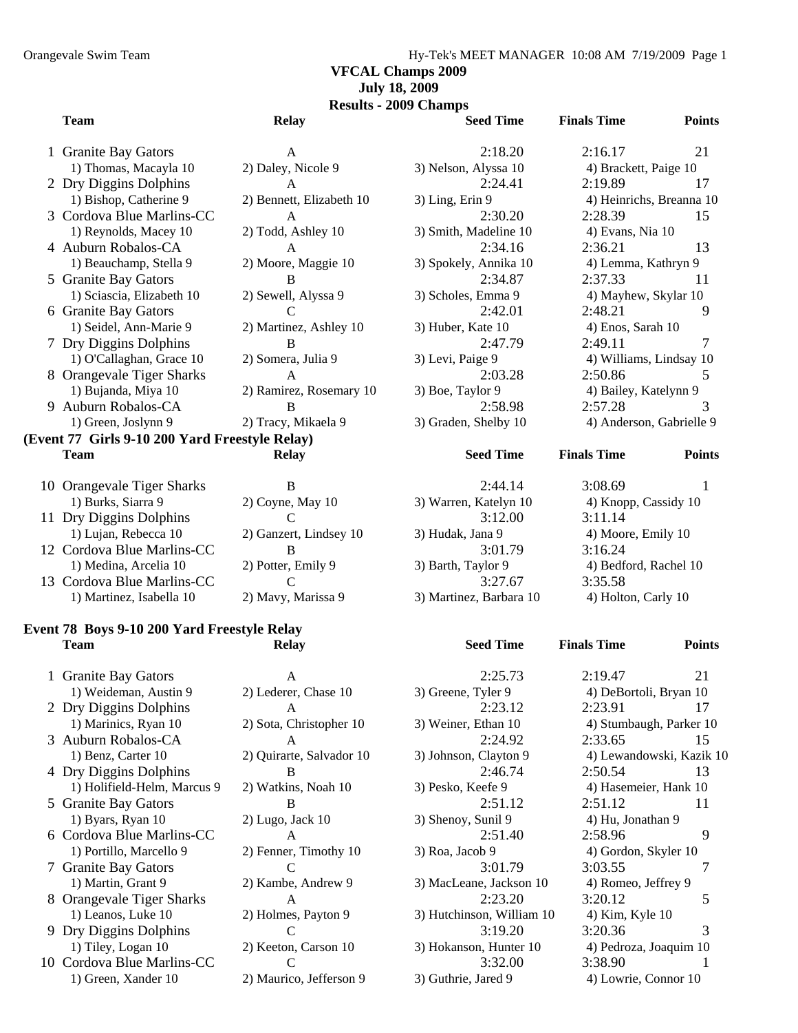# VFCAL Champs 2009
## July 18, 2009
### Results - 2009 Champs

| | Team | Relay | Seed Time | Finals Time | Points |
|---|---|---|---|---|---|
| 1 | Granite Bay Gators | A | 2:18.20 | 2:16.17 | 21 |
| | 1) Thomas, Macayla 10 | 2) Daley, Nicole 9 | 3) Nelson, Alyssa 10 | 4) Brackett, Paige 10 | |
| 2 | Dry Diggins Dolphins | A | 2:24.41 | 2:19.89 | 17 |
| | 1) Bishop, Catherine 9 | 2) Bennett, Elizabeth 10 | 3) Ling, Erin 9 | 4) Heinrichs, Breanna 10 | |
| 3 | Cordova Blue Marlins-CC | A | 2:30.20 | 2:28.39 | 15 |
| | 1) Reynolds, Macey 10 | 2) Todd, Ashley 10 | 3) Smith, Madeline 10 | 4) Evans, Nia 10 | |
| 4 | Auburn Robalos-CA | A | 2:34.16 | 2:36.21 | 13 |
| | 1) Beauchamp, Stella 9 | 2) Moore, Maggie 10 | 3) Spokely, Annika 10 | 4) Lemma, Kathryn 9 | |
| 5 | Granite Bay Gators | B | 2:34.87 | 2:37.33 | 11 |
| | 1) Sciascia, Elizabeth 10 | 2) Sewell, Alyssa 9 | 3) Scholes, Emma 9 | 4) Mayhew, Skylar 10 | |
| 6 | Granite Bay Gators | C | 2:42.01 | 2:48.21 | 9 |
| | 1) Seidel, Ann-Marie 9 | 2) Martinez, Ashley 10 | 3) Huber, Kate 10 | 4) Enos, Sarah 10 | |
| 7 | Dry Diggins Dolphins | B | 2:47.79 | 2:49.11 | 7 |
| | 1) O'Callaghan, Grace 10 | 2) Somera, Julia 9 | 3) Levi, Paige 9 | 4) Williams, Lindsay 10 | |
| 8 | Orangevale Tiger Sharks | A | 2:03.28 | 2:50.86 | 5 |
| | 1) Bujanda, Miya 10 | 2) Ramirez, Rosemary 10 | 3) Boe, Taylor 9 | 4) Bailey, Katelynn 9 | |
| 9 | Auburn Robalos-CA | B | 2:58.98 | 2:57.28 | 3 |
| | 1) Green, Joslynn 9 | 2) Tracy, Mikaela 9 | 3) Graden, Shelby 10 | 4) Anderson, Gabrielle 9 | |

**(Event 77 Girls 9-10 200 Yard Freestyle Relay)**

| | Team | Relay | Seed Time | Finals Time | Points |
|---|---|---|---|---|---|
| 10 | Orangevale Tiger Sharks | B | 2:44.14 | 3:08.69 | 1 |
| | 1) Burks, Siarra 9 | 2) Coyne, May 10 | 3) Warren, Katelyn 10 | 4) Knopp, Cassidy 10 | |
| 11 | Dry Diggins Dolphins | C | 3:12.00 | 3:11.14 | |
| | 1) Lujan, Rebecca 10 | 2) Ganzert, Lindsey 10 | 3) Hudak, Jana 9 | 4) Moore, Emily 10 | |
| 12 | Cordova Blue Marlins-CC | B | 3:01.79 | 3:16.24 | |
| | 1) Medina, Arcelia 10 | 2) Potter, Emily 9 | 3) Barth, Taylor 9 | 4) Bedford, Rachel 10 | |
| 13 | Cordova Blue Marlins-CC | C | 3:27.67 | 3:35.58 | |
| | 1) Martinez, Isabella 10 | 2) Mavy, Marissa 9 | 3) Martinez, Barbara 10 | 4) Holton, Carly 10 | |

**Event 78 Boys 9-10 200 Yard Freestyle Relay**

| | Team | Relay | Seed Time | Finals Time | Points |
|---|---|---|---|---|---|
| 1 | Granite Bay Gators | A | 2:25.73 | 2:19.47 | 21 |
| | 1) Weideman, Austin 9 | 2) Lederer, Chase 10 | 3) Greene, Tyler 9 | 4) DeBortoli, Bryan 10 | |
| 2 | Dry Diggins Dolphins | A | 2:23.12 | 2:23.91 | 17 |
| | 1) Marinics, Ryan 10 | 2) Sota, Christopher 10 | 3) Weiner, Ethan 10 | 4) Stumbaugh, Parker 10 | |
| 3 | Auburn Robalos-CA | A | 2:24.92 | 2:33.65 | 15 |
| | 1) Benz, Carter 10 | 2) Quirarte, Salvador 10 | 3) Johnson, Clayton 9 | 4) Lewandowski, Kazik 10 | |
| 4 | Dry Diggins Dolphins | B | 2:46.74 | 2:50.54 | 13 |
| | 1) Holifield-Helm, Marcus 9 | 2) Watkins, Noah 10 | 3) Pesko, Keefe 9 | 4) Hasemeier, Hank 10 | |
| 5 | Granite Bay Gators | B | 2:51.12 | 2:51.12 | 11 |
| | 1) Byars, Ryan 10 | 2) Lugo, Jack 10 | 3) Shenoy, Sunil 9 | 4) Hu, Jonathan 9 | |
| 6 | Cordova Blue Marlins-CC | A | 2:51.40 | 2:58.96 | 9 |
| | 1) Portillo, Marcello 9 | 2) Fenner, Timothy 10 | 3) Roa, Jacob 9 | 4) Gordon, Skyler 10 | |
| 7 | Granite Bay Gators | C | 3:01.79 | 3:03.55 | 7 |
| | 1) Martin, Grant 9 | 2) Kambe, Andrew 9 | 3) MacLeane, Jackson 10 | 4) Romeo, Jeffrey 9 | |
| 8 | Orangevale Tiger Sharks | A | 2:23.20 | 3:20.12 | 5 |
| | 1) Leanos, Luke 10 | 2) Holmes, Payton 9 | 3) Hutchinson, William 10 | 4) Kim, Kyle 10 | |
| 9 | Dry Diggins Dolphins | C | 3:19.20 | 3:20.36 | 3 |
| | 1) Tiley, Logan 10 | 2) Keeton, Carson 10 | 3) Hokanson, Hunter 10 | 4) Pedroza, Joaquim 10 | |
| 10 | Cordova Blue Marlins-CC | C | 3:32.00 | 3:38.90 | 1 |
| | 1) Green, Xander 10 | 2) Maurico, Jefferson 9 | 3) Guthrie, Jared 9 | 4) Lowrie, Connor 10 | |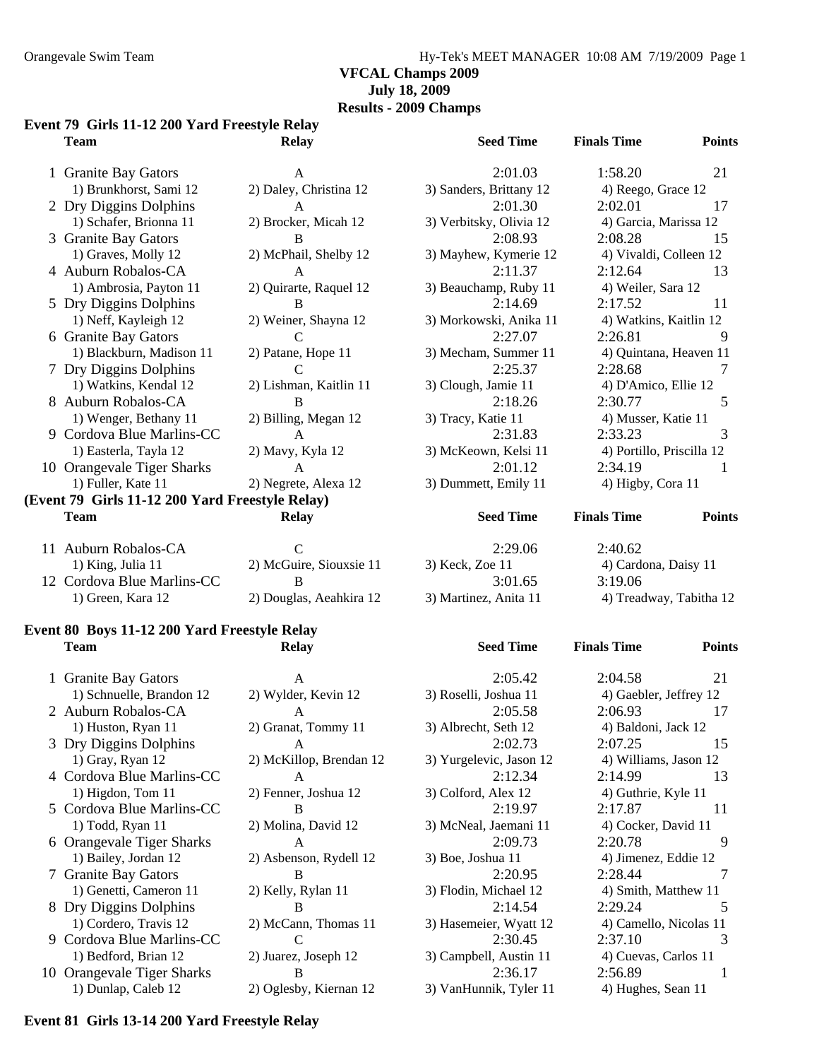**VFCAL Champs 2009**
**July 18, 2009**
**Results - 2009 Champs**

### Event 79 Girls 11-12 200 Yard Freestyle Relay

| | Team | Relay | Seed Time | Finals Time | Points |
|---|---|---|---|---|---|
| 1 | Granite Bay Gators | A | 2:01.03 | 1:58.20 | 21 |
| | 1) Brunkhorst, Sami 12 | 2) Daley, Christina 12 | 3) Sanders, Brittany 12 | 4) Reego, Grace 12 | |
| 2 | Dry Diggins Dolphins | A | 2:01.30 | 2:02.01 | 17 |
| | 1) Schafer, Brionna 11 | 2) Brocker, Micah 12 | 3) Verbitsky, Olivia 12 | 4) Garcia, Marissa 12 | |
| 3 | Granite Bay Gators | B | 2:08.93 | 2:08.28 | 15 |
| | 1) Graves, Molly 12 | 2) McPhail, Shelby 12 | 3) Mayhew, Kymerie 12 | 4) Vivaldi, Colleen 12 | |
| 4 | Auburn Robalos-CA | A | 2:11.37 | 2:12.64 | 13 |
| | 1) Ambrosia, Payton 11 | 2) Quirarte, Raquel 12 | 3) Beauchamp, Ruby 11 | 4) Weiler, Sara 12 | |
| 5 | Dry Diggins Dolphins | B | 2:14.69 | 2:17.52 | 11 |
| | 1) Neff, Kayleigh 12 | 2) Weiner, Shayna 12 | 3) Morkowski, Anika 11 | 4) Watkins, Kaitlin 12 | |
| 6 | Granite Bay Gators | C | 2:27.07 | 2:26.81 | 9 |
| | 1) Blackburn, Madison 11 | 2) Patane, Hope 11 | 3) Mecham, Summer 11 | 4) Quintana, Heaven 11 | |
| 7 | Dry Diggins Dolphins | C | 2:25.37 | 2:28.68 | 7 |
| | 1) Watkins, Kendal 12 | 2) Lishman, Kaitlin 11 | 3) Clough, Jamie 11 | 4) D'Amico, Ellie 12 | |
| 8 | Auburn Robalos-CA | B | 2:18.26 | 2:30.77 | 5 |
| | 1) Wenger, Bethany 11 | 2) Billing, Megan 12 | 3) Tracy, Katie 11 | 4) Musser, Katie 11 | |
| 9 | Cordova Blue Marlins-CC | A | 2:31.83 | 2:33.23 | 3 |
| | 1) Easterla, Tayla 12 | 2) Mavy, Kyla 12 | 3) McKeown, Kelsi 11 | 4) Portillo, Priscilla 12 | |
| 10 | Orangevale Tiger Sharks | A | 2:01.12 | 2:34.19 | 1 |
| | 1) Fuller, Kate 11 | 2) Negrete, Alexa 12 | 3) Dummett, Emily 11 | 4) Higby, Cora 11 | |

### (Event 79 Girls 11-12 200 Yard Freestyle Relay)

| | Team | Relay | Seed Time | Finals Time | Points |
|---|---|---|---|---|---|
| 11 | Auburn Robalos-CA | C | 2:29.06 | 2:40.62 | |
| | 1) King, Julia 11 | 2) McGuire, Siouxsie 11 | 3) Keck, Zoe 11 | 4) Cardona, Daisy 11 | |
| 12 | Cordova Blue Marlins-CC | B | 3:01.65 | 3:19.06 | |
| | 1) Green, Kara 12 | 2) Douglas, Aeahkira 12 | 3) Martinez, Anita 11 | 4) Treadway, Tabitha 12 | |

### Event 80 Boys 11-12 200 Yard Freestyle Relay

| | Team | Relay | Seed Time | Finals Time | Points |
|---|---|---|---|---|---|
| 1 | Granite Bay Gators | A | 2:05.42 | 2:04.58 | 21 |
| | 1) Schnuelle, Brandon 12 | 2) Wylder, Kevin 12 | 3) Roselli, Joshua 11 | 4) Gaebler, Jeffrey 12 | |
| 2 | Auburn Robalos-CA | A | 2:05.58 | 2:06.93 | 17 |
| | 1) Huston, Ryan 11 | 2) Granat, Tommy 11 | 3) Albrecht, Seth 12 | 4) Baldoni, Jack 12 | |
| 3 | Dry Diggins Dolphins | A | 2:02.73 | 2:07.25 | 15 |
| | 1) Gray, Ryan 12 | 2) McKillop, Brendan 12 | 3) Yurgelevic, Jason 12 | 4) Williams, Jason 12 | |
| 4 | Cordova Blue Marlins-CC | A | 2:12.34 | 2:14.99 | 13 |
| | 1) Higdon, Tom 11 | 2) Fenner, Joshua 12 | 3) Colford, Alex 12 | 4) Guthrie, Kyle 11 | |
| 5 | Cordova Blue Marlins-CC | B | 2:19.97 | 2:17.87 | 11 |
| | 1) Todd, Ryan 11 | 2) Molina, David 12 | 3) McNeal, Jaemani 11 | 4) Cocker, David 11 | |
| 6 | Orangevale Tiger Sharks | A | 2:09.73 | 2:20.78 | 9 |
| | 1) Bailey, Jordan 12 | 2) Asbenson, Rydell 12 | 3) Boe, Joshua 11 | 4) Jimenez, Eddie 12 | |
| 7 | Granite Bay Gators | B | 2:20.95 | 2:28.44 | 7 |
| | 1) Genetti, Cameron 11 | 2) Kelly, Rylan 11 | 3) Flodin, Michael 12 | 4) Smith, Matthew 11 | |
| 8 | Dry Diggins Dolphins | B | 2:14.54 | 2:29.24 | 5 |
| | 1) Cordero, Travis 12 | 2) McCann, Thomas 11 | 3) Hasemeier, Wyatt 12 | 4) Camello, Nicolas 11 | |
| 9 | Cordova Blue Marlins-CC | C | 2:30.45 | 2:37.10 | 3 |
| | 1) Bedford, Brian 12 | 2) Juarez, Joseph 12 | 3) Campbell, Austin 11 | 4) Cuevas, Carlos 11 | |
| 10 | Orangevale Tiger Sharks | B | 2:36.17 | 2:56.89 | 1 |
| | 1) Dunlap, Caleb 12 | 2) Oglesby, Kiernan 12 | 3) VanHunnik, Tyler 11 | 4) Hughes, Sean 11 | |

### Event 81 Girls 13-14 200 Yard Freestyle Relay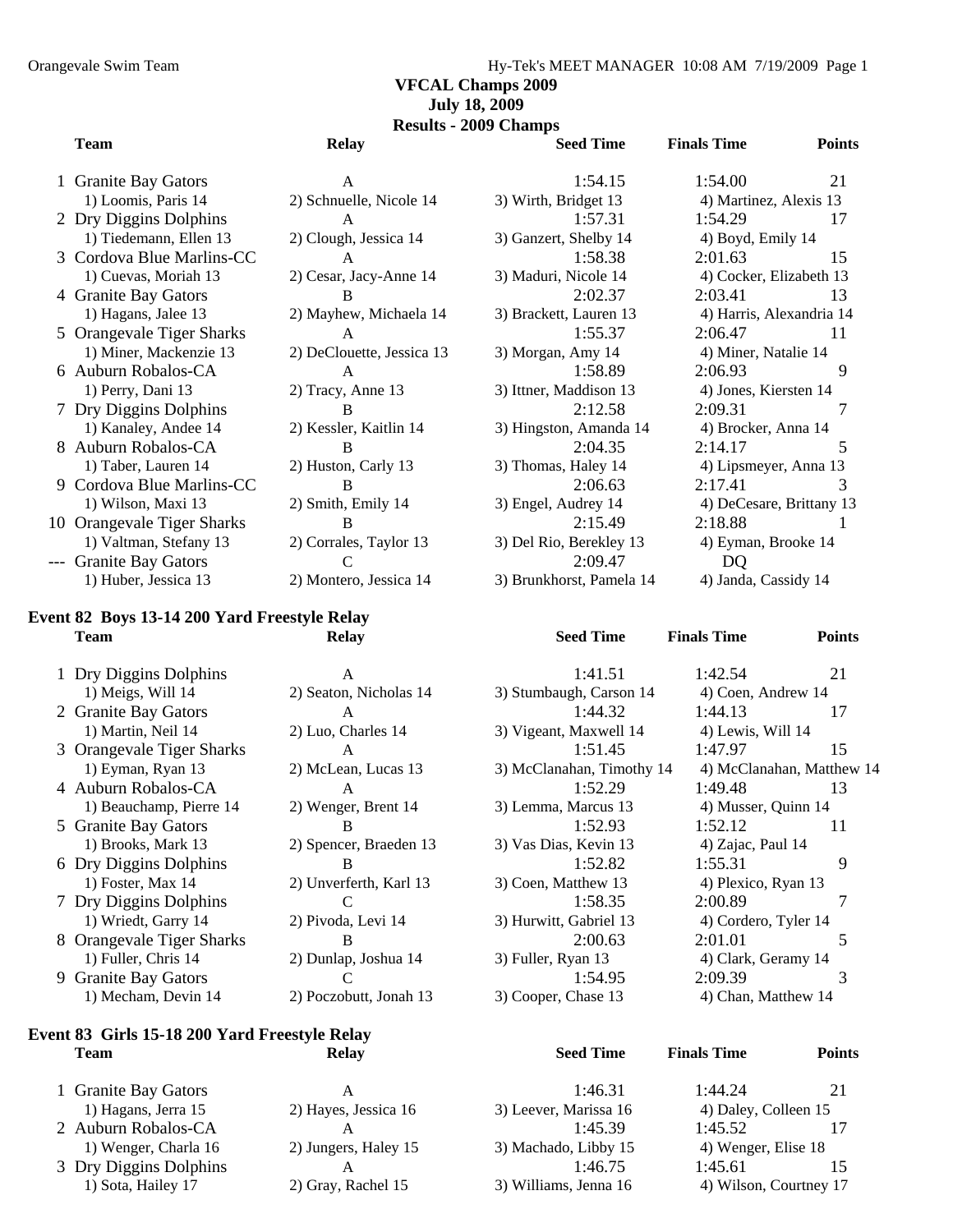**VFCAL Champs 2009**
**July 18, 2009**
**Results - 2009 Champs**

| | Team | Relay | Seed Time | Finals Time | Points |
|---|---|---|---|---|---|
| 1 | Granite Bay Gators | A | 1:54.15 | 1:54.00 | 21 |
| | 1) Loomis, Paris 14 | 2) Schnuelle, Nicole 14 | 3) Wirth, Bridget 13 | 4) Martinez, Alexis 13 | |
| 2 | Dry Diggins Dolphins | A | 1:57.31 | 1:54.29 | 17 |
| | 1) Tiedemann, Ellen 13 | 2) Clough, Jessica 14 | 3) Ganzert, Shelby 14 | 4) Boyd, Emily 14 | |
| 3 | Cordova Blue Marlins-CC | A | 1:58.38 | 2:01.63 | 15 |
| | 1) Cuevas, Moriah 13 | 2) Cesar, Jacy-Anne 14 | 3) Maduri, Nicole 14 | 4) Cocker, Elizabeth 13 | |
| 4 | Granite Bay Gators | B | 2:02.37 | 2:03.41 | 13 |
| | 1) Hagans, Jalee 13 | 2) Mayhew, Michaela 14 | 3) Brackett, Lauren 13 | 4) Harris, Alexandria 14 | |
| 5 | Orangevale Tiger Sharks | A | 1:55.37 | 2:06.47 | 11 |
| | 1) Miner, Mackenzie 13 | 2) DeClouette, Jessica 13 | 3) Morgan, Amy 14 | 4) Miner, Natalie 14 | |
| 6 | Auburn Robalos-CA | A | 1:58.89 | 2:06.93 | 9 |
| | 1) Perry, Dani 13 | 2) Tracy, Anne 13 | 3) Ittner, Maddison 13 | 4) Jones, Kiersten 14 | |
| 7 | Dry Diggins Dolphins | B | 2:12.58 | 2:09.31 | 7 |
| | 1) Kanaley, Andee 14 | 2) Kessler, Kaitlin 14 | 3) Hingston, Amanda 14 | 4) Brocker, Anna 14 | |
| 8 | Auburn Robalos-CA | B | 2:04.35 | 2:14.17 | 5 |
| | 1) Taber, Lauren 14 | 2) Huston, Carly 13 | 3) Thomas, Haley 14 | 4) Lipsmeyer, Anna 13 | |
| 9 | Cordova Blue Marlins-CC | B | 2:06.63 | 2:17.41 | 3 |
| | 1) Wilson, Maxi 13 | 2) Smith, Emily 14 | 3) Engel, Audrey 14 | 4) DeCesare, Brittany 13 | |
| 10 | Orangevale Tiger Sharks | B | 2:15.49 | 2:18.88 | 1 |
| | 1) Valtman, Stefany 13 | 2) Corrales, Taylor 13 | 3) Del Rio, Berekley 13 | 4) Eyman, Brooke 14 | |
| --- | Granite Bay Gators | C | 2:09.47 | DQ | |
| | 1) Huber, Jessica 13 | 2) Montero, Jessica 14 | 3) Brunkhorst, Pamela 14 | 4) Janda, Cassidy 14 | |

### Event 82 Boys 13-14 200 Yard Freestyle Relay

| | Team | Relay | Seed Time | Finals Time | Points |
|---|---|---|---|---|---|
| 1 | Dry Diggins Dolphins | A | 1:41.51 | 1:42.54 | 21 |
| | 1) Meigs, Will 14 | 2) Seaton, Nicholas 14 | 3) Stumbaugh, Carson 14 | 4) Coen, Andrew 14 | |
| 2 | Granite Bay Gators | A | 1:44.32 | 1:44.13 | 17 |
| | 1) Martin, Neil 14 | 2) Luo, Charles 14 | 3) Vigeant, Maxwell 14 | 4) Lewis, Will 14 | |
| 3 | Orangevale Tiger Sharks | A | 1:51.45 | 1:47.97 | 15 |
| | 1) Eyman, Ryan 13 | 2) McLean, Lucas 13 | 3) McClanahan, Timothy 14 | 4) McClanahan, Matthew 14 | |
| 4 | Auburn Robalos-CA | A | 1:52.29 | 1:49.48 | 13 |
| | 1) Beauchamp, Pierre 14 | 2) Wenger, Brent 14 | 3) Lemma, Marcus 13 | 4) Musser, Quinn 14 | |
| 5 | Granite Bay Gators | B | 1:52.93 | 1:52.12 | 11 |
| | 1) Brooks, Mark 13 | 2) Spencer, Braeden 13 | 3) Vas Dias, Kevin 13 | 4) Zajac, Paul 14 | |
| 6 | Dry Diggins Dolphins | B | 1:52.82 | 1:55.31 | 9 |
| | 1) Foster, Max 14 | 2) Unverferth, Karl 13 | 3) Coen, Matthew 13 | 4) Plexico, Ryan 13 | |
| 7 | Dry Diggins Dolphins | C | 1:58.35 | 2:00.89 | 7 |
| | 1) Wriedt, Garry 14 | 2) Pivoda, Levi 14 | 3) Hurwitt, Gabriel 13 | 4) Cordero, Tyler 14 | |
| 8 | Orangevale Tiger Sharks | B | 2:00.63 | 2:01.01 | 5 |
| | 1) Fuller, Chris 14 | 2) Dunlap, Joshua 14 | 3) Fuller, Ryan 13 | 4) Clark, Geramy 14 | |
| 9 | Granite Bay Gators | C | 1:54.95 | 2:09.39 | 3 |
| | 1) Mecham, Devin 14 | 2) Poczobutt, Jonah 13 | 3) Cooper, Chase 13 | 4) Chan, Matthew 14 | |

### Event 83 Girls 15-18 200 Yard Freestyle Relay

| | Team | Relay | Seed Time | Finals Time | Points |
|---|---|---|---|---|---|
| 1 | Granite Bay Gators | A | 1:46.31 | 1:44.24 | 21 |
| | 1) Hagans, Jerra 15 | 2) Hayes, Jessica 16 | 3) Leever, Marissa 16 | 4) Daley, Colleen 15 | |
| 2 | Auburn Robalos-CA | A | 1:45.39 | 1:45.52 | 17 |
| | 1) Wenger, Charla 16 | 2) Jungers, Haley 15 | 3) Machado, Libby 15 | 4) Wenger, Elise 18 | |
| 3 | Dry Diggins Dolphins | A | 1:46.75 | 1:45.61 | 15 |
| | 1) Sota, Hailey 17 | 2) Gray, Rachel 15 | 3) Williams, Jenna 16 | 4) Wilson, Courtney 17 | |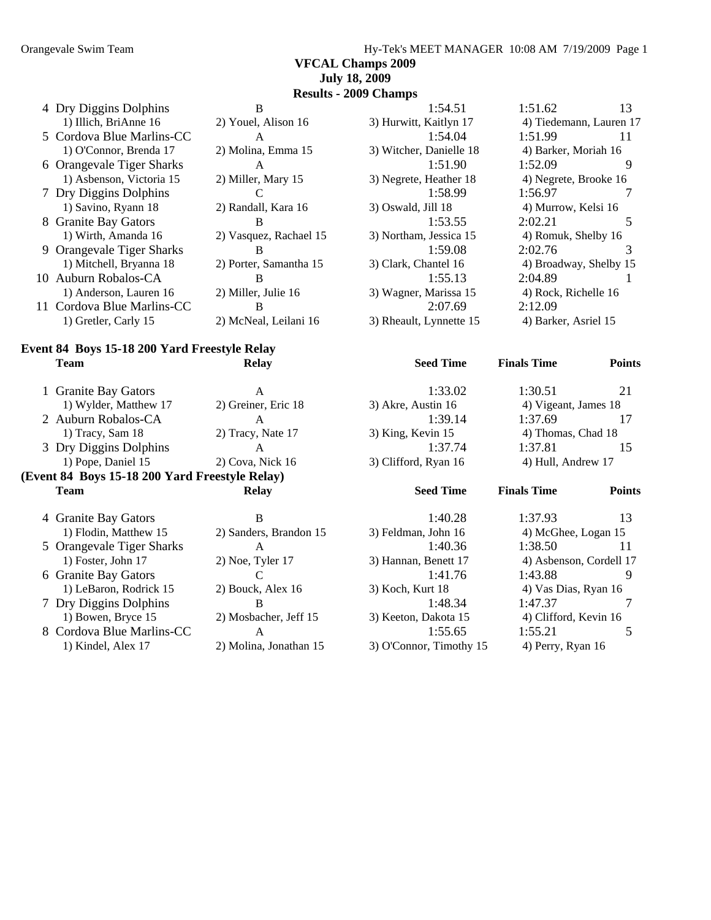| | Team | Relay | Seed Time | Finals Time | Points |
|---|---|---|---|---|---|
| 4 | Dry Diggins Dolphins | B | 1:54.51 | 1:51.62 | 13 |
| | 1) Illich, BriAnne 16 | 2) Youel, Alison 16 | 3) Hurwitt, Kaitlyn 17 | 4) Tiedemann, Lauren 17 | |
| 5 | Cordova Blue Marlins-CC | A | 1:54.04 | 1:51.99 | 11 |
| | 1) O'Connor, Brenda 17 | 2) Molina, Emma 15 | 3) Witcher, Danielle 18 | 4) Barker, Moriah 16 | |
| 6 | Orangevale Tiger Sharks | A | 1:51.90 | 1:52.09 | 9 |
| | 1) Asbenson, Victoria 15 | 2) Miller, Mary 15 | 3) Negrete, Heather 18 | 4) Negrete, Brooke 16 | |
| 7 | Dry Diggins Dolphins | C | 1:58.99 | 1:56.97 | 7 |
| | 1) Savino, Ryann 18 | 2) Randall, Kara 16 | 3) Oswald, Jill 18 | 4) Murrow, Kelsi 16 | |
| 8 | Granite Bay Gators | B | 1:53.55 | 2:02.21 | 5 |
| | 1) Wirth, Amanda 16 | 2) Vasquez, Rachael 15 | 3) Northam, Jessica 15 | 4) Romuk, Shelby 16 | |
| 9 | Orangevale Tiger Sharks | B | 1:59.08 | 2:02.76 | 3 |
| | 1) Mitchell, Bryanna 18 | 2) Porter, Samantha 15 | 3) Clark, Chantel 16 | 4) Broadway, Shelby 15 | |
| 10 | Auburn Robalos-CA | B | 1:55.13 | 2:04.89 | 1 |
| | 1) Anderson, Lauren 16 | 2) Miller, Julie 16 | 3) Wagner, Marissa 15 | 4) Rock, Richelle 16 | |
| 11 | Cordova Blue Marlins-CC | B | 2:07.69 | 2:12.09 | |
| | 1) Gretler, Carly 15 | 2) McNeal, Leilani 16 | 3) Rheault, Lynnette 15 | 4) Barker, Asriel 15 | |

### Event 84 Boys 15-18 200 Yard Freestyle Relay

| | Team | Relay | Seed Time | Finals Time | Points |
|---|---|---|---|---|---|
| 1 | Granite Bay Gators | A | 1:33.02 | 1:30.51 | 21 |
| | 1) Wylder, Matthew 17 | 2) Greiner, Eric 18 | 3) Akre, Austin 16 | 4) Vigeant, James 18 | |
| 2 | Auburn Robalos-CA | A | 1:39.14 | 1:37.69 | 17 |
| | 1) Tracy, Sam 18 | 2) Tracy, Nate 17 | 3) King, Kevin 15 | 4) Thomas, Chad 18 | |
| 3 | Dry Diggins Dolphins | A | 1:37.74 | 1:37.81 | 15 |
| | 1) Pope, Daniel 15 | 2) Cova, Nick 16 | 3) Clifford, Ryan 16 | 4) Hull, Andrew 17 | |
| 4 | Granite Bay Gators | B | 1:40.28 | 1:37.93 | 13 |
| | 1) Flodin, Matthew 15 | 2) Sanders, Brandon 15 | 3) Feldman, John 16 | 4) McGhee, Logan 15 | |
| 5 | Orangevale Tiger Sharks | A | 1:40.36 | 1:38.50 | 11 |
| | 1) Foster, John 17 | 2) Noe, Tyler 17 | 3) Hannan, Benett 17 | 4) Asbenson, Cordell 17 | |
| 6 | Granite Bay Gators | C | 1:41.76 | 1:43.88 | 9 |
| | 1) LeBaron, Rodrick 15 | 2) Bouck, Alex 16 | 3) Koch, Kurt 18 | 4) Vas Dias, Ryan 16 | |
| 7 | Dry Diggins Dolphins | B | 1:48.34 | 1:47.37 | 7 |
| | 1) Bowen, Bryce 15 | 2) Mosbacher, Jeff 15 | 3) Keeton, Dakota 15 | 4) Clifford, Kevin 16 | |
| 8 | Cordova Blue Marlins-CC | A | 1:55.65 | 1:55.21 | 5 |
| | 1) Kindel, Alex 17 | 2) Molina, Jonathan 15 | 3) O'Connor, Timothy 15 | 4) Perry, Ryan 16 | |